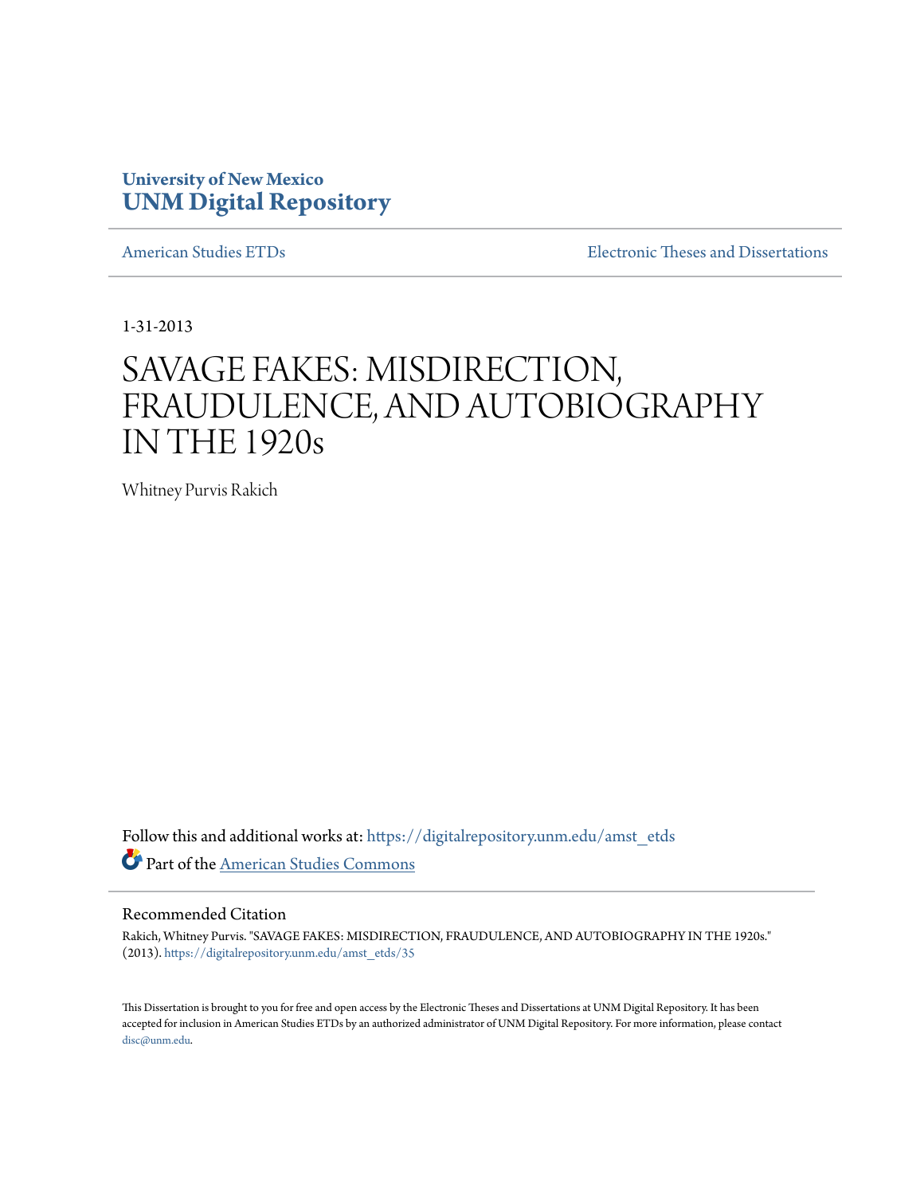University of New Mexico
**UNM Digital Repository**

American Studies ETDs

Electronic Theses and Dissertations

1-31-2013

# SAVAGE FAKES: MISDIRECTION, FRAUDULENCE, AND AUTOBIOGRAPHY IN THE 1920s

Whitney Purvis Rakich

Follow this and additional works at: https://digitalrepository.unm.edu/amst_etds

Part of the American Studies Commons

## Recommended Citation

Rakich, Whitney Purvis. "SAVAGE FAKES: MISDIRECTION, FRAUDULENCE, AND AUTOBIOGRAPHY IN THE 1920s." (2013). https://digitalrepository.unm.edu/amst_etds/35

This Dissertation is brought to you for free and open access by the Electronic Theses and Dissertations at UNM Digital Repository. It has been accepted for inclusion in American Studies ETDs by an authorized administrator of UNM Digital Repository. For more information, please contact disc@unm.edu.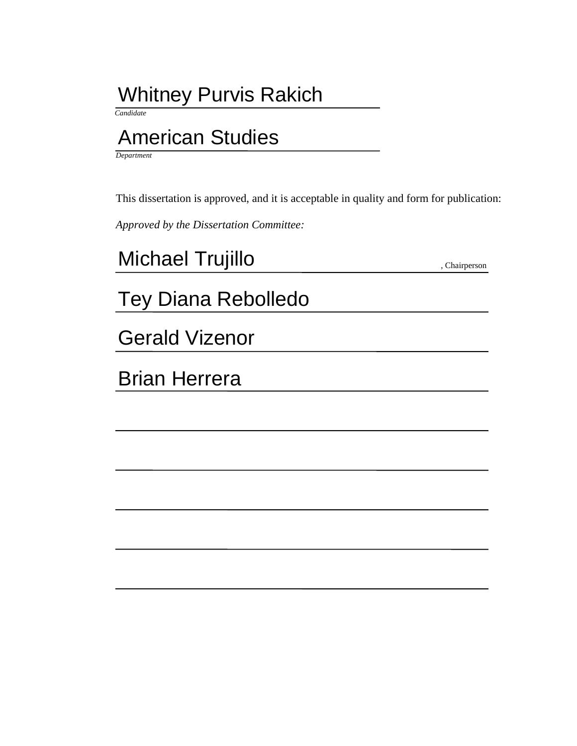Whitney Purvis Rakich

*Candidate*

American Studies

*Department*

This dissertation is approved, and it is acceptable in quality and form for publication:

*Approved by the Dissertation Committee:*

Michael Trujillo, Chairperson

Tey Diana Rebolledo

Gerald Vizenor

Brian Herrera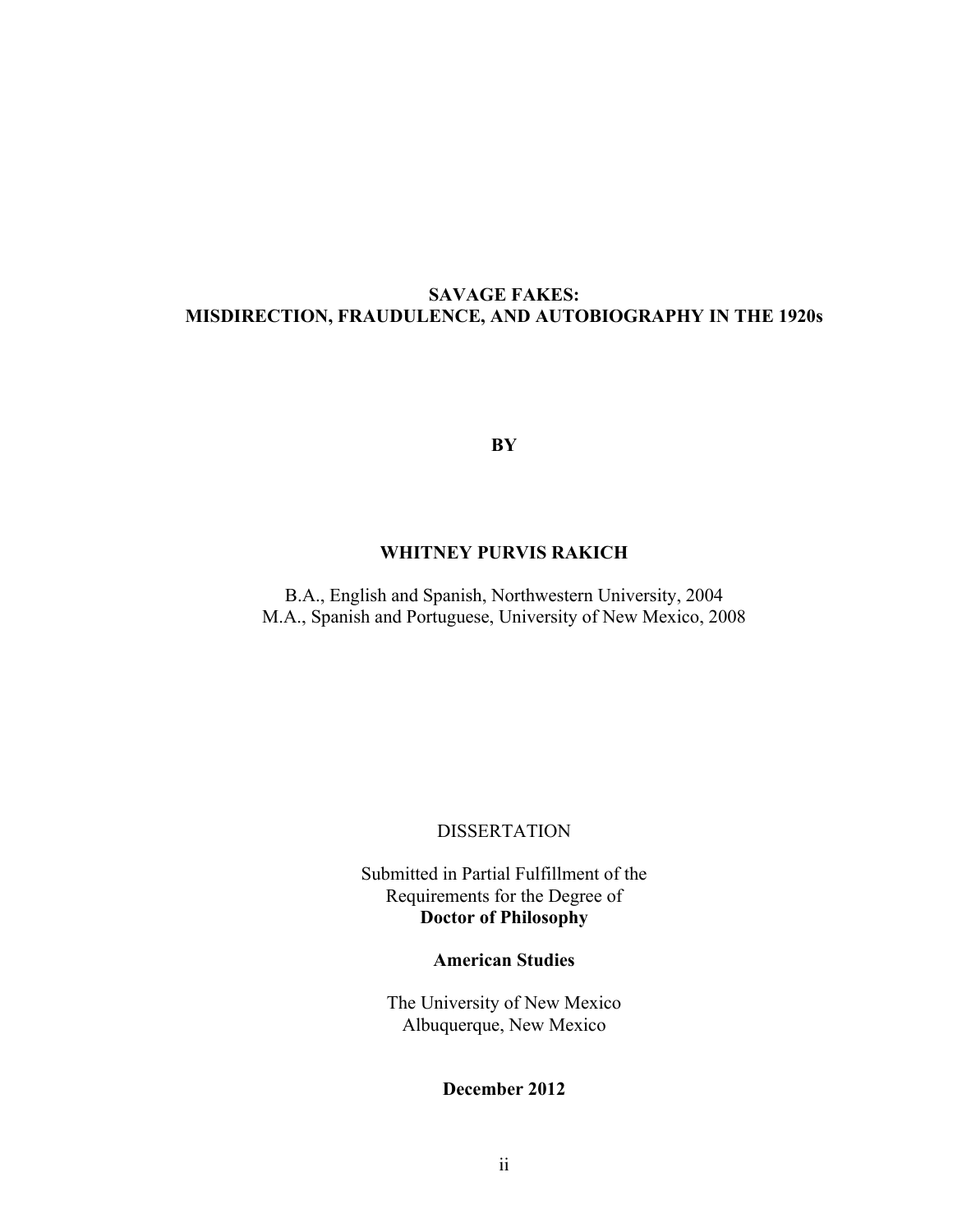**SAVAGE FAKES:**
**MISDIRECTION, FRAUDULENCE, AND AUTOBIOGRAPHY IN THE 1920s**

**BY**

**WHITNEY PURVIS RAKICH**

B.A., English and Spanish, Northwestern University, 2004
M.A., Spanish and Portuguese, University of New Mexico, 2008

DISSERTATION

Submitted in Partial Fulfillment of the
Requirements for the Degree of
**Doctor of Philosophy**

**American Studies**

The University of New Mexico
Albuquerque, New Mexico

**December 2012**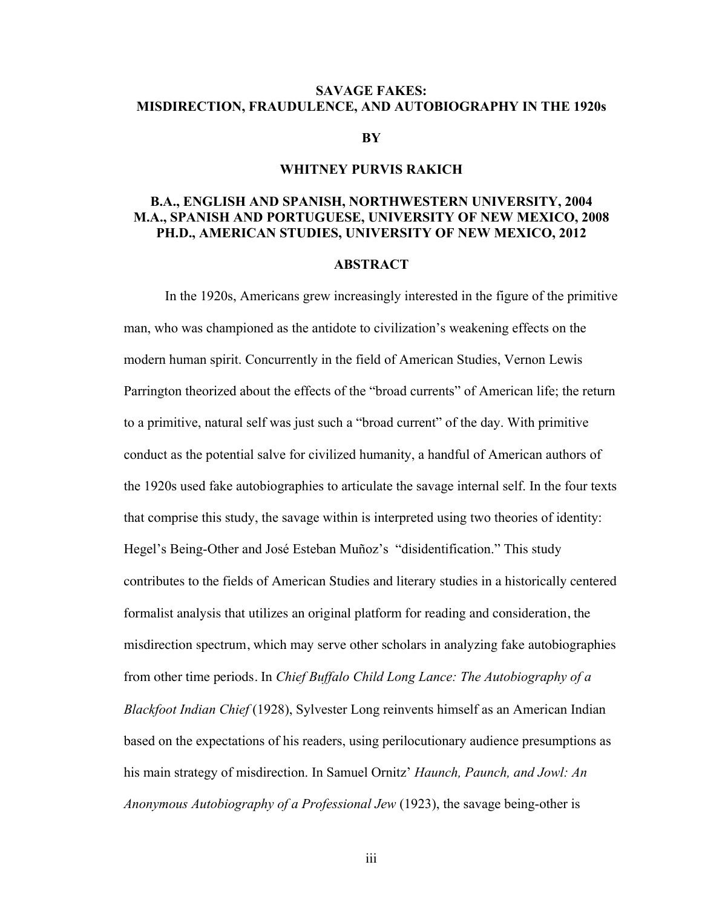**SAVAGE FAKES:**
**MISDIRECTION, FRAUDULENCE, AND AUTOBIOGRAPHY IN THE 1920s**

**BY**

**WHITNEY PURVIS RAKICH**

**B.A., ENGLISH AND SPANISH, NORTHWESTERN UNIVERSITY, 2004**
**M.A., SPANISH AND PORTUGUESE, UNIVERSITY OF NEW MEXICO, 2008**
**PH.D., AMERICAN STUDIES, UNIVERSITY OF NEW MEXICO, 2012**

## ABSTRACT

In the 1920s, Americans grew increasingly interested in the figure of the primitive man, who was championed as the antidote to civilization's weakening effects on the modern human spirit. Concurrently in the field of American Studies, Vernon Lewis Parrington theorized about the effects of the "broad currents" of American life; the return to a primitive, natural self was just such a "broad current" of the day. With primitive conduct as the potential salve for civilized humanity, a handful of American authors of the 1920s used fake autobiographies to articulate the savage internal self. In the four texts that comprise this study, the savage within is interpreted using two theories of identity: Hegel's Being-Other and José Esteban Muñoz's "disidentification." This study contributes to the fields of American Studies and literary studies in a historically centered formalist analysis that utilizes an original platform for reading and consideration, the misdirection spectrum, which may serve other scholars in analyzing fake autobiographies from other time periods. In *Chief Buffalo Child Long Lance: The Autobiography of a Blackfoot Indian Chief* (1928), Sylvester Long reinvents himself as an American Indian based on the expectations of his readers, using perlocutionary audience presumptions as his main strategy of misdirection. In Samuel Ornitz' *Haunch, Paunch, and Jowl: An Anonymous Autobiography of a Professional Jew* (1923), the savage being-other is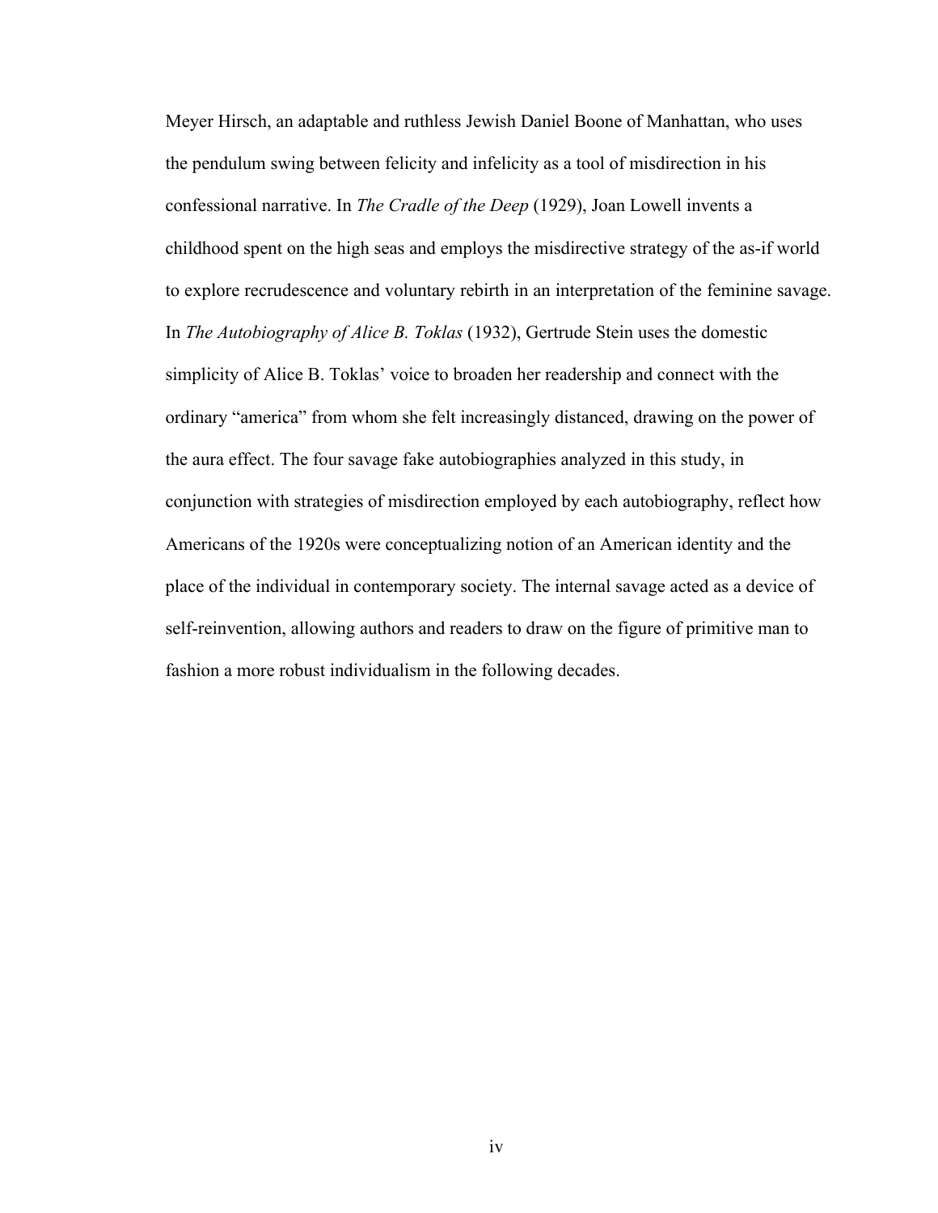Meyer Hirsch, an adaptable and ruthless Jewish Daniel Boone of Manhattan, who uses the pendulum swing between felicity and infelicity as a tool of misdirection in his confessional narrative. In *The Cradle of the Deep* (1929), Joan Lowell invents a childhood spent on the high seas and employs the misdirective strategy of the as-if world to explore recrudescence and voluntary rebirth in an interpretation of the feminine savage. In *The Autobiography of Alice B. Toklas* (1932), Gertrude Stein uses the domestic simplicity of Alice B. Toklas' voice to broaden her readership and connect with the ordinary "america" from whom she felt increasingly distanced, drawing on the power of the aura effect. The four savage fake autobiographies analyzed in this study, in conjunction with strategies of misdirection employed by each autobiography, reflect how Americans of the 1920s were conceptualizing notion of an American identity and the place of the individual in contemporary society. The internal savage acted as a device of self-reinvention, allowing authors and readers to draw on the figure of primitive man to fashion a more robust individualism in the following decades.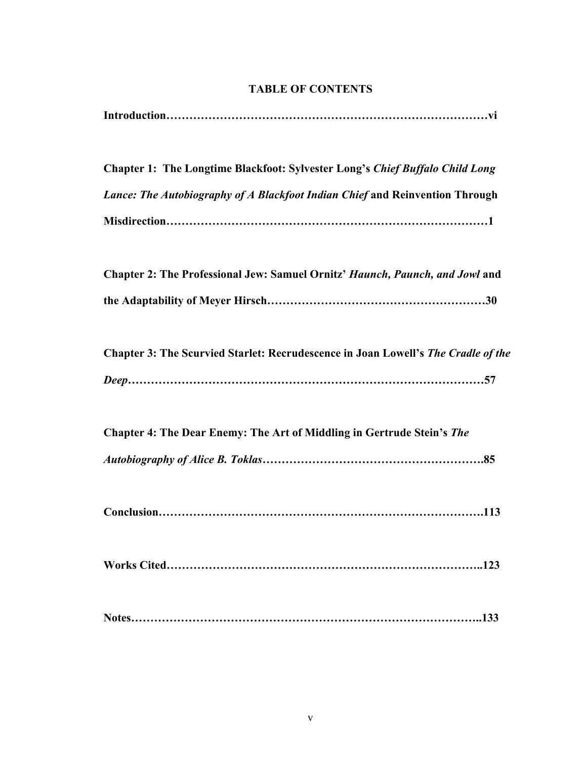# TABLE OF CONTENTS

**Introduction……………………………………………………………………………vi**

**Chapter 1: The Longtime Blackfoot: Sylvester Long's *Chief Buffalo Child Long Lance: The Autobiography of A Blackfoot Indian Chief* and Reinvention Through Misdirection…………………………………………………………………………1**

**Chapter 2: The Professional Jew: Samuel Ornitz' *Haunch, Paunch, and Jowl* and the Adaptability of Meyer Hirsch…………………………………………………30**

**Chapter 3: The Scurvied Starlet: Recrudescence in Joan Lowell's *The Cradle of the Deep*………………………………………………………………………………57**

**Chapter 4: The Dear Enemy: The Art of Middling in Gertrude Stein's *The Autobiography of Alice B. Toklas*………………………………………………….85**

**Conclusion……………………………………………………………………….113**

**Works Cited……………………………………………………………………..123**

**Notes……………………………………………………………………………..133**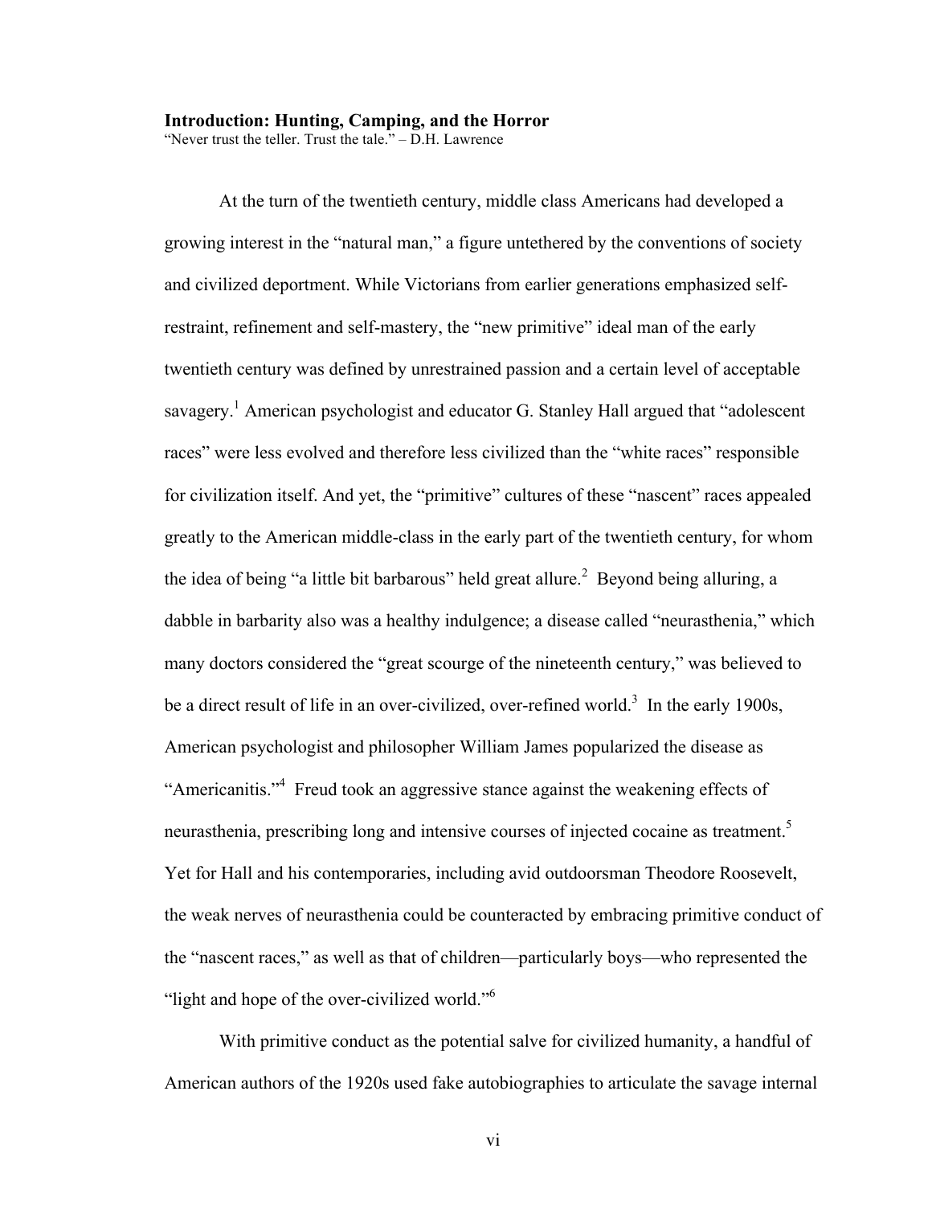## Introduction: Hunting, Camping, and the Horror

"Never trust the teller. Trust the tale." – D.H. Lawrence

At the turn of the twentieth century, middle class Americans had developed a growing interest in the "natural man," a figure untethered by the conventions of society and civilized deportment. While Victorians from earlier generations emphasized self-restraint, refinement and self-mastery, the "new primitive" ideal man of the early twentieth century was defined by unrestrained passion and a certain level of acceptable savagery.[1] American psychologist and educator G. Stanley Hall argued that "adolescent races" were less evolved and therefore less civilized than the "white races" responsible for civilization itself. And yet, the "primitive" cultures of these "nascent" races appealed greatly to the American middle-class in the early part of the twentieth century, for whom the idea of being "a little bit barbarous" held great allure.[2] Beyond being alluring, a dabble in barbarity also was a healthy indulgence; a disease called "neurasthenia," which many doctors considered the "great scourge of the nineteenth century," was believed to be a direct result of life in an over-civilized, over-refined world.[3] In the early 1900s, American psychologist and philosopher William James popularized the disease as "Americanitis."[4] Freud took an aggressive stance against the weakening effects of neurasthenia, prescribing long and intensive courses of injected cocaine as treatment.[5] Yet for Hall and his contemporaries, including avid outdoorsman Theodore Roosevelt, the weak nerves of neurasthenia could be counteracted by embracing primitive conduct of the "nascent races," as well as that of children—particularly boys—who represented the "light and hope of the over-civilized world."[6]

With primitive conduct as the potential salve for civilized humanity, a handful of American authors of the 1920s used fake autobiographies to articulate the savage internal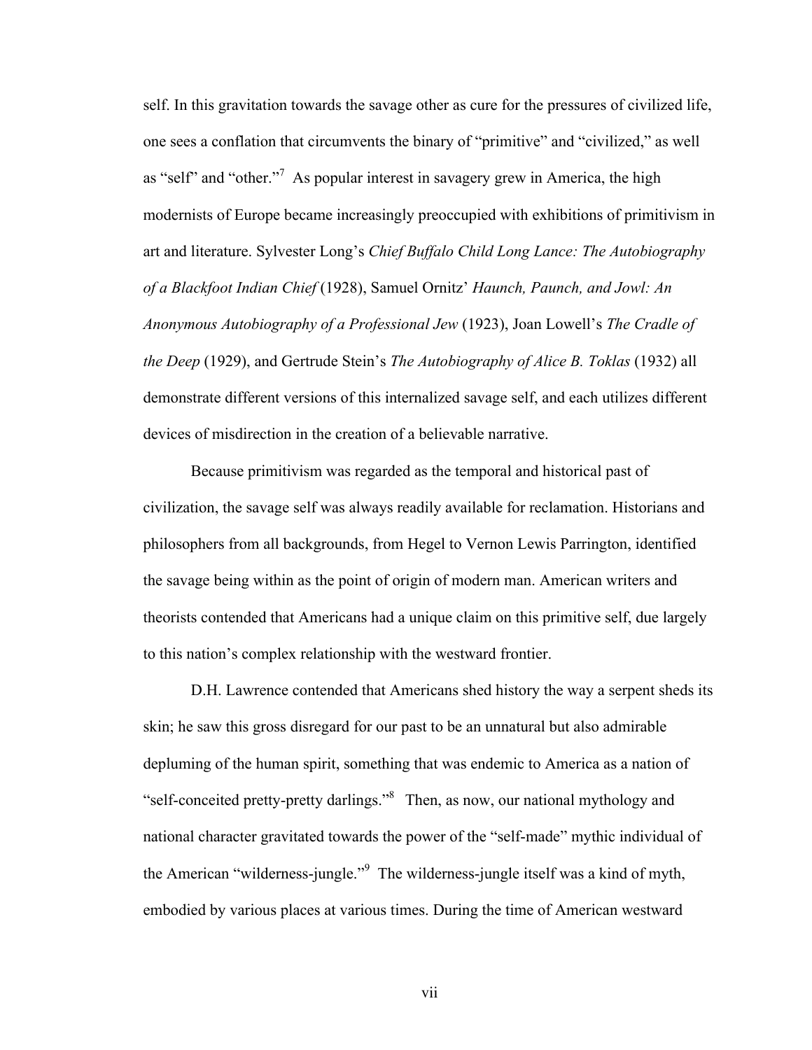self. In this gravitation towards the savage other as cure for the pressures of civilized life, one sees a conflation that circumvents the binary of "primitive" and "civilized," as well as "self" and "other."[7] As popular interest in savagery grew in America, the high modernists of Europe became increasingly preoccupied with exhibitions of primitivism in art and literature. Sylvester Long's *Chief Buffalo Child Long Lance: The Autobiography of a Blackfoot Indian Chief* (1928), Samuel Ornitz' *Haunch, Paunch, and Jowl: An Anonymous Autobiography of a Professional Jew* (1923), Joan Lowell's *The Cradle of the Deep* (1929), and Gertrude Stein's *The Autobiography of Alice B. Toklas* (1932) all demonstrate different versions of this internalized savage self, and each utilizes different devices of misdirection in the creation of a believable narrative.

Because primitivism was regarded as the temporal and historical past of civilization, the savage self was always readily available for reclamation. Historians and philosophers from all backgrounds, from Hegel to Vernon Lewis Parrington, identified the savage being within as the point of origin of modern man. American writers and theorists contended that Americans had a unique claim on this primitive self, due largely to this nation's complex relationship with the westward frontier.

D.H. Lawrence contended that Americans shed history the way a serpent sheds its skin; he saw this gross disregard for our past to be an unnatural but also admirable depluming of the human spirit, something that was endemic to America as a nation of "self-conceited pretty-pretty darlings."[8] Then, as now, our national mythology and national character gravitated towards the power of the "self-made" mythic individual of the American "wilderness-jungle."[9] The wilderness-jungle itself was a kind of myth, embodied by various places at various times. During the time of American westward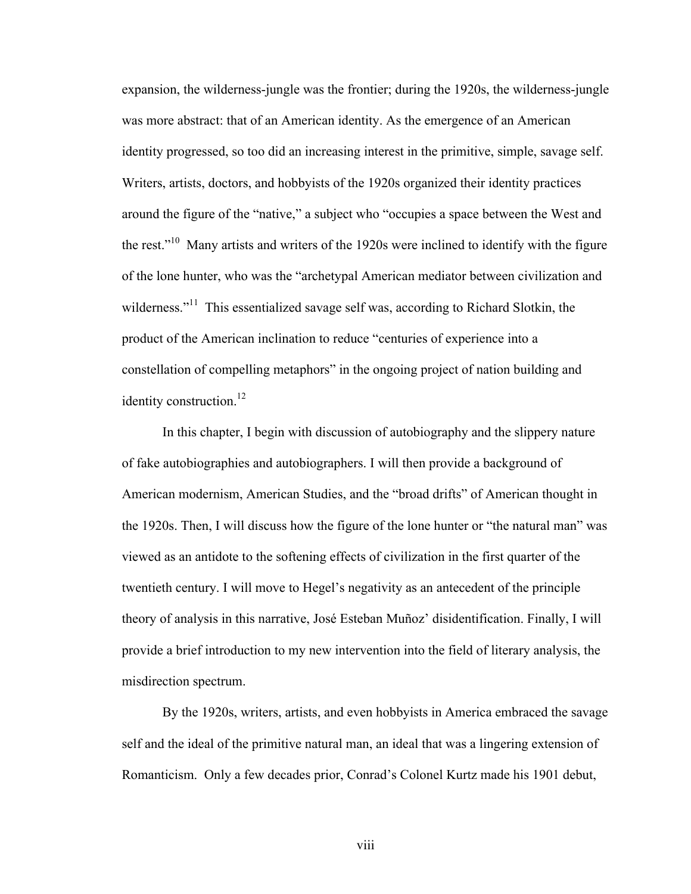expansion, the wilderness-jungle was the frontier; during the 1920s, the wilderness-jungle was more abstract: that of an American identity. As the emergence of an American identity progressed, so too did an increasing interest in the primitive, simple, savage self. Writers, artists, doctors, and hobbyists of the 1920s organized their identity practices around the figure of the "native," a subject who "occupies a space between the West and the rest."[10] Many artists and writers of the 1920s were inclined to identify with the figure of the lone hunter, who was the "archetypal American mediator between civilization and wilderness."[11] This essentialized savage self was, according to Richard Slotkin, the product of the American inclination to reduce "centuries of experience into a constellation of compelling metaphors" in the ongoing project of nation building and identity construction.[12]

In this chapter, I begin with discussion of autobiography and the slippery nature of fake autobiographies and autobiographers. I will then provide a background of American modernism, American Studies, and the "broad drifts" of American thought in the 1920s. Then, I will discuss how the figure of the lone hunter or "the natural man" was viewed as an antidote to the softening effects of civilization in the first quarter of the twentieth century. I will move to Hegel's negativity as an antecedent of the principle theory of analysis in this narrative, José Esteban Muñoz' disidentification. Finally, I will provide a brief introduction to my new intervention into the field of literary analysis, the misdirection spectrum.

By the 1920s, writers, artists, and even hobbyists in America embraced the savage self and the ideal of the primitive natural man, an ideal that was a lingering extension of Romanticism. Only a few decades prior, Conrad's Colonel Kurtz made his 1901 debut,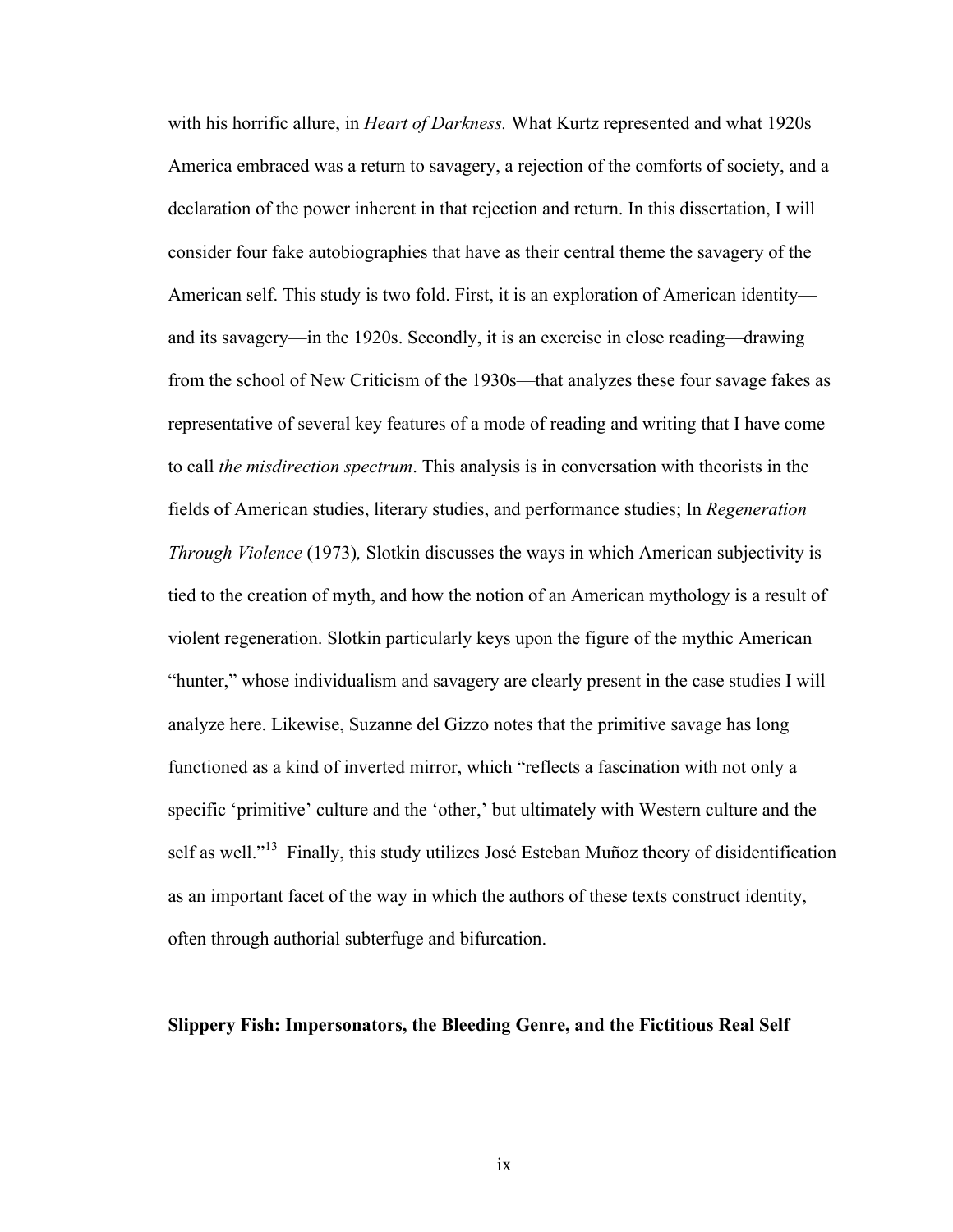with his horrific allure, in *Heart of Darkness.* What Kurtz represented and what 1920s America embraced was a return to savagery, a rejection of the comforts of society, and a declaration of the power inherent in that rejection and return. In this dissertation, I will consider four fake autobiographies that have as their central theme the savagery of the American self. This study is two fold. First, it is an exploration of American identity—and its savagery—in the 1920s. Secondly, it is an exercise in close reading—drawing from the school of New Criticism of the 1930s—that analyzes these four savage fakes as representative of several key features of a mode of reading and writing that I have come to call *the misdirection spectrum*. This analysis is in conversation with theorists in the fields of American studies, literary studies, and performance studies; In *Regeneration Through Violence* (1973)*,* Slotkin discusses the ways in which American subjectivity is tied to the creation of myth, and how the notion of an American mythology is a result of violent regeneration. Slotkin particularly keys upon the figure of the mythic American "hunter," whose individualism and savagery are clearly present in the case studies I will analyze here. Likewise, Suzanne del Gizzo notes that the primitive savage has long functioned as a kind of inverted mirror, which "reflects a fascination with not only a specific 'primitive' culture and the 'other,' but ultimately with Western culture and the self as well."[13] Finally, this study utilizes José Esteban Muñoz theory of disidentification as an important facet of the way in which the authors of these texts construct identity, often through authorial subterfuge and bifurcation.

**Slippery Fish: Impersonators, the Bleeding Genre, and the Fictitious Real Self**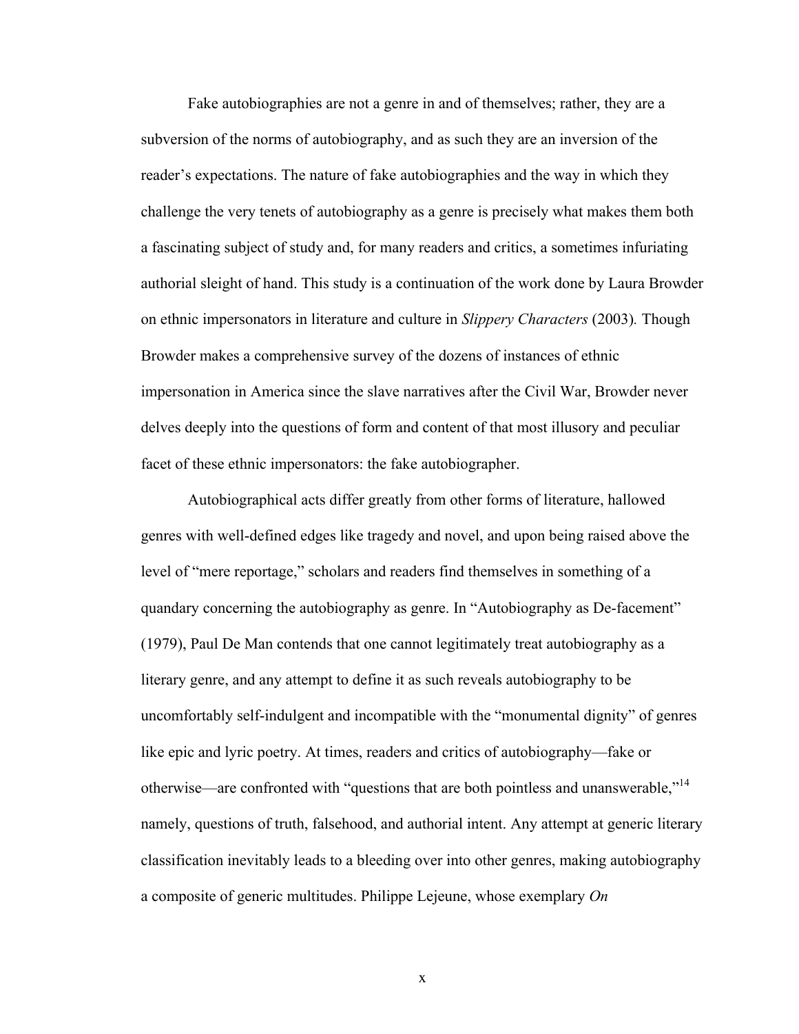Fake autobiographies are not a genre in and of themselves; rather, they are a subversion of the norms of autobiography, and as such they are an inversion of the reader's expectations. The nature of fake autobiographies and the way in which they challenge the very tenets of autobiography as a genre is precisely what makes them both a fascinating subject of study and, for many readers and critics, a sometimes infuriating authorial sleight of hand. This study is a continuation of the work done by Laura Browder on ethnic impersonators in literature and culture in *Slippery Characters* (2003). Though Browder makes a comprehensive survey of the dozens of instances of ethnic impersonation in America since the slave narratives after the Civil War, Browder never delves deeply into the questions of form and content of that most illusory and peculiar facet of these ethnic impersonators: the fake autobiographer.

Autobiographical acts differ greatly from other forms of literature, hallowed genres with well-defined edges like tragedy and novel, and upon being raised above the level of "mere reportage," scholars and readers find themselves in something of a quandary concerning the autobiography as genre. In "Autobiography as De-facement" (1979), Paul De Man contends that one cannot legitimately treat autobiography as a literary genre, and any attempt to define it as such reveals autobiography to be uncomfortably self-indulgent and incompatible with the "monumental dignity" of genres like epic and lyric poetry. At times, readers and critics of autobiography—fake or otherwise—are confronted with "questions that are both pointless and unanswerable,"[14] namely, questions of truth, falsehood, and authorial intent. Any attempt at generic literary classification inevitably leads to a bleeding over into other genres, making autobiography a composite of generic multitudes. Philippe Lejeune, whose exemplary *On*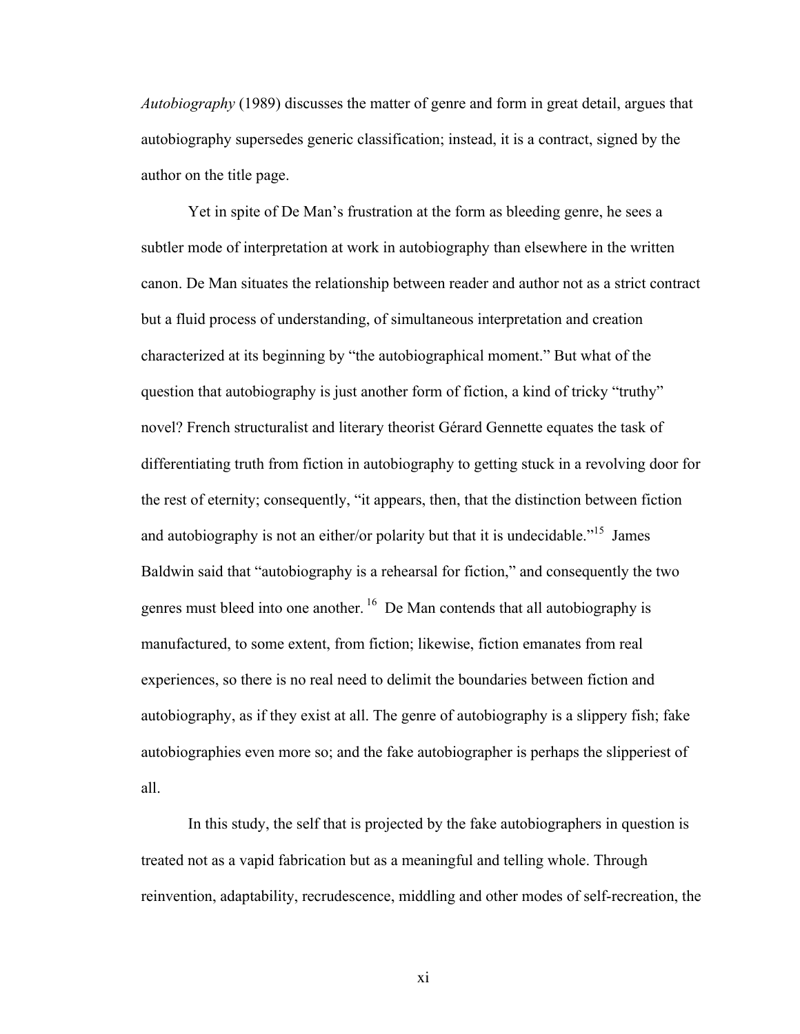*Autobiography* (1989) discusses the matter of genre and form in great detail, argues that autobiography supersedes generic classification; instead, it is a contract, signed by the author on the title page.

Yet in spite of De Man's frustration at the form as bleeding genre, he sees a subtler mode of interpretation at work in autobiography than elsewhere in the written canon. De Man situates the relationship between reader and author not as a strict contract but a fluid process of understanding, of simultaneous interpretation and creation characterized at its beginning by "the autobiographical moment." But what of the question that autobiography is just another form of fiction, a kind of tricky "truthy" novel? French structuralist and literary theorist Gérard Gennette equates the task of differentiating truth from fiction in autobiography to getting stuck in a revolving door for the rest of eternity; consequently, "it appears, then, that the distinction between fiction and autobiography is not an either/or polarity but that it is undecidable."[15] James Baldwin said that "autobiography is a rehearsal for fiction," and consequently the two genres must bleed into one another.[16] De Man contends that all autobiography is manufactured, to some extent, from fiction; likewise, fiction emanates from real experiences, so there is no real need to delimit the boundaries between fiction and autobiography, as if they exist at all. The genre of autobiography is a slippery fish; fake autobiographies even more so; and the fake autobiographer is perhaps the slipperiest of all.

In this study, the self that is projected by the fake autobiographers in question is treated not as a vapid fabrication but as a meaningful and telling whole. Through reinvention, adaptability, recrudescence, middling and other modes of self-recreation, the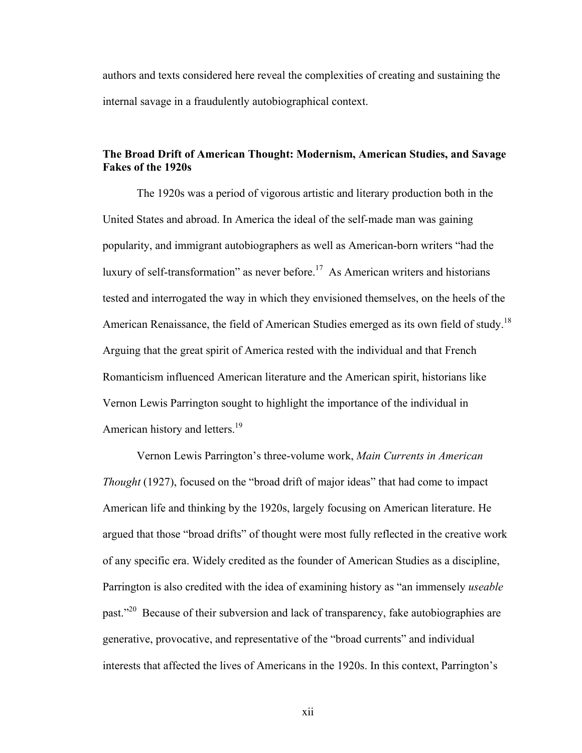authors and texts considered here reveal the complexities of creating and sustaining the internal savage in a fraudulently autobiographical context.

### The Broad Drift of American Thought: Modernism, American Studies, and Savage Fakes of the 1920s

The 1920s was a period of vigorous artistic and literary production both in the United States and abroad. In America the ideal of the self-made man was gaining popularity, and immigrant autobiographers as well as American-born writers "had the luxury of self-transformation" as never before.[17] As American writers and historians tested and interrogated the way in which they envisioned themselves, on the heels of the American Renaissance, the field of American Studies emerged as its own field of study.[18] Arguing that the great spirit of America rested with the individual and that French Romanticism influenced American literature and the American spirit, historians like Vernon Lewis Parrington sought to highlight the importance of the individual in American history and letters.[19]

Vernon Lewis Parrington's three-volume work, *Main Currents in American Thought* (1927), focused on the "broad drift of major ideas" that had come to impact American life and thinking by the 1920s, largely focusing on American literature. He argued that those "broad drifts" of thought were most fully reflected in the creative work of any specific era. Widely credited as the founder of American Studies as a discipline, Parrington is also credited with the idea of examining history as "an immensely *useable* past."[20] Because of their subversion and lack of transparency, fake autobiographies are generative, provocative, and representative of the "broad currents" and individual interests that affected the lives of Americans in the 1920s. In this context, Parrington's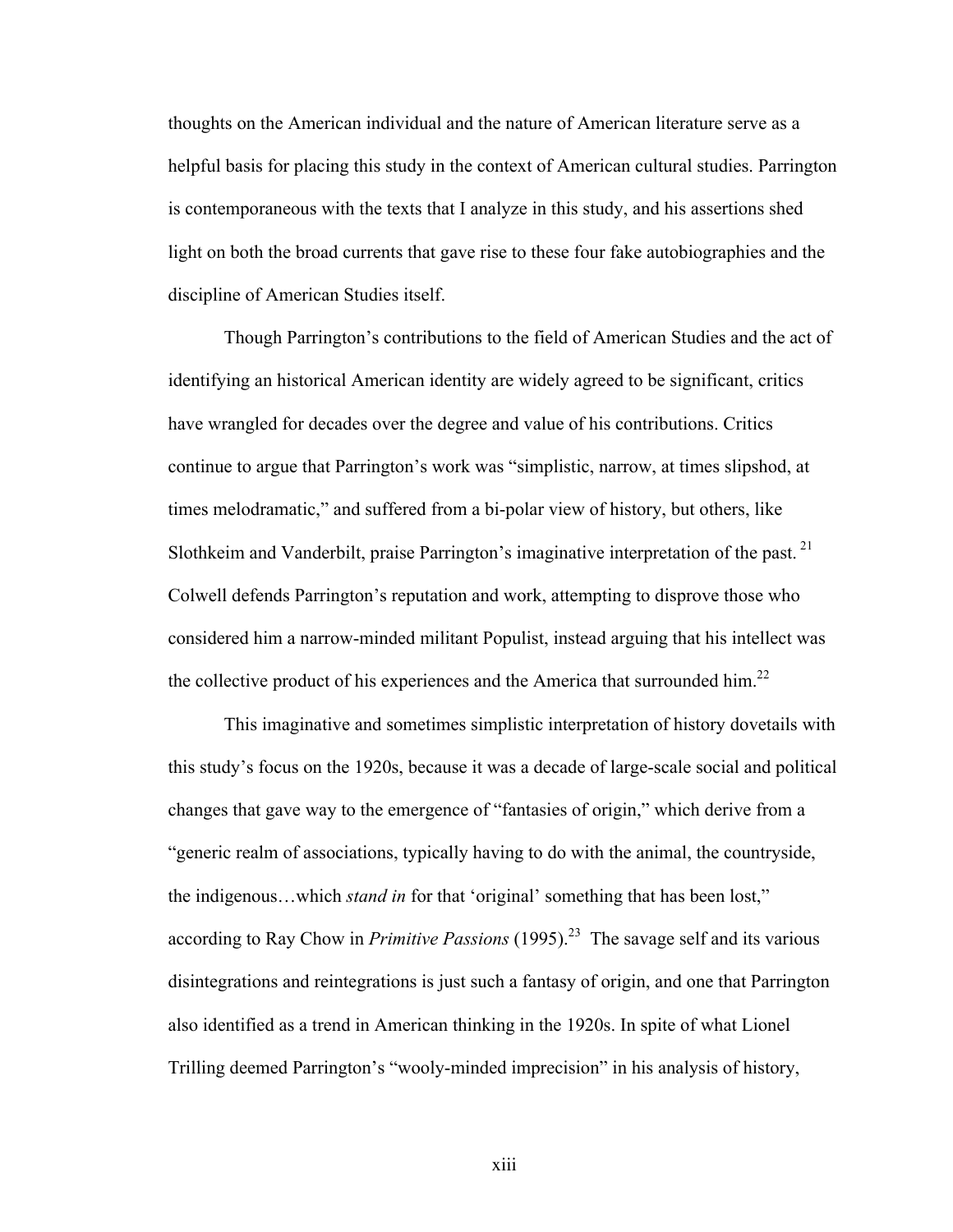thoughts on the American individual and the nature of American literature serve as a helpful basis for placing this study in the context of American cultural studies. Parrington is contemporaneous with the texts that I analyze in this study, and his assertions shed light on both the broad currents that gave rise to these four fake autobiographies and the discipline of American Studies itself.

Though Parrington's contributions to the field of American Studies and the act of identifying an historical American identity are widely agreed to be significant, critics have wrangled for decades over the degree and value of his contributions. Critics continue to argue that Parrington's work was "simplistic, narrow, at times slipshod, at times melodramatic," and suffered from a bi-polar view of history, but others, like Slothkeim and Vanderbilt, praise Parrington's imaginative interpretation of the past.[21] Colwell defends Parrington's reputation and work, attempting to disprove those who considered him a narrow-minded militant Populist, instead arguing that his intellect was the collective product of his experiences and the America that surrounded him.[22]

This imaginative and sometimes simplistic interpretation of history dovetails with this study's focus on the 1920s, because it was a decade of large-scale social and political changes that gave way to the emergence of "fantasies of origin," which derive from a "generic realm of associations, typically having to do with the animal, the countryside, the indigenous…which *stand in* for that 'original' something that has been lost," according to Ray Chow in *Primitive Passions* (1995).[23] The savage self and its various disintegrations and reintegrations is just such a fantasy of origin, and one that Parrington also identified as a trend in American thinking in the 1920s. In spite of what Lionel Trilling deemed Parrington's "wooly-minded imprecision" in his analysis of history,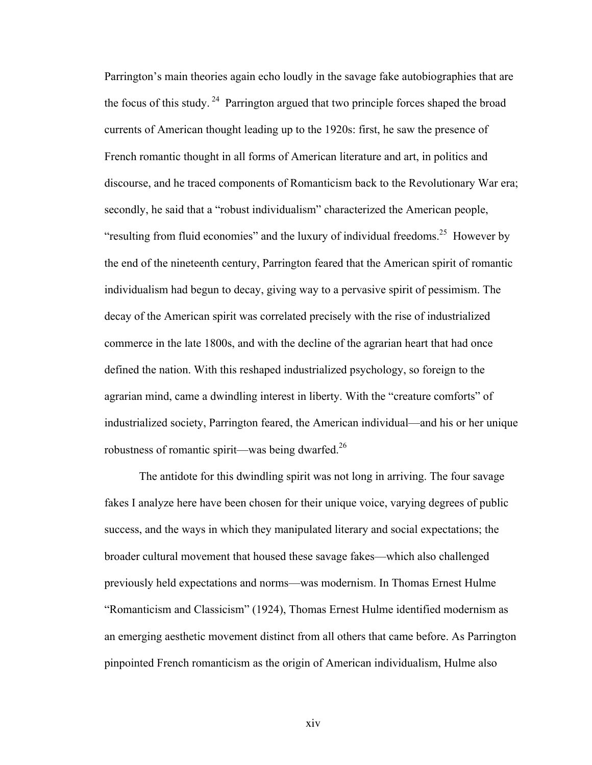Parrington's main theories again echo loudly in the savage fake autobiographies that are the focus of this study. [24] Parrington argued that two principle forces shaped the broad currents of American thought leading up to the 1920s: first, he saw the presence of French romantic thought in all forms of American literature and art, in politics and discourse, and he traced components of Romanticism back to the Revolutionary War era; secondly, he said that a "robust individualism" characterized the American people, "resulting from fluid economies" and the luxury of individual freedoms.[25] However by the end of the nineteenth century, Parrington feared that the American spirit of romantic individualism had begun to decay, giving way to a pervasive spirit of pessimism. The decay of the American spirit was correlated precisely with the rise of industrialized commerce in the late 1800s, and with the decline of the agrarian heart that had once defined the nation. With this reshaped industrialized psychology, so foreign to the agrarian mind, came a dwindling interest in liberty. With the "creature comforts" of industrialized society, Parrington feared, the American individual—and his or her unique robustness of romantic spirit—was being dwarfed.[26]

The antidote for this dwindling spirit was not long in arriving. The four savage fakes I analyze here have been chosen for their unique voice, varying degrees of public success, and the ways in which they manipulated literary and social expectations; the broader cultural movement that housed these savage fakes—which also challenged previously held expectations and norms—was modernism. In Thomas Ernest Hulme "Romanticism and Classicism" (1924), Thomas Ernest Hulme identified modernism as an emerging aesthetic movement distinct from all others that came before. As Parrington pinpointed French romanticism as the origin of American individualism, Hulme also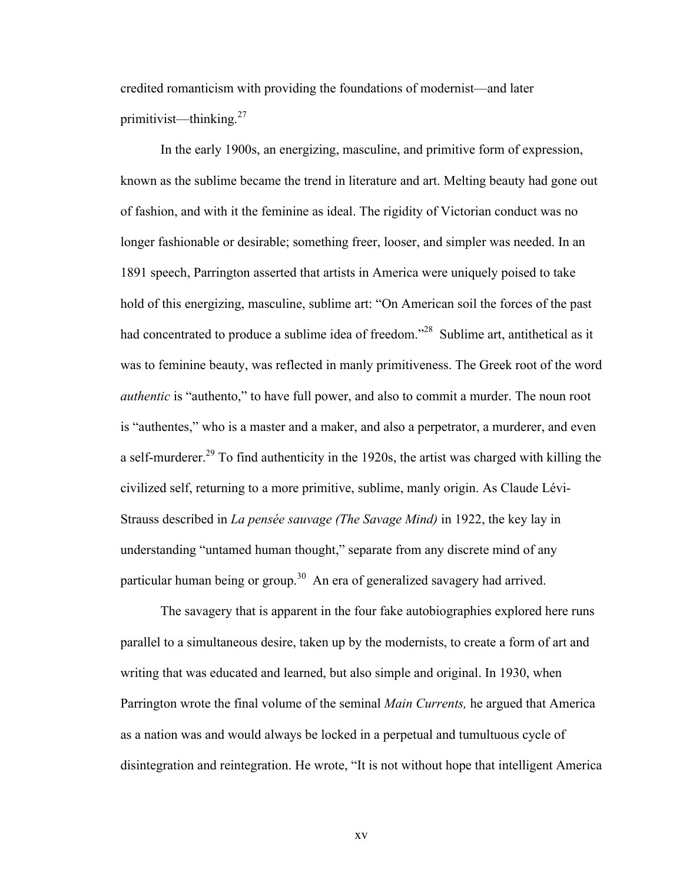credited romanticism with providing the foundations of modernist—and later primitivist—thinking.[27]

In the early 1900s, an energizing, masculine, and primitive form of expression, known as the sublime became the trend in literature and art. Melting beauty had gone out of fashion, and with it the feminine as ideal. The rigidity of Victorian conduct was no longer fashionable or desirable; something freer, looser, and simpler was needed. In an 1891 speech, Parrington asserted that artists in America were uniquely poised to take hold of this energizing, masculine, sublime art: "On American soil the forces of the past had concentrated to produce a sublime idea of freedom."[28] Sublime art, antithetical as it was to feminine beauty, was reflected in manly primitiveness. The Greek root of the word *authentic* is "authento," to have full power, and also to commit a murder. The noun root is "authentes," who is a master and a maker, and also a perpetrator, a murderer, and even a self-murderer.[29] To find authenticity in the 1920s, the artist was charged with killing the civilized self, returning to a more primitive, sublime, manly origin. As Claude Lévi-Strauss described in *La pensée sauvage (The Savage Mind)* in 1922, the key lay in understanding "untamed human thought," separate from any discrete mind of any particular human being or group.[30] An era of generalized savagery had arrived.

The savagery that is apparent in the four fake autobiographies explored here runs parallel to a simultaneous desire, taken up by the modernists, to create a form of art and writing that was educated and learned, but also simple and original. In 1930, when Parrington wrote the final volume of the seminal *Main Currents,* he argued that America as a nation was and would always be locked in a perpetual and tumultuous cycle of disintegration and reintegration. He wrote, "It is not without hope that intelligent America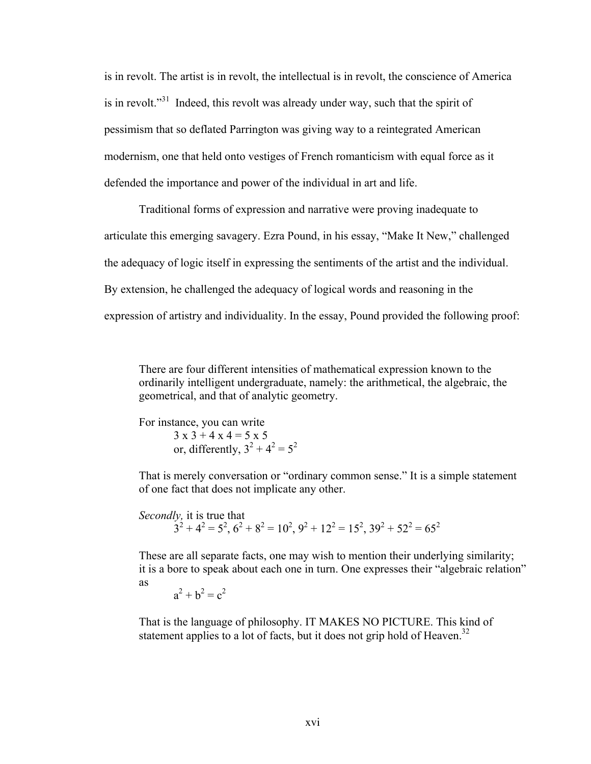is in revolt. The artist is in revolt, the intellectual is in revolt, the conscience of America is in revolt."[31] Indeed, this revolt was already under way, such that the spirit of pessimism that so deflated Parrington was giving way to a reintegrated American modernism, one that held onto vestiges of French romanticism with equal force as it defended the importance and power of the individual in art and life.

Traditional forms of expression and narrative were proving inadequate to articulate this emerging savagery. Ezra Pound, in his essay, "Make It New," challenged the adequacy of logic itself in expressing the sentiments of the artist and the individual. By extension, he challenged the adequacy of logical words and reasoning in the expression of artistry and individuality. In the essay, Pound provided the following proof:

> There are four different intensities of mathematical expression known to the ordinarily intelligent undergraduate, namely: the arithmetical, the algebraic, the geometrical, and that of analytic geometry.
>
> For instance, you can write
>
> $3 \times 3 + 4 \times 4 = 5 \times 5$
>
> or, differently, $3^2 + 4^2 = 5^2$
>
> That is merely conversation or "ordinary common sense." It is a simple statement of one fact that does not implicate any other.
>
> *Secondly,* it is true that
>
> $3^2 + 4^2 = 5^2$, $6^2 + 8^2 = 10^2$, $9^2 + 12^2 = 15^2$, $39^2 + 52^2 = 65^2$
>
> These are all separate facts, one may wish to mention their underlying similarity; it is a bore to speak about each one in turn. One expresses their "algebraic relation" as
>
> $a^2 + b^2 = c^2$
>
> That is the language of philosophy. IT MAKES NO PICTURE. This kind of statement applies to a lot of facts, but it does not grip hold of Heaven.[32]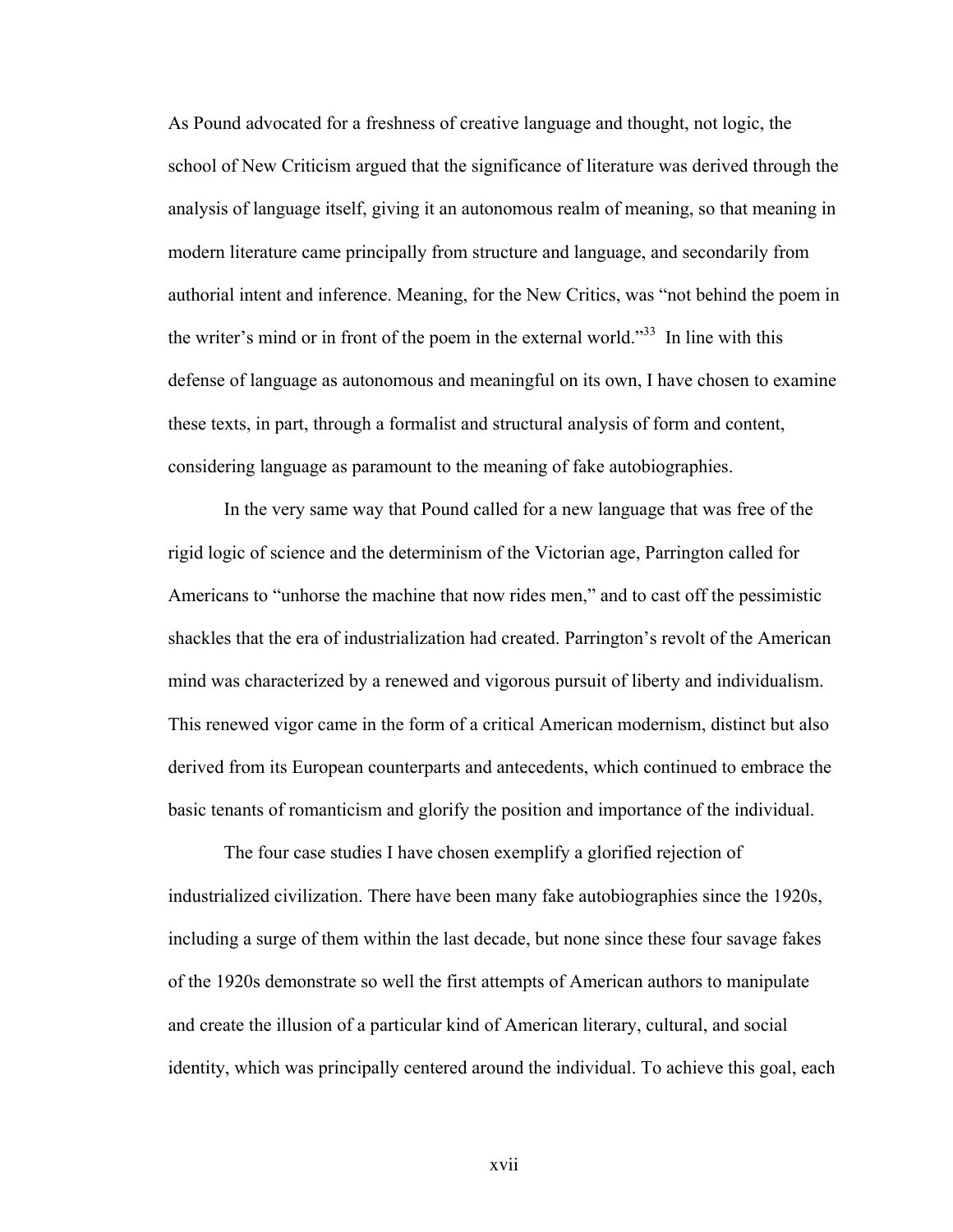As Pound advocated for a freshness of creative language and thought, not logic, the school of New Criticism argued that the significance of literature was derived through the analysis of language itself, giving it an autonomous realm of meaning, so that meaning in modern literature came principally from structure and language, and secondarily from authorial intent and inference. Meaning, for the New Critics, was "not behind the poem in the writer's mind or in front of the poem in the external world."[33] In line with this defense of language as autonomous and meaningful on its own, I have chosen to examine these texts, in part, through a formalist and structural analysis of form and content, considering language as paramount to the meaning of fake autobiographies.

In the very same way that Pound called for a new language that was free of the rigid logic of science and the determinism of the Victorian age, Parrington called for Americans to "unhorse the machine that now rides men," and to cast off the pessimistic shackles that the era of industrialization had created. Parrington's revolt of the American mind was characterized by a renewed and vigorous pursuit of liberty and individualism. This renewed vigor came in the form of a critical American modernism, distinct but also derived from its European counterparts and antecedents, which continued to embrace the basic tenants of romanticism and glorify the position and importance of the individual.

The four case studies I have chosen exemplify a glorified rejection of industrialized civilization. There have been many fake autobiographies since the 1920s, including a surge of them within the last decade, but none since these four savage fakes of the 1920s demonstrate so well the first attempts of American authors to manipulate and create the illusion of a particular kind of American literary, cultural, and social identity, which was principally centered around the individual. To achieve this goal, each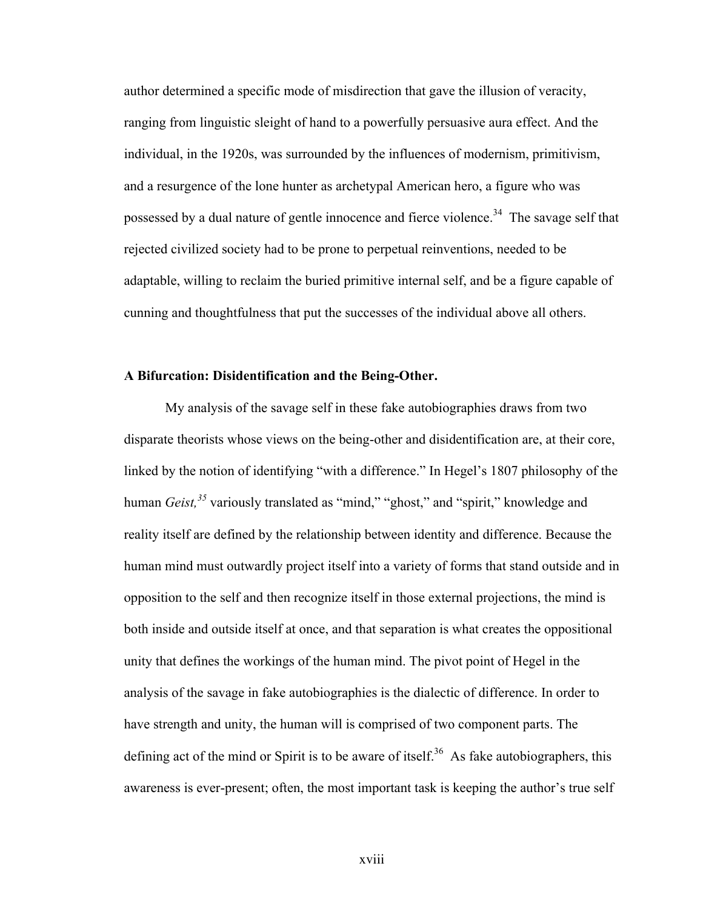author determined a specific mode of misdirection that gave the illusion of veracity, ranging from linguistic sleight of hand to a powerfully persuasive aura effect. And the individual, in the 1920s, was surrounded by the influences of modernism, primitivism, and a resurgence of the lone hunter as archetypal American hero, a figure who was possessed by a dual nature of gentle innocence and fierce violence.[34] The savage self that rejected civilized society had to be prone to perpetual reinventions, needed to be adaptable, willing to reclaim the buried primitive internal self, and be a figure capable of cunning and thoughtfulness that put the successes of the individual above all others.

**A Bifurcation: Disidentification and the Being-Other.**

My analysis of the savage self in these fake autobiographies draws from two disparate theorists whose views on the being-other and disidentification are, at their core, linked by the notion of identifying "with a difference." In Hegel's 1807 philosophy of the human *Geist,*[35] variously translated as "mind," "ghost," and "spirit," knowledge and reality itself are defined by the relationship between identity and difference. Because the human mind must outwardly project itself into a variety of forms that stand outside and in opposition to the self and then recognize itself in those external projections, the mind is both inside and outside itself at once, and that separation is what creates the oppositional unity that defines the workings of the human mind. The pivot point of Hegel in the analysis of the savage in fake autobiographies is the dialectic of difference. In order to have strength and unity, the human will is comprised of two component parts. The defining act of the mind or Spirit is to be aware of itself.[36] As fake autobiographers, this awareness is ever-present; often, the most important task is keeping the author's true self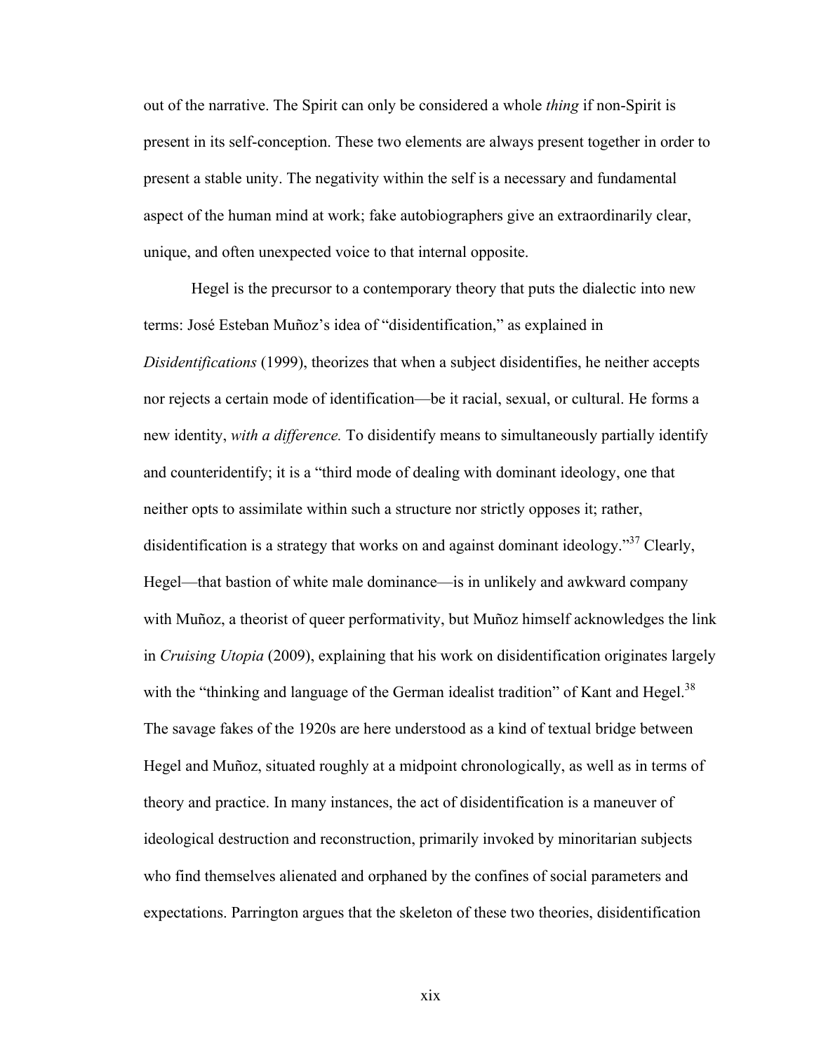out of the narrative. The Spirit can only be considered a whole *thing* if non-Spirit is present in its self-conception. These two elements are always present together in order to present a stable unity. The negativity within the self is a necessary and fundamental aspect of the human mind at work; fake autobiographers give an extraordinarily clear, unique, and often unexpected voice to that internal opposite.

Hegel is the precursor to a contemporary theory that puts the dialectic into new terms: José Esteban Muñoz's idea of "disidentification," as explained in *Disidentifications* (1999), theorizes that when a subject disidentifies, he neither accepts nor rejects a certain mode of identification—be it racial, sexual, or cultural. He forms a new identity, *with a difference.* To disidentify means to simultaneously partially identify and counteridentify; it is a "third mode of dealing with dominant ideology, one that neither opts to assimilate within such a structure nor strictly opposes it; rather, disidentification is a strategy that works on and against dominant ideology."[37] Clearly, Hegel—that bastion of white male dominance—is in unlikely and awkward company with Muñoz, a theorist of queer performativity, but Muñoz himself acknowledges the link in *Cruising Utopia* (2009), explaining that his work on disidentification originates largely with the "thinking and language of the German idealist tradition" of Kant and Hegel.[38] The savage fakes of the 1920s are here understood as a kind of textual bridge between Hegel and Muñoz, situated roughly at a midpoint chronologically, as well as in terms of theory and practice. In many instances, the act of disidentification is a maneuver of ideological destruction and reconstruction, primarily invoked by minoritarian subjects who find themselves alienated and orphaned by the confines of social parameters and expectations. Parrington argues that the skeleton of these two theories, disidentification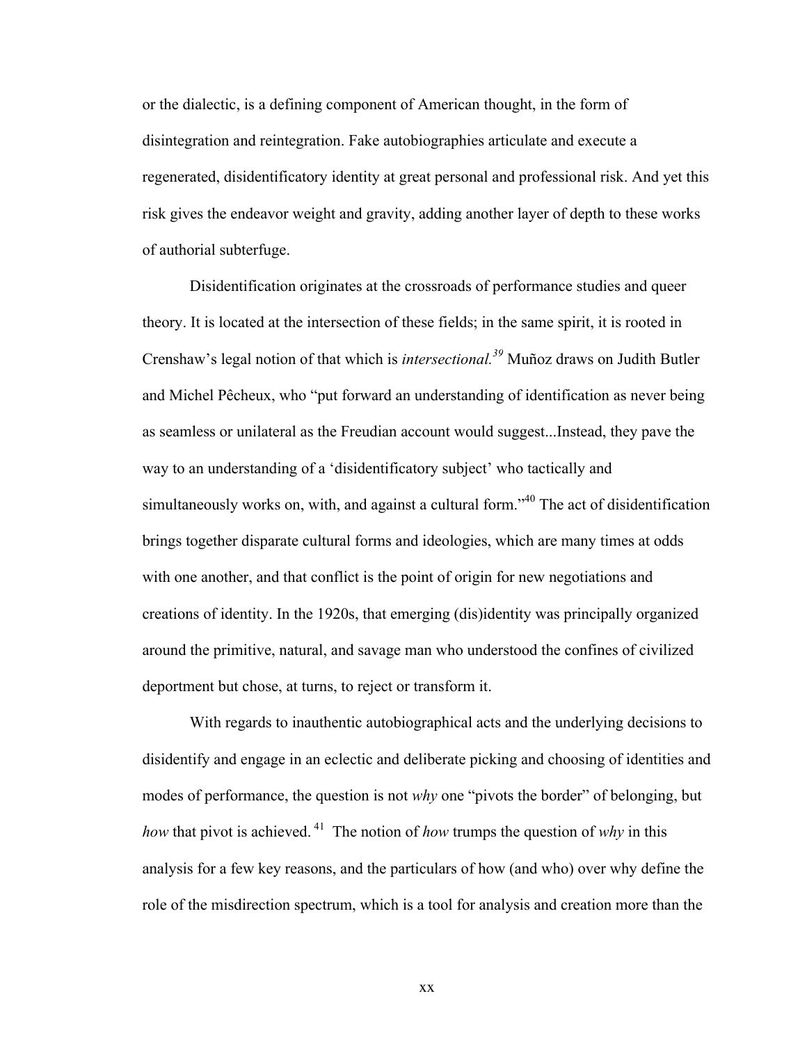or the dialectic, is a defining component of American thought, in the form of disintegration and reintegration. Fake autobiographies articulate and execute a regenerated, disidentificatory identity at great personal and professional risk. And yet this risk gives the endeavor weight and gravity, adding another layer of depth to these works of authorial subterfuge.

Disidentification originates at the crossroads of performance studies and queer theory. It is located at the intersection of these fields; in the same spirit, it is rooted in Crenshaw's legal notion of that which is *intersectional.*[39] Muñoz draws on Judith Butler and Michel Pêcheux, who "put forward an understanding of identification as never being as seamless or unilateral as the Freudian account would suggest...Instead, they pave the way to an understanding of a 'disidentificatory subject' who tactically and simultaneously works on, with, and against a cultural form."[40] The act of disidentification brings together disparate cultural forms and ideologies, which are many times at odds with one another, and that conflict is the point of origin for new negotiations and creations of identity. In the 1920s, that emerging (dis)identity was principally organized around the primitive, natural, and savage man who understood the confines of civilized deportment but chose, at turns, to reject or transform it.

With regards to inauthentic autobiographical acts and the underlying decisions to disidentify and engage in an eclectic and deliberate picking and choosing of identities and modes of performance, the question is not *why* one "pivots the border" of belonging, but *how* that pivot is achieved.[41] The notion of *how* trumps the question of *why* in this analysis for a few key reasons, and the particulars of how (and who) over why define the role of the misdirection spectrum, which is a tool for analysis and creation more than the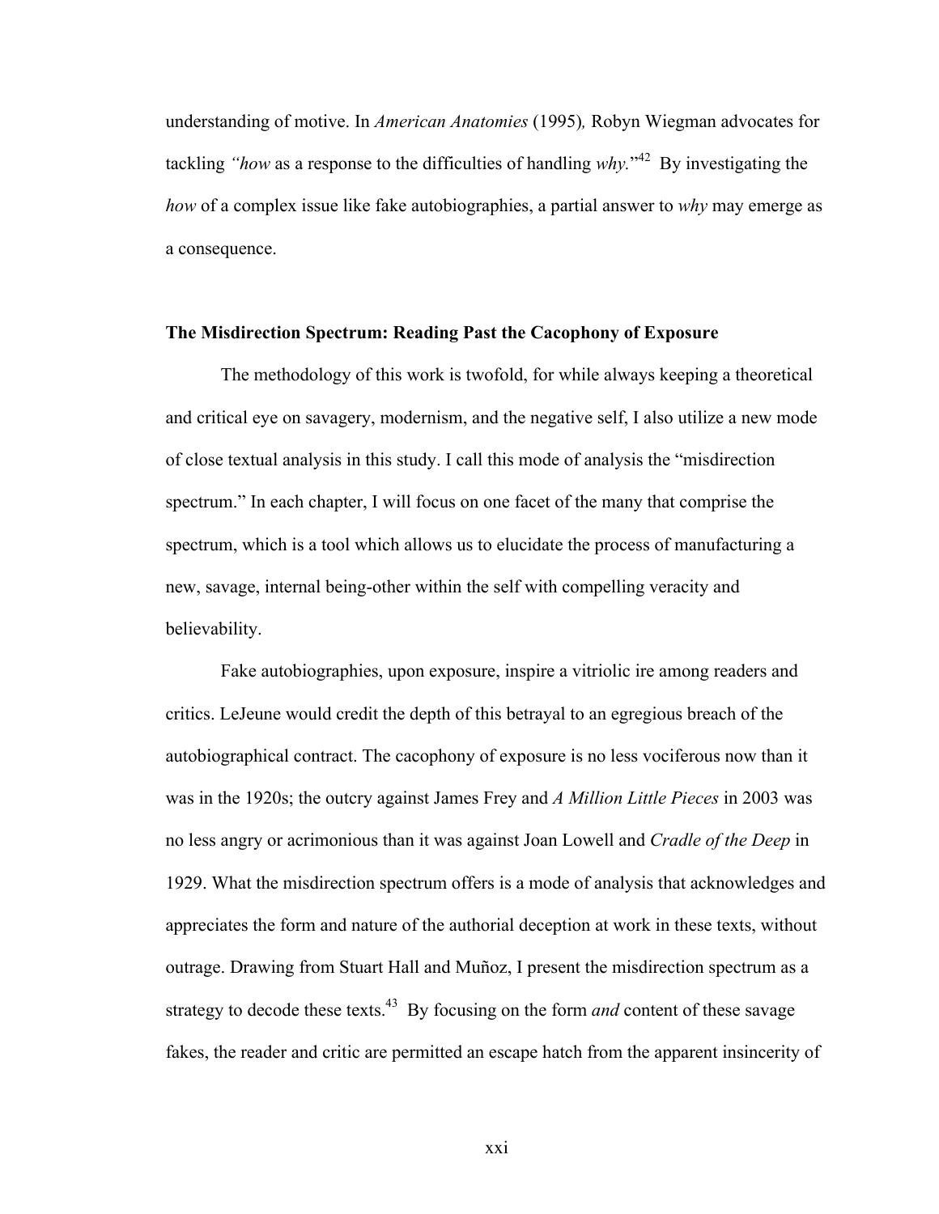understanding of motive. In *American Anatomies* (1995)*,* Robyn Wiegman advocates for tackling *"how* as a response to the difficulties of handling *why.*"[42] By investigating the *how* of a complex issue like fake autobiographies, a partial answer to *why* may emerge as a consequence.

### The Misdirection Spectrum: Reading Past the Cacophony of Exposure

The methodology of this work is twofold, for while always keeping a theoretical and critical eye on savagery, modernism, and the negative self, I also utilize a new mode of close textual analysis in this study. I call this mode of analysis the "misdirection spectrum." In each chapter, I will focus on one facet of the many that comprise the spectrum, which is a tool which allows us to elucidate the process of manufacturing a new, savage, internal being-other within the self with compelling veracity and believability.

Fake autobiographies, upon exposure, inspire a vitriolic ire among readers and critics. LeJeune would credit the depth of this betrayal to an egregious breach of the autobiographical contract. The cacophony of exposure is no less vociferous now than it was in the 1920s; the outcry against James Frey and *A Million Little Pieces* in 2003 was no less angry or acrimonious than it was against Joan Lowell and *Cradle of the Deep* in 1929. What the misdirection spectrum offers is a mode of analysis that acknowledges and appreciates the form and nature of the authorial deception at work in these texts, without outrage. Drawing from Stuart Hall and Muñoz, I present the misdirection spectrum as a strategy to decode these texts.[43] By focusing on the form *and* content of these savage fakes, the reader and critic are permitted an escape hatch from the apparent insincerity of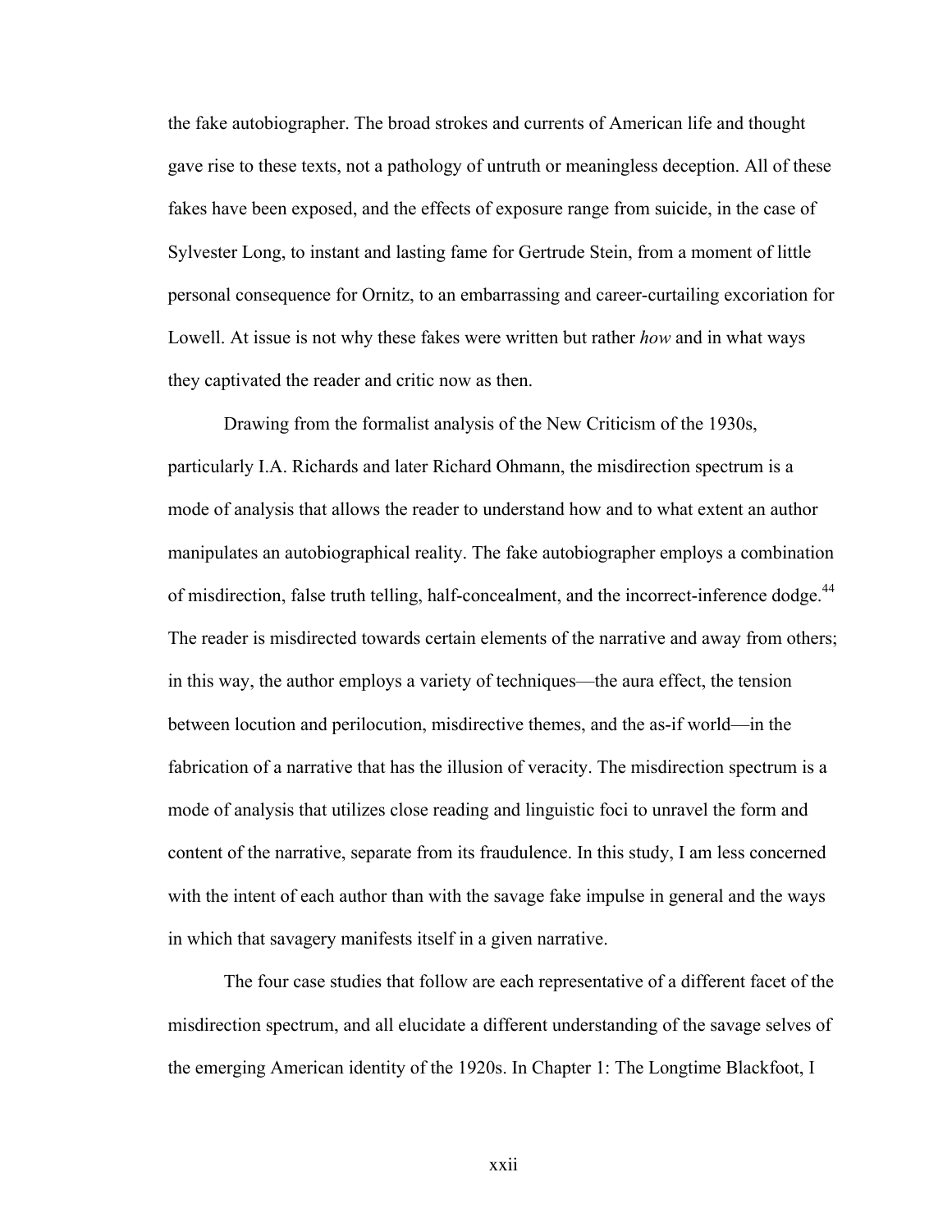the fake autobiographer. The broad strokes and currents of American life and thought gave rise to these texts, not a pathology of untruth or meaningless deception. All of these fakes have been exposed, and the effects of exposure range from suicide, in the case of Sylvester Long, to instant and lasting fame for Gertrude Stein, from a moment of little personal consequence for Ornitz, to an embarrassing and career-curtailing excoriation for Lowell. At issue is not why these fakes were written but rather *how* and in what ways they captivated the reader and critic now as then.

Drawing from the formalist analysis of the New Criticism of the 1930s, particularly I.A. Richards and later Richard Ohmann, the misdirection spectrum is a mode of analysis that allows the reader to understand how and to what extent an author manipulates an autobiographical reality. The fake autobiographer employs a combination of misdirection, false truth telling, half-concealment, and the incorrect-inference dodge.[44] The reader is misdirected towards certain elements of the narrative and away from others; in this way, the author employs a variety of techniques—the aura effect, the tension between locution and perilocution, misdirective themes, and the as-if world—in the fabrication of a narrative that has the illusion of veracity. The misdirection spectrum is a mode of analysis that utilizes close reading and linguistic foci to unravel the form and content of the narrative, separate from its fraudulence. In this study, I am less concerned with the intent of each author than with the savage fake impulse in general and the ways in which that savagery manifests itself in a given narrative.

The four case studies that follow are each representative of a different facet of the misdirection spectrum, and all elucidate a different understanding of the savage selves of the emerging American identity of the 1920s. In Chapter 1: The Longtime Blackfoot, I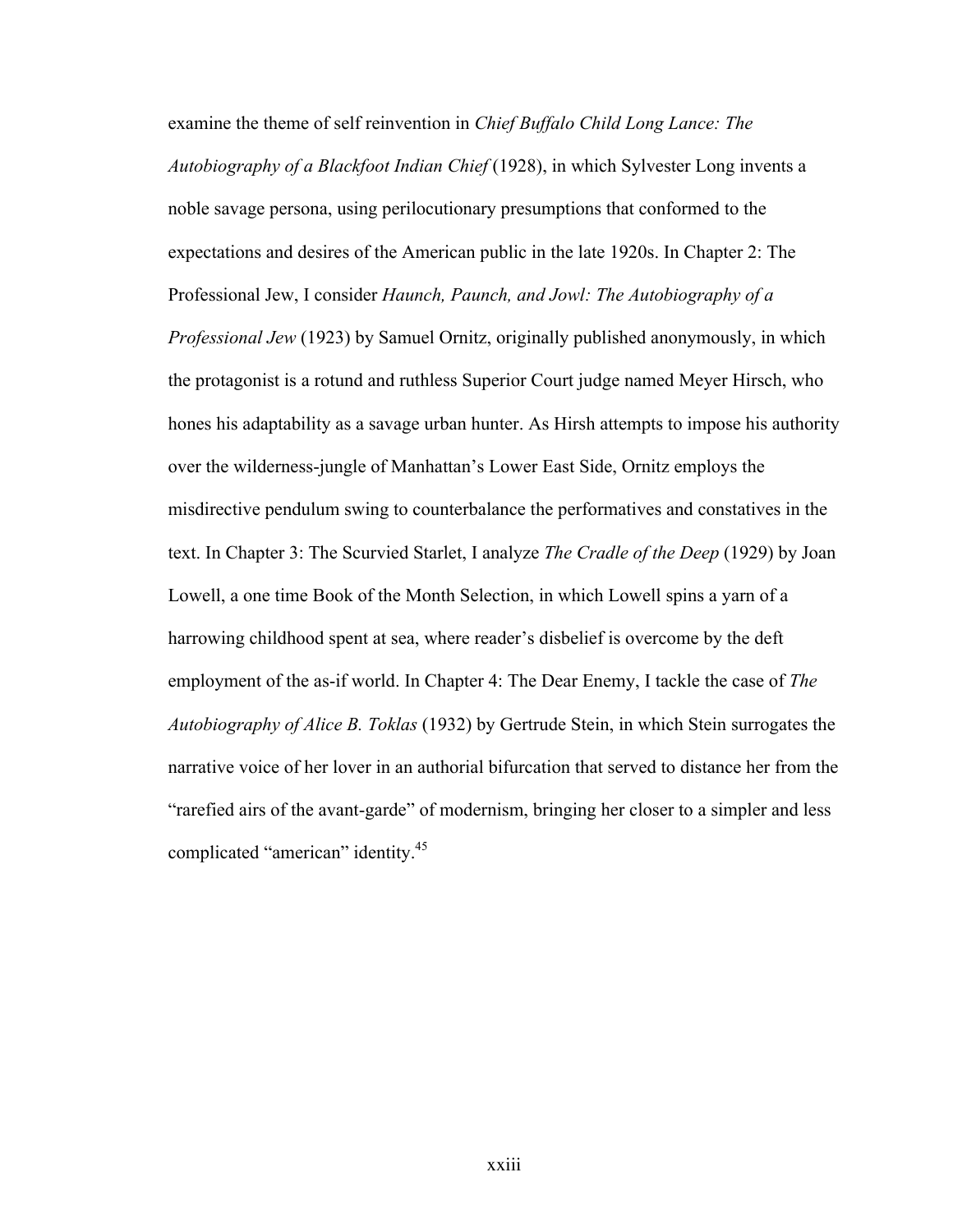examine the theme of self reinvention in *Chief Buffalo Child Long Lance: The Autobiography of a Blackfoot Indian Chief* (1928), in which Sylvester Long invents a noble savage persona, using perilocutionary presumptions that conformed to the expectations and desires of the American public in the late 1920s. In Chapter 2: The Professional Jew, I consider *Haunch, Paunch, and Jowl: The Autobiography of a Professional Jew* (1923) by Samuel Ornitz, originally published anonymously, in which the protagonist is a rotund and ruthless Superior Court judge named Meyer Hirsch, who hones his adaptability as a savage urban hunter. As Hirsh attempts to impose his authority over the wilderness-jungle of Manhattan's Lower East Side, Ornitz employs the misdirective pendulum swing to counterbalance the performatives and constatives in the text. In Chapter 3: The Scurvied Starlet, I analyze *The Cradle of the Deep* (1929) by Joan Lowell, a one time Book of the Month Selection, in which Lowell spins a yarn of a harrowing childhood spent at sea, where reader's disbelief is overcome by the deft employment of the as-if world. In Chapter 4: The Dear Enemy, I tackle the case of *The Autobiography of Alice B. Toklas* (1932) by Gertrude Stein, in which Stein surrogates the narrative voice of her lover in an authorial bifurcation that served to distance her from the "rarefied airs of the avant-garde" of modernism, bringing her closer to a simpler and less complicated "american" identity.[45]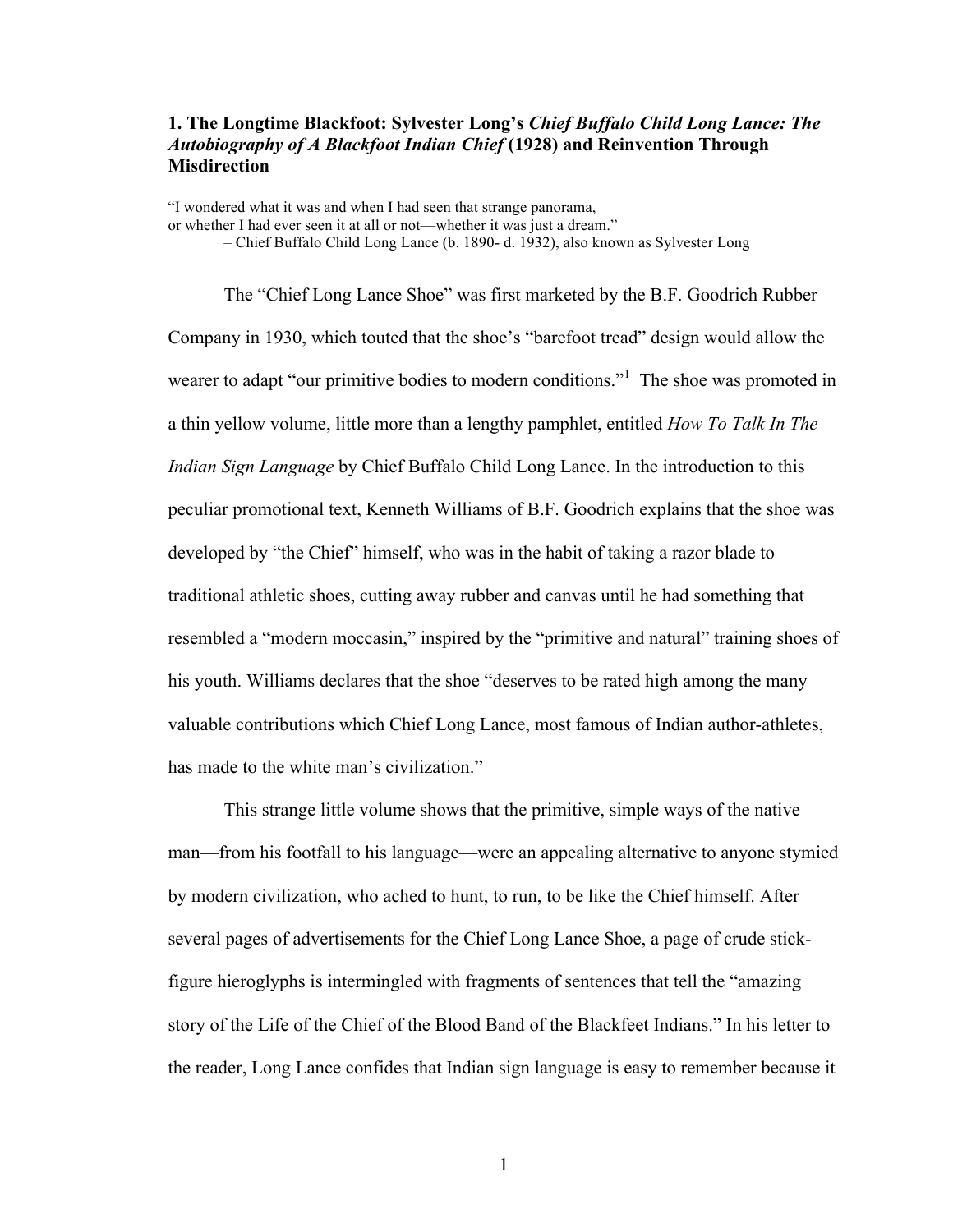## 1. The Longtime Blackfoot: Sylvester Long's *Chief Buffalo Child Long Lance: The Autobiography of A Blackfoot Indian Chief* (1928) and Reinvention Through Misdirection

"I wondered what it was and when I had seen that strange panorama,
or whether I had ever seen it at all or not—whether it was just a dream."
– Chief Buffalo Child Long Lance (b. 1890- d. 1932), also known as Sylvester Long

The "Chief Long Lance Shoe" was first marketed by the B.F. Goodrich Rubber Company in 1930, which touted that the shoe's "barefoot tread" design would allow the wearer to adapt "our primitive bodies to modern conditions."[1] The shoe was promoted in a thin yellow volume, little more than a lengthy pamphlet, entitled *How To Talk In The Indian Sign Language* by Chief Buffalo Child Long Lance. In the introduction to this peculiar promotional text, Kenneth Williams of B.F. Goodrich explains that the shoe was developed by "the Chief" himself, who was in the habit of taking a razor blade to traditional athletic shoes, cutting away rubber and canvas until he had something that resembled a "modern moccasin," inspired by the "primitive and natural" training shoes of his youth. Williams declares that the shoe "deserves to be rated high among the many valuable contributions which Chief Long Lance, most famous of Indian author-athletes, has made to the white man's civilization."

This strange little volume shows that the primitive, simple ways of the native man—from his footfall to his language—were an appealing alternative to anyone stymied by modern civilization, who ached to hunt, to run, to be like the Chief himself. After several pages of advertisements for the Chief Long Lance Shoe, a page of crude stick-figure hieroglyphs is intermingled with fragments of sentences that tell the "amazing story of the Life of the Chief of the Blood Band of the Blackfeet Indians." In his letter to the reader, Long Lance confides that Indian sign language is easy to remember because it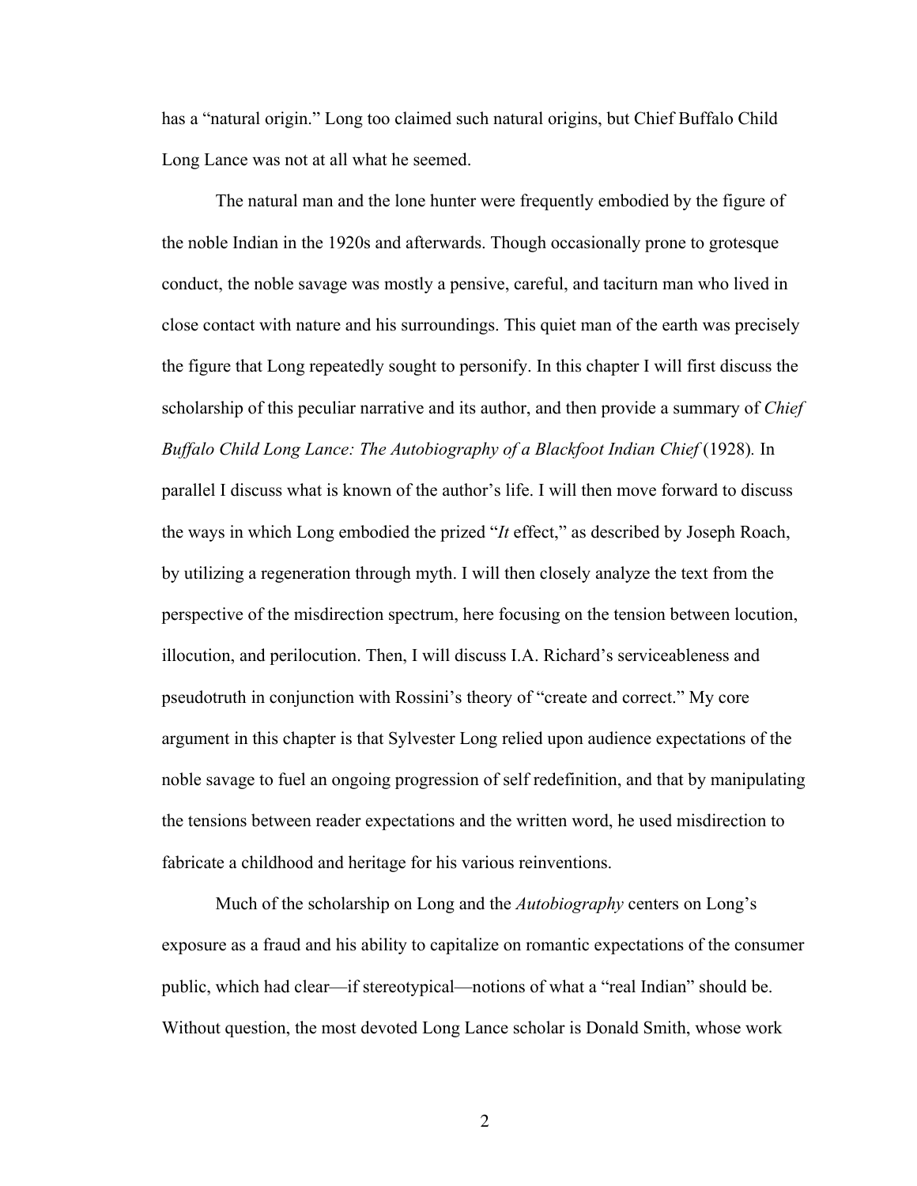has a “natural origin.” Long too claimed such natural origins, but Chief Buffalo Child Long Lance was not at all what he seemed.

The natural man and the lone hunter were frequently embodied by the figure of the noble Indian in the 1920s and afterwards. Though occasionally prone to grotesque conduct, the noble savage was mostly a pensive, careful, and taciturn man who lived in close contact with nature and his surroundings. This quiet man of the earth was precisely the figure that Long repeatedly sought to personify. In this chapter I will first discuss the scholarship of this peculiar narrative and its author, and then provide a summary of *Chief Buffalo Child Long Lance: The Autobiography of a Blackfoot Indian Chief* (1928)*.* In parallel I discuss what is known of the author’s life. I will then move forward to discuss the ways in which Long embodied the prized “*It* effect,” as described by Joseph Roach, by utilizing a regeneration through myth. I will then closely analyze the text from the perspective of the misdirection spectrum, here focusing on the tension between locution, illocution, and perilocution. Then, I will discuss I.A. Richard’s serviceableness and pseudotruth in conjunction with Rossini’s theory of “create and correct.” My core argument in this chapter is that Sylvester Long relied upon audience expectations of the noble savage to fuel an ongoing progression of self redefinition, and that by manipulating the tensions between reader expectations and the written word, he used misdirection to fabricate a childhood and heritage for his various reinventions.

Much of the scholarship on Long and the *Autobiography* centers on Long’s exposure as a fraud and his ability to capitalize on romantic expectations of the consumer public, which had clear—if stereotypical—notions of what a “real Indian” should be. Without question, the most devoted Long Lance scholar is Donald Smith, whose work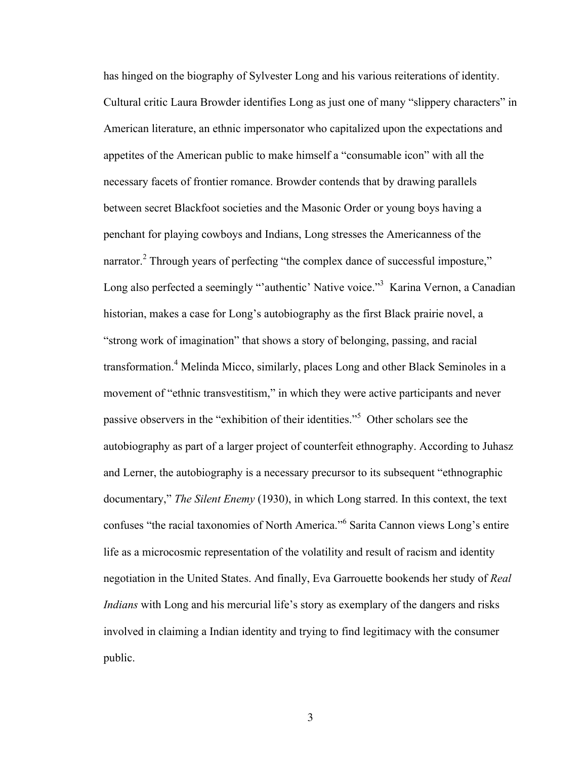has hinged on the biography of Sylvester Long and his various reiterations of identity. Cultural critic Laura Browder identifies Long as just one of many “slippery characters” in American literature, an ethnic impersonator who capitalized upon the expectations and appetites of the American public to make himself a “consumable icon” with all the necessary facets of frontier romance. Browder contends that by drawing parallels between secret Blackfoot societies and the Masonic Order or young boys having a penchant for playing cowboys and Indians, Long stresses the Americanness of the narrator.[2] Through years of perfecting “the complex dance of successful imposture,” Long also perfected a seemingly “’authentic’ Native voice.”[3] Karina Vernon, a Canadian historian, makes a case for Long’s autobiography as the first Black prairie novel, a “strong work of imagination” that shows a story of belonging, passing, and racial transformation.[4] Melinda Micco, similarly, places Long and other Black Seminoles in a movement of “ethnic transvestitism,” in which they were active participants and never passive observers in the “exhibition of their identities.”[5] Other scholars see the autobiography as part of a larger project of counterfeit ethnography. According to Juhasz and Lerner, the autobiography is a necessary precursor to its subsequent “ethnographic documentary,” *The Silent Enemy* (1930), in which Long starred. In this context, the text confuses “the racial taxonomies of North America.”[6] Sarita Cannon views Long’s entire life as a microcosmic representation of the volatility and result of racism and identity negotiation in the United States. And finally, Eva Garrouette bookends her study of *Real Indians* with Long and his mercurial life’s story as exemplary of the dangers and risks involved in claiming a Indian identity and trying to find legitimacy with the consumer public.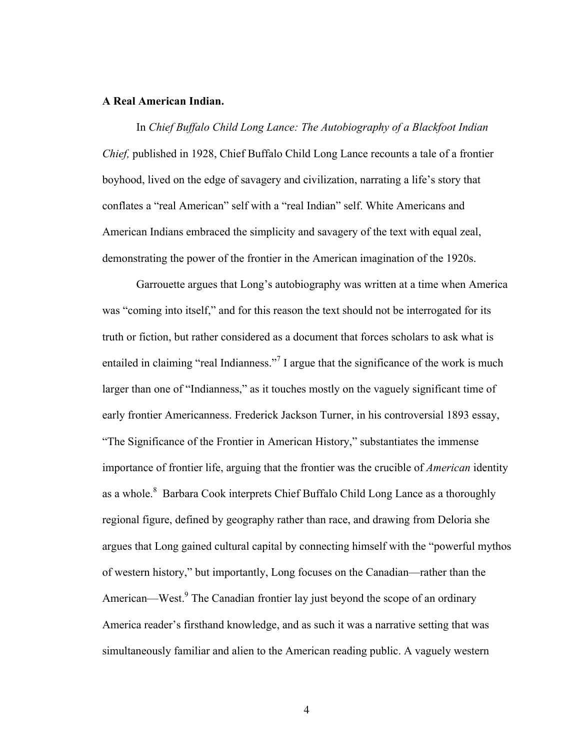**A Real American Indian.**

In *Chief Buffalo Child Long Lance: The Autobiography of a Blackfoot Indian Chief,* published in 1928, Chief Buffalo Child Long Lance recounts a tale of a frontier boyhood, lived on the edge of savagery and civilization, narrating a life's story that conflates a "real American" self with a "real Indian" self. White Americans and American Indians embraced the simplicity and savagery of the text with equal zeal, demonstrating the power of the frontier in the American imagination of the 1920s.

Garrouette argues that Long's autobiography was written at a time when America was "coming into itself," and for this reason the text should not be interrogated for its truth or fiction, but rather considered as a document that forces scholars to ask what is entailed in claiming "real Indianness."[7] I argue that the significance of the work is much larger than one of "Indianness," as it touches mostly on the vaguely significant time of early frontier Americanness. Frederick Jackson Turner, in his controversial 1893 essay, "The Significance of the Frontier in American History," substantiates the immense importance of frontier life, arguing that the frontier was the crucible of *American* identity as a whole.[8] Barbara Cook interprets Chief Buffalo Child Long Lance as a thoroughly regional figure, defined by geography rather than race, and drawing from Deloria she argues that Long gained cultural capital by connecting himself with the "powerful mythos of western history," but importantly, Long focuses on the Canadian—rather than the American—West.[9] The Canadian frontier lay just beyond the scope of an ordinary America reader's firsthand knowledge, and as such it was a narrative setting that was simultaneously familiar and alien to the American reading public. A vaguely western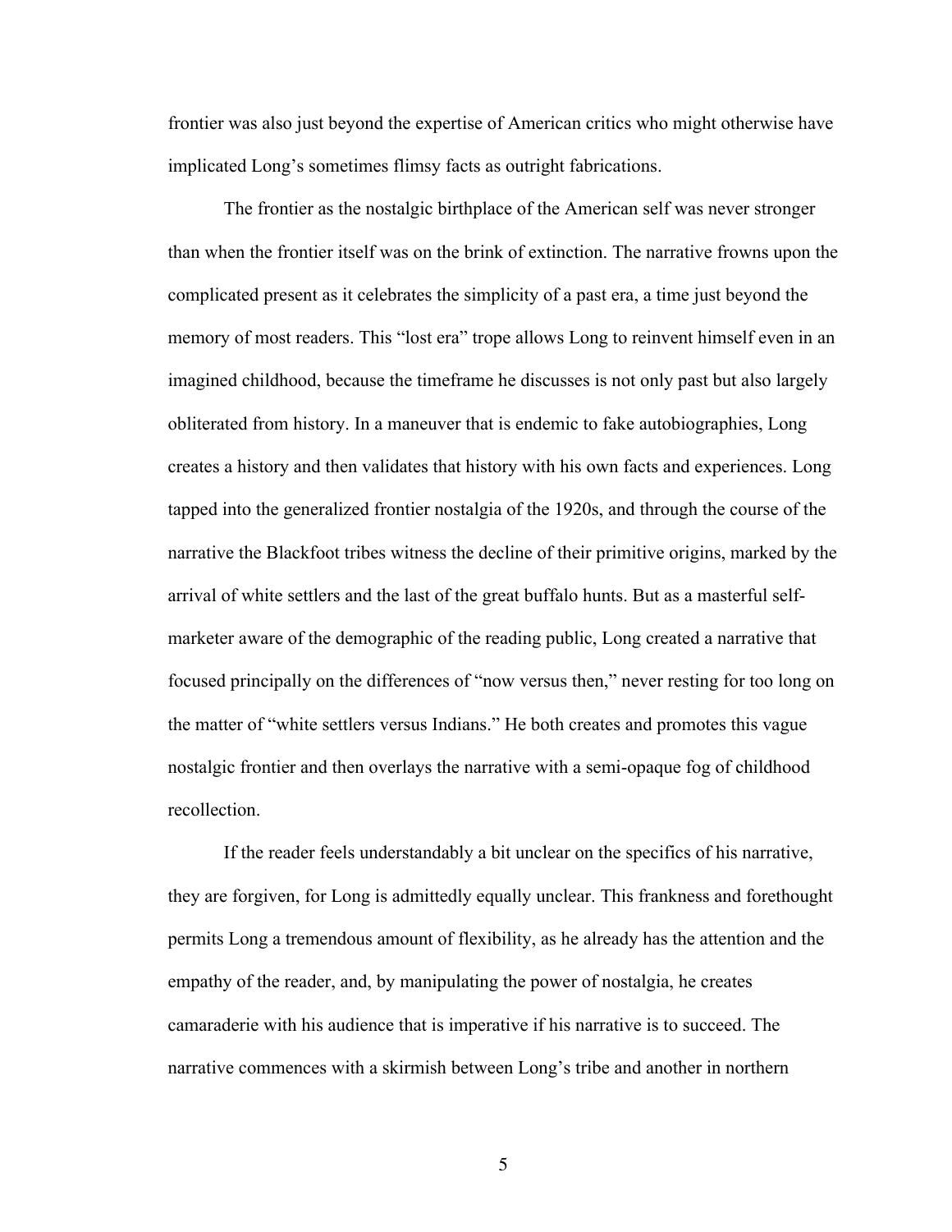frontier was also just beyond the expertise of American critics who might otherwise have implicated Long's sometimes flimsy facts as outright fabrications.

The frontier as the nostalgic birthplace of the American self was never stronger than when the frontier itself was on the brink of extinction. The narrative frowns upon the complicated present as it celebrates the simplicity of a past era, a time just beyond the memory of most readers. This "lost era" trope allows Long to reinvent himself even in an imagined childhood, because the timeframe he discusses is not only past but also largely obliterated from history. In a maneuver that is endemic to fake autobiographies, Long creates a history and then validates that history with his own facts and experiences. Long tapped into the generalized frontier nostalgia of the 1920s, and through the course of the narrative the Blackfoot tribes witness the decline of their primitive origins, marked by the arrival of white settlers and the last of the great buffalo hunts. But as a masterful self-marketer aware of the demographic of the reading public, Long created a narrative that focused principally on the differences of "now versus then," never resting for too long on the matter of "white settlers versus Indians." He both creates and promotes this vague nostalgic frontier and then overlays the narrative with a semi-opaque fog of childhood recollection.

If the reader feels understandably a bit unclear on the specifics of his narrative, they are forgiven, for Long is admittedly equally unclear. This frankness and forethought permits Long a tremendous amount of flexibility, as he already has the attention and the empathy of the reader, and, by manipulating the power of nostalgia, he creates camaraderie with his audience that is imperative if his narrative is to succeed. The narrative commences with a skirmish between Long's tribe and another in northern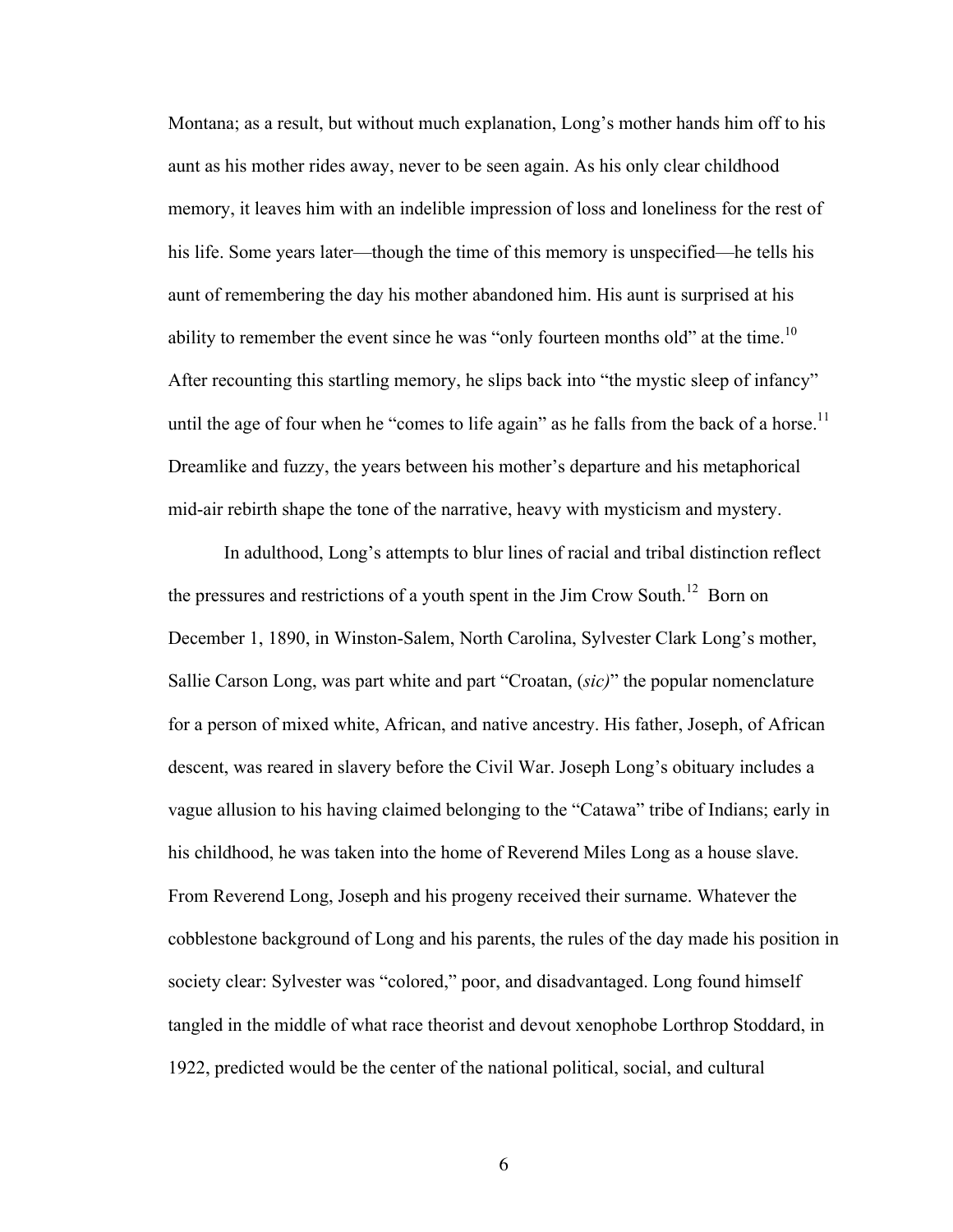Montana; as a result, but without much explanation, Long's mother hands him off to his aunt as his mother rides away, never to be seen again. As his only clear childhood memory, it leaves him with an indelible impression of loss and loneliness for the rest of his life. Some years later—though the time of this memory is unspecified—he tells his aunt of remembering the day his mother abandoned him. His aunt is surprised at his ability to remember the event since he was "only fourteen months old" at the time.[10] After recounting this startling memory, he slips back into "the mystic sleep of infancy" until the age of four when he "comes to life again" as he falls from the back of a horse.[11] Dreamlike and fuzzy, the years between his mother's departure and his metaphorical mid-air rebirth shape the tone of the narrative, heavy with mysticism and mystery.

In adulthood, Long's attempts to blur lines of racial and tribal distinction reflect the pressures and restrictions of a youth spent in the Jim Crow South.[12] Born on December 1, 1890, in Winston-Salem, North Carolina, Sylvester Clark Long's mother, Sallie Carson Long, was part white and part "Croatan, (*sic)*" the popular nomenclature for a person of mixed white, African, and native ancestry. His father, Joseph, of African descent, was reared in slavery before the Civil War. Joseph Long's obituary includes a vague allusion to his having claimed belonging to the "Catawa" tribe of Indians; early in his childhood, he was taken into the home of Reverend Miles Long as a house slave. From Reverend Long, Joseph and his progeny received their surname. Whatever the cobblestone background of Long and his parents, the rules of the day made his position in society clear: Sylvester was "colored," poor, and disadvantaged. Long found himself tangled in the middle of what race theorist and devout xenophobe Lorthrop Stoddard, in 1922, predicted would be the center of the national political, social, and cultural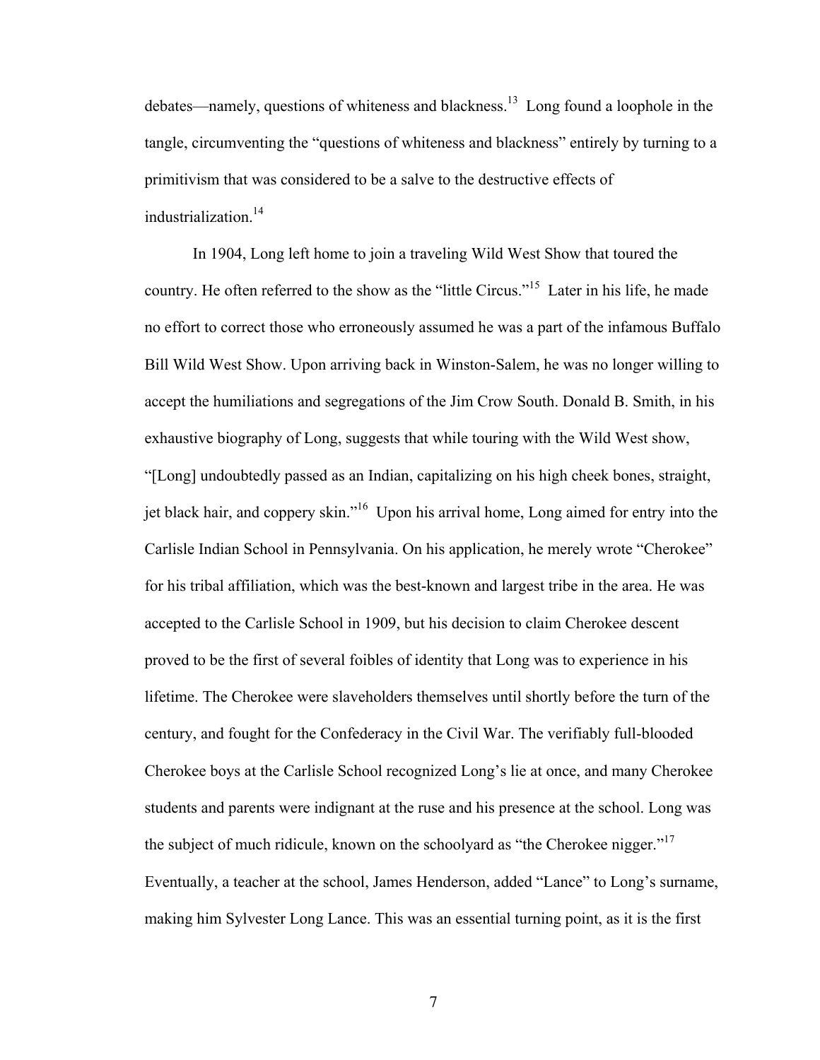debates—namely, questions of whiteness and blackness.[13] Long found a loophole in the tangle, circumventing the "questions of whiteness and blackness" entirely by turning to a primitivism that was considered to be a salve to the destructive effects of industrialization.[14]

In 1904, Long left home to join a traveling Wild West Show that toured the country. He often referred to the show as the "little Circus."[15] Later in his life, he made no effort to correct those who erroneously assumed he was a part of the infamous Buffalo Bill Wild West Show. Upon arriving back in Winston-Salem, he was no longer willing to accept the humiliations and segregations of the Jim Crow South. Donald B. Smith, in his exhaustive biography of Long, suggests that while touring with the Wild West show, "[Long] undoubtedly passed as an Indian, capitalizing on his high cheek bones, straight, jet black hair, and coppery skin."[16] Upon his arrival home, Long aimed for entry into the Carlisle Indian School in Pennsylvania. On his application, he merely wrote "Cherokee" for his tribal affiliation, which was the best-known and largest tribe in the area. He was accepted to the Carlisle School in 1909, but his decision to claim Cherokee descent proved to be the first of several foibles of identity that Long was to experience in his lifetime. The Cherokee were slaveholders themselves until shortly before the turn of the century, and fought for the Confederacy in the Civil War. The verifiably full-blooded Cherokee boys at the Carlisle School recognized Long's lie at once, and many Cherokee students and parents were indignant at the ruse and his presence at the school. Long was the subject of much ridicule, known on the schoolyard as "the Cherokee nigger."[17] Eventually, a teacher at the school, James Henderson, added "Lance" to Long's surname, making him Sylvester Long Lance. This was an essential turning point, as it is the first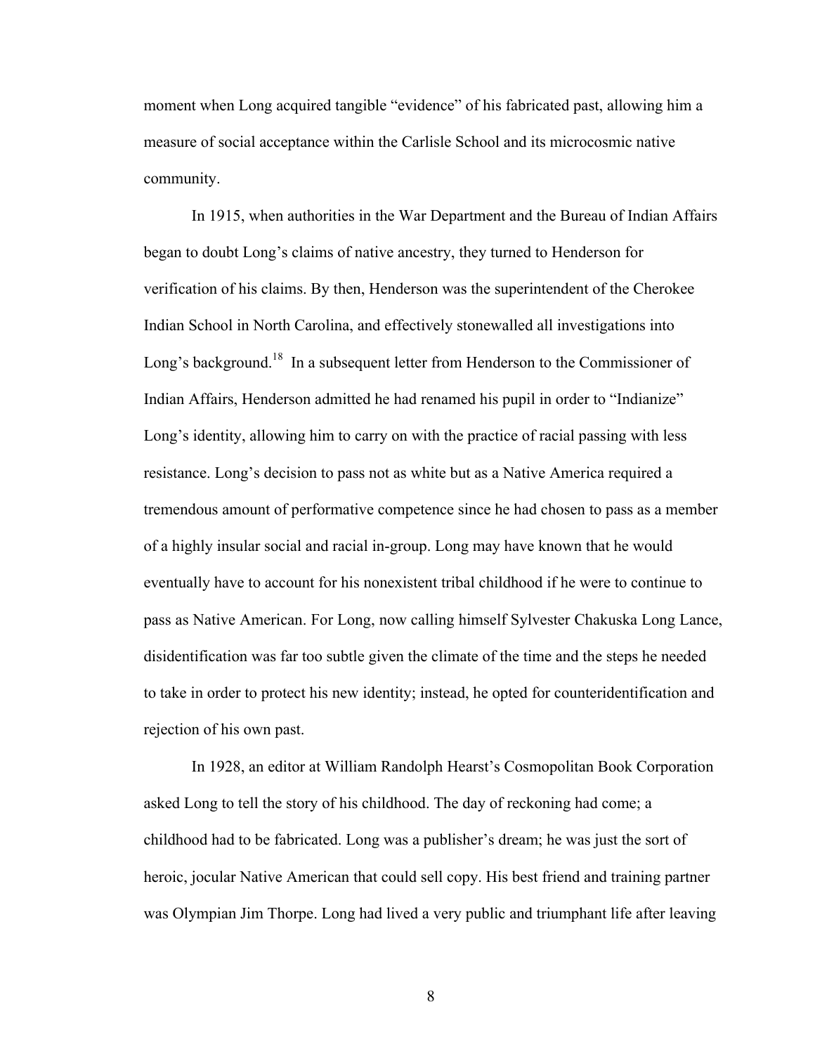moment when Long acquired tangible "evidence" of his fabricated past, allowing him a measure of social acceptance within the Carlisle School and its microcosmic native community.

In 1915, when authorities in the War Department and the Bureau of Indian Affairs began to doubt Long's claims of native ancestry, they turned to Henderson for verification of his claims. By then, Henderson was the superintendent of the Cherokee Indian School in North Carolina, and effectively stonewalled all investigations into Long's background.[18] In a subsequent letter from Henderson to the Commissioner of Indian Affairs, Henderson admitted he had renamed his pupil in order to "Indianize" Long's identity, allowing him to carry on with the practice of racial passing with less resistance. Long's decision to pass not as white but as a Native America required a tremendous amount of performative competence since he had chosen to pass as a member of a highly insular social and racial in-group. Long may have known that he would eventually have to account for his nonexistent tribal childhood if he were to continue to pass as Native American. For Long, now calling himself Sylvester Chakuska Long Lance, disidentification was far too subtle given the climate of the time and the steps he needed to take in order to protect his new identity; instead, he opted for counteridentification and rejection of his own past.

In 1928, an editor at William Randolph Hearst's Cosmopolitan Book Corporation asked Long to tell the story of his childhood. The day of reckoning had come; a childhood had to be fabricated. Long was a publisher's dream; he was just the sort of heroic, jocular Native American that could sell copy. His best friend and training partner was Olympian Jim Thorpe. Long had lived a very public and triumphant life after leaving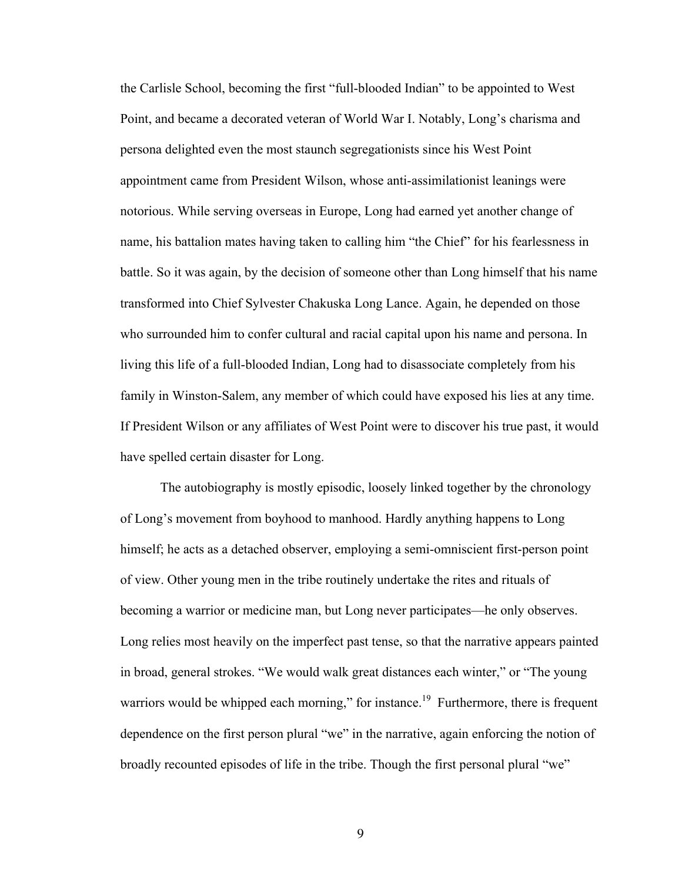the Carlisle School, becoming the first "full-blooded Indian" to be appointed to West Point, and became a decorated veteran of World War I. Notably, Long's charisma and persona delighted even the most staunch segregationists since his West Point appointment came from President Wilson, whose anti-assimilationist leanings were notorious. While serving overseas in Europe, Long had earned yet another change of name, his battalion mates having taken to calling him "the Chief" for his fearlessness in battle. So it was again, by the decision of someone other than Long himself that his name transformed into Chief Sylvester Chakuska Long Lance. Again, he depended on those who surrounded him to confer cultural and racial capital upon his name and persona. In living this life of a full-blooded Indian, Long had to disassociate completely from his family in Winston-Salem, any member of which could have exposed his lies at any time. If President Wilson or any affiliates of West Point were to discover his true past, it would have spelled certain disaster for Long.

The autobiography is mostly episodic, loosely linked together by the chronology of Long's movement from boyhood to manhood. Hardly anything happens to Long himself; he acts as a detached observer, employing a semi-omniscient first-person point of view. Other young men in the tribe routinely undertake the rites and rituals of becoming a warrior or medicine man, but Long never participates—he only observes. Long relies most heavily on the imperfect past tense, so that the narrative appears painted in broad, general strokes. "We would walk great distances each winter," or "The young warriors would be whipped each morning," for instance.[19] Furthermore, there is frequent dependence on the first person plural "we" in the narrative, again enforcing the notion of broadly recounted episodes of life in the tribe. Though the first personal plural "we"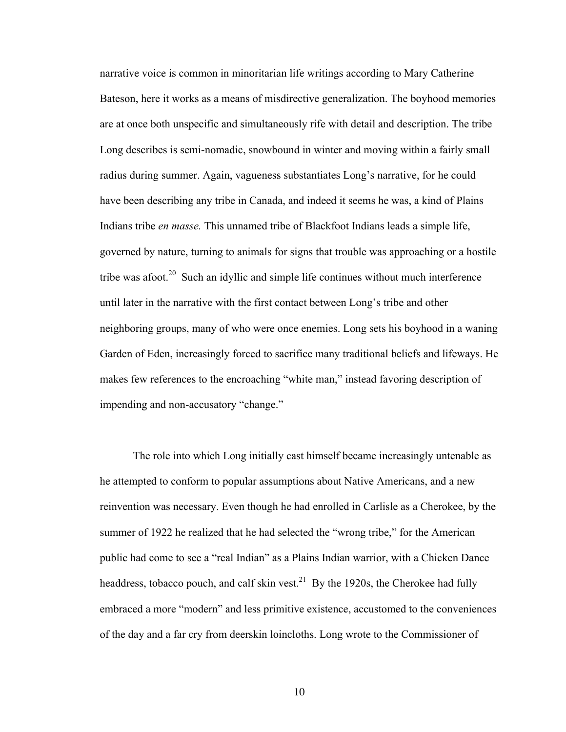narrative voice is common in minoritarian life writings according to Mary Catherine Bateson, here it works as a means of misdirective generalization. The boyhood memories are at once both unspecific and simultaneously rife with detail and description. The tribe Long describes is semi-nomadic, snowbound in winter and moving within a fairly small radius during summer. Again, vagueness substantiates Long's narrative, for he could have been describing any tribe in Canada, and indeed it seems he was, a kind of Plains Indians tribe *en masse.* This unnamed tribe of Blackfoot Indians leads a simple life, governed by nature, turning to animals for signs that trouble was approaching or a hostile tribe was afoot.[20] Such an idyllic and simple life continues without much interference until later in the narrative with the first contact between Long's tribe and other neighboring groups, many of who were once enemies. Long sets his boyhood in a waning Garden of Eden, increasingly forced to sacrifice many traditional beliefs and lifeways. He makes few references to the encroaching "white man," instead favoring description of impending and non-accusatory "change."

The role into which Long initially cast himself became increasingly untenable as he attempted to conform to popular assumptions about Native Americans, and a new reinvention was necessary. Even though he had enrolled in Carlisle as a Cherokee, by the summer of 1922 he realized that he had selected the "wrong tribe," for the American public had come to see a "real Indian" as a Plains Indian warrior, with a Chicken Dance headdress, tobacco pouch, and calf skin vest.[21] By the 1920s, the Cherokee had fully embraced a more "modern" and less primitive existence, accustomed to the conveniences of the day and a far cry from deerskin loincloths. Long wrote to the Commissioner of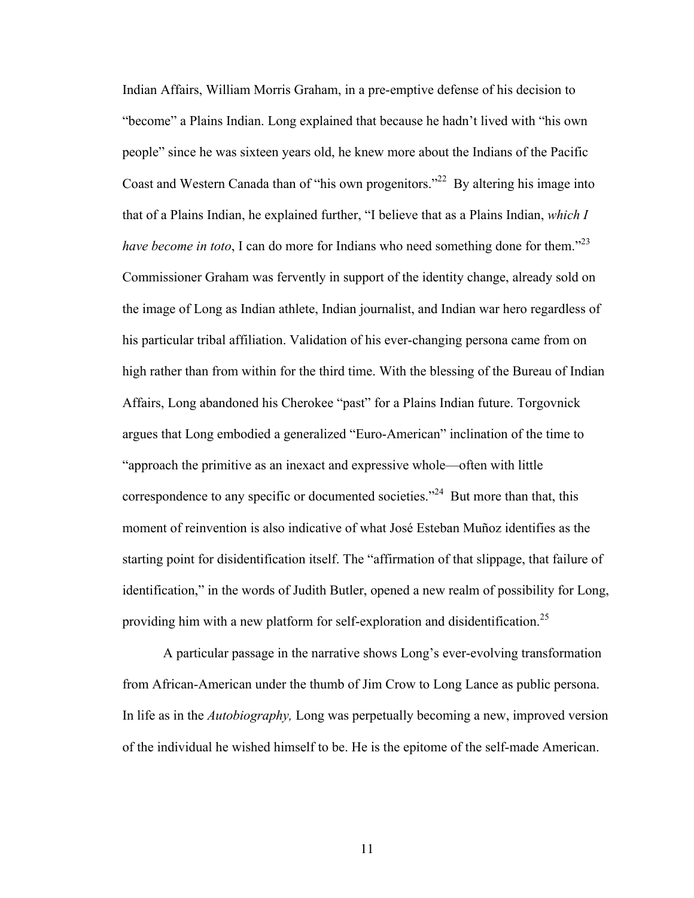Indian Affairs, William Morris Graham, in a pre-emptive defense of his decision to "become" a Plains Indian. Long explained that because he hadn't lived with "his own people" since he was sixteen years old, he knew more about the Indians of the Pacific Coast and Western Canada than of "his own progenitors."[22] By altering his image into that of a Plains Indian, he explained further, "I believe that as a Plains Indian, *which I have become in toto*, I can do more for Indians who need something done for them."[23] Commissioner Graham was fervently in support of the identity change, already sold on the image of Long as Indian athlete, Indian journalist, and Indian war hero regardless of his particular tribal affiliation. Validation of his ever-changing persona came from on high rather than from within for the third time. With the blessing of the Bureau of Indian Affairs, Long abandoned his Cherokee "past" for a Plains Indian future. Torgovnick argues that Long embodied a generalized "Euro-American" inclination of the time to "approach the primitive as an inexact and expressive whole—often with little correspondence to any specific or documented societies."[24] But more than that, this moment of reinvention is also indicative of what José Esteban Muñoz identifies as the starting point for disidentification itself. The "affirmation of that slippage, that failure of identification," in the words of Judith Butler, opened a new realm of possibility for Long, providing him with a new platform for self-exploration and disidentification.[25]

A particular passage in the narrative shows Long's ever-evolving transformation from African-American under the thumb of Jim Crow to Long Lance as public persona. In life as in the *Autobiography,* Long was perpetually becoming a new, improved version of the individual he wished himself to be. He is the epitome of the self-made American.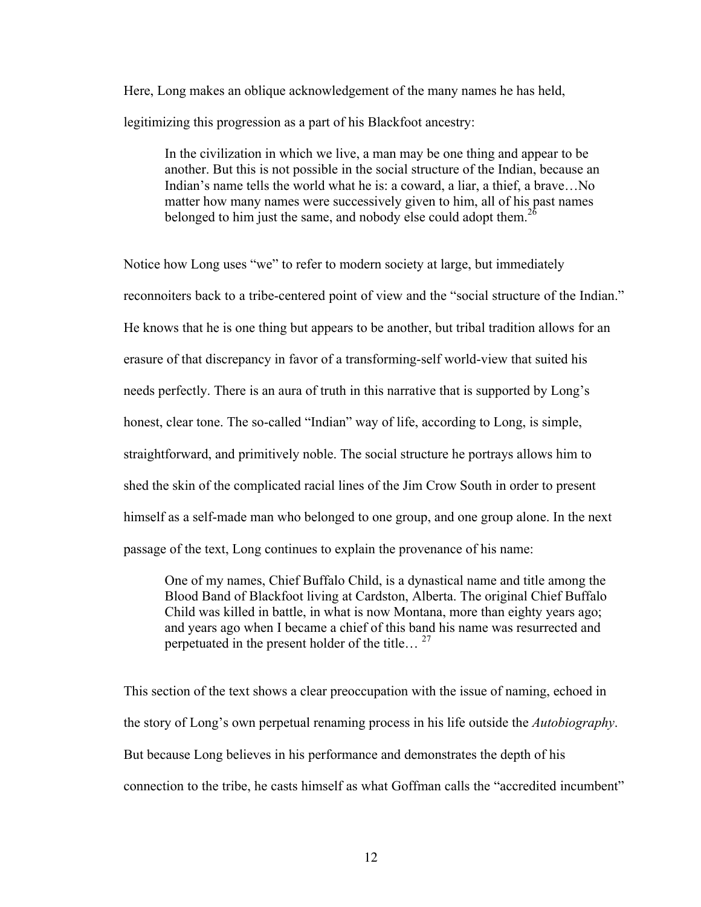Here, Long makes an oblique acknowledgement of the many names he has held, legitimizing this progression as a part of his Blackfoot ancestry:

> In the civilization in which we live, a man may be one thing and appear to be another. But this is not possible in the social structure of the Indian, because an Indian's name tells the world what he is: a coward, a liar, a thief, a brave…No matter how many names were successively given to him, all of his past names belonged to him just the same, and nobody else could adopt them.[26]

Notice how Long uses "we" to refer to modern society at large, but immediately reconnoiters back to a tribe-centered point of view and the "social structure of the Indian." He knows that he is one thing but appears to be another, but tribal tradition allows for an erasure of that discrepancy in favor of a transforming-self world-view that suited his needs perfectly. There is an aura of truth in this narrative that is supported by Long's honest, clear tone. The so-called "Indian" way of life, according to Long, is simple, straightforward, and primitively noble. The social structure he portrays allows him to shed the skin of the complicated racial lines of the Jim Crow South in order to present himself as a self-made man who belonged to one group, and one group alone. In the next passage of the text, Long continues to explain the provenance of his name:

> One of my names, Chief Buffalo Child, is a dynastical name and title among the Blood Band of Blackfoot living at Cardston, Alberta. The original Chief Buffalo Child was killed in battle, in what is now Montana, more than eighty years ago; and years ago when I became a chief of this band his name was resurrected and perpetuated in the present holder of the title… [27]

This section of the text shows a clear preoccupation with the issue of naming, echoed in the story of Long's own perpetual renaming process in his life outside the *Autobiography*. But because Long believes in his performance and demonstrates the depth of his connection to the tribe, he casts himself as what Goffman calls the "accredited incumbent"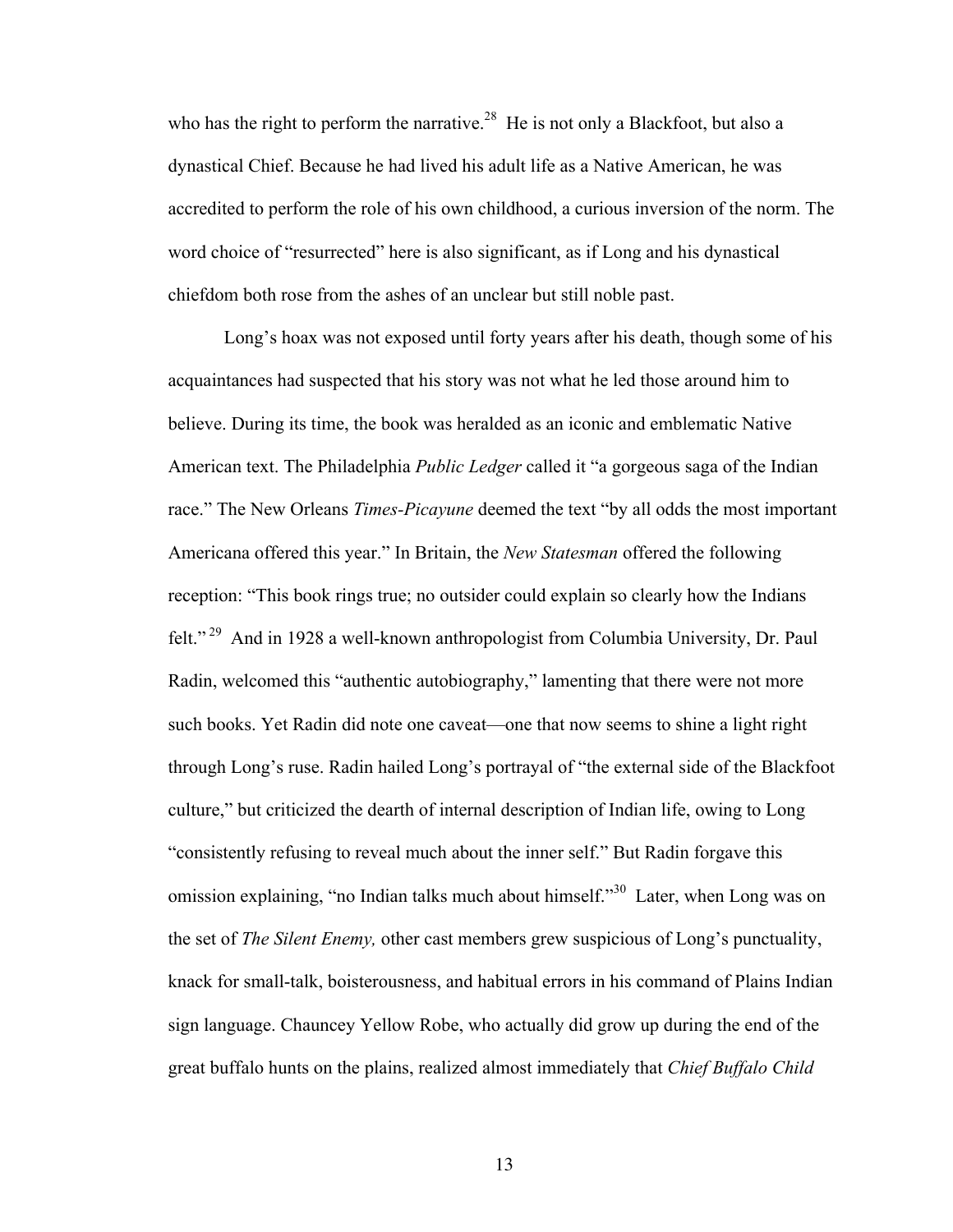who has the right to perform the narrative.[28] He is not only a Blackfoot, but also a dynastical Chief. Because he had lived his adult life as a Native American, he was accredited to perform the role of his own childhood, a curious inversion of the norm. The word choice of "resurrected" here is also significant, as if Long and his dynastical chiefdom both rose from the ashes of an unclear but still noble past.

Long's hoax was not exposed until forty years after his death, though some of his acquaintances had suspected that his story was not what he led those around him to believe. During its time, the book was heralded as an iconic and emblematic Native American text. The Philadelphia *Public Ledger* called it "a gorgeous saga of the Indian race." The New Orleans *Times-Picayune* deemed the text "by all odds the most important Americana offered this year." In Britain, the *New Statesman* offered the following reception: "This book rings true; no outsider could explain so clearly how the Indians felt."[29] And in 1928 a well-known anthropologist from Columbia University, Dr. Paul Radin, welcomed this "authentic autobiography," lamenting that there were not more such books. Yet Radin did note one caveat—one that now seems to shine a light right through Long's ruse. Radin hailed Long's portrayal of "the external side of the Blackfoot culture," but criticized the dearth of internal description of Indian life, owing to Long "consistently refusing to reveal much about the inner self." But Radin forgave this omission explaining, "no Indian talks much about himself."[30] Later, when Long was on the set of *The Silent Enemy,* other cast members grew suspicious of Long's punctuality, knack for small-talk, boisterousness, and habitual errors in his command of Plains Indian sign language. Chauncey Yellow Robe, who actually did grow up during the end of the great buffalo hunts on the plains, realized almost immediately that *Chief Buffalo Child*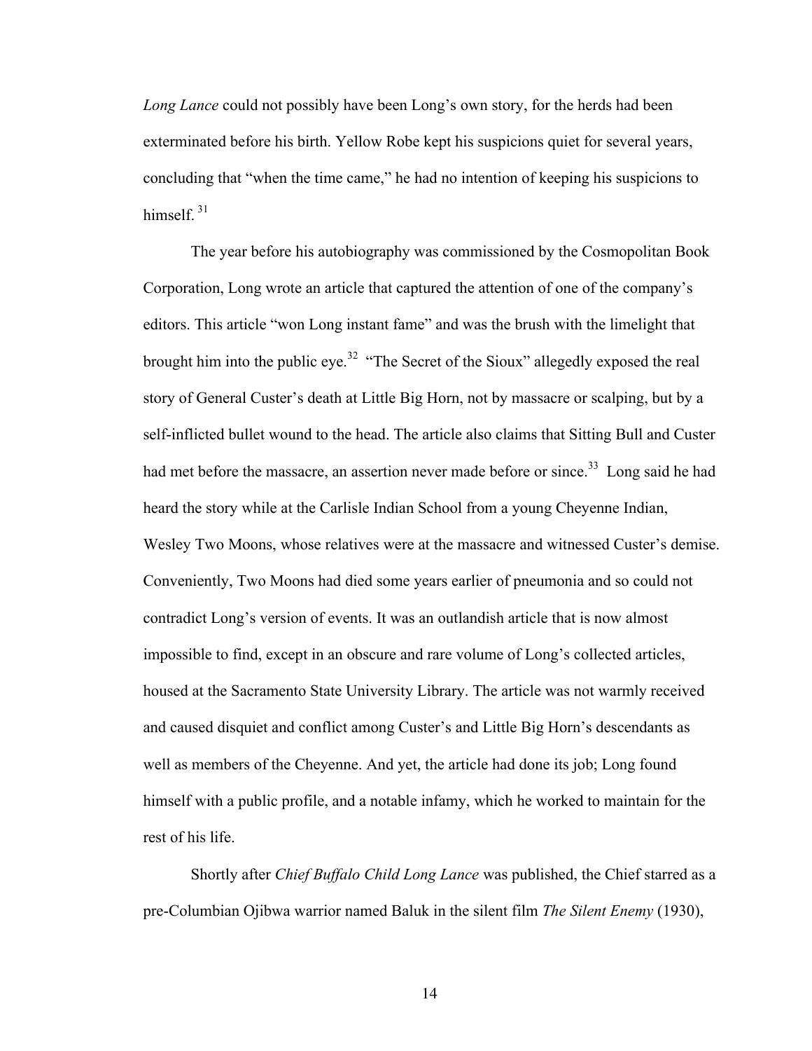*Long Lance* could not possibly have been Long's own story, for the herds had been exterminated before his birth. Yellow Robe kept his suspicions quiet for several years, concluding that "when the time came," he had no intention of keeping his suspicions to himself. [31]

The year before his autobiography was commissioned by the Cosmopolitan Book Corporation, Long wrote an article that captured the attention of one of the company's editors. This article "won Long instant fame" and was the brush with the limelight that brought him into the public eye.[32] "The Secret of the Sioux" allegedly exposed the real story of General Custer's death at Little Big Horn, not by massacre or scalping, but by a self-inflicted bullet wound to the head. The article also claims that Sitting Bull and Custer had met before the massacre, an assertion never made before or since.[33] Long said he had heard the story while at the Carlisle Indian School from a young Cheyenne Indian, Wesley Two Moons, whose relatives were at the massacre and witnessed Custer's demise. Conveniently, Two Moons had died some years earlier of pneumonia and so could not contradict Long's version of events. It was an outlandish article that is now almost impossible to find, except in an obscure and rare volume of Long's collected articles, housed at the Sacramento State University Library. The article was not warmly received and caused disquiet and conflict among Custer's and Little Big Horn's descendants as well as members of the Cheyenne. And yet, the article had done its job; Long found himself with a public profile, and a notable infamy, which he worked to maintain for the rest of his life.

Shortly after *Chief Buffalo Child Long Lance* was published, the Chief starred as a pre-Columbian Ojibwa warrior named Baluk in the silent film *The Silent Enemy* (1930),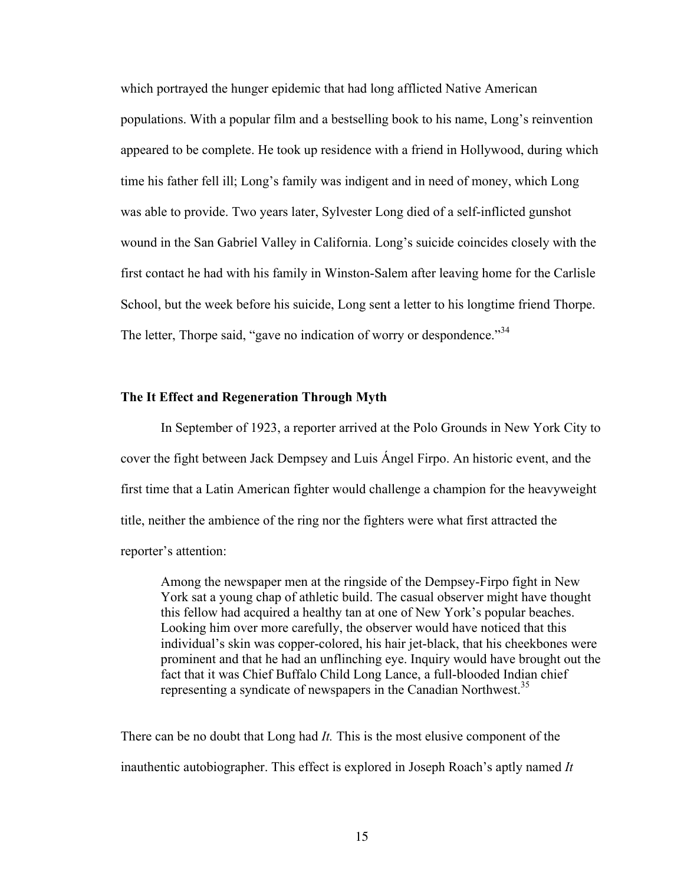which portrayed the hunger epidemic that had long afflicted Native American populations. With a popular film and a bestselling book to his name, Long's reinvention appeared to be complete. He took up residence with a friend in Hollywood, during which time his father fell ill; Long's family was indigent and in need of money, which Long was able to provide. Two years later, Sylvester Long died of a self-inflicted gunshot wound in the San Gabriel Valley in California. Long's suicide coincides closely with the first contact he had with his family in Winston-Salem after leaving home for the Carlisle School, but the week before his suicide, Long sent a letter to his longtime friend Thorpe. The letter, Thorpe said, "gave no indication of worry or despondence."[34]

### The It Effect and Regeneration Through Myth

In September of 1923, a reporter arrived at the Polo Grounds in New York City to cover the fight between Jack Dempsey and Luis Ángel Firpo. An historic event, and the first time that a Latin American fighter would challenge a champion for the heavyweight title, neither the ambience of the ring nor the fighters were what first attracted the reporter's attention:

> Among the newspaper men at the ringside of the Dempsey-Firpo fight in New York sat a young chap of athletic build. The casual observer might have thought this fellow had acquired a healthy tan at one of New York's popular beaches. Looking him over more carefully, the observer would have noticed that this individual's skin was copper-colored, his hair jet-black, that his cheekbones were prominent and that he had an unflinching eye. Inquiry would have brought out the fact that it was Chief Buffalo Child Long Lance, a full-blooded Indian chief representing a syndicate of newspapers in the Canadian Northwest.[35]

There can be no doubt that Long had *It.* This is the most elusive component of the inauthentic autobiographer. This effect is explored in Joseph Roach's aptly named *It*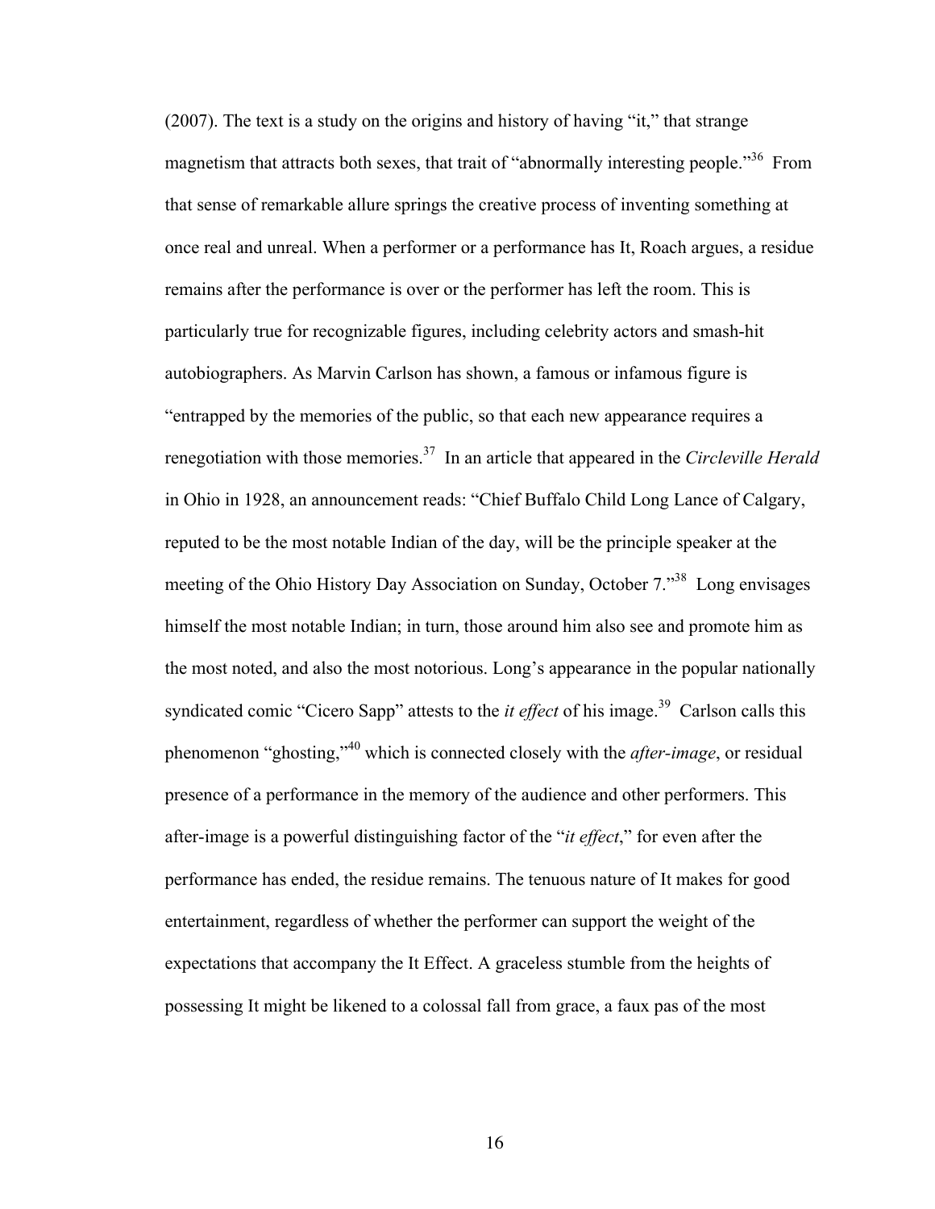(2007). The text is a study on the origins and history of having "it," that strange magnetism that attracts both sexes, that trait of "abnormally interesting people."[36] From that sense of remarkable allure springs the creative process of inventing something at once real and unreal. When a performer or a performance has It, Roach argues, a residue remains after the performance is over or the performer has left the room. This is particularly true for recognizable figures, including celebrity actors and smash-hit autobiographers. As Marvin Carlson has shown, a famous or infamous figure is "entrapped by the memories of the public, so that each new appearance requires a renegotiation with those memories.[37] In an article that appeared in the *Circleville Herald* in Ohio in 1928, an announcement reads: "Chief Buffalo Child Long Lance of Calgary, reputed to be the most notable Indian of the day, will be the principle speaker at the meeting of the Ohio History Day Association on Sunday, October 7."[38] Long envisages himself the most notable Indian; in turn, those around him also see and promote him as the most noted, and also the most notorious. Long's appearance in the popular nationally syndicated comic "Cicero Sapp" attests to the *it effect* of his image.[39] Carlson calls this phenomenon "ghosting,"[40] which is connected closely with the *after-image*, or residual presence of a performance in the memory of the audience and other performers. This after-image is a powerful distinguishing factor of the "*it effect*," for even after the performance has ended, the residue remains. The tenuous nature of It makes for good entertainment, regardless of whether the performer can support the weight of the expectations that accompany the It Effect. A graceless stumble from the heights of possessing It might be likened to a colossal fall from grace, a faux pas of the most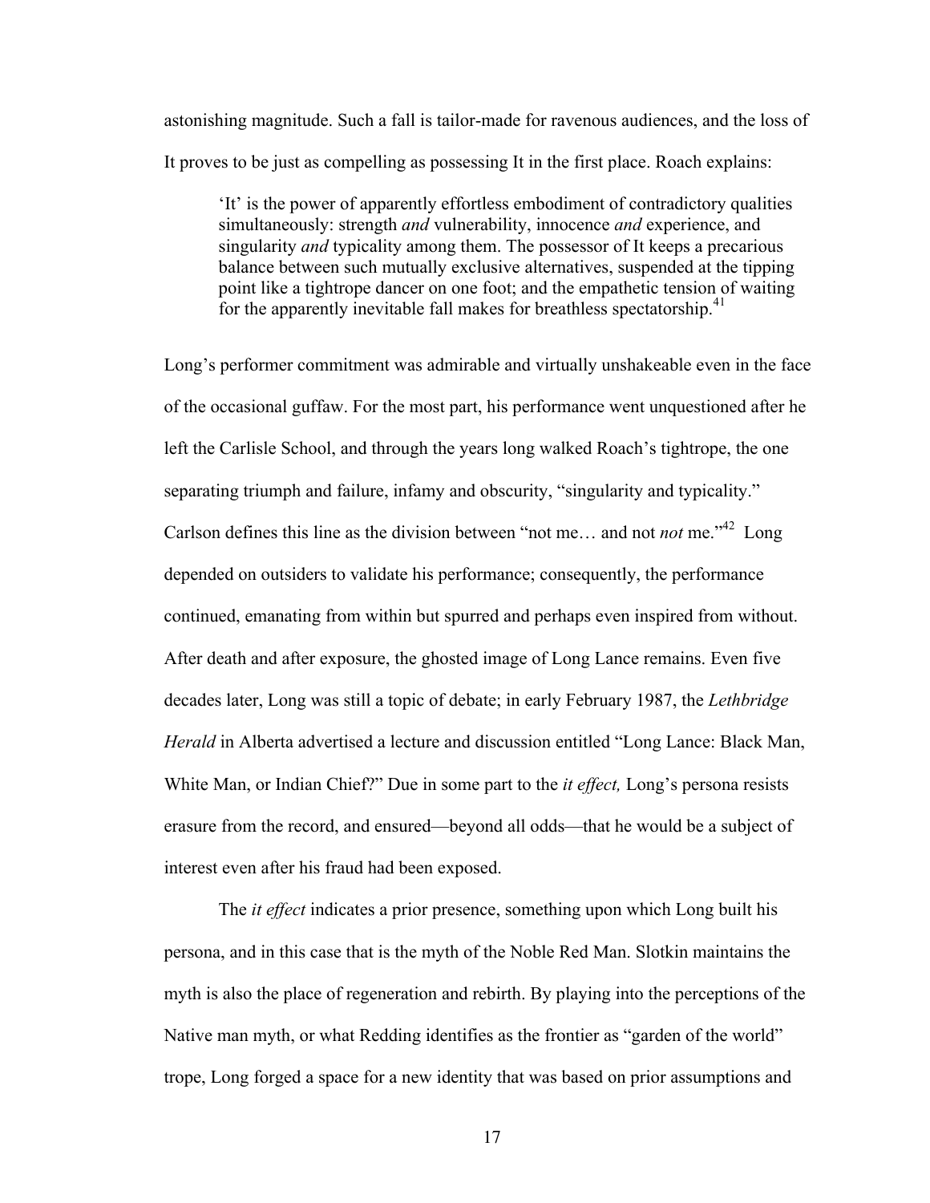astonishing magnitude. Such a fall is tailor-made for ravenous audiences, and the loss of It proves to be just as compelling as possessing It in the first place. Roach explains:

> 'It' is the power of apparently effortless embodiment of contradictory qualities simultaneously: strength *and* vulnerability, innocence *and* experience, and singularity *and* typicality among them. The possessor of It keeps a precarious balance between such mutually exclusive alternatives, suspended at the tipping point like a tightrope dancer on one foot; and the empathetic tension of waiting for the apparently inevitable fall makes for breathless spectatorship.[41]

Long's performer commitment was admirable and virtually unshakeable even in the face of the occasional guffaw. For the most part, his performance went unquestioned after he left the Carlisle School, and through the years long walked Roach's tightrope, the one separating triumph and failure, infamy and obscurity, "singularity and typicality." Carlson defines this line as the division between "not me… and not *not* me."[42] Long depended on outsiders to validate his performance; consequently, the performance continued, emanating from within but spurred and perhaps even inspired from without. After death and after exposure, the ghosted image of Long Lance remains. Even five decades later, Long was still a topic of debate; in early February 1987, the *Lethbridge Herald* in Alberta advertised a lecture and discussion entitled "Long Lance: Black Man, White Man, or Indian Chief?" Due in some part to the *it effect,* Long's persona resists erasure from the record, and ensured—beyond all odds—that he would be a subject of interest even after his fraud had been exposed.

The *it effect* indicates a prior presence, something upon which Long built his persona, and in this case that is the myth of the Noble Red Man. Slotkin maintains the myth is also the place of regeneration and rebirth. By playing into the perceptions of the Native man myth, or what Redding identifies as the frontier as "garden of the world" trope, Long forged a space for a new identity that was based on prior assumptions and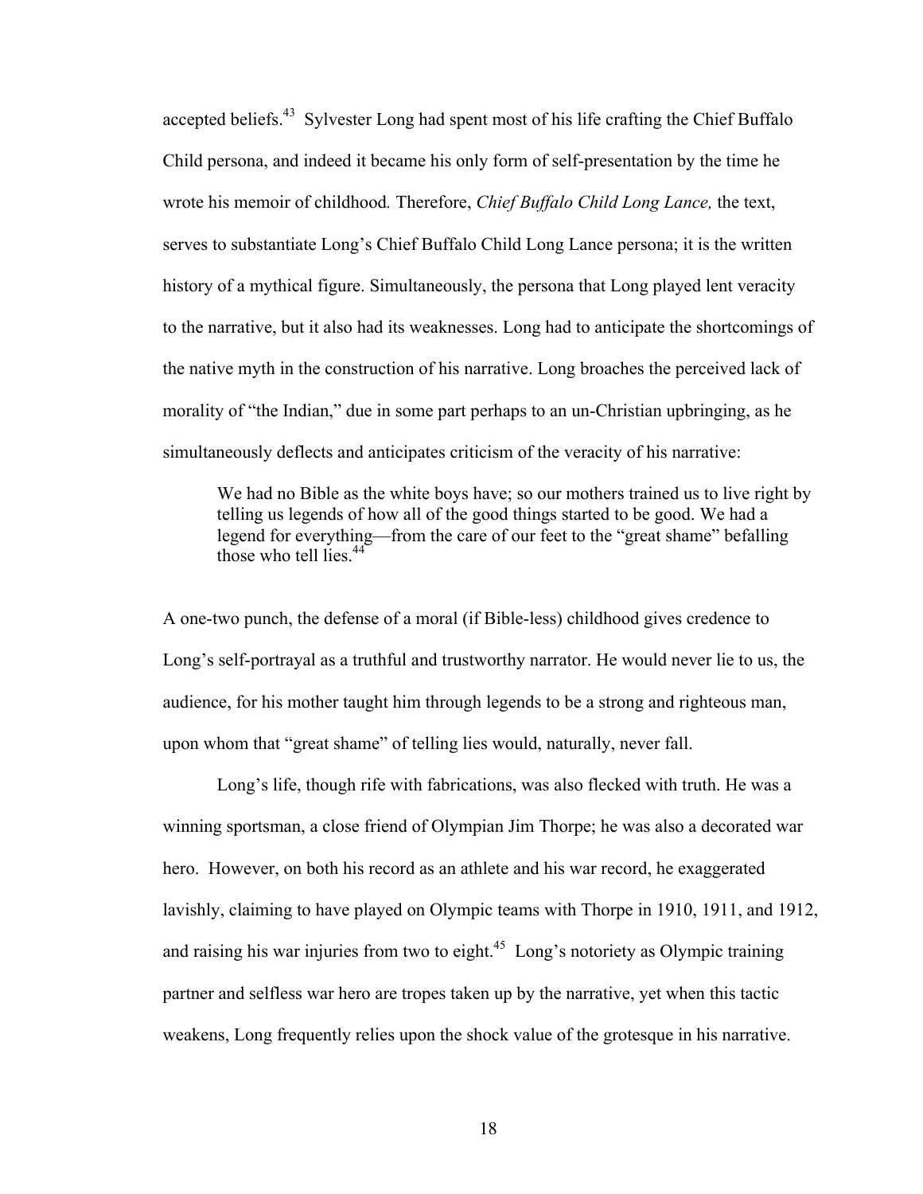accepted beliefs.[43] Sylvester Long had spent most of his life crafting the Chief Buffalo Child persona, and indeed it became his only form of self-presentation by the time he wrote his memoir of childhood. Therefore, *Chief Buffalo Child Long Lance,* the text, serves to substantiate Long's Chief Buffalo Child Long Lance persona; it is the written history of a mythical figure. Simultaneously, the persona that Long played lent veracity to the narrative, but it also had its weaknesses. Long had to anticipate the shortcomings of the native myth in the construction of his narrative. Long broaches the perceived lack of morality of "the Indian," due in some part perhaps to an un-Christian upbringing, as he simultaneously deflects and anticipates criticism of the veracity of his narrative:

> We had no Bible as the white boys have; so our mothers trained us to live right by telling us legends of how all of the good things started to be good. We had a legend for everything—from the care of our feet to the "great shame" befalling those who tell lies.[44]

A one-two punch, the defense of a moral (if Bible-less) childhood gives credence to Long's self-portrayal as a truthful and trustworthy narrator. He would never lie to us, the audience, for his mother taught him through legends to be a strong and righteous man, upon whom that "great shame" of telling lies would, naturally, never fall.

Long's life, though rife with fabrications, was also flecked with truth. He was a winning sportsman, a close friend of Olympian Jim Thorpe; he was also a decorated war hero. However, on both his record as an athlete and his war record, he exaggerated lavishly, claiming to have played on Olympic teams with Thorpe in 1910, 1911, and 1912, and raising his war injuries from two to eight.[45] Long's notoriety as Olympic training partner and selfless war hero are tropes taken up by the narrative, yet when this tactic weakens, Long frequently relies upon the shock value of the grotesque in his narrative.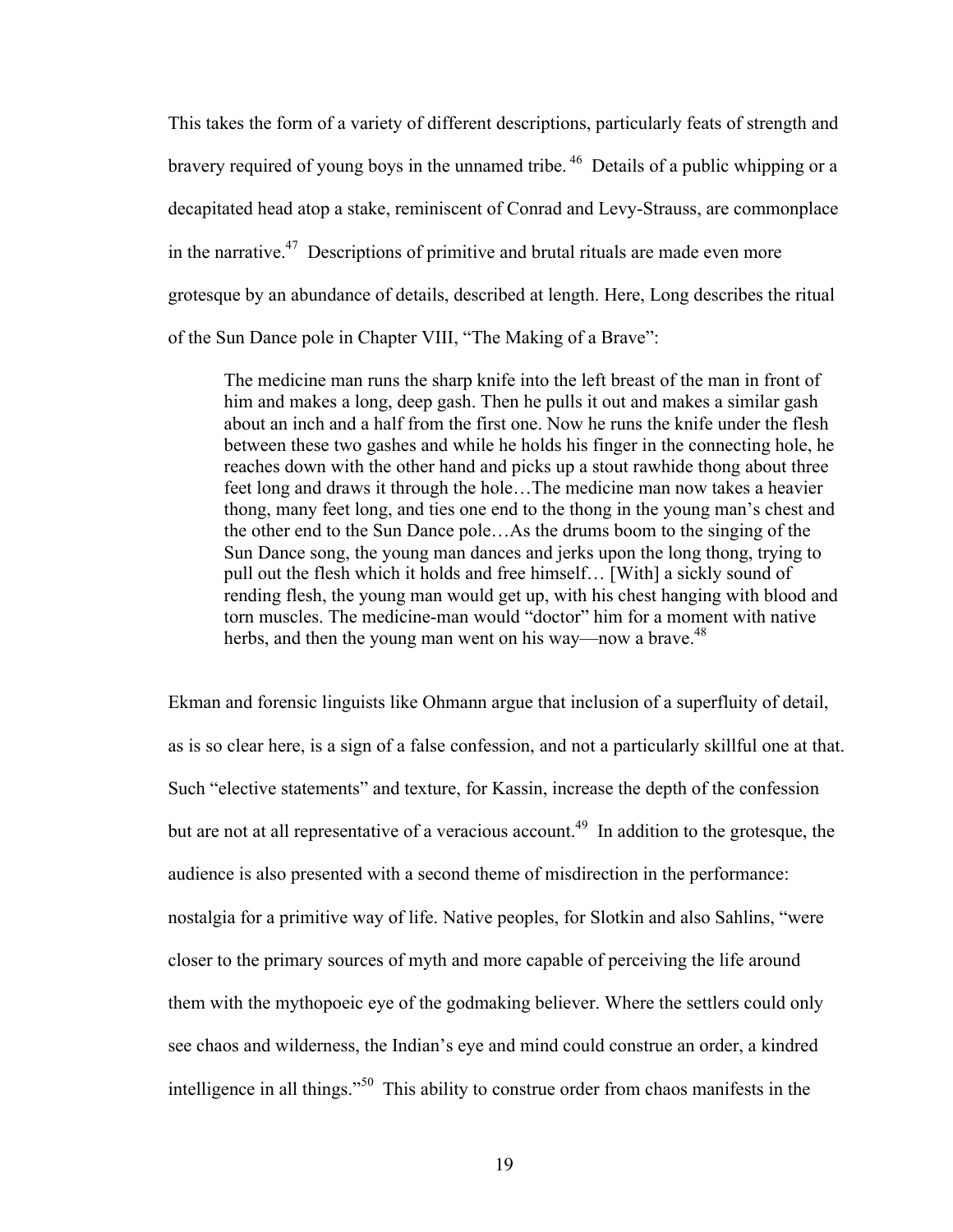This takes the form of a variety of different descriptions, particularly feats of strength and bravery required of young boys in the unnamed tribe.[46] Details of a public whipping or a decapitated head atop a stake, reminiscent of Conrad and Levy-Strauss, are commonplace in the narrative.[47] Descriptions of primitive and brutal rituals are made even more grotesque by an abundance of details, described at length. Here, Long describes the ritual of the Sun Dance pole in Chapter VIII, "The Making of a Brave":

> The medicine man runs the sharp knife into the left breast of the man in front of him and makes a long, deep gash. Then he pulls it out and makes a similar gash about an inch and a half from the first one. Now he runs the knife under the flesh between these two gashes and while he holds his finger in the connecting hole, he reaches down with the other hand and picks up a stout rawhide thong about three feet long and draws it through the hole…The medicine man now takes a heavier thong, many feet long, and ties one end to the thong in the young man's chest and the other end to the Sun Dance pole…As the drums boom to the singing of the Sun Dance song, the young man dances and jerks upon the long thong, trying to pull out the flesh which it holds and free himself… [With] a sickly sound of rending flesh, the young man would get up, with his chest hanging with blood and torn muscles. The medicine-man would "doctor" him for a moment with native herbs, and then the young man went on his way—now a brave.[48]

Ekman and forensic linguists like Ohmann argue that inclusion of a superfluity of detail, as is so clear here, is a sign of a false confession, and not a particularly skillful one at that. Such "elective statements" and texture, for Kassin, increase the depth of the confession but are not at all representative of a veracious account.[49] In addition to the grotesque, the audience is also presented with a second theme of misdirection in the performance: nostalgia for a primitive way of life. Native peoples, for Slotkin and also Sahlins, "were closer to the primary sources of myth and more capable of perceiving the life around them with the mythopoeic eye of the godmaking believer. Where the settlers could only see chaos and wilderness, the Indian's eye and mind could construe an order, a kindred intelligence in all things."[50] This ability to construe order from chaos manifests in the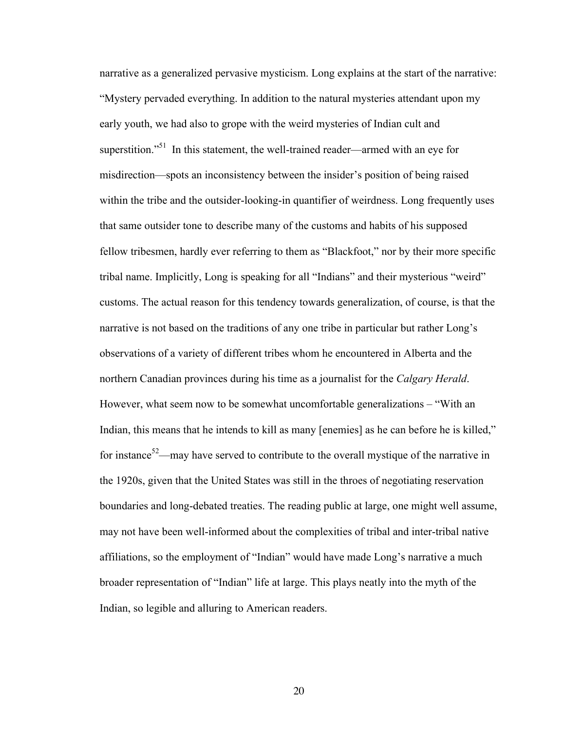narrative as a generalized pervasive mysticism. Long explains at the start of the narrative: "Mystery pervaded everything. In addition to the natural mysteries attendant upon my early youth, we had also to grope with the weird mysteries of Indian cult and superstition."[51] In this statement, the well-trained reader—armed with an eye for misdirection—spots an inconsistency between the insider's position of being raised within the tribe and the outsider-looking-in quantifier of weirdness. Long frequently uses that same outsider tone to describe many of the customs and habits of his supposed fellow tribesmen, hardly ever referring to them as "Blackfoot," nor by their more specific tribal name. Implicitly, Long is speaking for all "Indians" and their mysterious "weird" customs. The actual reason for this tendency towards generalization, of course, is that the narrative is not based on the traditions of any one tribe in particular but rather Long's observations of a variety of different tribes whom he encountered in Alberta and the northern Canadian provinces during his time as a journalist for the *Calgary Herald*. However, what seem now to be somewhat uncomfortable generalizations – "With an Indian, this means that he intends to kill as many [enemies] as he can before he is killed," for instance[52]—may have served to contribute to the overall mystique of the narrative in the 1920s, given that the United States was still in the throes of negotiating reservation boundaries and long-debated treaties. The reading public at large, one might well assume, may not have been well-informed about the complexities of tribal and inter-tribal native affiliations, so the employment of "Indian" would have made Long's narrative a much broader representation of "Indian" life at large. This plays neatly into the myth of the Indian, so legible and alluring to American readers.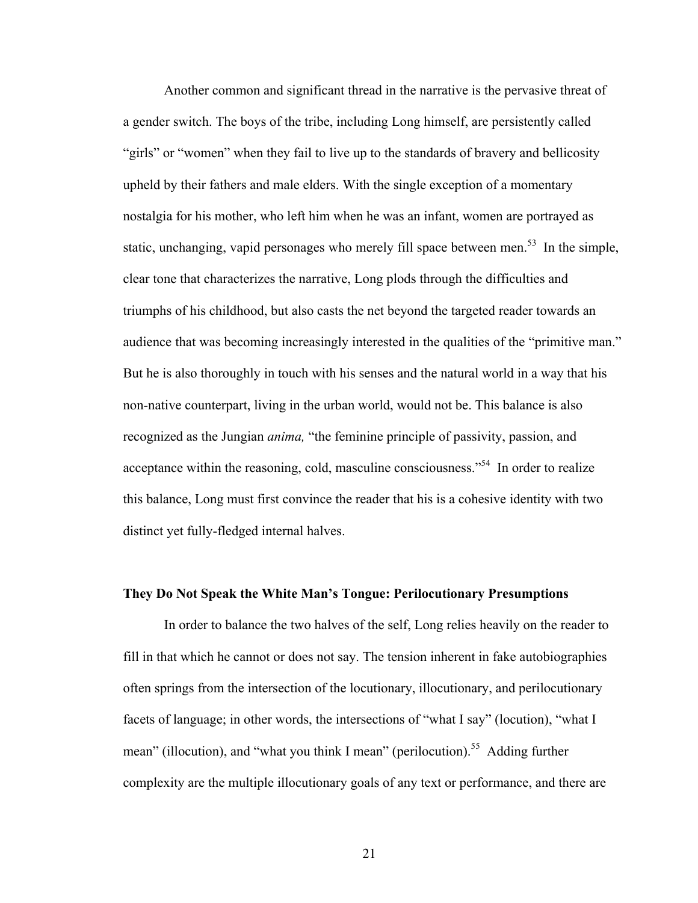Another common and significant thread in the narrative is the pervasive threat of a gender switch. The boys of the tribe, including Long himself, are persistently called "girls" or "women" when they fail to live up to the standards of bravery and bellicosity upheld by their fathers and male elders. With the single exception of a momentary nostalgia for his mother, who left him when he was an infant, women are portrayed as static, unchanging, vapid personages who merely fill space between men.[53] In the simple, clear tone that characterizes the narrative, Long plods through the difficulties and triumphs of his childhood, but also casts the net beyond the targeted reader towards an audience that was becoming increasingly interested in the qualities of the "primitive man." But he is also thoroughly in touch with his senses and the natural world in a way that his non-native counterpart, living in the urban world, would not be. This balance is also recognized as the Jungian *anima,* "the feminine principle of passivity, passion, and acceptance within the reasoning, cold, masculine consciousness."[54] In order to realize this balance, Long must first convince the reader that his is a cohesive identity with two distinct yet fully-fledged internal halves.

### They Do Not Speak the White Man's Tongue: Perilocutionary Presumptions

In order to balance the two halves of the self, Long relies heavily on the reader to fill in that which he cannot or does not say. The tension inherent in fake autobiographies often springs from the intersection of the locutionary, illocutionary, and perilocutionary facets of language; in other words, the intersections of "what I say" (locution), "what I mean" (illocution), and "what you think I mean" (perilocution).[55] Adding further complexity are the multiple illocutionary goals of any text or performance, and there are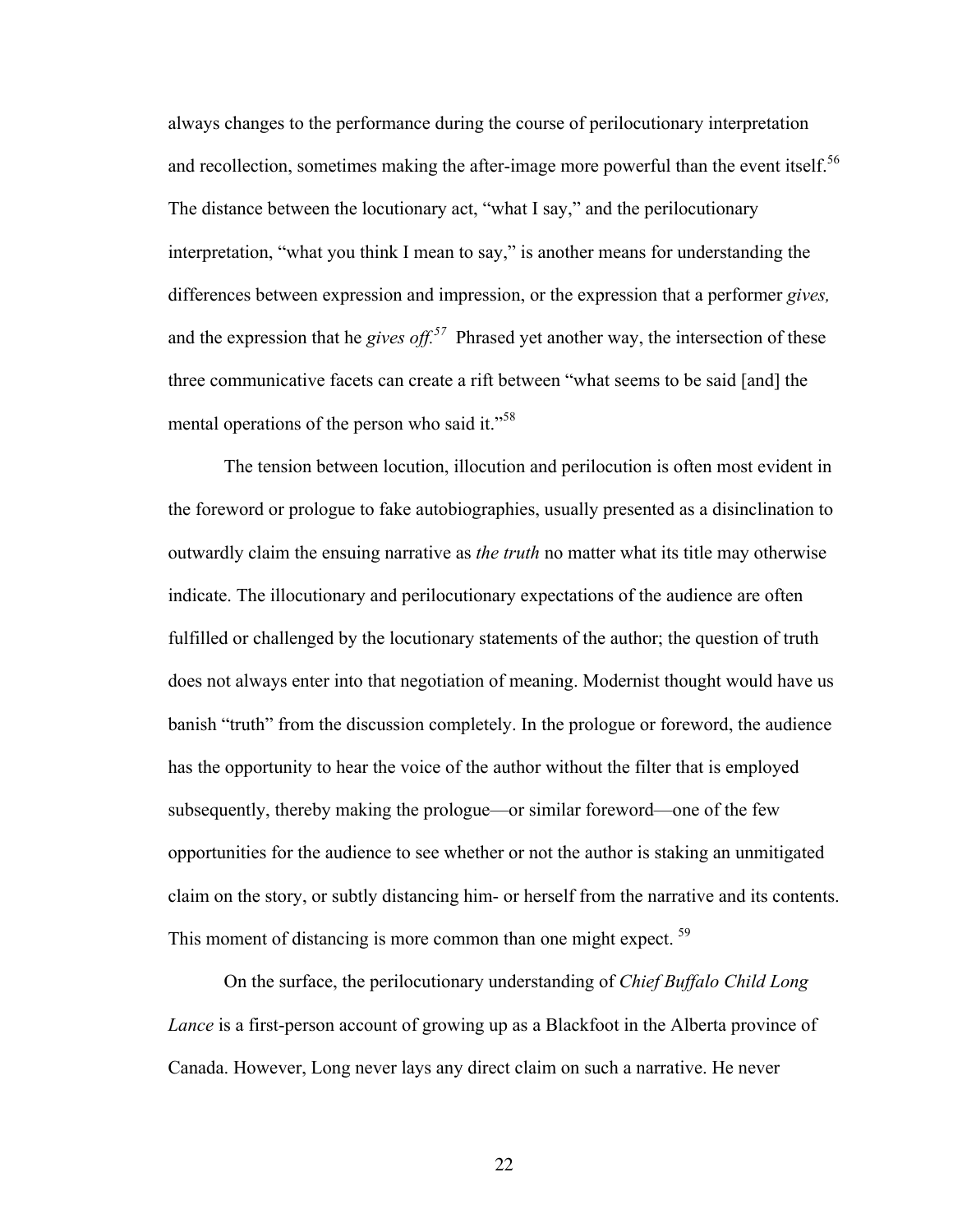always changes to the performance during the course of perilocutionary interpretation and recollection, sometimes making the after-image more powerful than the event itself.[56] The distance between the locutionary act, "what I say," and the perilocutionary interpretation, "what you think I mean to say," is another means for understanding the differences between expression and impression, or the expression that a performer *gives,* and the expression that he *gives off.*[57] Phrased yet another way, the intersection of these three communicative facets can create a rift between "what seems to be said [and] the mental operations of the person who said it."[58]

The tension between locution, illocution and perilocution is often most evident in the foreword or prologue to fake autobiographies, usually presented as a disinclination to outwardly claim the ensuing narrative as *the truth* no matter what its title may otherwise indicate. The illocutionary and perilocutionary expectations of the audience are often fulfilled or challenged by the locutionary statements of the author; the question of truth does not always enter into that negotiation of meaning. Modernist thought would have us banish "truth" from the discussion completely. In the prologue or foreword, the audience has the opportunity to hear the voice of the author without the filter that is employed subsequently, thereby making the prologue—or similar foreword—one of the few opportunities for the audience to see whether or not the author is staking an unmitigated claim on the story, or subtly distancing him- or herself from the narrative and its contents. This moment of distancing is more common than one might expect. [59]

On the surface, the perilocutionary understanding of *Chief Buffalo Child Long Lance* is a first-person account of growing up as a Blackfoot in the Alberta province of Canada. However, Long never lays any direct claim on such a narrative. He never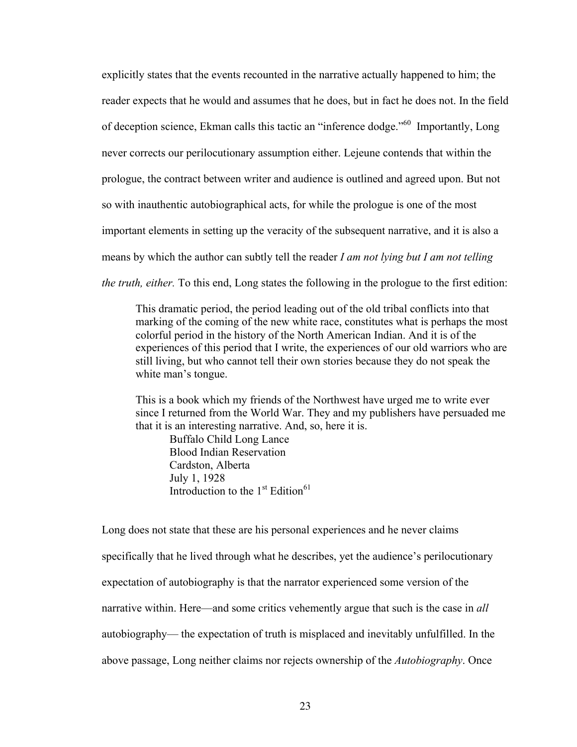explicitly states that the events recounted in the narrative actually happened to him; the reader expects that he would and assumes that he does, but in fact he does not. In the field of deception science, Ekman calls this tactic an "inference dodge."[60] Importantly, Long never corrects our perlocutionary assumption either. Lejeune contends that within the prologue, the contract between writer and audience is outlined and agreed upon. But not so with inauthentic autobiographical acts, for while the prologue is one of the most important elements in setting up the veracity of the subsequent narrative, and it is also a means by which the author can subtly tell the reader *I am not lying but I am not telling the truth, either.* To this end, Long states the following in the prologue to the first edition:

> This dramatic period, the period leading out of the old tribal conflicts into that marking of the coming of the new white race, constitutes what is perhaps the most colorful period in the history of the North American Indian. And it is of the experiences of this period that I write, the experiences of our old warriors who are still living, but who cannot tell their own stories because they do not speak the white man's tongue.
>
> This is a book which my friends of the Northwest have urged me to write ever since I returned from the World War. They and my publishers have persuaded me that it is an interesting narrative. And, so, here it is.
>
> Buffalo Child Long Lance
> Blood Indian Reservation
> Cardston, Alberta
> July 1, 1928
> Introduction to the 1st Edition[61]

Long does not state that these are his personal experiences and he never claims specifically that he lived through what he describes, yet the audience's perlocutionary expectation of autobiography is that the narrator experienced some version of the narrative within. Here—and some critics vehemently argue that such is the case in *all* autobiography— the expectation of truth is misplaced and inevitably unfulfilled. In the above passage, Long neither claims nor rejects ownership of the *Autobiography*. Once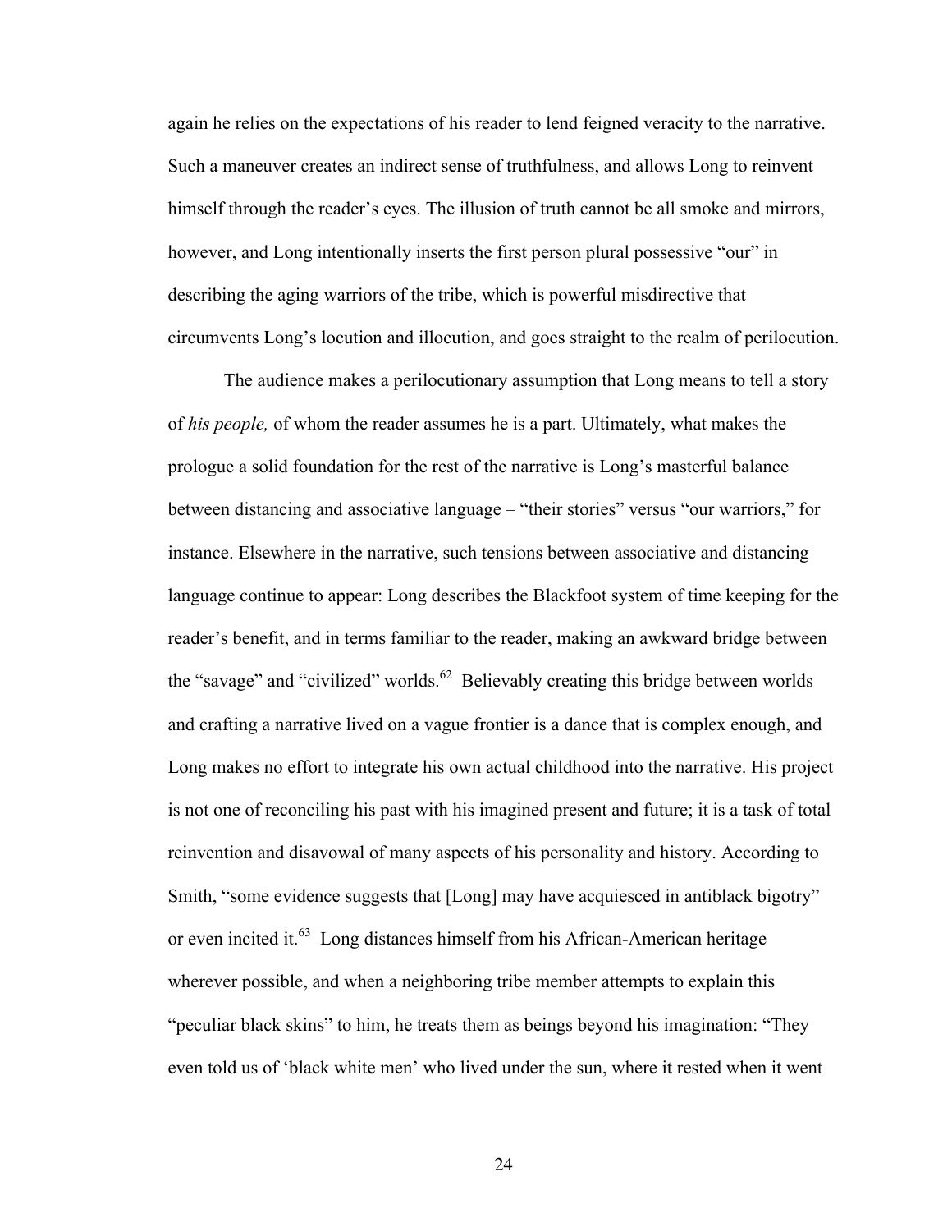again he relies on the expectations of his reader to lend feigned veracity to the narrative. Such a maneuver creates an indirect sense of truthfulness, and allows Long to reinvent himself through the reader's eyes. The illusion of truth cannot be all smoke and mirrors, however, and Long intentionally inserts the first person plural possessive "our" in describing the aging warriors of the tribe, which is powerful misdirective that circumvents Long's locution and illocution, and goes straight to the realm of perilocution.

The audience makes a perilocutionary assumption that Long means to tell a story of *his people,* of whom the reader assumes he is a part. Ultimately, what makes the prologue a solid foundation for the rest of the narrative is Long's masterful balance between distancing and associative language – "their stories" versus "our warriors," for instance. Elsewhere in the narrative, such tensions between associative and distancing language continue to appear: Long describes the Blackfoot system of time keeping for the reader's benefit, and in terms familiar to the reader, making an awkward bridge between the "savage" and "civilized" worlds.[62] Believably creating this bridge between worlds and crafting a narrative lived on a vague frontier is a dance that is complex enough, and Long makes no effort to integrate his own actual childhood into the narrative. His project is not one of reconciling his past with his imagined present and future; it is a task of total reinvention and disavowal of many aspects of his personality and history. According to Smith, "some evidence suggests that [Long] may have acquiesced in antiblack bigotry" or even incited it.[63] Long distances himself from his African-American heritage wherever possible, and when a neighboring tribe member attempts to explain this "peculiar black skins" to him, he treats them as beings beyond his imagination: "They even told us of 'black white men' who lived under the sun, where it rested when it went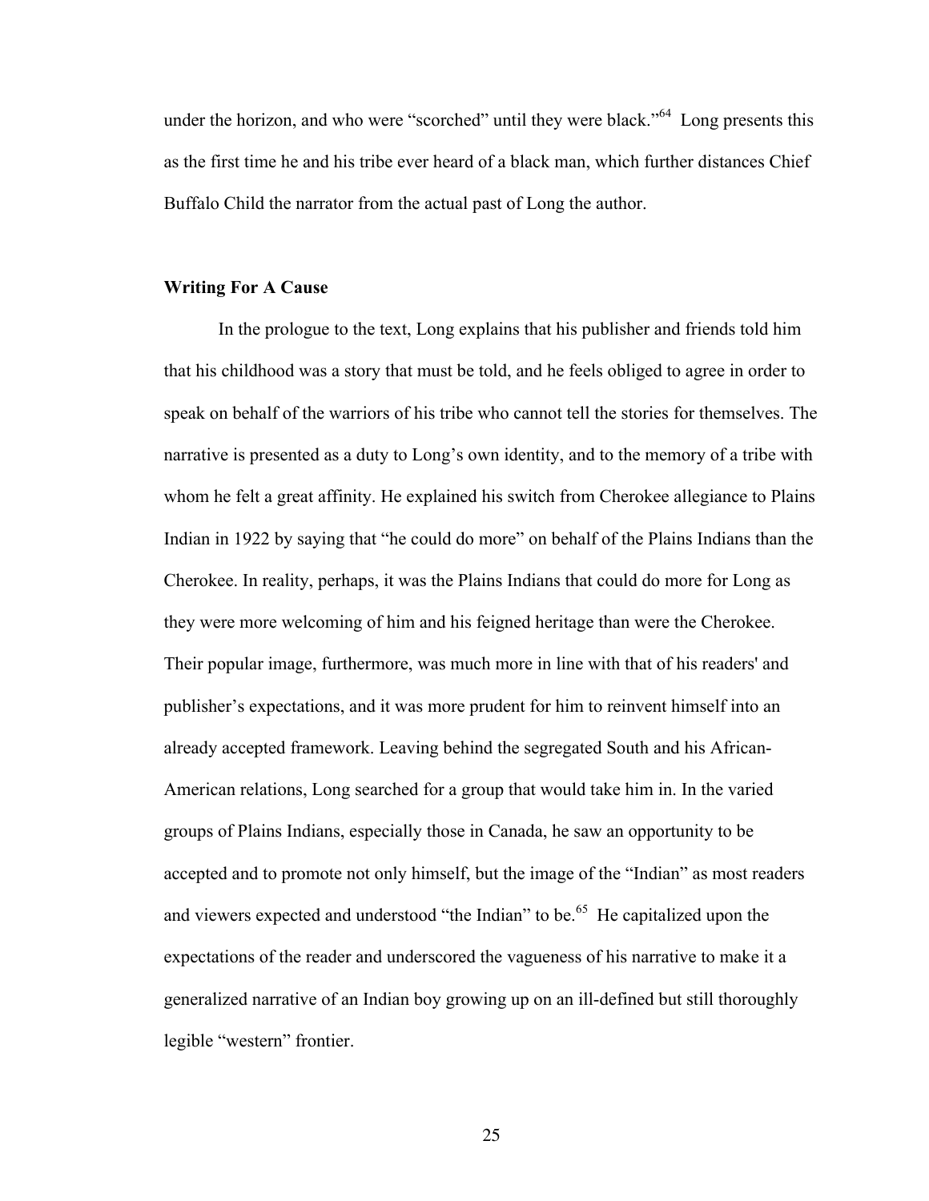under the horizon, and who were "scorched" until they were black."[64] Long presents this as the first time he and his tribe ever heard of a black man, which further distances Chief Buffalo Child the narrator from the actual past of Long the author.

**Writing For A Cause**

In the prologue to the text, Long explains that his publisher and friends told him that his childhood was a story that must be told, and he feels obliged to agree in order to speak on behalf of the warriors of his tribe who cannot tell the stories for themselves. The narrative is presented as a duty to Long's own identity, and to the memory of a tribe with whom he felt a great affinity. He explained his switch from Cherokee allegiance to Plains Indian in 1922 by saying that "he could do more" on behalf of the Plains Indians than the Cherokee. In reality, perhaps, it was the Plains Indians that could do more for Long as they were more welcoming of him and his feigned heritage than were the Cherokee. Their popular image, furthermore, was much more in line with that of his readers' and publisher's expectations, and it was more prudent for him to reinvent himself into an already accepted framework. Leaving behind the segregated South and his African-American relations, Long searched for a group that would take him in. In the varied groups of Plains Indians, especially those in Canada, he saw an opportunity to be accepted and to promote not only himself, but the image of the "Indian" as most readers and viewers expected and understood "the Indian" to be.[65] He capitalized upon the expectations of the reader and underscored the vagueness of his narrative to make it a generalized narrative of an Indian boy growing up on an ill-defined but still thoroughly legible "western" frontier.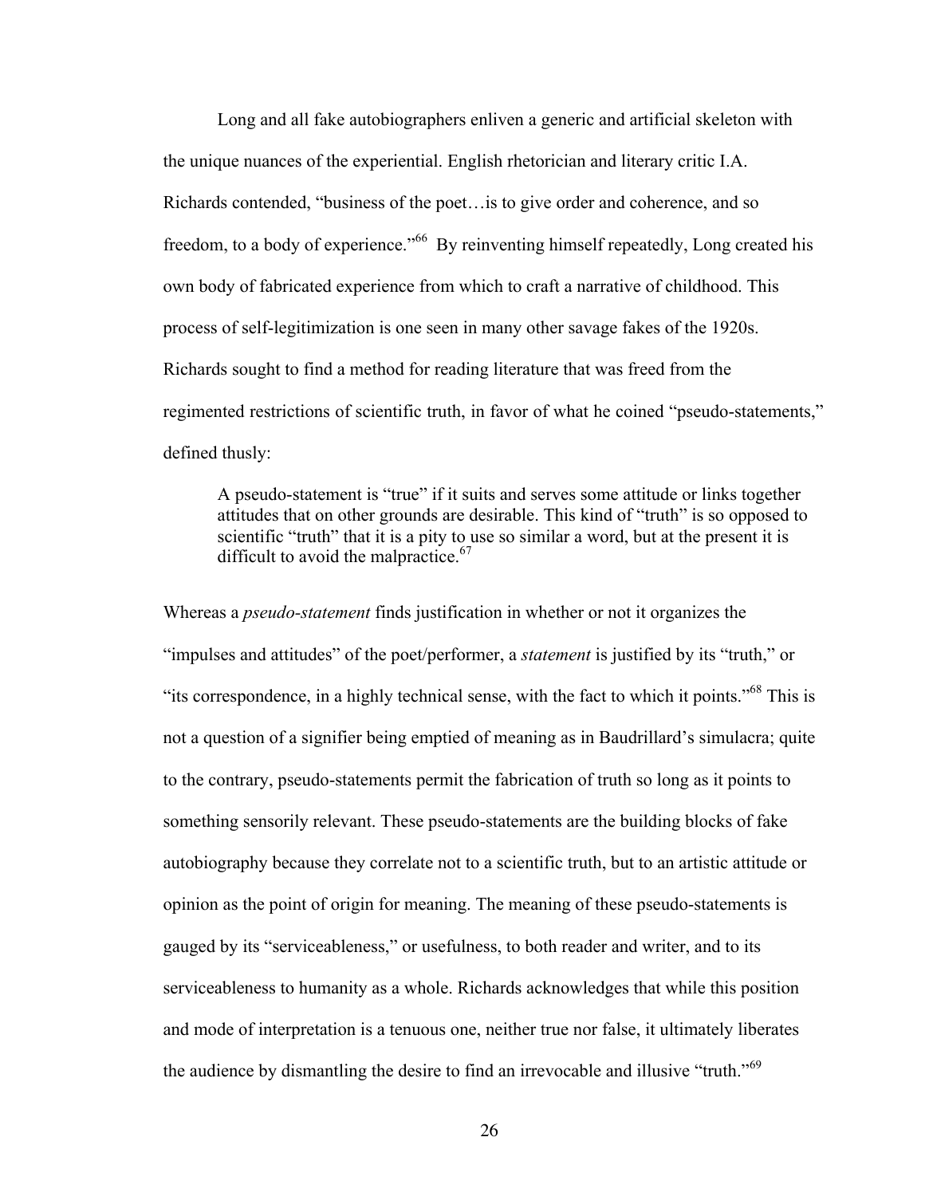Long and all fake autobiographers enliven a generic and artificial skeleton with the unique nuances of the experiential. English rhetorician and literary critic I.A. Richards contended, "business of the poet…is to give order and coherence, and so freedom, to a body of experience."[66] By reinventing himself repeatedly, Long created his own body of fabricated experience from which to craft a narrative of childhood. This process of self-legitimization is one seen in many other savage fakes of the 1920s. Richards sought to find a method for reading literature that was freed from the regimented restrictions of scientific truth, in favor of what he coined "pseudo-statements," defined thusly:

> A pseudo-statement is "true" if it suits and serves some attitude or links together attitudes that on other grounds are desirable. This kind of "truth" is so opposed to scientific "truth" that it is a pity to use so similar a word, but at the present it is difficult to avoid the malpractice.[67]

Whereas a *pseudo-statement* finds justification in whether or not it organizes the "impulses and attitudes" of the poet/performer, a *statement* is justified by its "truth," or "its correspondence, in a highly technical sense, with the fact to which it points."[68] This is not a question of a signifier being emptied of meaning as in Baudrillard's simulacra; quite to the contrary, pseudo-statements permit the fabrication of truth so long as it points to something sensorily relevant. These pseudo-statements are the building blocks of fake autobiography because they correlate not to a scientific truth, but to an artistic attitude or opinion as the point of origin for meaning. The meaning of these pseudo-statements is gauged by its "serviceableness," or usefulness, to both reader and writer, and to its serviceableness to humanity as a whole. Richards acknowledges that while this position and mode of interpretation is a tenuous one, neither true nor false, it ultimately liberates the audience by dismantling the desire to find an irrevocable and illusive "truth."[69]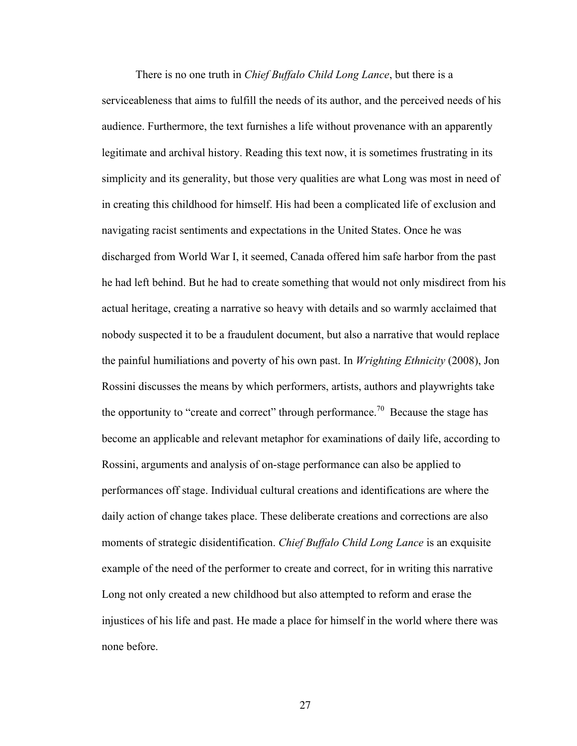There is no one truth in *Chief Buffalo Child Long Lance*, but there is a serviceableness that aims to fulfill the needs of its author, and the perceived needs of his audience. Furthermore, the text furnishes a life without provenance with an apparently legitimate and archival history. Reading this text now, it is sometimes frustrating in its simplicity and its generality, but those very qualities are what Long was most in need of in creating this childhood for himself. His had been a complicated life of exclusion and navigating racist sentiments and expectations in the United States. Once he was discharged from World War I, it seemed, Canada offered him safe harbor from the past he had left behind. But he had to create something that would not only misdirect from his actual heritage, creating a narrative so heavy with details and so warmly acclaimed that nobody suspected it to be a fraudulent document, but also a narrative that would replace the painful humiliations and poverty of his own past. In *Wrighting Ethnicity* (2008), Jon Rossini discusses the means by which performers, artists, authors and playwrights take the opportunity to "create and correct" through performance.[70] Because the stage has become an applicable and relevant metaphor for examinations of daily life, according to Rossini, arguments and analysis of on-stage performance can also be applied to performances off stage. Individual cultural creations and identifications are where the daily action of change takes place. These deliberate creations and corrections are also moments of strategic disidentification. *Chief Buffalo Child Long Lance* is an exquisite example of the need of the performer to create and correct, for in writing this narrative Long not only created a new childhood but also attempted to reform and erase the injustices of his life and past. He made a place for himself in the world where there was none before.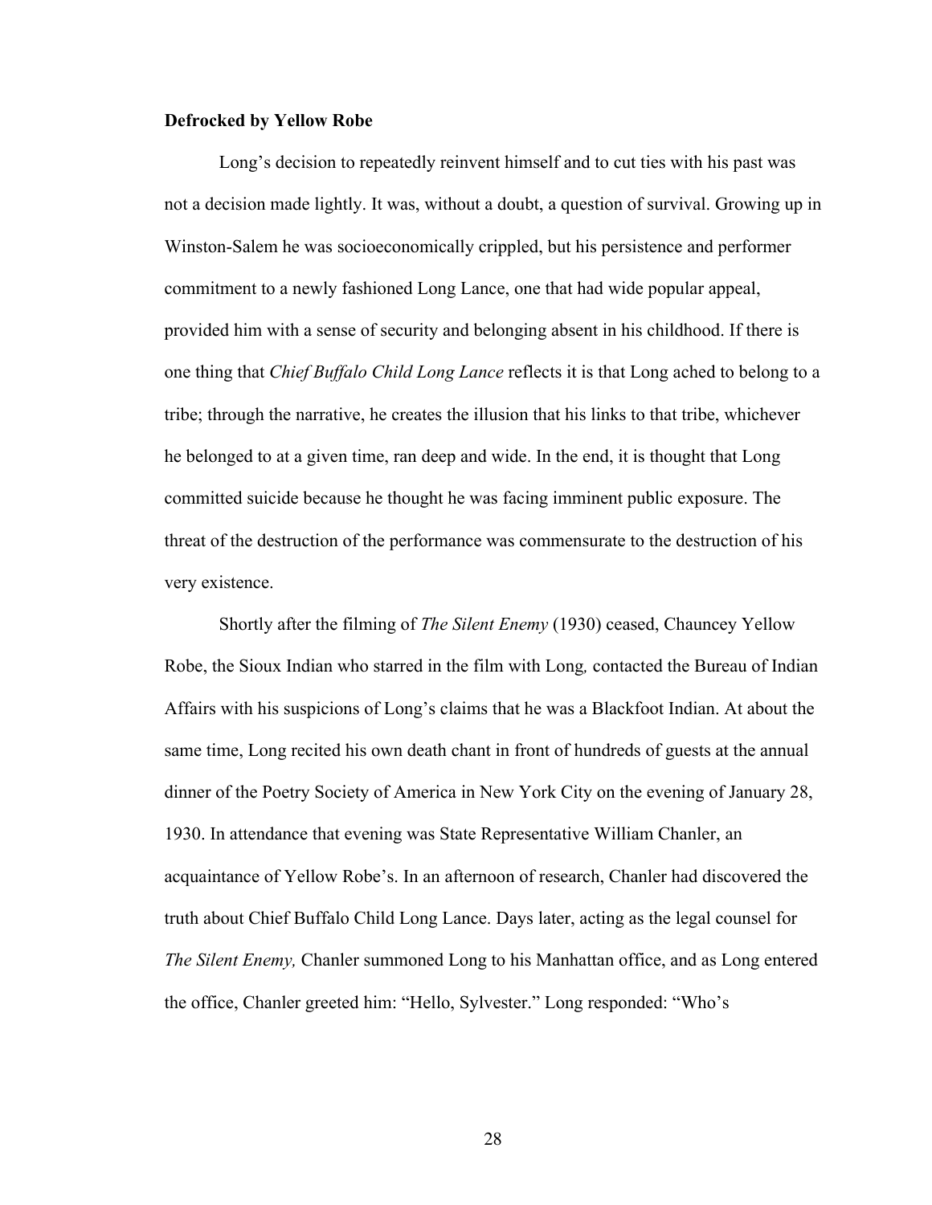**Defrocked by Yellow Robe**

Long's decision to repeatedly reinvent himself and to cut ties with his past was not a decision made lightly. It was, without a doubt, a question of survival. Growing up in Winston-Salem he was socioeconomically crippled, but his persistence and performer commitment to a newly fashioned Long Lance, one that had wide popular appeal, provided him with a sense of security and belonging absent in his childhood. If there is one thing that *Chief Buffalo Child Long Lance* reflects it is that Long ached to belong to a tribe; through the narrative, he creates the illusion that his links to that tribe, whichever he belonged to at a given time, ran deep and wide. In the end, it is thought that Long committed suicide because he thought he was facing imminent public exposure. The threat of the destruction of the performance was commensurate to the destruction of his very existence.

Shortly after the filming of *The Silent Enemy* (1930) ceased, Chauncey Yellow Robe, the Sioux Indian who starred in the film with Long*,* contacted the Bureau of Indian Affairs with his suspicions of Long's claims that he was a Blackfoot Indian. At about the same time, Long recited his own death chant in front of hundreds of guests at the annual dinner of the Poetry Society of America in New York City on the evening of January 28, 1930. In attendance that evening was State Representative William Chanler, an acquaintance of Yellow Robe's. In an afternoon of research, Chanler had discovered the truth about Chief Buffalo Child Long Lance. Days later, acting as the legal counsel for *The Silent Enemy,* Chanler summoned Long to his Manhattan office, and as Long entered the office, Chanler greeted him: "Hello, Sylvester." Long responded: "Who's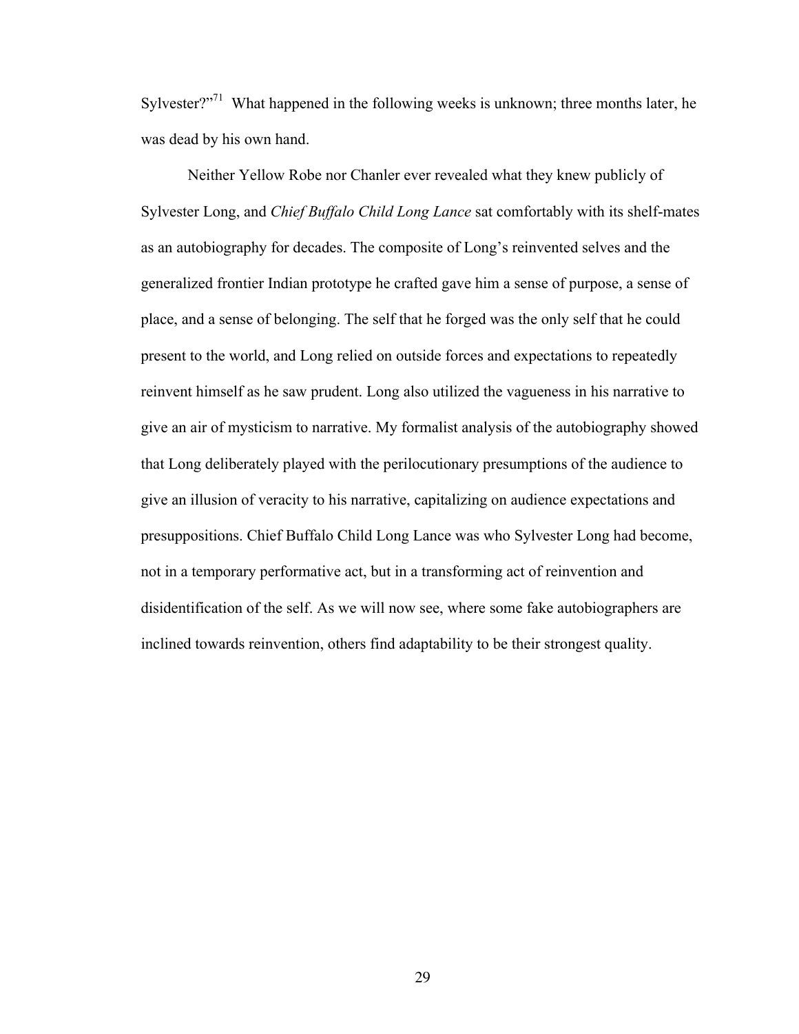Sylvester?"[71] What happened in the following weeks is unknown; three months later, he was dead by his own hand.

Neither Yellow Robe nor Chanler ever revealed what they knew publicly of Sylvester Long, and *Chief Buffalo Child Long Lance* sat comfortably with its shelf-mates as an autobiography for decades. The composite of Long's reinvented selves and the generalized frontier Indian prototype he crafted gave him a sense of purpose, a sense of place, and a sense of belonging. The self that he forged was the only self that he could present to the world, and Long relied on outside forces and expectations to repeatedly reinvent himself as he saw prudent. Long also utilized the vagueness in his narrative to give an air of mysticism to narrative. My formalist analysis of the autobiography showed that Long deliberately played with the perilocutionary presumptions of the audience to give an illusion of veracity to his narrative, capitalizing on audience expectations and presuppositions. Chief Buffalo Child Long Lance was who Sylvester Long had become, not in a temporary performative act, but in a transforming act of reinvention and disidentification of the self. As we will now see, where some fake autobiographers are inclined towards reinvention, others find adaptability to be their strongest quality.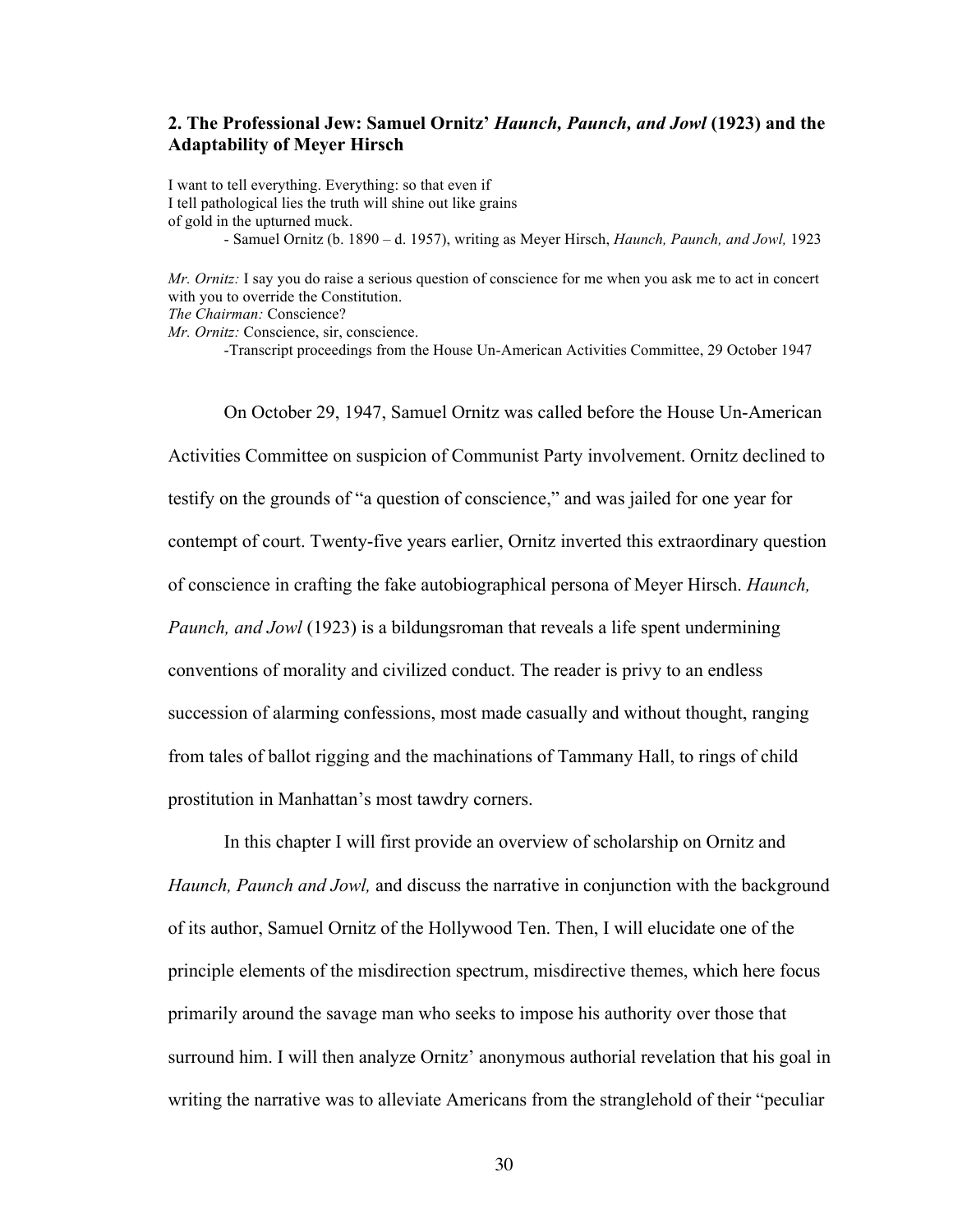## 2. The Professional Jew: Samuel Ornitz' *Haunch, Paunch, and Jowl* (1923) and the Adaptability of Meyer Hirsch

I want to tell everything. Everything: so that even if
I tell pathological lies the truth will shine out like grains
of gold in the upturned muck.

- Samuel Ornitz (b. 1890 – d. 1957), writing as Meyer Hirsch, *Haunch, Paunch, and Jowl,* 1923

*Mr. Ornitz:* I say you do raise a serious question of conscience for me when you ask me to act in concert with you to override the Constitution.
*The Chairman:* Conscience?
*Mr. Ornitz:* Conscience, sir, conscience.

-Transcript proceedings from the House Un-American Activities Committee, 29 October 1947

On October 29, 1947, Samuel Ornitz was called before the House Un-American Activities Committee on suspicion of Communist Party involvement. Ornitz declined to testify on the grounds of "a question of conscience," and was jailed for one year for contempt of court. Twenty-five years earlier, Ornitz inverted this extraordinary question of conscience in crafting the fake autobiographical persona of Meyer Hirsch. *Haunch, Paunch, and Jowl* (1923) is a bildungsroman that reveals a life spent undermining conventions of morality and civilized conduct. The reader is privy to an endless succession of alarming confessions, most made casually and without thought, ranging from tales of ballot rigging and the machinations of Tammany Hall, to rings of child prostitution in Manhattan's most tawdry corners.

In this chapter I will first provide an overview of scholarship on Ornitz and *Haunch, Paunch and Jowl,* and discuss the narrative in conjunction with the background of its author, Samuel Ornitz of the Hollywood Ten. Then, I will elucidate one of the principle elements of the misdirection spectrum, misdirective themes, which here focus primarily around the savage man who seeks to impose his authority over those that surround him. I will then analyze Ornitz' anonymous authorial revelation that his goal in writing the narrative was to alleviate Americans from the stranglehold of their "peculiar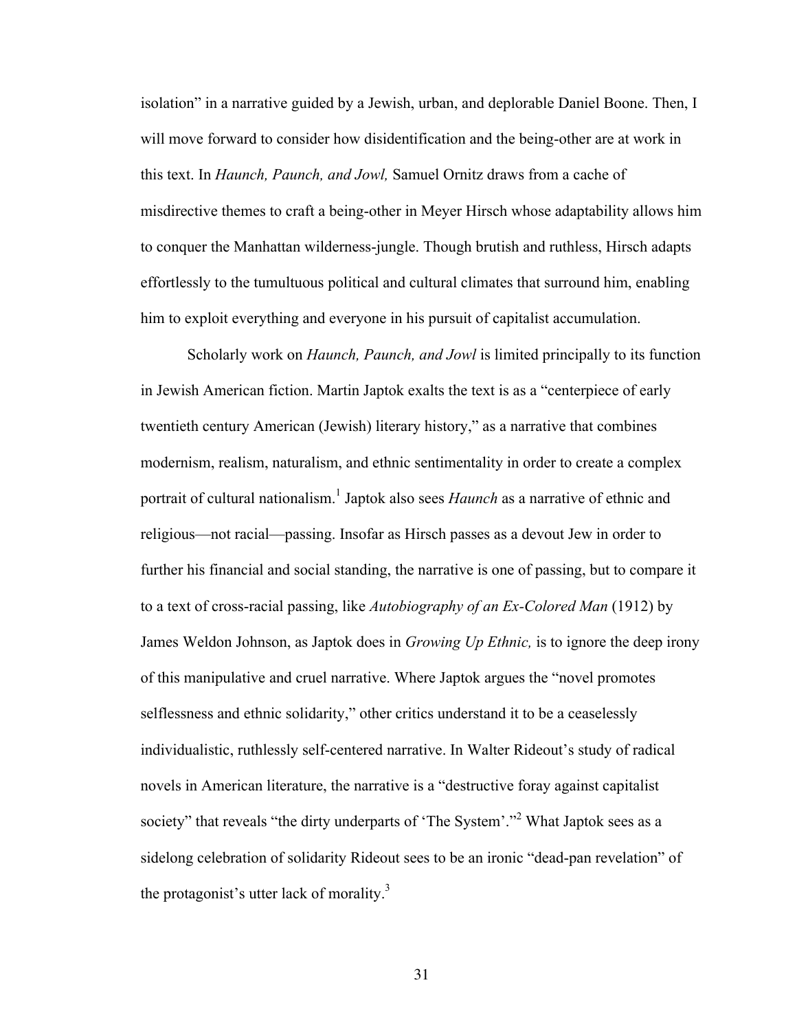isolation" in a narrative guided by a Jewish, urban, and deplorable Daniel Boone. Then, I will move forward to consider how disidentification and the being-other are at work in this text. In *Haunch, Paunch, and Jowl,* Samuel Ornitz draws from a cache of misdirective themes to craft a being-other in Meyer Hirsch whose adaptability allows him to conquer the Manhattan wilderness-jungle. Though brutish and ruthless, Hirsch adapts effortlessly to the tumultuous political and cultural climates that surround him, enabling him to exploit everything and everyone in his pursuit of capitalist accumulation.

Scholarly work on *Haunch, Paunch, and Jowl* is limited principally to its function in Jewish American fiction. Martin Japtok exalts the text is as a "centerpiece of early twentieth century American (Jewish) literary history," as a narrative that combines modernism, realism, naturalism, and ethnic sentimentality in order to create a complex portrait of cultural nationalism.[1] Japtok also sees *Haunch* as a narrative of ethnic and religious—not racial—passing. Insofar as Hirsch passes as a devout Jew in order to further his financial and social standing, the narrative is one of passing, but to compare it to a text of cross-racial passing, like *Autobiography of an Ex-Colored Man* (1912) by James Weldon Johnson, as Japtok does in *Growing Up Ethnic,* is to ignore the deep irony of this manipulative and cruel narrative. Where Japtok argues the "novel promotes selflessness and ethnic solidarity," other critics understand it to be a ceaselessly individualistic, ruthlessly self-centered narrative. In Walter Rideout's study of radical novels in American literature, the narrative is a "destructive foray against capitalist society" that reveals "the dirty underparts of 'The System'."[2] What Japtok sees as a sidelong celebration of solidarity Rideout sees to be an ironic "dead-pan revelation" of the protagonist's utter lack of morality.[3]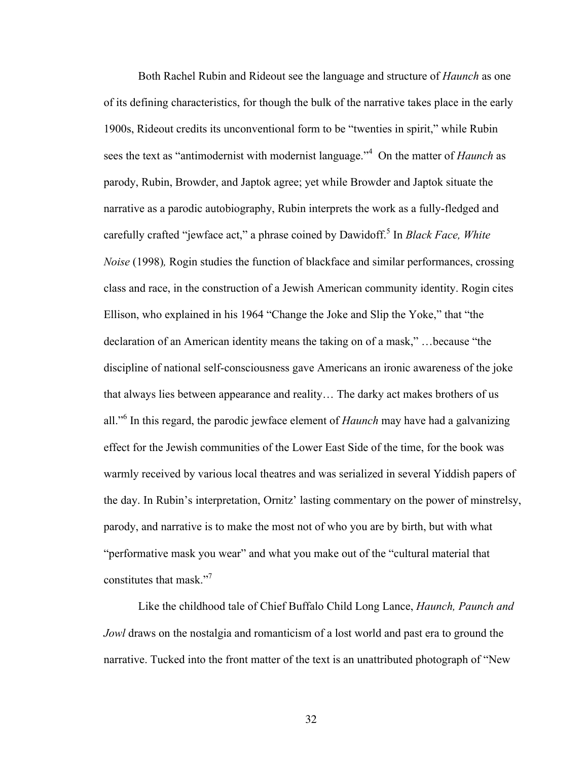Both Rachel Rubin and Rideout see the language and structure of *Haunch* as one of its defining characteristics, for though the bulk of the narrative takes place in the early 1900s, Rideout credits its unconventional form to be "twenties in spirit," while Rubin sees the text as "antimodernist with modernist language."[4] On the matter of *Haunch* as parody, Rubin, Browder, and Japtok agree; yet while Browder and Japtok situate the narrative as a parodic autobiography, Rubin interprets the work as a fully-fledged and carefully crafted "jewface act," a phrase coined by Dawidoff.[5] In *Black Face, White Noise* (1998)*,* Rogin studies the function of blackface and similar performances, crossing class and race, in the construction of a Jewish American community identity. Rogin cites Ellison, who explained in his 1964 "Change the Joke and Slip the Yoke," that "the declaration of an American identity means the taking on of a mask," …because "the discipline of national self-consciousness gave Americans an ironic awareness of the joke that always lies between appearance and reality… The darky act makes brothers of us all."[6] In this regard, the parodic jewface element of *Haunch* may have had a galvanizing effect for the Jewish communities of the Lower East Side of the time, for the book was warmly received by various local theatres and was serialized in several Yiddish papers of the day. In Rubin's interpretation, Ornitz' lasting commentary on the power of minstrelsy, parody, and narrative is to make the most not of who you are by birth, but with what "performative mask you wear" and what you make out of the "cultural material that constitutes that mask."[7]

Like the childhood tale of Chief Buffalo Child Long Lance, *Haunch, Paunch and Jowl* draws on the nostalgia and romanticism of a lost world and past era to ground the narrative. Tucked into the front matter of the text is an unattributed photograph of "New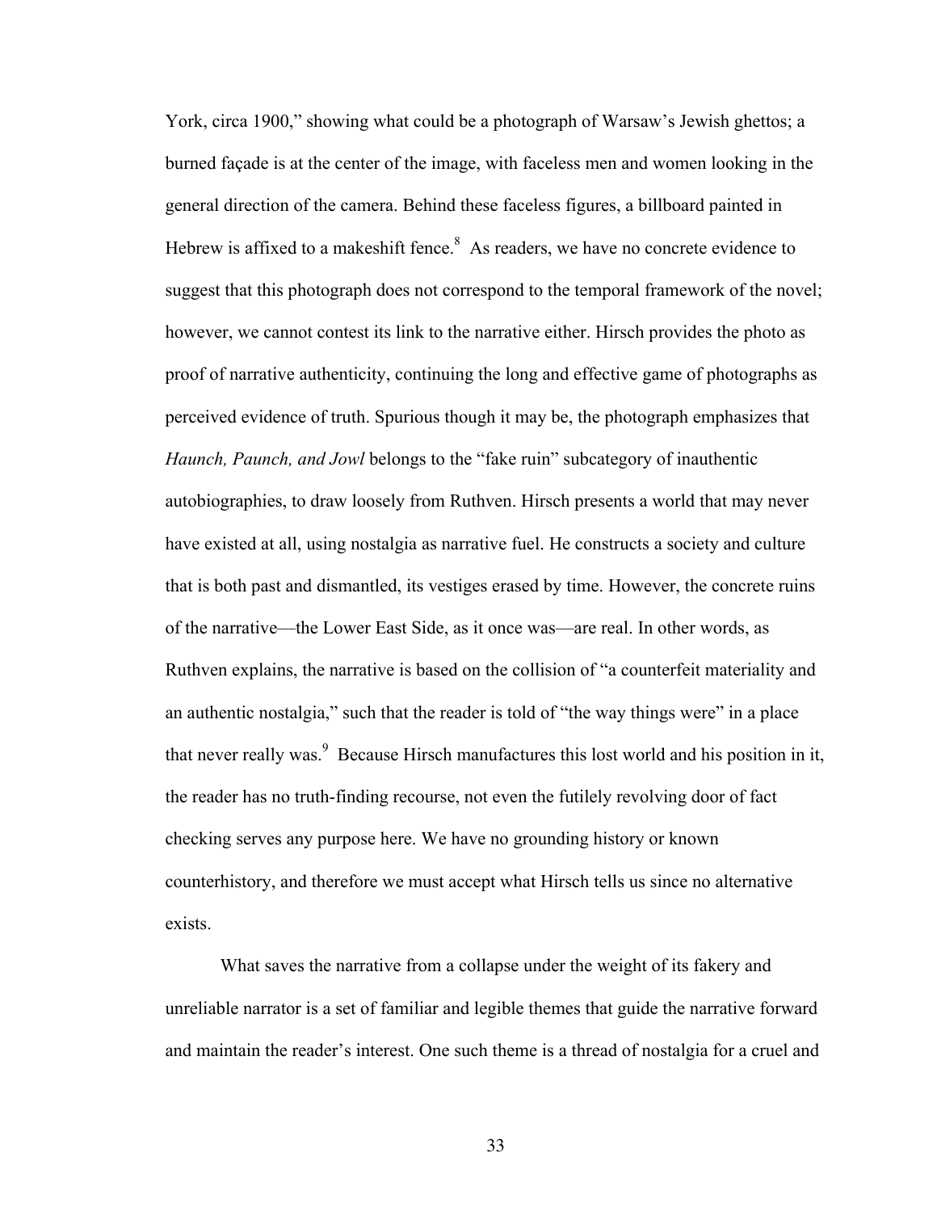York, circa 1900," showing what could be a photograph of Warsaw's Jewish ghettos; a burned façade is at the center of the image, with faceless men and women looking in the general direction of the camera. Behind these faceless figures, a billboard painted in Hebrew is affixed to a makeshift fence.[8] As readers, we have no concrete evidence to suggest that this photograph does not correspond to the temporal framework of the novel; however, we cannot contest its link to the narrative either. Hirsch provides the photo as proof of narrative authenticity, continuing the long and effective game of photographs as perceived evidence of truth. Spurious though it may be, the photograph emphasizes that *Haunch, Paunch, and Jowl* belongs to the "fake ruin" subcategory of inauthentic autobiographies, to draw loosely from Ruthven. Hirsch presents a world that may never have existed at all, using nostalgia as narrative fuel. He constructs a society and culture that is both past and dismantled, its vestiges erased by time. However, the concrete ruins of the narrative—the Lower East Side, as it once was—are real. In other words, as Ruthven explains, the narrative is based on the collision of "a counterfeit materiality and an authentic nostalgia," such that the reader is told of "the way things were" in a place that never really was.[9] Because Hirsch manufactures this lost world and his position in it, the reader has no truth-finding recourse, not even the futilely revolving door of fact checking serves any purpose here. We have no grounding history or known counterhistory, and therefore we must accept what Hirsch tells us since no alternative exists.

What saves the narrative from a collapse under the weight of its fakery and unreliable narrator is a set of familiar and legible themes that guide the narrative forward and maintain the reader's interest. One such theme is a thread of nostalgia for a cruel and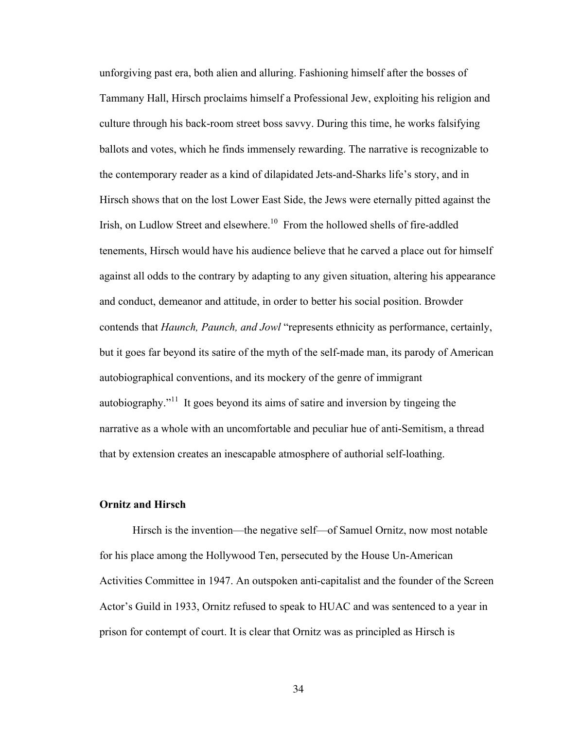unforgiving past era, both alien and alluring. Fashioning himself after the bosses of Tammany Hall, Hirsch proclaims himself a Professional Jew, exploiting his religion and culture through his back-room street boss savvy. During this time, he works falsifying ballots and votes, which he finds immensely rewarding. The narrative is recognizable to the contemporary reader as a kind of dilapidated Jets-and-Sharks life's story, and in Hirsch shows that on the lost Lower East Side, the Jews were eternally pitted against the Irish, on Ludlow Street and elsewhere.[10] From the hollowed shells of fire-addled tenements, Hirsch would have his audience believe that he carved a place out for himself against all odds to the contrary by adapting to any given situation, altering his appearance and conduct, demeanor and attitude, in order to better his social position. Browder contends that *Haunch, Paunch, and Jowl* "represents ethnicity as performance, certainly, but it goes far beyond its satire of the myth of the self-made man, its parody of American autobiographical conventions, and its mockery of the genre of immigrant autobiography."[11] It goes beyond its aims of satire and inversion by tingeing the narrative as a whole with an uncomfortable and peculiar hue of anti-Semitism, a thread that by extension creates an inescapable atmosphere of authorial self-loathing.

**Ornitz and Hirsch**

Hirsch is the invention—the negative self—of Samuel Ornitz, now most notable for his place among the Hollywood Ten, persecuted by the House Un-American Activities Committee in 1947. An outspoken anti-capitalist and the founder of the Screen Actor's Guild in 1933, Ornitz refused to speak to HUAC and was sentenced to a year in prison for contempt of court. It is clear that Ornitz was as principled as Hirsch is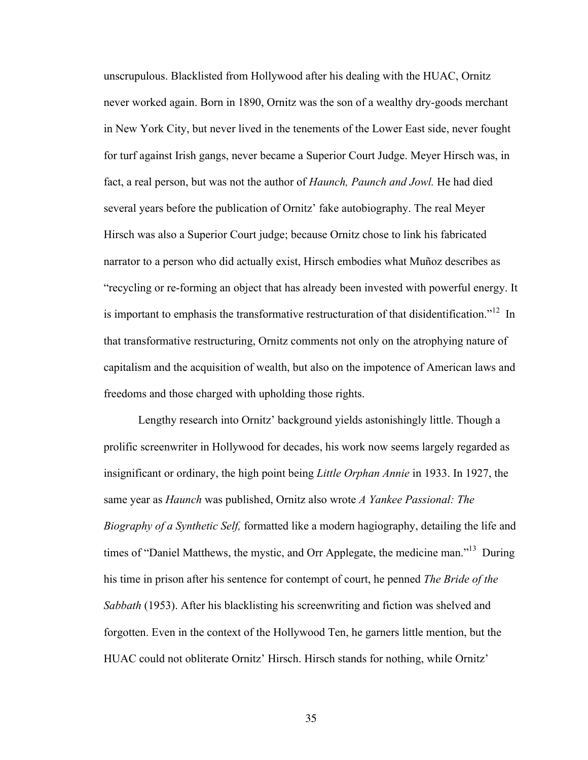unscrupulous. Blacklisted from Hollywood after his dealing with the HUAC, Ornitz never worked again. Born in 1890, Ornitz was the son of a wealthy dry-goods merchant in New York City, but never lived in the tenements of the Lower East side, never fought for turf against Irish gangs, never became a Superior Court Judge. Meyer Hirsch was, in fact, a real person, but was not the author of *Haunch, Paunch and Jowl.* He had died several years before the publication of Ornitz' fake autobiography. The real Meyer Hirsch was also a Superior Court judge; because Ornitz chose to link his fabricated narrator to a person who did actually exist, Hirsch embodies what Muñoz describes as "recycling or re-forming an object that has already been invested with powerful energy. It is important to emphasis the transformative restructuration of that disidentification."[12] In that transformative restructuring, Ornitz comments not only on the atrophying nature of capitalism and the acquisition of wealth, but also on the impotence of American laws and freedoms and those charged with upholding those rights.

Lengthy research into Ornitz' background yields astonishingly little. Though a prolific screenwriter in Hollywood for decades, his work now seems largely regarded as insignificant or ordinary, the high point being *Little Orphan Annie* in 1933. In 1927, the same year as *Haunch* was published, Ornitz also wrote *A Yankee Passional: The Biography of a Synthetic Self,* formatted like a modern hagiography, detailing the life and times of "Daniel Matthews, the mystic, and Orr Applegate, the medicine man."[13] During his time in prison after his sentence for contempt of court, he penned *The Bride of the Sabbath* (1953). After his blacklisting his screenwriting and fiction was shelved and forgotten. Even in the context of the Hollywood Ten, he garners little mention, but the HUAC could not obliterate Ornitz' Hirsch. Hirsch stands for nothing, while Ornitz'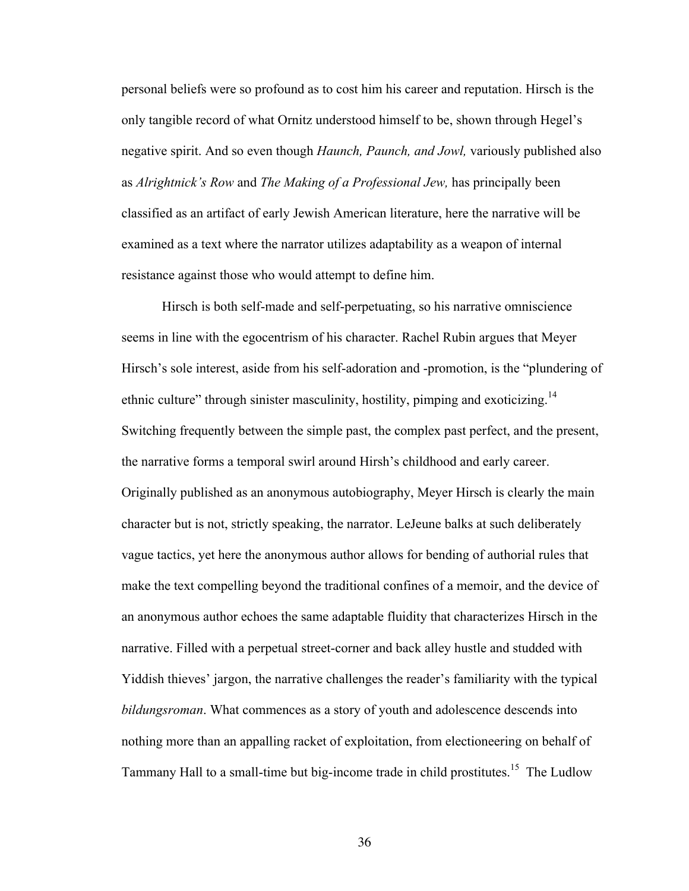personal beliefs were so profound as to cost him his career and reputation. Hirsch is the only tangible record of what Ornitz understood himself to be, shown through Hegel's negative spirit. And so even though *Haunch, Paunch, and Jowl,* variously published also as *Alrightnick's Row* and *The Making of a Professional Jew,* has principally been classified as an artifact of early Jewish American literature, here the narrative will be examined as a text where the narrator utilizes adaptability as a weapon of internal resistance against those who would attempt to define him.

Hirsch is both self-made and self-perpetuating, so his narrative omniscience seems in line with the egocentrism of his character. Rachel Rubin argues that Meyer Hirsch's sole interest, aside from his self-adoration and -promotion, is the "plundering of ethnic culture" through sinister masculinity, hostility, pimping and exoticizing.[14] Switching frequently between the simple past, the complex past perfect, and the present, the narrative forms a temporal swirl around Hirsh's childhood and early career. Originally published as an anonymous autobiography, Meyer Hirsch is clearly the main character but is not, strictly speaking, the narrator. LeJeune balks at such deliberately vague tactics, yet here the anonymous author allows for bending of authorial rules that make the text compelling beyond the traditional confines of a memoir, and the device of an anonymous author echoes the same adaptable fluidity that characterizes Hirsch in the narrative. Filled with a perpetual street-corner and back alley hustle and studded with Yiddish thieves' jargon, the narrative challenges the reader's familiarity with the typical *bildungsroman*. What commences as a story of youth and adolescence descends into nothing more than an appalling racket of exploitation, from electioneering on behalf of Tammany Hall to a small-time but big-income trade in child prostitutes.[15] The Ludlow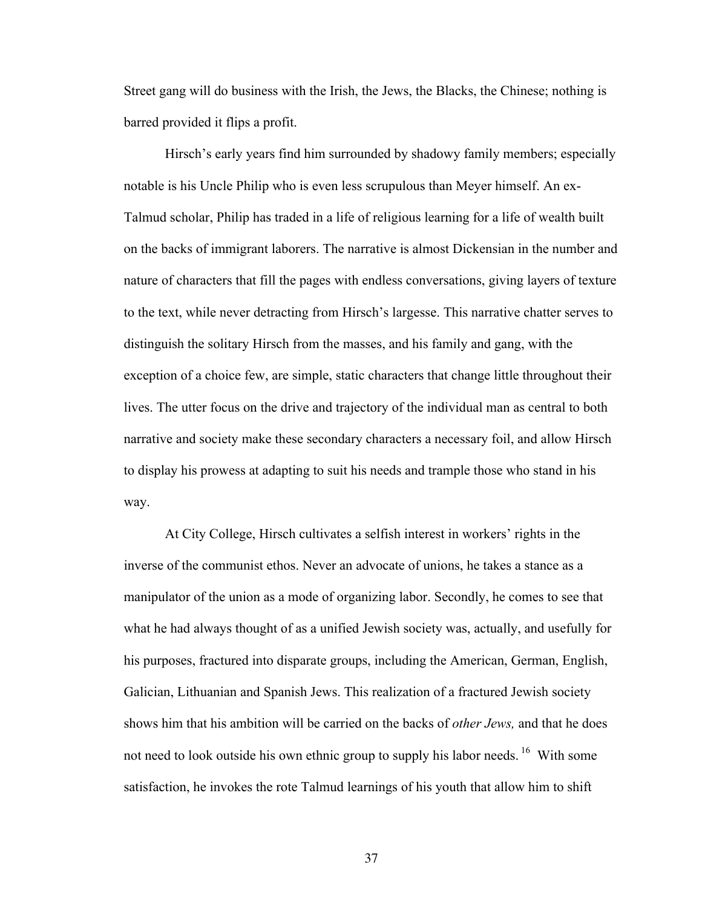Street gang will do business with the Irish, the Jews, the Blacks, the Chinese; nothing is barred provided it flips a profit.

Hirsch's early years find him surrounded by shadowy family members; especially notable is his Uncle Philip who is even less scrupulous than Meyer himself. An ex-Talmud scholar, Philip has traded in a life of religious learning for a life of wealth built on the backs of immigrant laborers. The narrative is almost Dickensian in the number and nature of characters that fill the pages with endless conversations, giving layers of texture to the text, while never detracting from Hirsch's largesse. This narrative chatter serves to distinguish the solitary Hirsch from the masses, and his family and gang, with the exception of a choice few, are simple, static characters that change little throughout their lives. The utter focus on the drive and trajectory of the individual man as central to both narrative and society make these secondary characters a necessary foil, and allow Hirsch to display his prowess at adapting to suit his needs and trample those who stand in his way.

At City College, Hirsch cultivates a selfish interest in workers' rights in the inverse of the communist ethos. Never an advocate of unions, he takes a stance as a manipulator of the union as a mode of organizing labor. Secondly, he comes to see that what he had always thought of as a unified Jewish society was, actually, and usefully for his purposes, fractured into disparate groups, including the American, German, English, Galician, Lithuanian and Spanish Jews. This realization of a fractured Jewish society shows him that his ambition will be carried on the backs of *other Jews,* and that he does not need to look outside his own ethnic group to supply his labor needs.[16] With some satisfaction, he invokes the rote Talmud learnings of his youth that allow him to shift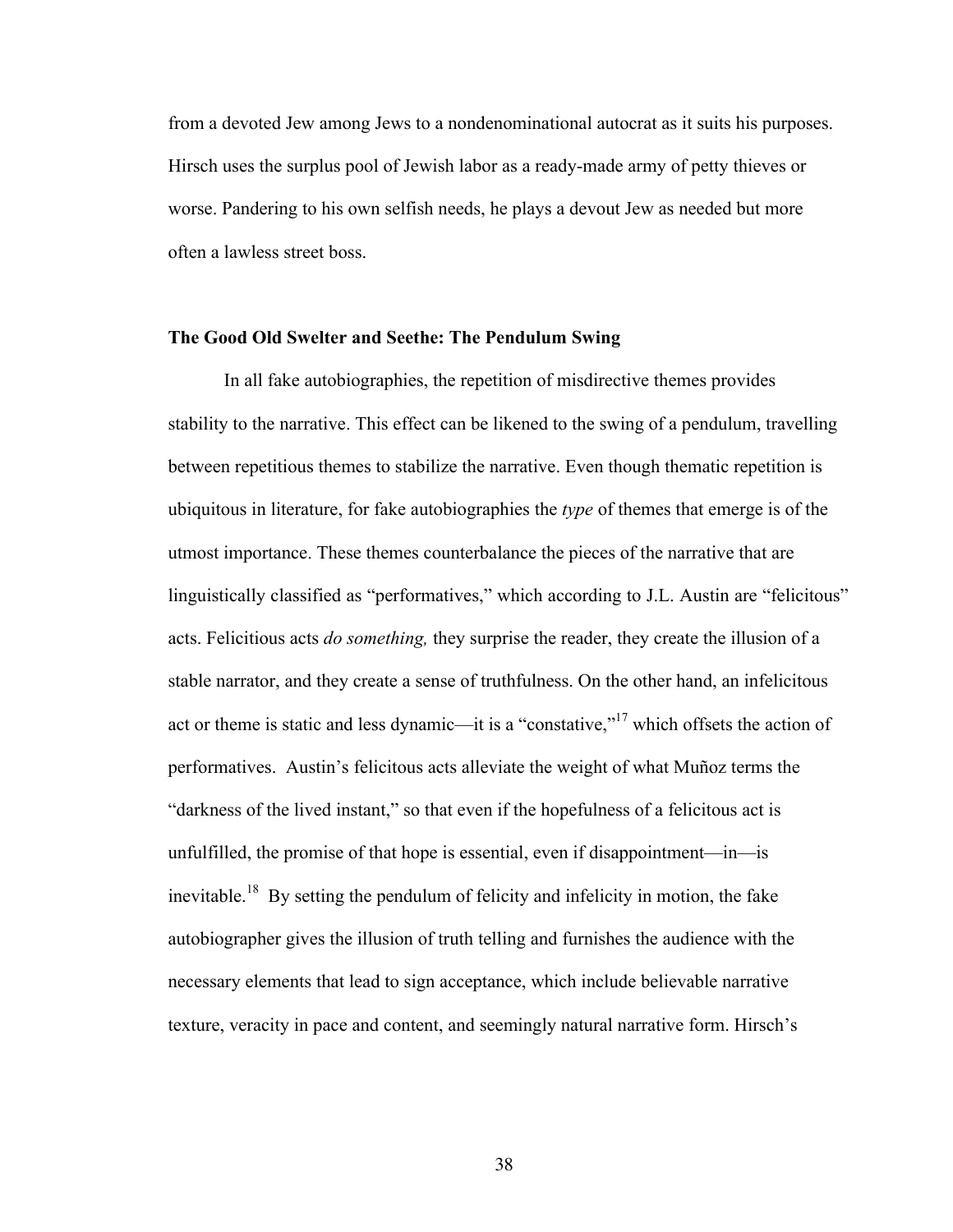from a devoted Jew among Jews to a nondenominational autocrat as it suits his purposes. Hirsch uses the surplus pool of Jewish labor as a ready-made army of petty thieves or worse. Pandering to his own selfish needs, he plays a devout Jew as needed but more often a lawless street boss.

### The Good Old Swelter and Seethe: The Pendulum Swing

In all fake autobiographies, the repetition of misdirective themes provides stability to the narrative. This effect can be likened to the swing of a pendulum, travelling between repetitious themes to stabilize the narrative. Even though thematic repetition is ubiquitous in literature, for fake autobiographies the *type* of themes that emerge is of the utmost importance. These themes counterbalance the pieces of the narrative that are linguistically classified as "performatives," which according to J.L. Austin are "felicitous" acts. Felicitious acts *do something,* they surprise the reader, they create the illusion of a stable narrator, and they create a sense of truthfulness. On the other hand, an infelicitous act or theme is static and less dynamic—it is a "constative,"[17] which offsets the action of performatives. Austin's felicitous acts alleviate the weight of what Muñoz terms the "darkness of the lived instant," so that even if the hopefulness of a felicitous act is unfulfilled, the promise of that hope is essential, even if disappointment—in—is inevitable.[18] By setting the pendulum of felicity and infelicity in motion, the fake autobiographer gives the illusion of truth telling and furnishes the audience with the necessary elements that lead to sign acceptance, which include believable narrative texture, veracity in pace and content, and seemingly natural narrative form. Hirsch's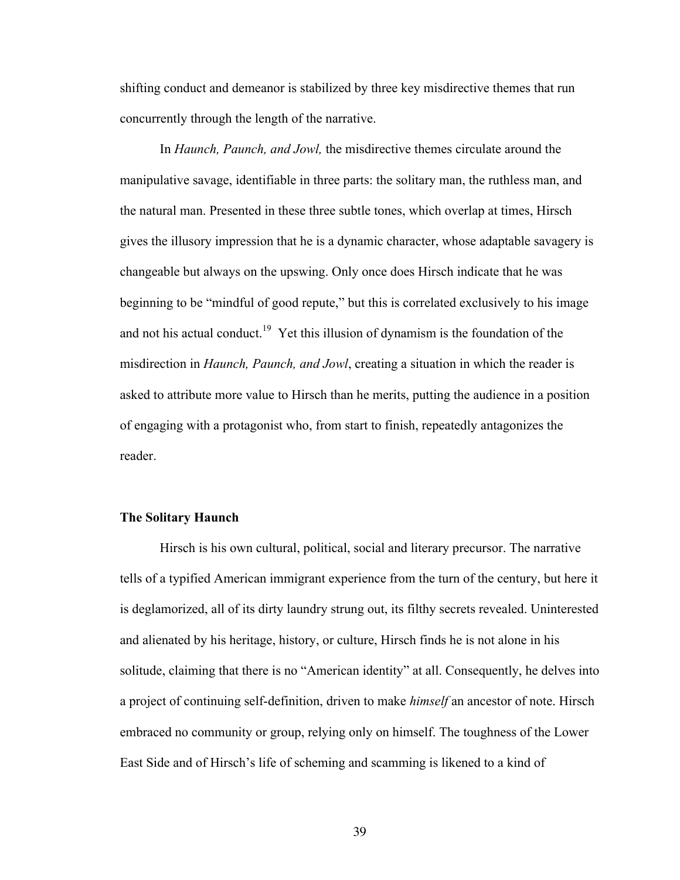shifting conduct and demeanor is stabilized by three key misdirective themes that run concurrently through the length of the narrative.

In *Haunch, Paunch, and Jowl,* the misdirective themes circulate around the manipulative savage, identifiable in three parts: the solitary man, the ruthless man, and the natural man. Presented in these three subtle tones, which overlap at times, Hirsch gives the illusory impression that he is a dynamic character, whose adaptable savagery is changeable but always on the upswing. Only once does Hirsch indicate that he was beginning to be "mindful of good repute," but this is correlated exclusively to his image and not his actual conduct.[19] Yet this illusion of dynamism is the foundation of the misdirection in *Haunch, Paunch, and Jowl*, creating a situation in which the reader is asked to attribute more value to Hirsch than he merits, putting the audience in a position of engaging with a protagonist who, from start to finish, repeatedly antagonizes the reader.

### The Solitary Haunch

Hirsch is his own cultural, political, social and literary precursor. The narrative tells of a typified American immigrant experience from the turn of the century, but here it is deglamorized, all of its dirty laundry strung out, its filthy secrets revealed. Uninterested and alienated by his heritage, history, or culture, Hirsch finds he is not alone in his solitude, claiming that there is no "American identity" at all. Consequently, he delves into a project of continuing self-definition, driven to make *himself* an ancestor of note. Hirsch embraced no community or group, relying only on himself. The toughness of the Lower East Side and of Hirsch's life of scheming and scamming is likened to a kind of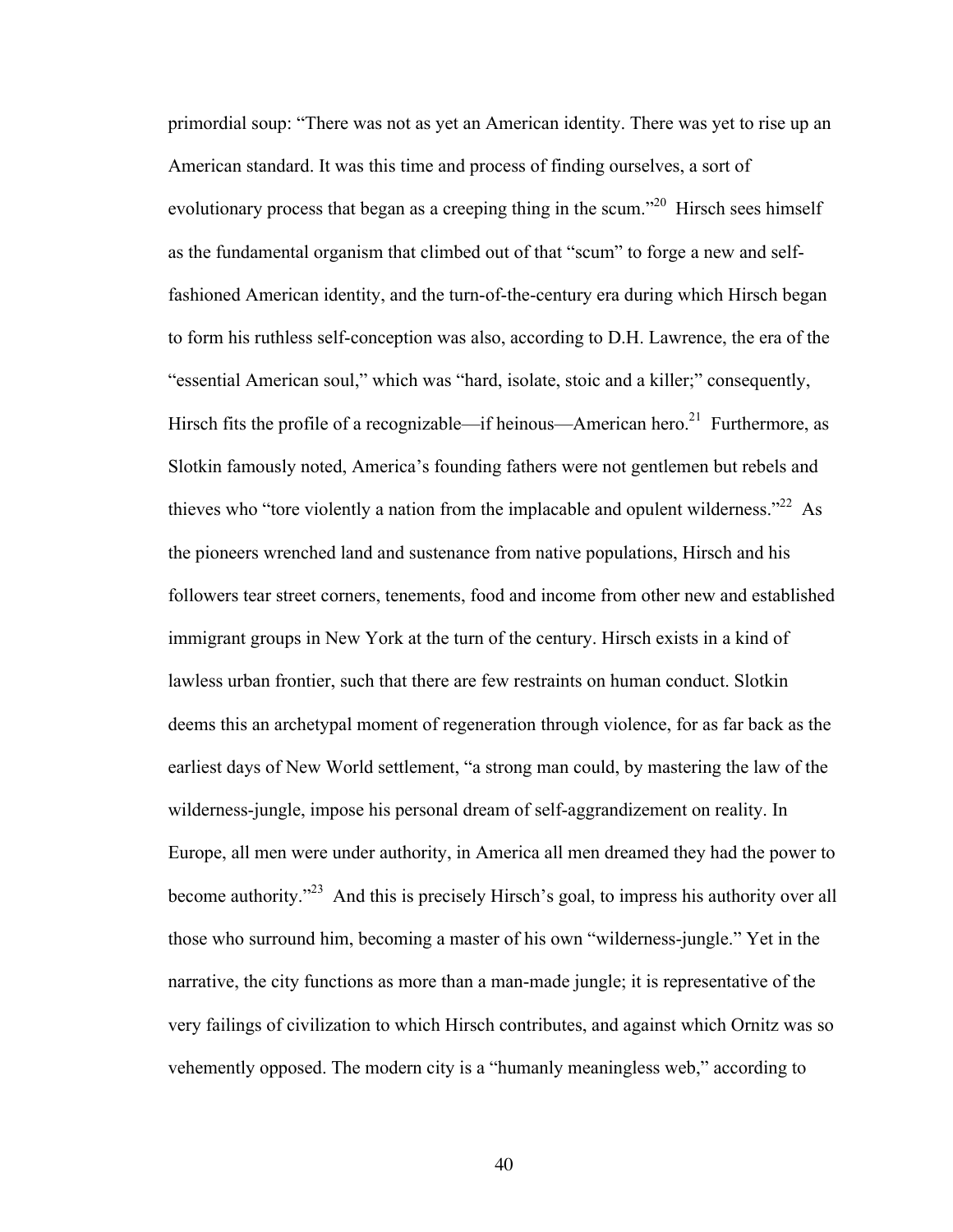primordial soup: "There was not as yet an American identity. There was yet to rise up an American standard. It was this time and process of finding ourselves, a sort of evolutionary process that began as a creeping thing in the scum."[20] Hirsch sees himself as the fundamental organism that climbed out of that "scum" to forge a new and self-fashioned American identity, and the turn-of-the-century era during which Hirsch began to form his ruthless self-conception was also, according to D.H. Lawrence, the era of the "essential American soul," which was "hard, isolate, stoic and a killer;" consequently, Hirsch fits the profile of a recognizable—if heinous—American hero.[21] Furthermore, as Slotkin famously noted, America's founding fathers were not gentlemen but rebels and thieves who "tore violently a nation from the implacable and opulent wilderness."[22] As the pioneers wrenched land and sustenance from native populations, Hirsch and his followers tear street corners, tenements, food and income from other new and established immigrant groups in New York at the turn of the century. Hirsch exists in a kind of lawless urban frontier, such that there are few restraints on human conduct. Slotkin deems this an archetypal moment of regeneration through violence, for as far back as the earliest days of New World settlement, "a strong man could, by mastering the law of the wilderness-jungle, impose his personal dream of self-aggrandizement on reality. In Europe, all men were under authority, in America all men dreamed they had the power to become authority."[23] And this is precisely Hirsch's goal, to impress his authority over all those who surround him, becoming a master of his own "wilderness-jungle." Yet in the narrative, the city functions as more than a man-made jungle; it is representative of the very failings of civilization to which Hirsch contributes, and against which Ornitz was so vehemently opposed. The modern city is a "humanly meaningless web," according to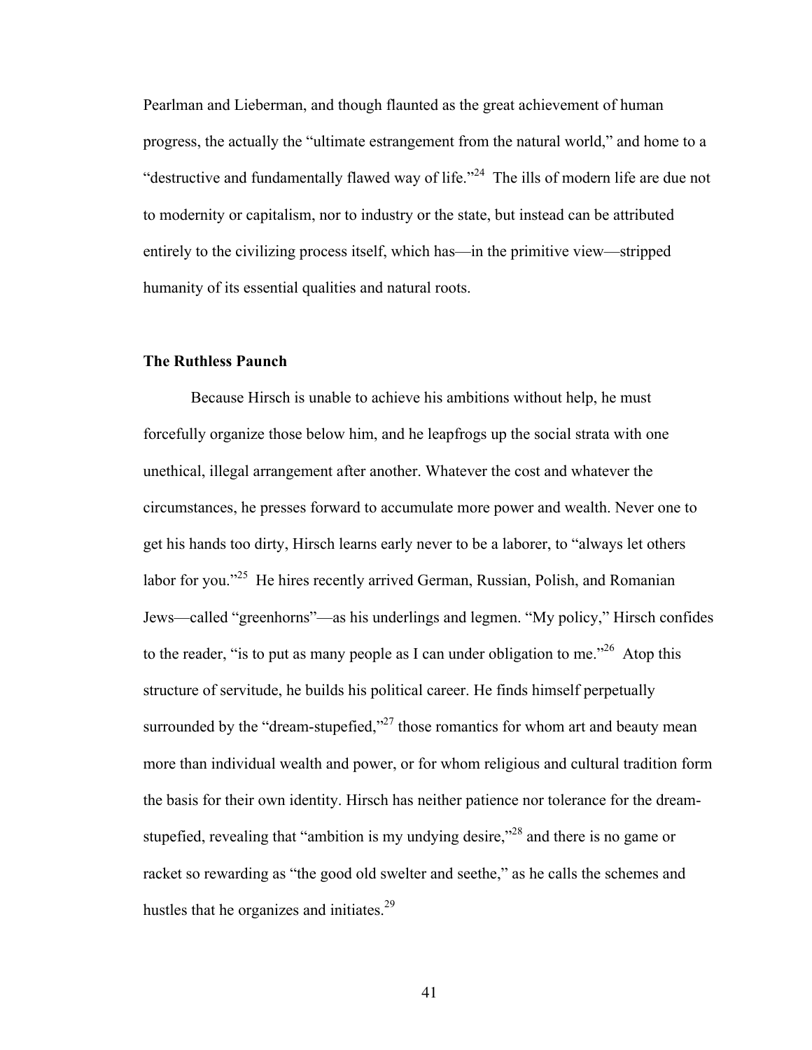Pearlman and Lieberman, and though flaunted as the great achievement of human progress, the actually the "ultimate estrangement from the natural world," and home to a "destructive and fundamentally flawed way of life."[24] The ills of modern life are due not to modernity or capitalism, nor to industry or the state, but instead can be attributed entirely to the civilizing process itself, which has—in the primitive view—stripped humanity of its essential qualities and natural roots.

### The Ruthless Paunch

Because Hirsch is unable to achieve his ambitions without help, he must forcefully organize those below him, and he leapfrogs up the social strata with one unethical, illegal arrangement after another. Whatever the cost and whatever the circumstances, he presses forward to accumulate more power and wealth. Never one to get his hands too dirty, Hirsch learns early never to be a laborer, to "always let others labor for you."[25] He hires recently arrived German, Russian, Polish, and Romanian Jews—called "greenhorns"—as his underlings and legmen. "My policy," Hirsch confides to the reader, "is to put as many people as I can under obligation to me."[26] Atop this structure of servitude, he builds his political career. He finds himself perpetually surrounded by the "dream-stupefied,"[27] those romantics for whom art and beauty mean more than individual wealth and power, or for whom religious and cultural tradition form the basis for their own identity. Hirsch has neither patience nor tolerance for the dream-stupefied, revealing that "ambition is my undying desire,"[28] and there is no game or racket so rewarding as "the good old swelter and seethe," as he calls the schemes and hustles that he organizes and initiates.[29]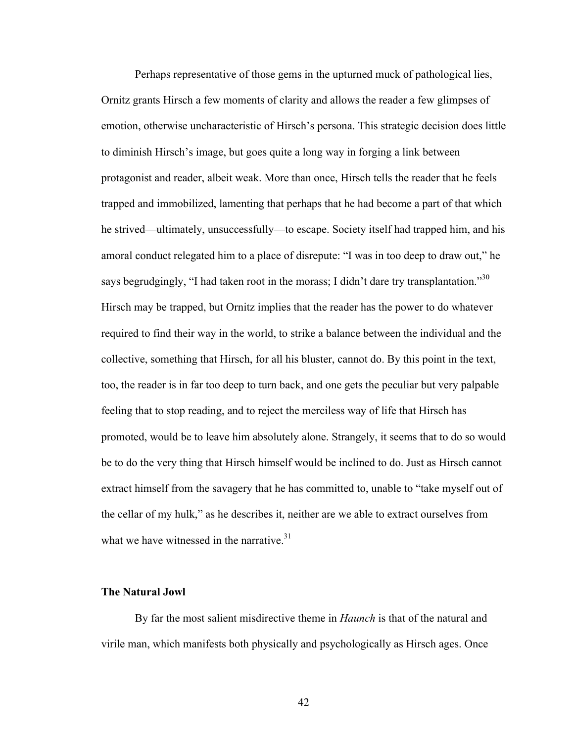Perhaps representative of those gems in the upturned muck of pathological lies, Ornitz grants Hirsch a few moments of clarity and allows the reader a few glimpses of emotion, otherwise uncharacteristic of Hirsch's persona. This strategic decision does little to diminish Hirsch's image, but goes quite a long way in forging a link between protagonist and reader, albeit weak. More than once, Hirsch tells the reader that he feels trapped and immobilized, lamenting that perhaps that he had become a part of that which he strived—ultimately, unsuccessfully—to escape. Society itself had trapped him, and his amoral conduct relegated him to a place of disrepute: "I was in too deep to draw out," he says begrudgingly, "I had taken root in the morass; I didn't dare try transplantation."[30] Hirsch may be trapped, but Ornitz implies that the reader has the power to do whatever required to find their way in the world, to strike a balance between the individual and the collective, something that Hirsch, for all his bluster, cannot do. By this point in the text, too, the reader is in far too deep to turn back, and one gets the peculiar but very palpable feeling that to stop reading, and to reject the merciless way of life that Hirsch has promoted, would be to leave him absolutely alone. Strangely, it seems that to do so would be to do the very thing that Hirsch himself would be inclined to do. Just as Hirsch cannot extract himself from the savagery that he has committed to, unable to "take myself out of the cellar of my hulk," as he describes it, neither are we able to extract ourselves from what we have witnessed in the narrative.[31]

### The Natural Jowl

By far the most salient misdirective theme in *Haunch* is that of the natural and virile man, which manifests both physically and psychologically as Hirsch ages. Once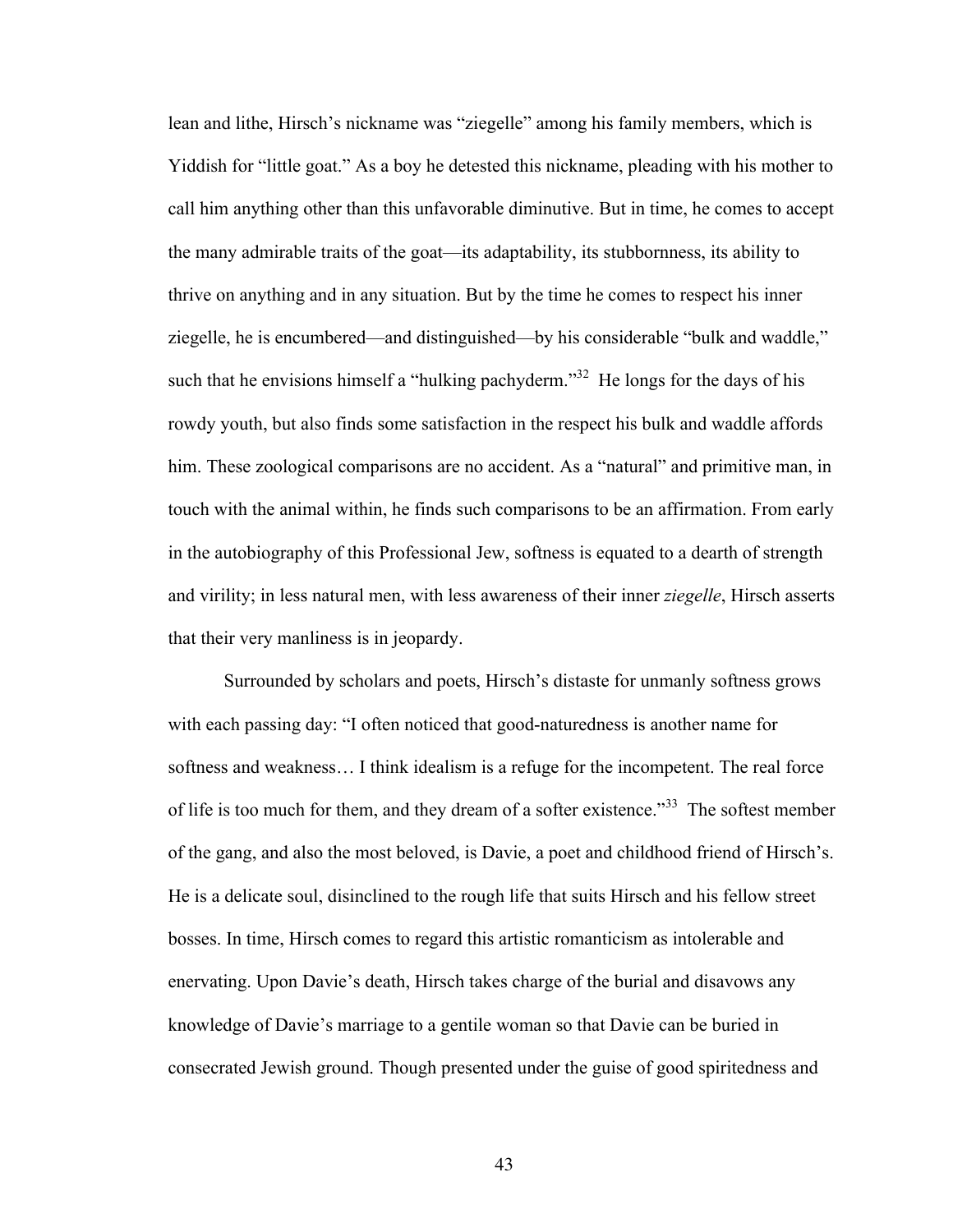lean and lithe, Hirsch's nickname was "ziegelle" among his family members, which is Yiddish for "little goat." As a boy he detested this nickname, pleading with his mother to call him anything other than this unfavorable diminutive. But in time, he comes to accept the many admirable traits of the goat—its adaptability, its stubbornness, its ability to thrive on anything and in any situation. But by the time he comes to respect his inner ziegelle, he is encumbered—and distinguished—by his considerable "bulk and waddle," such that he envisions himself a "hulking pachyderm."[32] He longs for the days of his rowdy youth, but also finds some satisfaction in the respect his bulk and waddle affords him. These zoological comparisons are no accident. As a "natural" and primitive man, in touch with the animal within, he finds such comparisons to be an affirmation. From early in the autobiography of this Professional Jew, softness is equated to a dearth of strength and virility; in less natural men, with less awareness of their inner *ziegelle*, Hirsch asserts that their very manliness is in jeopardy.

Surrounded by scholars and poets, Hirsch's distaste for unmanly softness grows with each passing day: "I often noticed that good-naturedness is another name for softness and weakness… I think idealism is a refuge for the incompetent. The real force of life is too much for them, and they dream of a softer existence."[33] The softest member of the gang, and also the most beloved, is Davie, a poet and childhood friend of Hirsch's. He is a delicate soul, disinclined to the rough life that suits Hirsch and his fellow street bosses. In time, Hirsch comes to regard this artistic romanticism as intolerable and enervating. Upon Davie's death, Hirsch takes charge of the burial and disavows any knowledge of Davie's marriage to a gentile woman so that Davie can be buried in consecrated Jewish ground. Though presented under the guise of good spiritedness and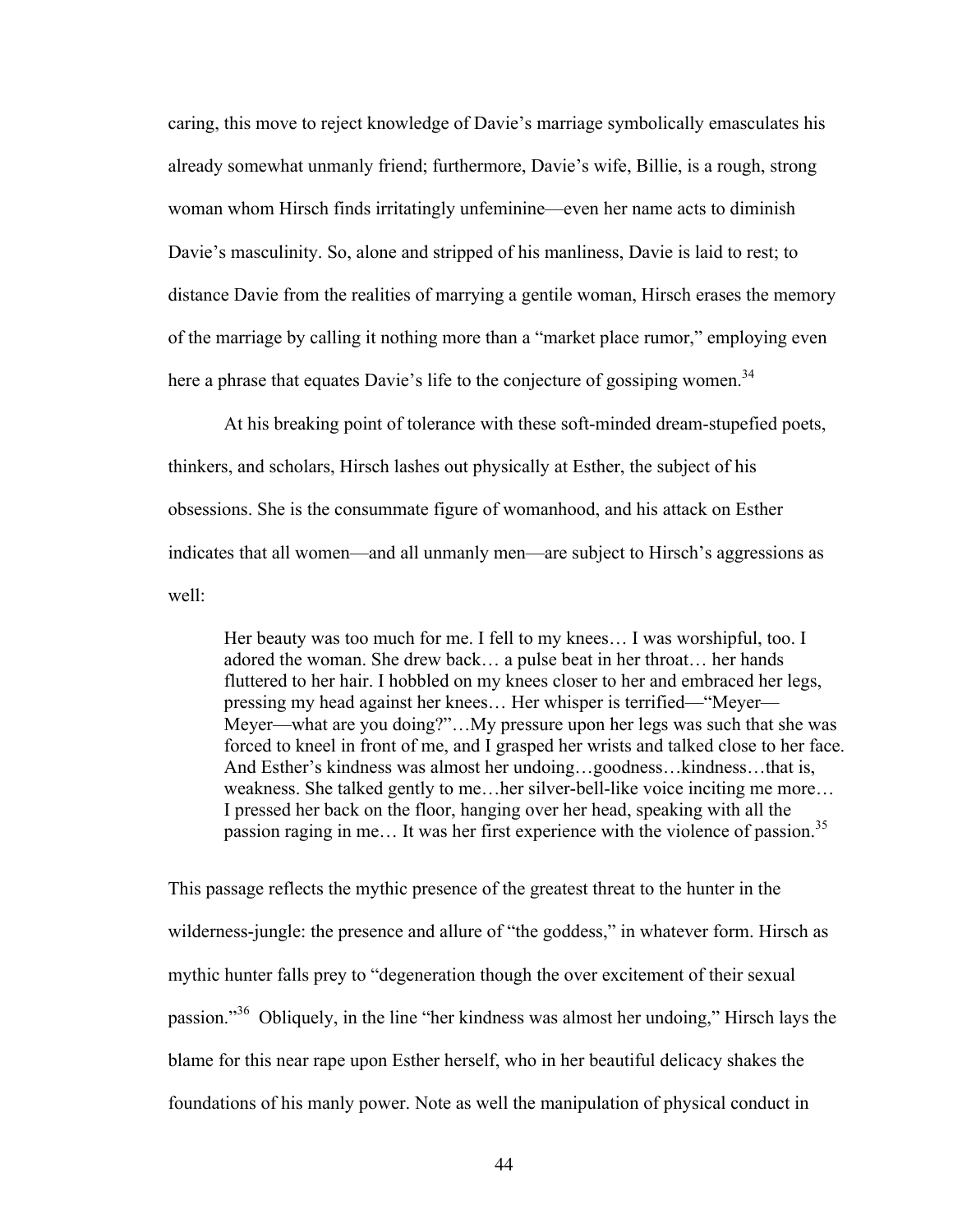caring, this move to reject knowledge of Davie's marriage symbolically emasculates his already somewhat unmanly friend; furthermore, Davie's wife, Billie, is a rough, strong woman whom Hirsch finds irritatingly unfeminine—even her name acts to diminish Davie's masculinity. So, alone and stripped of his manliness, Davie is laid to rest; to distance Davie from the realities of marrying a gentile woman, Hirsch erases the memory of the marriage by calling it nothing more than a "market place rumor," employing even here a phrase that equates Davie's life to the conjecture of gossiping women.[34]

At his breaking point of tolerance with these soft-minded dream-stupefied poets, thinkers, and scholars, Hirsch lashes out physically at Esther, the subject of his obsessions. She is the consummate figure of womanhood, and his attack on Esther indicates that all women—and all unmanly men—are subject to Hirsch's aggressions as well:

> Her beauty was too much for me. I fell to my knees… I was worshipful, too. I adored the woman. She drew back… a pulse beat in her throat… her hands fluttered to her hair. I hobbled on my knees closer to her and embraced her legs, pressing my head against her knees… Her whisper is terrified—"Meyer—Meyer—what are you doing?"…My pressure upon her legs was such that she was forced to kneel in front of me, and I grasped her wrists and talked close to her face. And Esther's kindness was almost her undoing…goodness…kindness…that is, weakness. She talked gently to me…her silver-bell-like voice inciting me more… I pressed her back on the floor, hanging over her head, speaking with all the passion raging in me… It was her first experience with the violence of passion.[35]

This passage reflects the mythic presence of the greatest threat to the hunter in the wilderness-jungle: the presence and allure of "the goddess," in whatever form. Hirsch as mythic hunter falls prey to "degeneration though the over excitement of their sexual passion."[36] Obliquely, in the line "her kindness was almost her undoing," Hirsch lays the blame for this near rape upon Esther herself, who in her beautiful delicacy shakes the foundations of his manly power. Note as well the manipulation of physical conduct in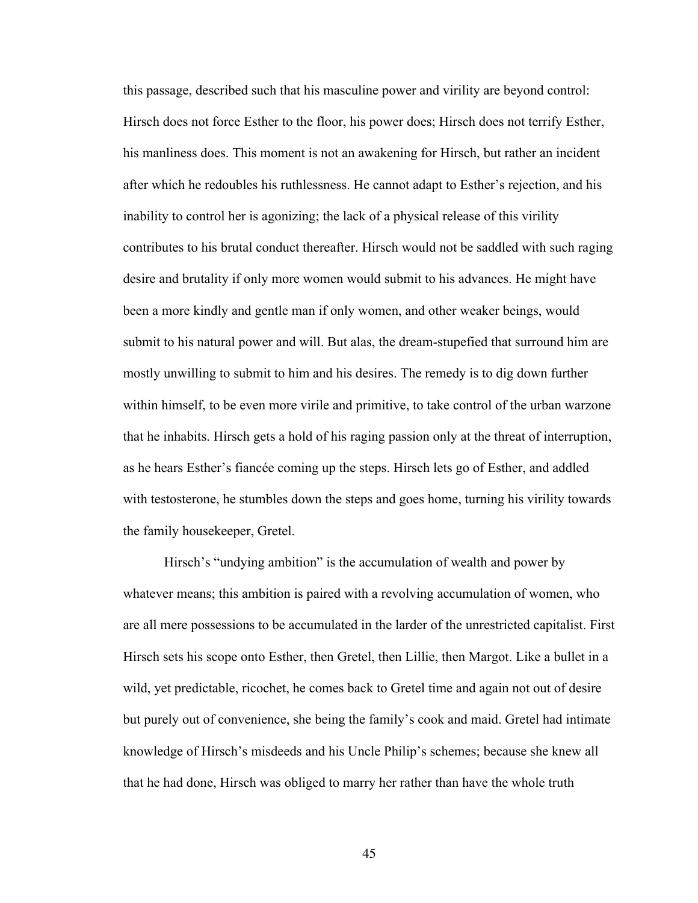this passage, described such that his masculine power and virility are beyond control: Hirsch does not force Esther to the floor, his power does; Hirsch does not terrify Esther, his manliness does. This moment is not an awakening for Hirsch, but rather an incident after which he redoubles his ruthlessness. He cannot adapt to Esther's rejection, and his inability to control her is agonizing; the lack of a physical release of this virility contributes to his brutal conduct thereafter. Hirsch would not be saddled with such raging desire and brutality if only more women would submit to his advances. He might have been a more kindly and gentle man if only women, and other weaker beings, would submit to his natural power and will. But alas, the dream-stupefied that surround him are mostly unwilling to submit to him and his desires. The remedy is to dig down further within himself, to be even more virile and primitive, to take control of the urban warzone that he inhabits. Hirsch gets a hold of his raging passion only at the threat of interruption, as he hears Esther's fiancée coming up the steps. Hirsch lets go of Esther, and addled with testosterone, he stumbles down the steps and goes home, turning his virility towards the family housekeeper, Gretel.

Hirsch's "undying ambition" is the accumulation of wealth and power by whatever means; this ambition is paired with a revolving accumulation of women, who are all mere possessions to be accumulated in the larder of the unrestricted capitalist. First Hirsch sets his scope onto Esther, then Gretel, then Lillie, then Margot. Like a bullet in a wild, yet predictable, ricochet, he comes back to Gretel time and again not out of desire but purely out of convenience, she being the family's cook and maid. Gretel had intimate knowledge of Hirsch's misdeeds and his Uncle Philip's schemes; because she knew all that he had done, Hirsch was obliged to marry her rather than have the whole truth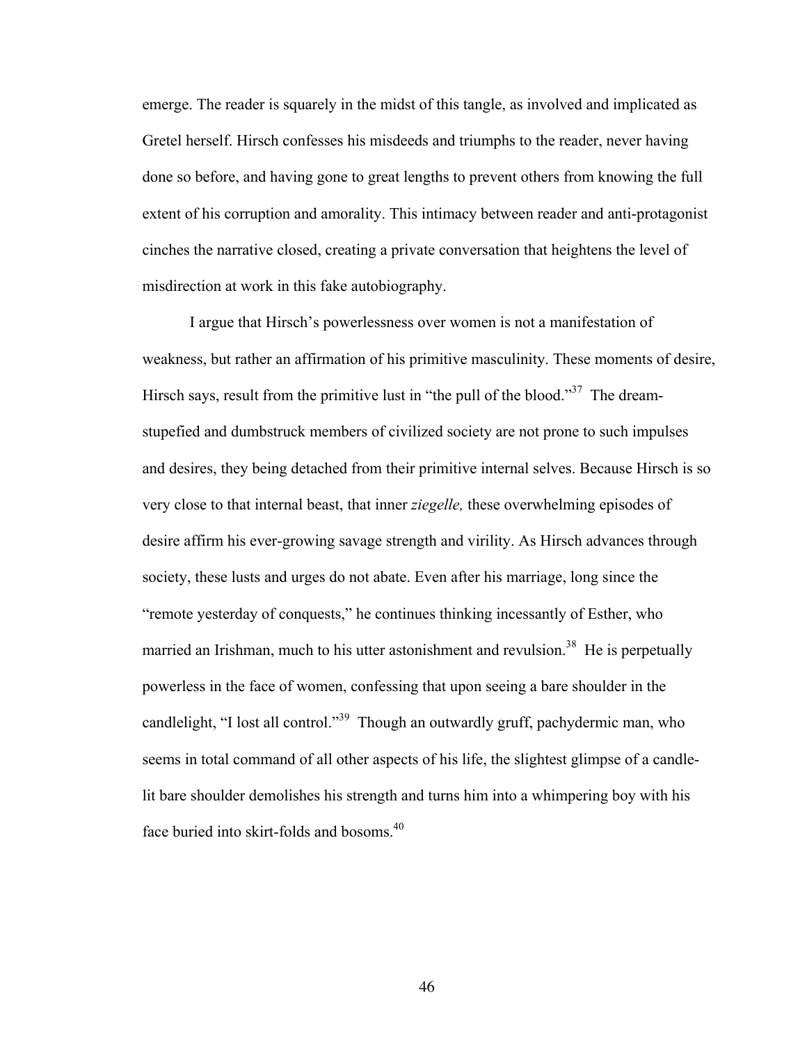emerge. The reader is squarely in the midst of this tangle, as involved and implicated as Gretel herself. Hirsch confesses his misdeeds and triumphs to the reader, never having done so before, and having gone to great lengths to prevent others from knowing the full extent of his corruption and amorality. This intimacy between reader and anti-protagonist cinches the narrative closed, creating a private conversation that heightens the level of misdirection at work in this fake autobiography.

I argue that Hirsch's powerlessness over women is not a manifestation of weakness, but rather an affirmation of his primitive masculinity. These moments of desire, Hirsch says, result from the primitive lust in "the pull of the blood."[37] The dream-stupefied and dumbstruck members of civilized society are not prone to such impulses and desires, they being detached from their primitive internal selves. Because Hirsch is so very close to that internal beast, that inner *ziegelle,* these overwhelming episodes of desire affirm his ever-growing savage strength and virility. As Hirsch advances through society, these lusts and urges do not abate. Even after his marriage, long since the "remote yesterday of conquests," he continues thinking incessantly of Esther, who married an Irishman, much to his utter astonishment and revulsion.[38] He is perpetually powerless in the face of women, confessing that upon seeing a bare shoulder in the candlelight, "I lost all control."[39] Though an outwardly gruff, pachydermic man, who seems in total command of all other aspects of his life, the slightest glimpse of a candle-lit bare shoulder demolishes his strength and turns him into a whimpering boy with his face buried into skirt-folds and bosoms.[40]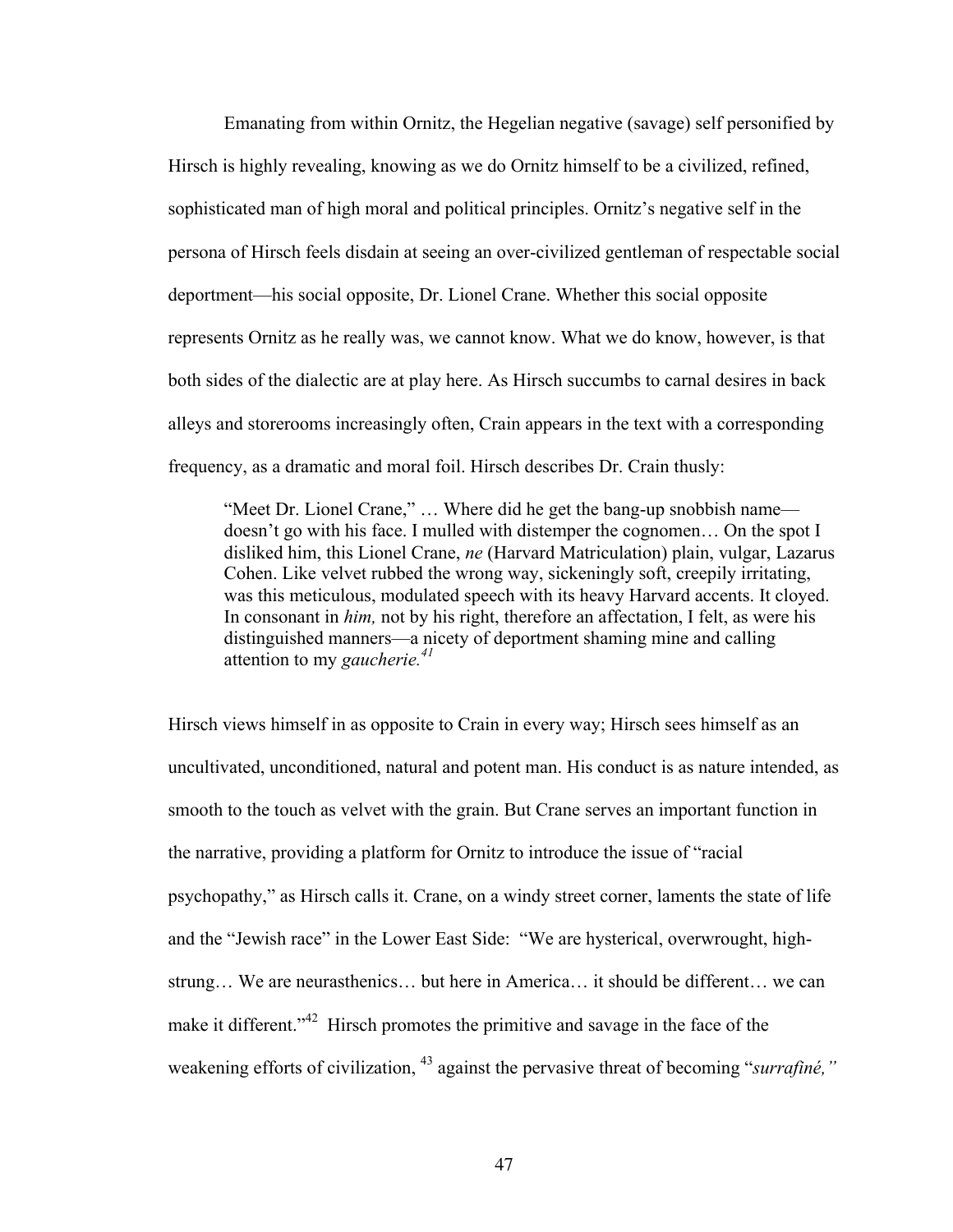Emanating from within Ornitz, the Hegelian negative (savage) self personified by Hirsch is highly revealing, knowing as we do Ornitz himself to be a civilized, refined, sophisticated man of high moral and political principles. Ornitz's negative self in the persona of Hirsch feels disdain at seeing an over-civilized gentleman of respectable social deportment—his social opposite, Dr. Lionel Crane. Whether this social opposite represents Ornitz as he really was, we cannot know. What we do know, however, is that both sides of the dialectic are at play here. As Hirsch succumbs to carnal desires in back alleys and storerooms increasingly often, Crain appears in the text with a corresponding frequency, as a dramatic and moral foil. Hirsch describes Dr. Crain thusly:

> "Meet Dr. Lionel Crane," … Where did he get the bang-up snobbish name—doesn't go with his face. I mulled with distemper the cognomen… On the spot I disliked him, this Lionel Crane, *ne* (Harvard Matriculation) plain, vulgar, Lazarus Cohen. Like velvet rubbed the wrong way, sickeningly soft, creepily irritating, was this meticulous, modulated speech with its heavy Harvard accents. It cloyed. In consonant in *him,* not by his right, therefore an affectation, I felt, as were his distinguished manners—a nicety of deportment shaming mine and calling attention to my *gaucherie.*[41]

Hirsch views himself in as opposite to Crain in every way; Hirsch sees himself as an uncultivated, unconditioned, natural and potent man. His conduct is as nature intended, as smooth to the touch as velvet with the grain. But Crane serves an important function in the narrative, providing a platform for Ornitz to introduce the issue of "racial psychopathy," as Hirsch calls it. Crane, on a windy street corner, laments the state of life and the "Jewish race" in the Lower East Side: "We are hysterical, overwrought, high-strung… We are neurasthenics… but here in America… it should be different… we can make it different."[42] Hirsch promotes the primitive and savage in the face of the weakening efforts of civilization, [43] against the pervasive threat of becoming "*surrafiné,"*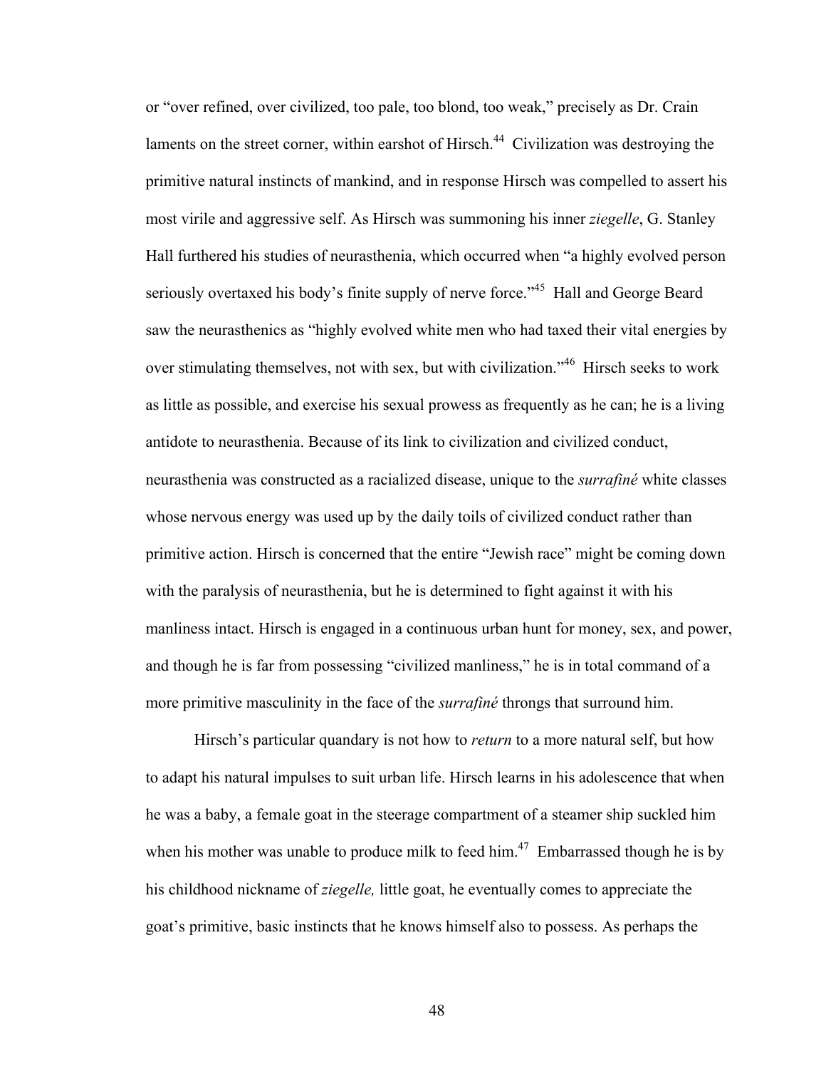or "over refined, over civilized, too pale, too blond, too weak," precisely as Dr. Crain laments on the street corner, within earshot of Hirsch.[44] Civilization was destroying the primitive natural instincts of mankind, and in response Hirsch was compelled to assert his most virile and aggressive self. As Hirsch was summoning his inner *ziegelle*, G. Stanley Hall furthered his studies of neurasthenia, which occurred when "a highly evolved person seriously overtaxed his body's finite supply of nerve force."[45] Hall and George Beard saw the neurasthenics as "highly evolved white men who had taxed their vital energies by over stimulating themselves, not with sex, but with civilization."[46] Hirsch seeks to work as little as possible, and exercise his sexual prowess as frequently as he can; he is a living antidote to neurasthenia. Because of its link to civilization and civilized conduct, neurasthenia was constructed as a racialized disease, unique to the *surrafiné* white classes whose nervous energy was used up by the daily toils of civilized conduct rather than primitive action. Hirsch is concerned that the entire "Jewish race" might be coming down with the paralysis of neurasthenia, but he is determined to fight against it with his manliness intact. Hirsch is engaged in a continuous urban hunt for money, sex, and power, and though he is far from possessing "civilized manliness," he is in total command of a more primitive masculinity in the face of the *surrafiné* throngs that surround him.

Hirsch's particular quandary is not how to *return* to a more natural self, but how to adapt his natural impulses to suit urban life. Hirsch learns in his adolescence that when he was a baby, a female goat in the steerage compartment of a steamer ship suckled him when his mother was unable to produce milk to feed him.[47] Embarrassed though he is by his childhood nickname of *ziegelle,* little goat, he eventually comes to appreciate the goat's primitive, basic instincts that he knows himself also to possess. As perhaps the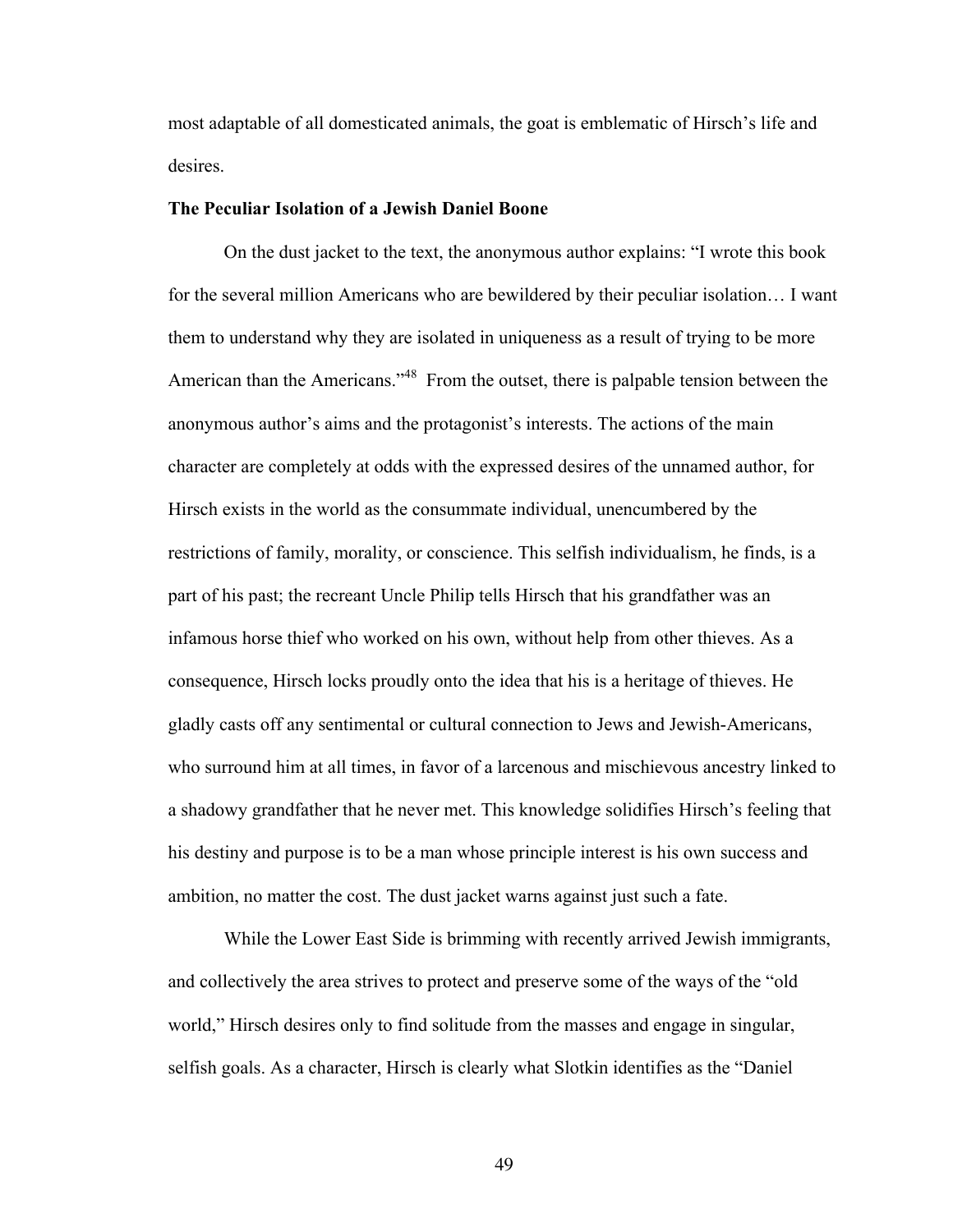most adaptable of all domesticated animals, the goat is emblematic of Hirsch's life and desires.

**The Peculiar Isolation of a Jewish Daniel Boone**

On the dust jacket to the text, the anonymous author explains: "I wrote this book for the several million Americans who are bewildered by their peculiar isolation… I want them to understand why they are isolated in uniqueness as a result of trying to be more American than the Americans."[48] From the outset, there is palpable tension between the anonymous author's aims and the protagonist's interests. The actions of the main character are completely at odds with the expressed desires of the unnamed author, for Hirsch exists in the world as the consummate individual, unencumbered by the restrictions of family, morality, or conscience. This selfish individualism, he finds, is a part of his past; the recreant Uncle Philip tells Hirsch that his grandfather was an infamous horse thief who worked on his own, without help from other thieves. As a consequence, Hirsch locks proudly onto the idea that his is a heritage of thieves. He gladly casts off any sentimental or cultural connection to Jews and Jewish-Americans, who surround him at all times, in favor of a larcenous and mischievous ancestry linked to a shadowy grandfather that he never met. This knowledge solidifies Hirsch's feeling that his destiny and purpose is to be a man whose principle interest is his own success and ambition, no matter the cost. The dust jacket warns against just such a fate.

While the Lower East Side is brimming with recently arrived Jewish immigrants, and collectively the area strives to protect and preserve some of the ways of the "old world," Hirsch desires only to find solitude from the masses and engage in singular, selfish goals. As a character, Hirsch is clearly what Slotkin identifies as the "Daniel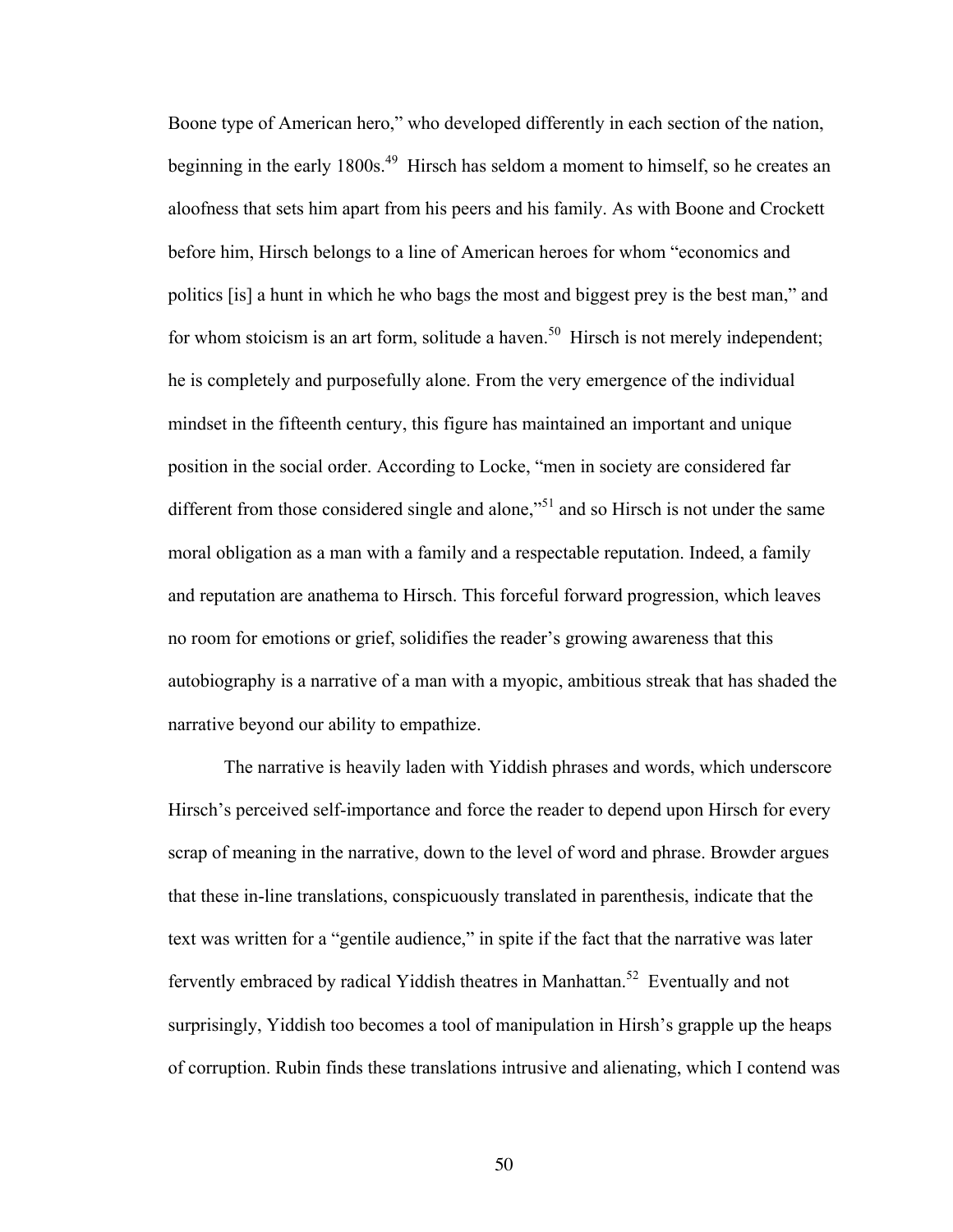Boone type of American hero," who developed differently in each section of the nation, beginning in the early 1800s.[49] Hirsch has seldom a moment to himself, so he creates an aloofness that sets him apart from his peers and his family. As with Boone and Crockett before him, Hirsch belongs to a line of American heroes for whom "economics and politics [is] a hunt in which he who bags the most and biggest prey is the best man," and for whom stoicism is an art form, solitude a haven.[50] Hirsch is not merely independent; he is completely and purposefully alone. From the very emergence of the individual mindset in the fifteenth century, this figure has maintained an important and unique position in the social order. According to Locke, "men in society are considered far different from those considered single and alone,"[51] and so Hirsch is not under the same moral obligation as a man with a family and a respectable reputation. Indeed, a family and reputation are anathema to Hirsch. This forceful forward progression, which leaves no room for emotions or grief, solidifies the reader's growing awareness that this autobiography is a narrative of a man with a myopic, ambitious streak that has shaded the narrative beyond our ability to empathize.

The narrative is heavily laden with Yiddish phrases and words, which underscore Hirsch's perceived self-importance and force the reader to depend upon Hirsch for every scrap of meaning in the narrative, down to the level of word and phrase. Browder argues that these in-line translations, conspicuously translated in parenthesis, indicate that the text was written for a "gentile audience," in spite if the fact that the narrative was later fervently embraced by radical Yiddish theatres in Manhattan.[52] Eventually and not surprisingly, Yiddish too becomes a tool of manipulation in Hirsh's grapple up the heaps of corruption. Rubin finds these translations intrusive and alienating, which I contend was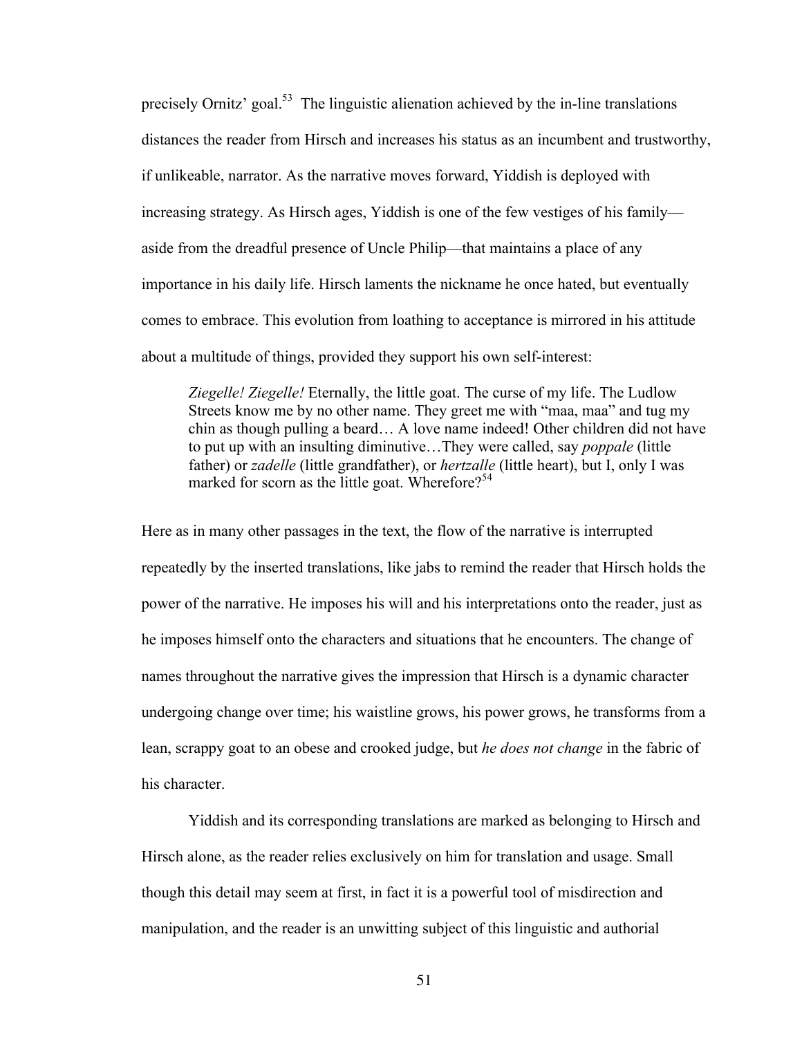precisely Ornitz' goal.[53] The linguistic alienation achieved by the in-line translations distances the reader from Hirsch and increases his status as an incumbent and trustworthy, if unlikeable, narrator. As the narrative moves forward, Yiddish is deployed with increasing strategy. As Hirsch ages, Yiddish is one of the few vestiges of his family—aside from the dreadful presence of Uncle Philip—that maintains a place of any importance in his daily life. Hirsch laments the nickname he once hated, but eventually comes to embrace. This evolution from loathing to acceptance is mirrored in his attitude about a multitude of things, provided they support his own self-interest:

> *Ziegelle! Ziegelle!* Eternally, the little goat. The curse of my life. The Ludlow Streets know me by no other name. They greet me with "maa, maa" and tug my chin as though pulling a beard… A love name indeed! Other children did not have to put up with an insulting diminutive…They were called, say *poppale* (little father) or *zadelle* (little grandfather), or *hertzalle* (little heart), but I, only I was marked for scorn as the little goat. Wherefore?[54]

Here as in many other passages in the text, the flow of the narrative is interrupted repeatedly by the inserted translations, like jabs to remind the reader that Hirsch holds the power of the narrative. He imposes his will and his interpretations onto the reader, just as he imposes himself onto the characters and situations that he encounters. The change of names throughout the narrative gives the impression that Hirsch is a dynamic character undergoing change over time; his waistline grows, his power grows, he transforms from a lean, scrappy goat to an obese and crooked judge, but *he does not change* in the fabric of his character.

Yiddish and its corresponding translations are marked as belonging to Hirsch and Hirsch alone, as the reader relies exclusively on him for translation and usage. Small though this detail may seem at first, in fact it is a powerful tool of misdirection and manipulation, and the reader is an unwitting subject of this linguistic and authorial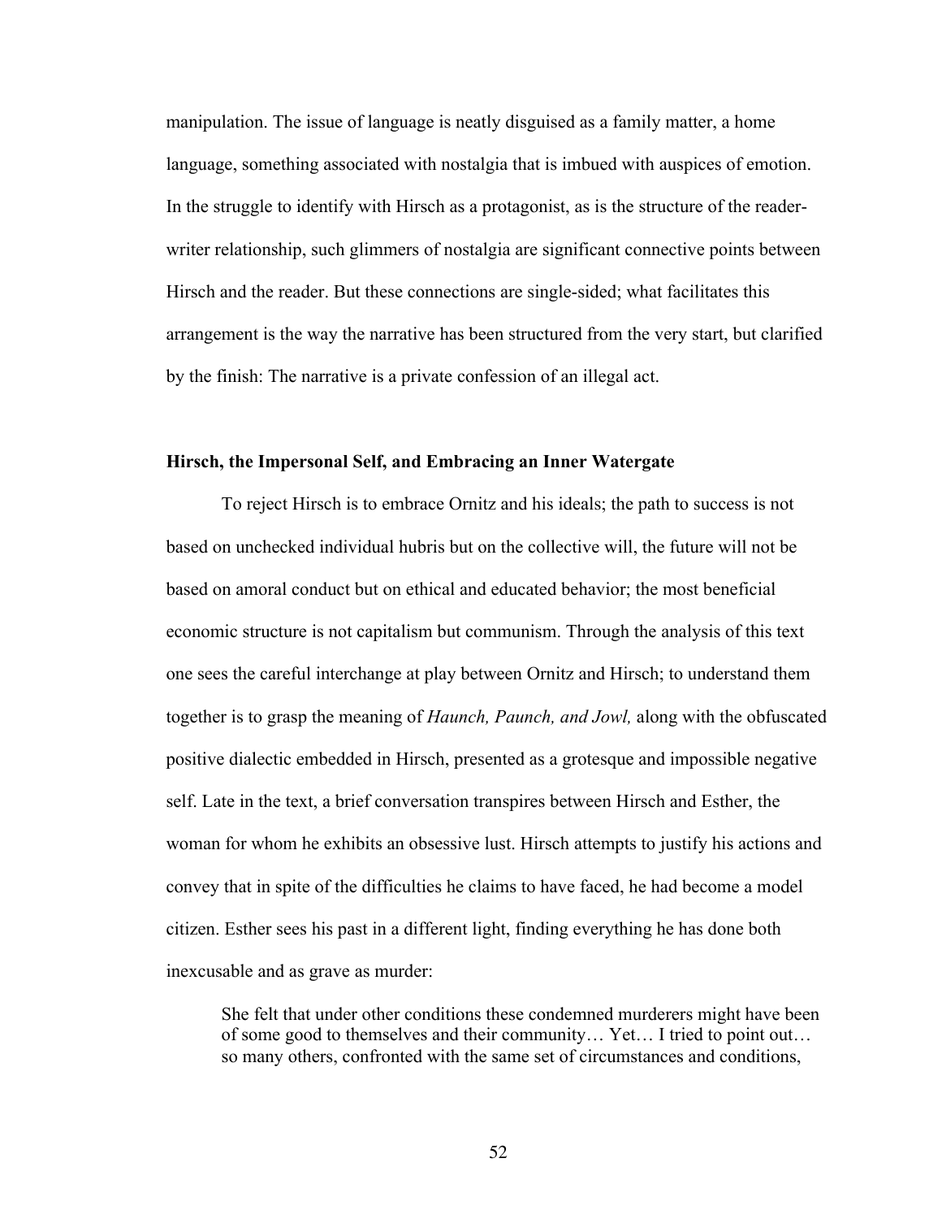manipulation. The issue of language is neatly disguised as a family matter, a home language, something associated with nostalgia that is imbued with auspices of emotion. In the struggle to identify with Hirsch as a protagonist, as is the structure of the reader-writer relationship, such glimmers of nostalgia are significant connective points between Hirsch and the reader. But these connections are single-sided; what facilitates this arrangement is the way the narrative has been structured from the very start, but clarified by the finish: The narrative is a private confession of an illegal act.

### Hirsch, the Impersonal Self, and Embracing an Inner Watergate

To reject Hirsch is to embrace Ornitz and his ideals; the path to success is not based on unchecked individual hubris but on the collective will, the future will not be based on amoral conduct but on ethical and educated behavior; the most beneficial economic structure is not capitalism but communism. Through the analysis of this text one sees the careful interchange at play between Ornitz and Hirsch; to understand them together is to grasp the meaning of *Haunch, Paunch, and Jowl,* along with the obfuscated positive dialectic embedded in Hirsch, presented as a grotesque and impossible negative self. Late in the text, a brief conversation transpires between Hirsch and Esther, the woman for whom he exhibits an obsessive lust. Hirsch attempts to justify his actions and convey that in spite of the difficulties he claims to have faced, he had become a model citizen. Esther sees his past in a different light, finding everything he has done both inexcusable and as grave as murder:

> She felt that under other conditions these condemned murderers might have been of some good to themselves and their community… Yet… I tried to point out… so many others, confronted with the same set of circumstances and conditions,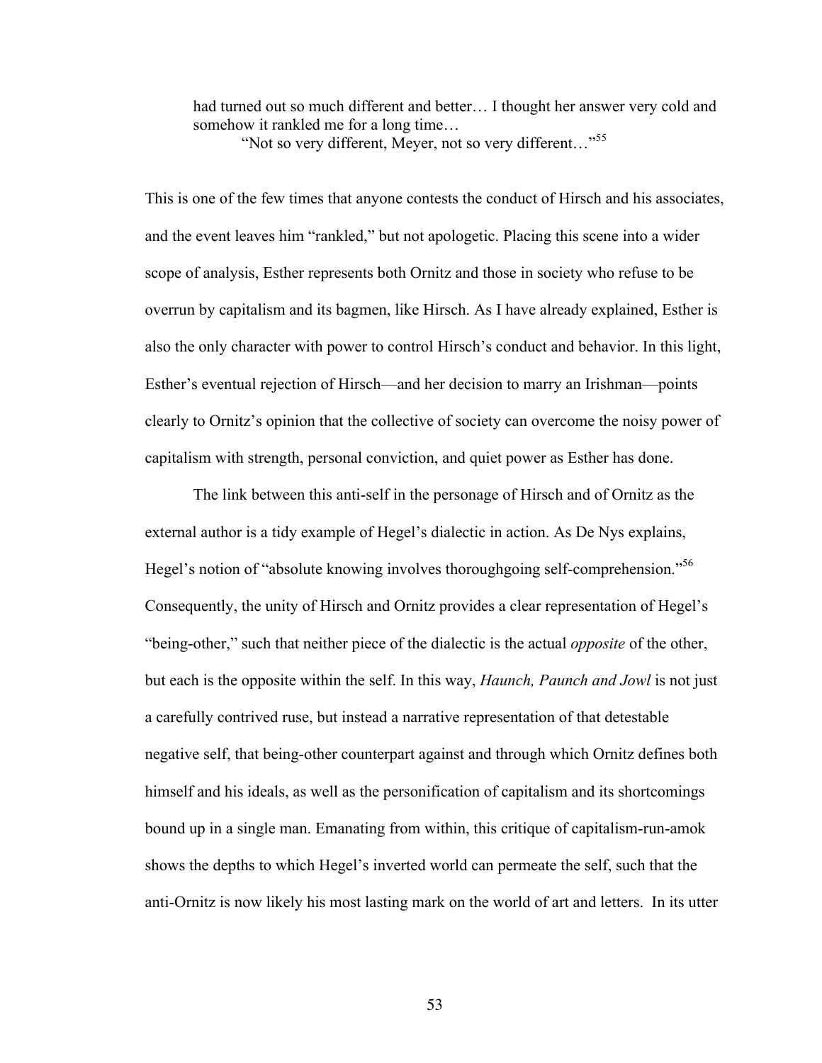> had turned out so much different and better… I thought her answer very cold and somehow it rankled me for a long time…
>
> "Not so very different, Meyer, not so very different…"[55]

This is one of the few times that anyone contests the conduct of Hirsch and his associates, and the event leaves him "rankled," but not apologetic. Placing this scene into a wider scope of analysis, Esther represents both Ornitz and those in society who refuse to be overrun by capitalism and its bagmen, like Hirsch. As I have already explained, Esther is also the only character with power to control Hirsch's conduct and behavior. In this light, Esther's eventual rejection of Hirsch—and her decision to marry an Irishman—points clearly to Ornitz's opinion that the collective of society can overcome the noisy power of capitalism with strength, personal conviction, and quiet power as Esther has done.

The link between this anti-self in the personage of Hirsch and of Ornitz as the external author is a tidy example of Hegel's dialectic in action. As De Nys explains, Hegel's notion of "absolute knowing involves thoroughgoing self-comprehension."[56] Consequently, the unity of Hirsch and Ornitz provides a clear representation of Hegel's "being-other," such that neither piece of the dialectic is the actual *opposite* of the other, but each is the opposite within the self. In this way, *Haunch, Paunch and Jowl* is not just a carefully contrived ruse, but instead a narrative representation of that detestable negative self, that being-other counterpart against and through which Ornitz defines both himself and his ideals, as well as the personification of capitalism and its shortcomings bound up in a single man. Emanating from within, this critique of capitalism-run-amok shows the depths to which Hegel's inverted world can permeate the self, such that the anti-Ornitz is now likely his most lasting mark on the world of art and letters. In its utter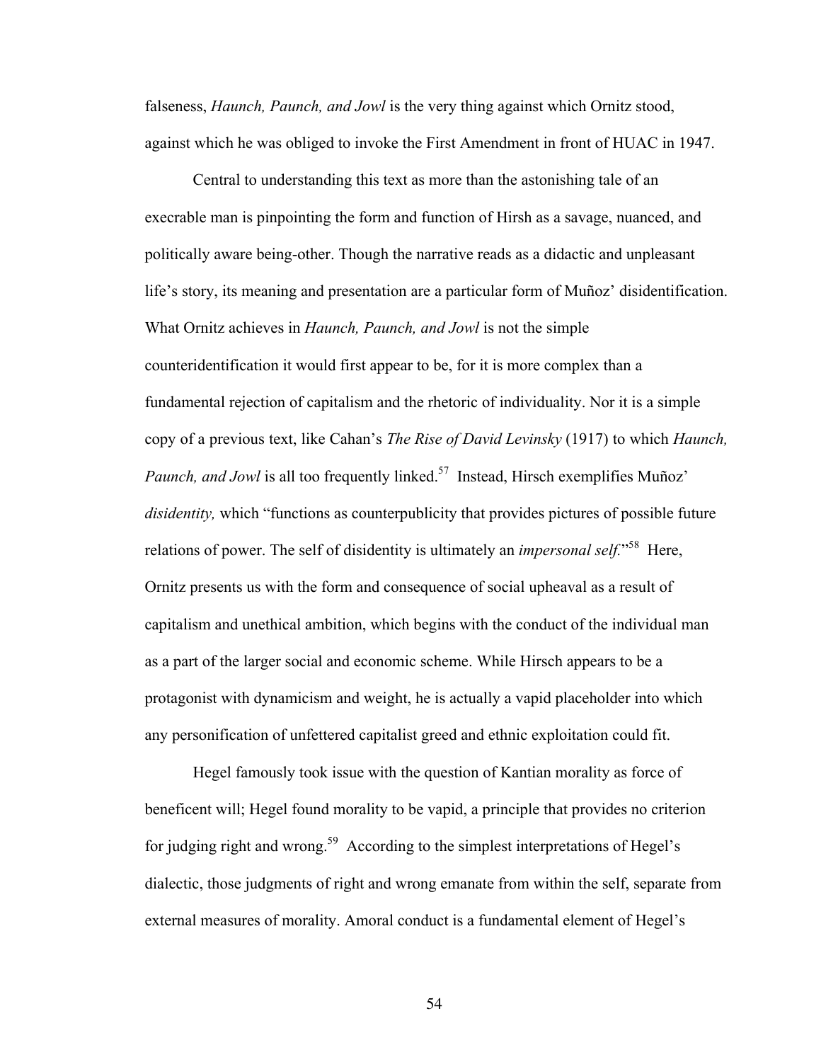falseness, *Haunch, Paunch, and Jowl* is the very thing against which Ornitz stood, against which he was obliged to invoke the First Amendment in front of HUAC in 1947.

Central to understanding this text as more than the astonishing tale of an execrable man is pinpointing the form and function of Hirsh as a savage, nuanced, and politically aware being-other. Though the narrative reads as a didactic and unpleasant life's story, its meaning and presentation are a particular form of Muñoz' disidentification. What Ornitz achieves in *Haunch, Paunch, and Jowl* is not the simple counteridentification it would first appear to be, for it is more complex than a fundamental rejection of capitalism and the rhetoric of individuality. Nor it is a simple copy of a previous text, like Cahan's *The Rise of David Levinsky* (1917) to which *Haunch, Paunch, and Jowl* is all too frequently linked.[57] Instead, Hirsch exemplifies Muñoz' *disidentity,* which "functions as counterpublicity that provides pictures of possible future relations of power. The self of disidentity is ultimately an *impersonal self.*"[58] Here, Ornitz presents us with the form and consequence of social upheaval as a result of capitalism and unethical ambition, which begins with the conduct of the individual man as a part of the larger social and economic scheme. While Hirsch appears to be a protagonist with dynamicism and weight, he is actually a vapid placeholder into which any personification of unfettered capitalist greed and ethnic exploitation could fit.

Hegel famously took issue with the question of Kantian morality as force of beneficent will; Hegel found morality to be vapid, a principle that provides no criterion for judging right and wrong.[59] According to the simplest interpretations of Hegel's dialectic, those judgments of right and wrong emanate from within the self, separate from external measures of morality. Amoral conduct is a fundamental element of Hegel's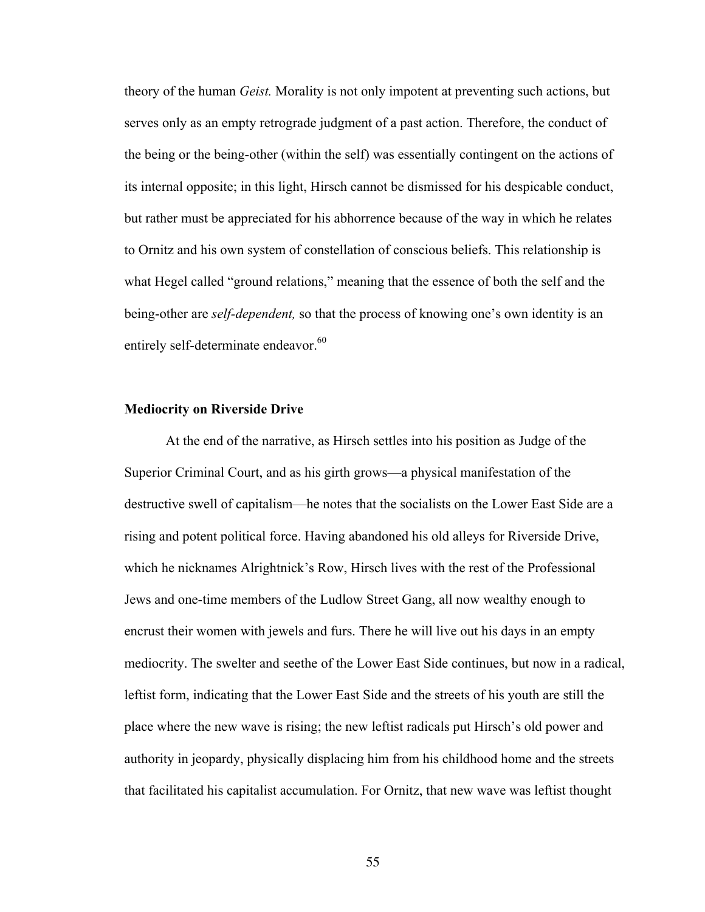theory of the human *Geist.* Morality is not only impotent at preventing such actions, but serves only as an empty retrograde judgment of a past action. Therefore, the conduct of the being or the being-other (within the self) was essentially contingent on the actions of its internal opposite; in this light, Hirsch cannot be dismissed for his despicable conduct, but rather must be appreciated for his abhorrence because of the way in which he relates to Ornitz and his own system of constellation of conscious beliefs. This relationship is what Hegel called "ground relations," meaning that the essence of both the self and the being-other are *self-dependent,* so that the process of knowing one's own identity is an entirely self-determinate endeavor.[60]

**Mediocrity on Riverside Drive**

At the end of the narrative, as Hirsch settles into his position as Judge of the Superior Criminal Court, and as his girth grows—a physical manifestation of the destructive swell of capitalism—he notes that the socialists on the Lower East Side are a rising and potent political force. Having abandoned his old alleys for Riverside Drive, which he nicknames Alrightnick's Row, Hirsch lives with the rest of the Professional Jews and one-time members of the Ludlow Street Gang, all now wealthy enough to encrust their women with jewels and furs. There he will live out his days in an empty mediocrity. The swelter and seethe of the Lower East Side continues, but now in a radical, leftist form, indicating that the Lower East Side and the streets of his youth are still the place where the new wave is rising; the new leftist radicals put Hirsch's old power and authority in jeopardy, physically displacing him from his childhood home and the streets that facilitated his capitalist accumulation. For Ornitz, that new wave was leftist thought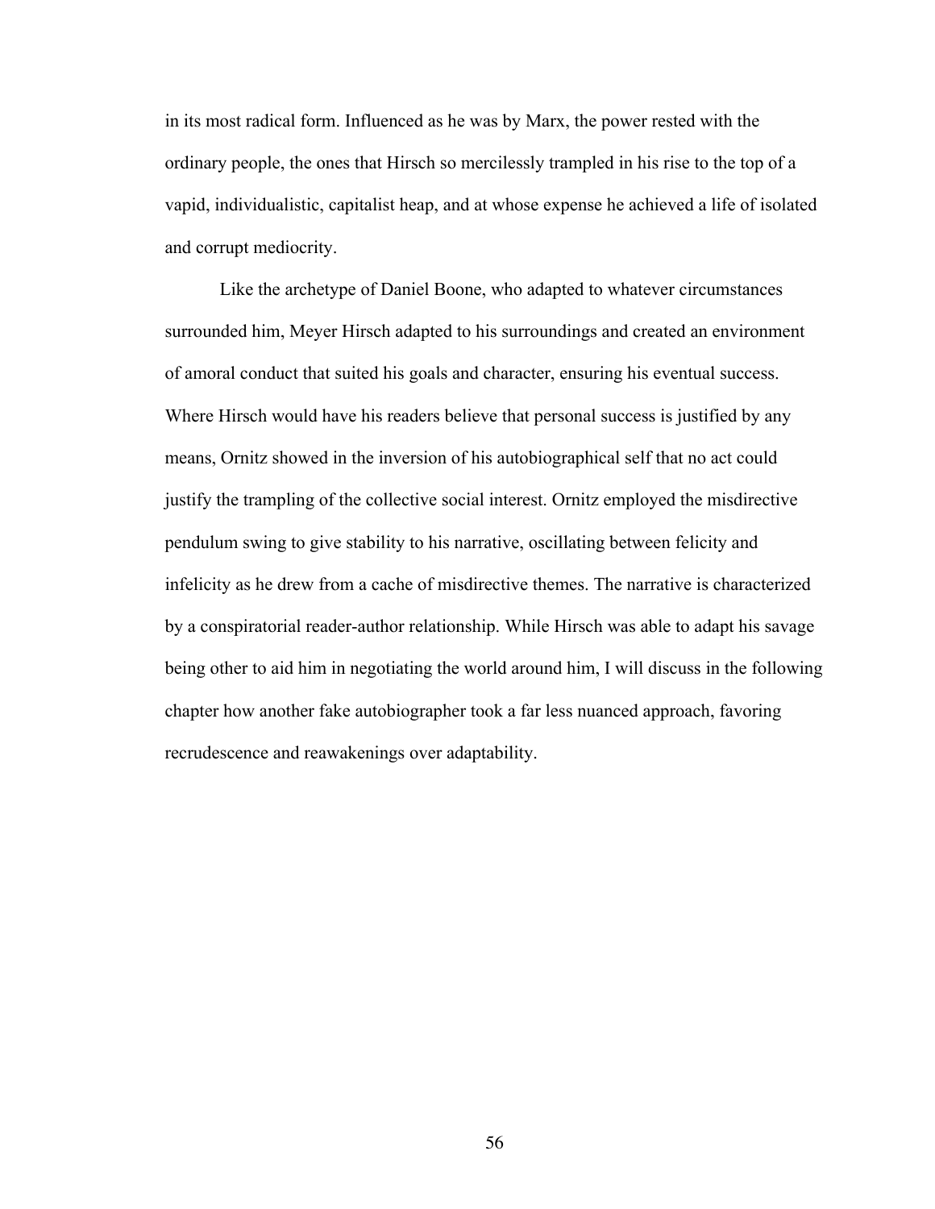in its most radical form. Influenced as he was by Marx, the power rested with the ordinary people, the ones that Hirsch so mercilessly trampled in his rise to the top of a vapid, individualistic, capitalist heap, and at whose expense he achieved a life of isolated and corrupt mediocrity.

Like the archetype of Daniel Boone, who adapted to whatever circumstances surrounded him, Meyer Hirsch adapted to his surroundings and created an environment of amoral conduct that suited his goals and character, ensuring his eventual success. Where Hirsch would have his readers believe that personal success is justified by any means, Ornitz showed in the inversion of his autobiographical self that no act could justify the trampling of the collective social interest. Ornitz employed the misdirective pendulum swing to give stability to his narrative, oscillating between felicity and infelicity as he drew from a cache of misdirective themes. The narrative is characterized by a conspiratorial reader-author relationship. While Hirsch was able to adapt his savage being other to aid him in negotiating the world around him, I will discuss in the following chapter how another fake autobiographer took a far less nuanced approach, favoring recrudescence and reawakenings over adaptability.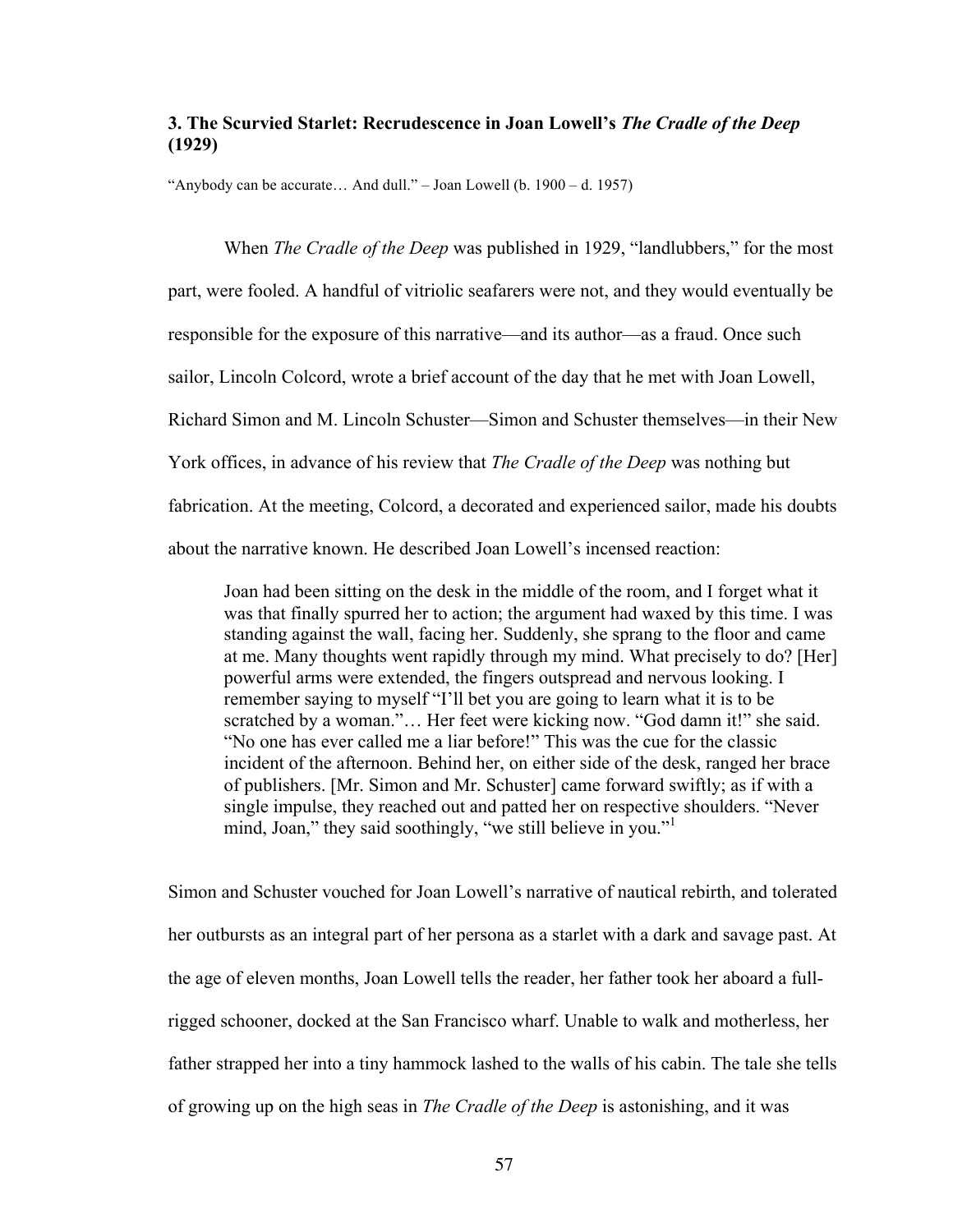### 3. The Scurvied Starlet: Recrudescence in Joan Lowell's *The Cradle of the Deep* (1929)

"Anybody can be accurate… And dull." – Joan Lowell (b. 1900 – d. 1957)

When *The Cradle of the Deep* was published in 1929, "landlubbers," for the most part, were fooled. A handful of vitriolic seafarers were not, and they would eventually be responsible for the exposure of this narrative—and its author—as a fraud. Once such sailor, Lincoln Colcord, wrote a brief account of the day that he met with Joan Lowell, Richard Simon and M. Lincoln Schuster—Simon and Schuster themselves—in their New York offices, in advance of his review that *The Cradle of the Deep* was nothing but fabrication. At the meeting, Colcord, a decorated and experienced sailor, made his doubts about the narrative known. He described Joan Lowell's incensed reaction:

> Joan had been sitting on the desk in the middle of the room, and I forget what it was that finally spurred her to action; the argument had waxed by this time. I was standing against the wall, facing her. Suddenly, she sprang to the floor and came at me. Many thoughts went rapidly through my mind. What precisely to do? [Her] powerful arms were extended, the fingers outspread and nervous looking. I remember saying to myself "I'll bet you are going to learn what it is to be scratched by a woman."… Her feet were kicking now. "God damn it!" she said. "No one has ever called me a liar before!" This was the cue for the classic incident of the afternoon. Behind her, on either side of the desk, ranged her brace of publishers. [Mr. Simon and Mr. Schuster] came forward swiftly; as if with a single impulse, they reached out and patted her on respective shoulders. "Never mind, Joan," they said soothingly, "we still believe in you."[1]

Simon and Schuster vouched for Joan Lowell's narrative of nautical rebirth, and tolerated her outbursts as an integral part of her persona as a starlet with a dark and savage past. At the age of eleven months, Joan Lowell tells the reader, her father took her aboard a full-rigged schooner, docked at the San Francisco wharf. Unable to walk and motherless, her father strapped her into a tiny hammock lashed to the walls of his cabin. The tale she tells of growing up on the high seas in *The Cradle of the Deep* is astonishing, and it was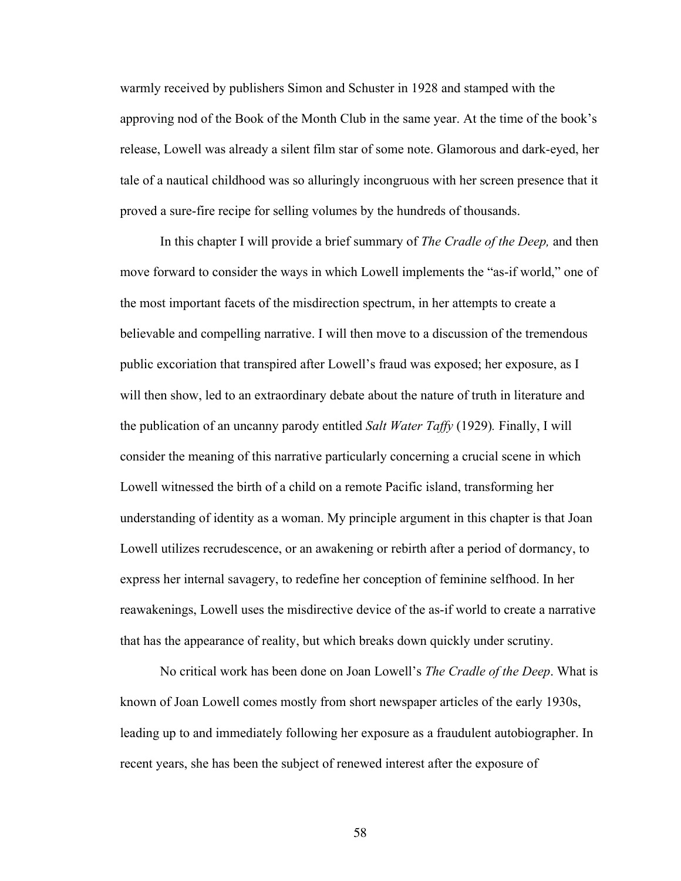warmly received by publishers Simon and Schuster in 1928 and stamped with the approving nod of the Book of the Month Club in the same year. At the time of the book's release, Lowell was already a silent film star of some note. Glamorous and dark-eyed, her tale of a nautical childhood was so alluringly incongruous with her screen presence that it proved a sure-fire recipe for selling volumes by the hundreds of thousands.

In this chapter I will provide a brief summary of *The Cradle of the Deep,* and then move forward to consider the ways in which Lowell implements the "as-if world," one of the most important facets of the misdirection spectrum, in her attempts to create a believable and compelling narrative. I will then move to a discussion of the tremendous public excoriation that transpired after Lowell's fraud was exposed; her exposure, as I will then show, led to an extraordinary debate about the nature of truth in literature and the publication of an uncanny parody entitled *Salt Water Taffy* (1929)*.* Finally, I will consider the meaning of this narrative particularly concerning a crucial scene in which Lowell witnessed the birth of a child on a remote Pacific island, transforming her understanding of identity as a woman. My principle argument in this chapter is that Joan Lowell utilizes recrudescence, or an awakening or rebirth after a period of dormancy, to express her internal savagery, to redefine her conception of feminine selfhood. In her reawakenings, Lowell uses the misdirective device of the as-if world to create a narrative that has the appearance of reality, but which breaks down quickly under scrutiny.

No critical work has been done on Joan Lowell's *The Cradle of the Deep*. What is known of Joan Lowell comes mostly from short newspaper articles of the early 1930s, leading up to and immediately following her exposure as a fraudulent autobiographer. In recent years, she has been the subject of renewed interest after the exposure of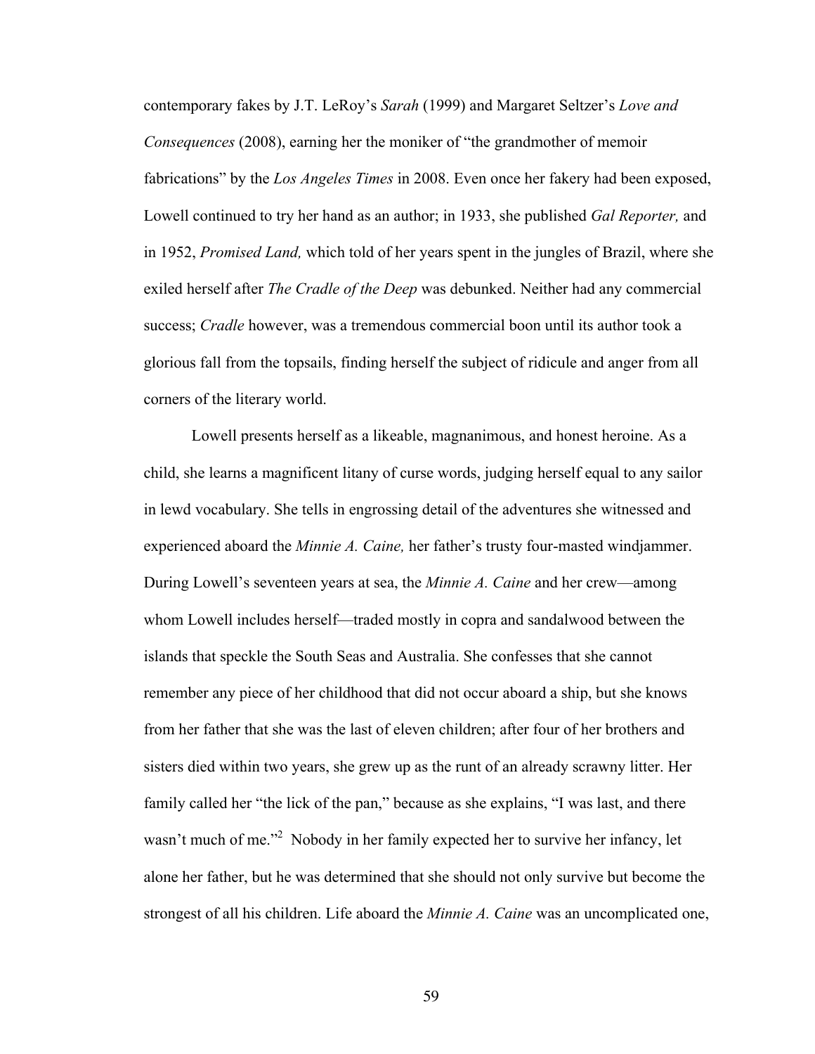contemporary fakes by J.T. LeRoy's *Sarah* (1999) and Margaret Seltzer's *Love and Consequences* (2008), earning her the moniker of "the grandmother of memoir fabrications" by the *Los Angeles Times* in 2008. Even once her fakery had been exposed, Lowell continued to try her hand as an author; in 1933, she published *Gal Reporter,* and in 1952, *Promised Land,* which told of her years spent in the jungles of Brazil, where she exiled herself after *The Cradle of the Deep* was debunked. Neither had any commercial success; *Cradle* however, was a tremendous commercial boon until its author took a glorious fall from the topsails, finding herself the subject of ridicule and anger from all corners of the literary world.

Lowell presents herself as a likeable, magnanimous, and honest heroine. As a child, she learns a magnificent litany of curse words, judging herself equal to any sailor in lewd vocabulary. She tells in engrossing detail of the adventures she witnessed and experienced aboard the *Minnie A. Caine,* her father's trusty four-masted windjammer. During Lowell's seventeen years at sea, the *Minnie A. Caine* and her crew—among whom Lowell includes herself—traded mostly in copra and sandalwood between the islands that speckle the South Seas and Australia. She confesses that she cannot remember any piece of her childhood that did not occur aboard a ship, but she knows from her father that she was the last of eleven children; after four of her brothers and sisters died within two years, she grew up as the runt of an already scrawny litter. Her family called her "the lick of the pan," because as she explains, "I was last, and there wasn't much of me."[2] Nobody in her family expected her to survive her infancy, let alone her father, but he was determined that she should not only survive but become the strongest of all his children. Life aboard the *Minnie A. Caine* was an uncomplicated one,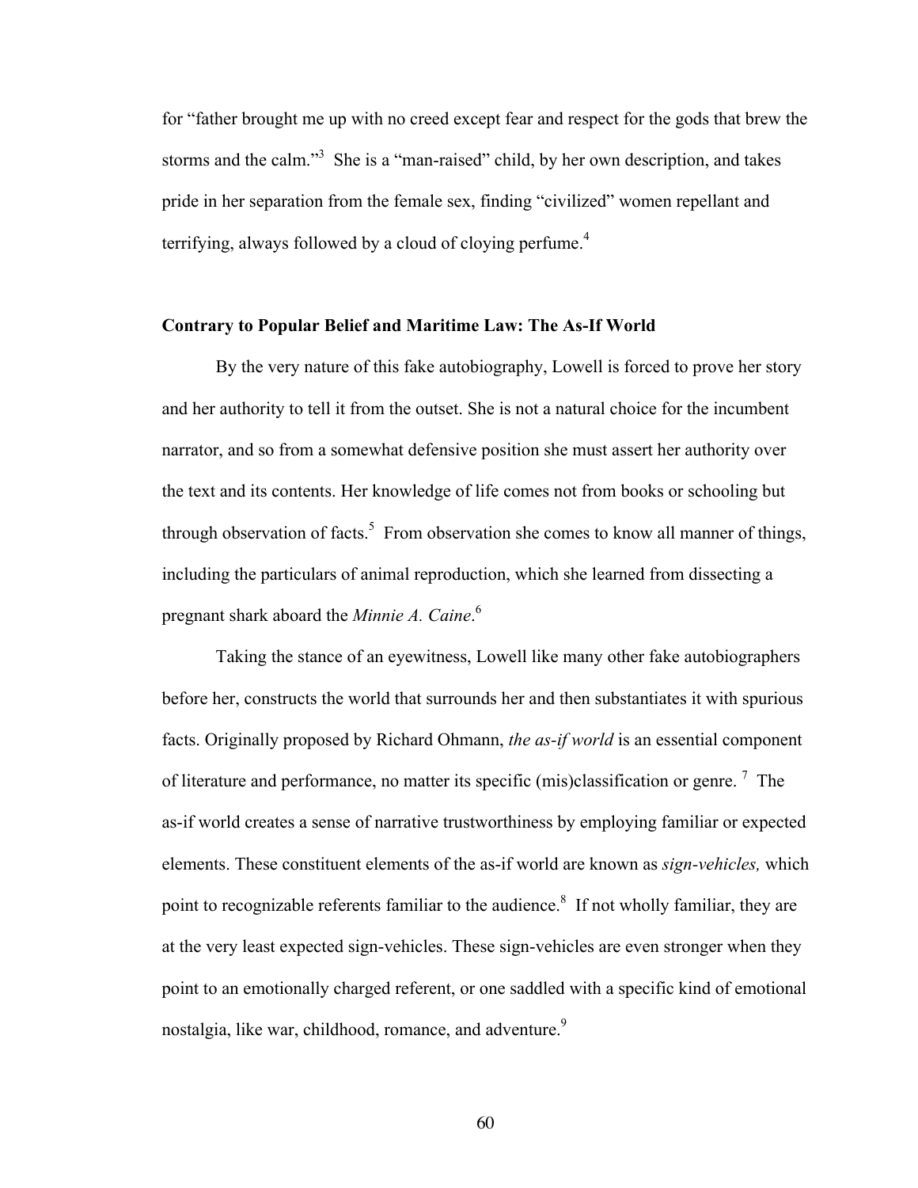for "father brought me up with no creed except fear and respect for the gods that brew the storms and the calm."[3] She is a "man-raised" child, by her own description, and takes pride in her separation from the female sex, finding "civilized" women repellant and terrifying, always followed by a cloud of cloying perfume.[4]

### Contrary to Popular Belief and Maritime Law: The As-If World

By the very nature of this fake autobiography, Lowell is forced to prove her story and her authority to tell it from the outset. She is not a natural choice for the incumbent narrator, and so from a somewhat defensive position she must assert her authority over the text and its contents. Her knowledge of life comes not from books or schooling but through observation of facts.[5] From observation she comes to know all manner of things, including the particulars of animal reproduction, which she learned from dissecting a pregnant shark aboard the *Minnie A. Caine*.[6]

Taking the stance of an eyewitness, Lowell like many other fake autobiographers before her, constructs the world that surrounds her and then substantiates it with spurious facts. Originally proposed by Richard Ohmann, *the as-if world* is an essential component of literature and performance, no matter its specific (mis)classification or genre.[7] The as-if world creates a sense of narrative trustworthiness by employing familiar or expected elements. These constituent elements of the as-if world are known as *sign-vehicles,* which point to recognizable referents familiar to the audience.[8] If not wholly familiar, they are at the very least expected sign-vehicles. These sign-vehicles are even stronger when they point to an emotionally charged referent, or one saddled with a specific kind of emotional nostalgia, like war, childhood, romance, and adventure.[9]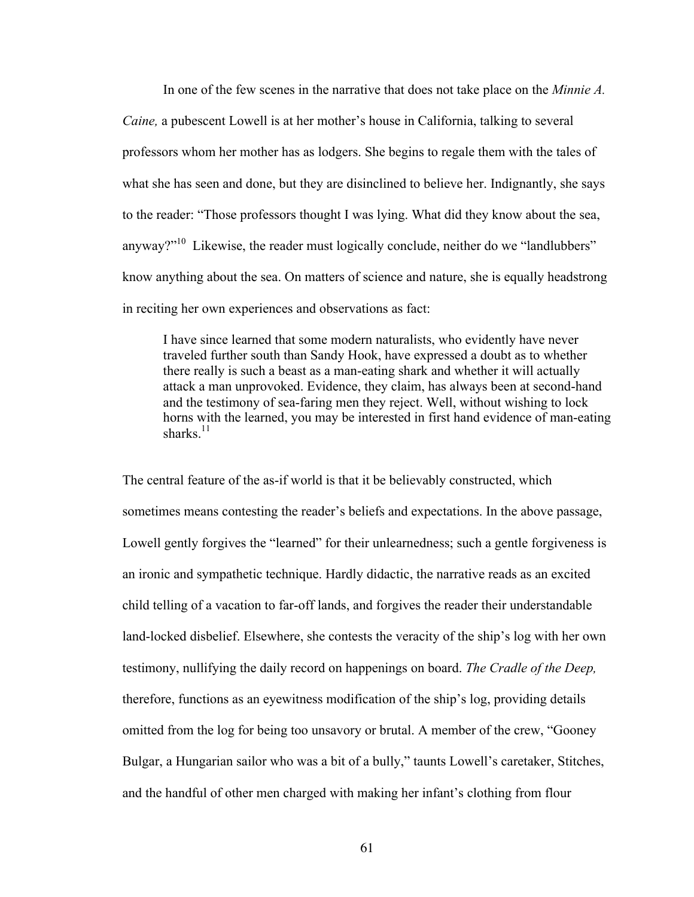In one of the few scenes in the narrative that does not take place on the *Minnie A. Caine,* a pubescent Lowell is at her mother's house in California, talking to several professors whom her mother has as lodgers. She begins to regale them with the tales of what she has seen and done, but they are disinclined to believe her. Indignantly, she says to the reader: "Those professors thought I was lying. What did they know about the sea, anyway?"[10] Likewise, the reader must logically conclude, neither do we "landlubbers" know anything about the sea. On matters of science and nature, she is equally headstrong in reciting her own experiences and observations as fact:

> I have since learned that some modern naturalists, who evidently have never traveled further south than Sandy Hook, have expressed a doubt as to whether there really is such a beast as a man-eating shark and whether it will actually attack a man unprovoked. Evidence, they claim, has always been at second-hand and the testimony of sea-faring men they reject. Well, without wishing to lock horns with the learned, you may be interested in first hand evidence of man-eating sharks.[11]

The central feature of the as-if world is that it be believably constructed, which sometimes means contesting the reader's beliefs and expectations. In the above passage, Lowell gently forgives the "learned" for their unlearnedness; such a gentle forgiveness is an ironic and sympathetic technique. Hardly didactic, the narrative reads as an excited child telling of a vacation to far-off lands, and forgives the reader their understandable land-locked disbelief. Elsewhere, she contests the veracity of the ship's log with her own testimony, nullifying the daily record on happenings on board. *The Cradle of the Deep,* therefore, functions as an eyewitness modification of the ship's log, providing details omitted from the log for being too unsavory or brutal. A member of the crew, "Gooney Bulgar, a Hungarian sailor who was a bit of a bully," taunts Lowell's caretaker, Stitches, and the handful of other men charged with making her infant's clothing from flour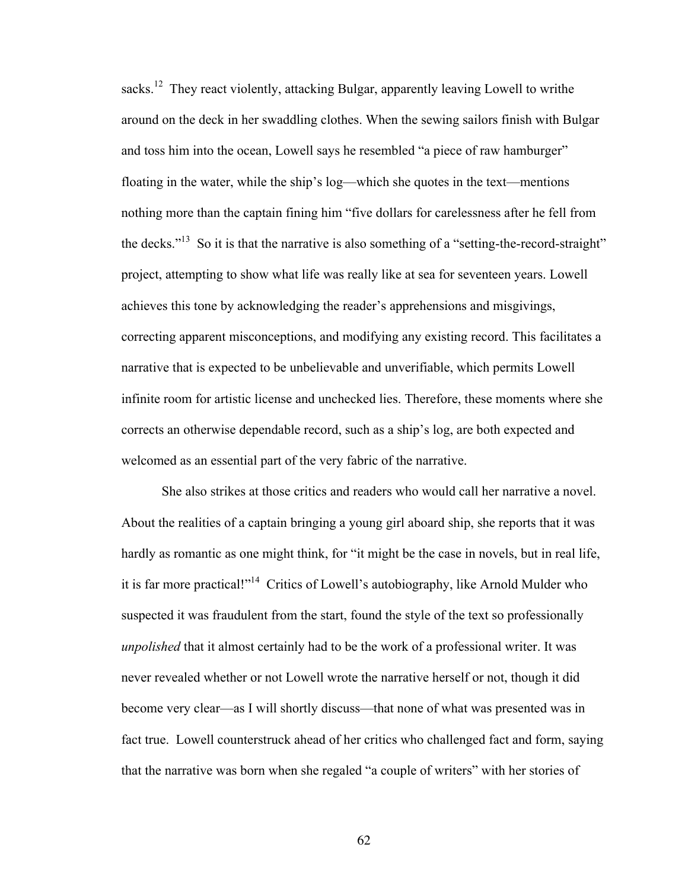sacks.[12] They react violently, attacking Bulgar, apparently leaving Lowell to writhe around on the deck in her swaddling clothes. When the sewing sailors finish with Bulgar and toss him into the ocean, Lowell says he resembled "a piece of raw hamburger" floating in the water, while the ship's log—which she quotes in the text—mentions nothing more than the captain fining him "five dollars for carelessness after he fell from the decks."[13] So it is that the narrative is also something of a "setting-the-record-straight" project, attempting to show what life was really like at sea for seventeen years. Lowell achieves this tone by acknowledging the reader's apprehensions and misgivings, correcting apparent misconceptions, and modifying any existing record. This facilitates a narrative that is expected to be unbelievable and unverifiable, which permits Lowell infinite room for artistic license and unchecked lies. Therefore, these moments where she corrects an otherwise dependable record, such as a ship's log, are both expected and welcomed as an essential part of the very fabric of the narrative.

She also strikes at those critics and readers who would call her narrative a novel. About the realities of a captain bringing a young girl aboard ship, she reports that it was hardly as romantic as one might think, for "it might be the case in novels, but in real life, it is far more practical!"[14] Critics of Lowell's autobiography, like Arnold Mulder who suspected it was fraudulent from the start, found the style of the text so professionally *unpolished* that it almost certainly had to be the work of a professional writer. It was never revealed whether or not Lowell wrote the narrative herself or not, though it did become very clear—as I will shortly discuss—that none of what was presented was in fact true. Lowell counterstruck ahead of her critics who challenged fact and form, saying that the narrative was born when she regaled "a couple of writers" with her stories of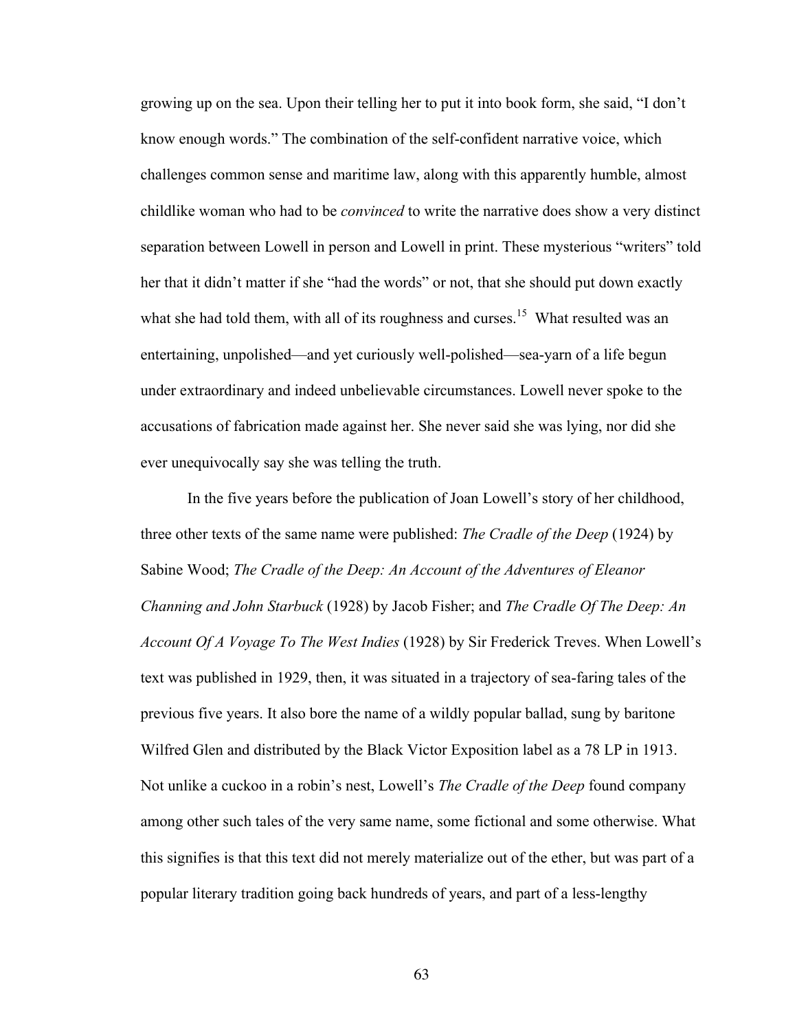growing up on the sea. Upon their telling her to put it into book form, she said, "I don't know enough words." The combination of the self-confident narrative voice, which challenges common sense and maritime law, along with this apparently humble, almost childlike woman who had to be *convinced* to write the narrative does show a very distinct separation between Lowell in person and Lowell in print. These mysterious "writers" told her that it didn't matter if she "had the words" or not, that she should put down exactly what she had told them, with all of its roughness and curses.[15] What resulted was an entertaining, unpolished—and yet curiously well-polished—sea-yarn of a life begun under extraordinary and indeed unbelievable circumstances. Lowell never spoke to the accusations of fabrication made against her. She never said she was lying, nor did she ever unequivocally say she was telling the truth.

In the five years before the publication of Joan Lowell's story of her childhood, three other texts of the same name were published: *The Cradle of the Deep* (1924) by Sabine Wood; *The Cradle of the Deep: An Account of the Adventures of Eleanor Channing and John Starbuck* (1928) by Jacob Fisher; and *The Cradle Of The Deep: An Account Of A Voyage To The West Indies* (1928) by Sir Frederick Treves. When Lowell's text was published in 1929, then, it was situated in a trajectory of sea-faring tales of the previous five years. It also bore the name of a wildly popular ballad, sung by baritone Wilfred Glen and distributed by the Black Victor Exposition label as a 78 LP in 1913. Not unlike a cuckoo in a robin's nest, Lowell's *The Cradle of the Deep* found company among other such tales of the very same name, some fictional and some otherwise. What this signifies is that this text did not merely materialize out of the ether, but was part of a popular literary tradition going back hundreds of years, and part of a less-lengthy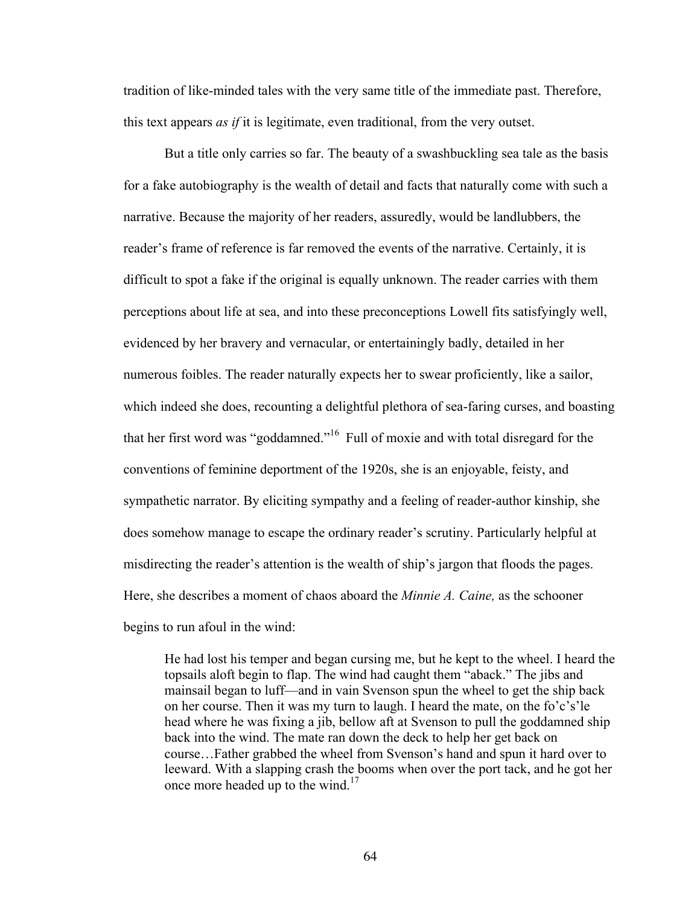tradition of like-minded tales with the very same title of the immediate past. Therefore, this text appears *as if* it is legitimate, even traditional, from the very outset.

But a title only carries so far. The beauty of a swashbuckling sea tale as the basis for a fake autobiography is the wealth of detail and facts that naturally come with such a narrative. Because the majority of her readers, assuredly, would be landlubbers, the reader's frame of reference is far removed the events of the narrative. Certainly, it is difficult to spot a fake if the original is equally unknown. The reader carries with them perceptions about life at sea, and into these preconceptions Lowell fits satisfyingly well, evidenced by her bravery and vernacular, or entertainingly badly, detailed in her numerous foibles. The reader naturally expects her to swear proficiently, like a sailor, which indeed she does, recounting a delightful plethora of sea-faring curses, and boasting that her first word was "goddamned."[16] Full of moxie and with total disregard for the conventions of feminine deportment of the 1920s, she is an enjoyable, feisty, and sympathetic narrator. By eliciting sympathy and a feeling of reader-author kinship, she does somehow manage to escape the ordinary reader's scrutiny. Particularly helpful at misdirecting the reader's attention is the wealth of ship's jargon that floods the pages. Here, she describes a moment of chaos aboard the *Minnie A. Caine,* as the schooner begins to run afoul in the wind:

> He had lost his temper and began cursing me, but he kept to the wheel. I heard the topsails aloft begin to flap. The wind had caught them "aback." The jibs and mainsail began to luff—and in vain Svenson spun the wheel to get the ship back on her course. Then it was my turn to laugh. I heard the mate, on the fo'c's'le head where he was fixing a jib, bellow aft at Svenson to pull the goddamned ship back into the wind. The mate ran down the deck to help her get back on course…Father grabbed the wheel from Svenson's hand and spun it hard over to leeward. With a slapping crash the booms when over the port tack, and he got her once more headed up to the wind.[17]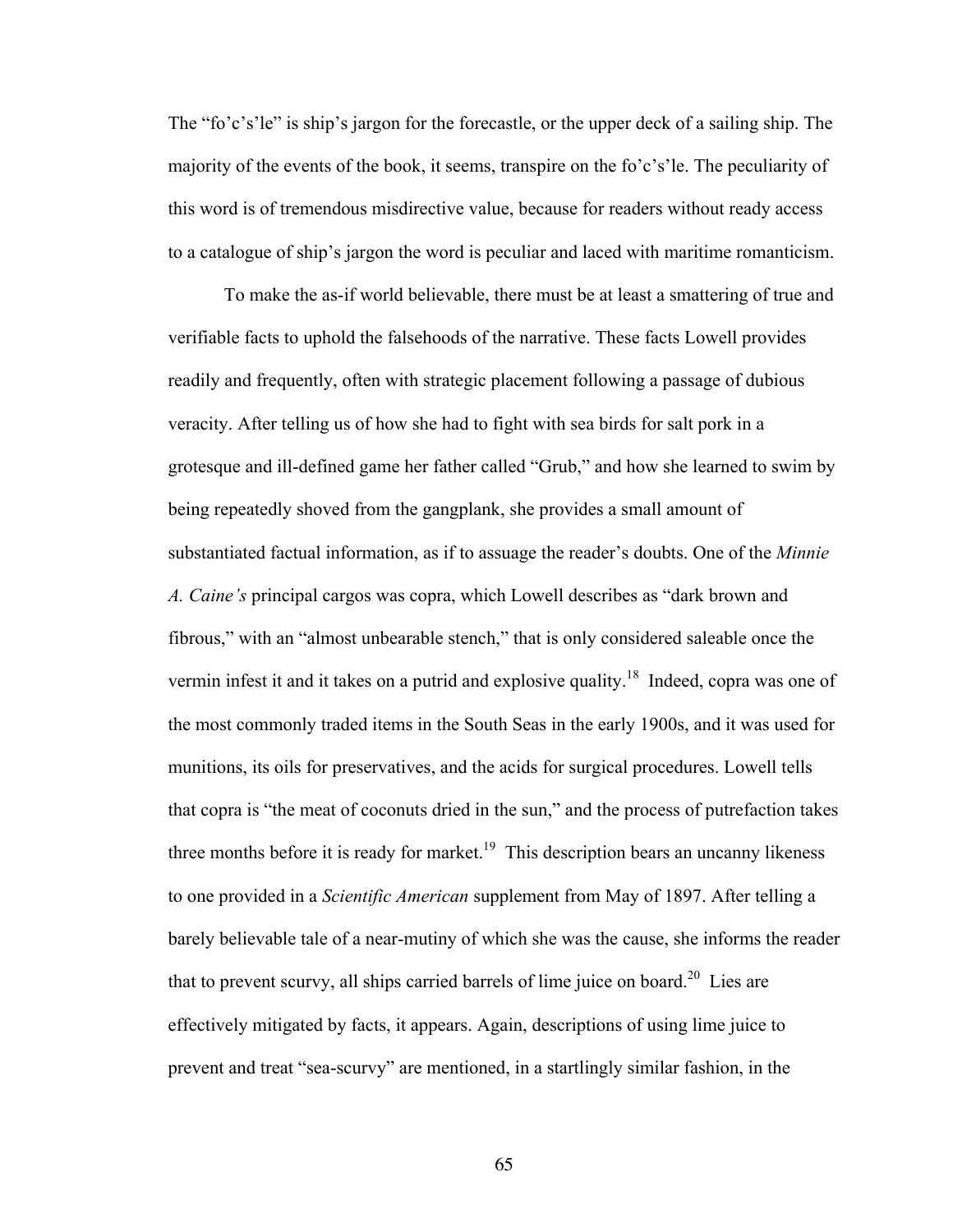The "fo'c's'le" is ship's jargon for the forecastle, or the upper deck of a sailing ship. The majority of the events of the book, it seems, transpire on the fo'c's'le. The peculiarity of this word is of tremendous misdirective value, because for readers without ready access to a catalogue of ship's jargon the word is peculiar and laced with maritime romanticism.

To make the as-if world believable, there must be at least a smattering of true and verifiable facts to uphold the falsehoods of the narrative. These facts Lowell provides readily and frequently, often with strategic placement following a passage of dubious veracity. After telling us of how she had to fight with sea birds for salt pork in a grotesque and ill-defined game her father called "Grub," and how she learned to swim by being repeatedly shoved from the gangplank, she provides a small amount of substantiated factual information, as if to assuage the reader's doubts. One of the *Minnie A. Caine's* principal cargos was copra, which Lowell describes as "dark brown and fibrous," with an "almost unbearable stench," that is only considered saleable once the vermin infest it and it takes on a putrid and explosive quality.[18] Indeed, copra was one of the most commonly traded items in the South Seas in the early 1900s, and it was used for munitions, its oils for preservatives, and the acids for surgical procedures. Lowell tells that copra is "the meat of coconuts dried in the sun," and the process of putrefaction takes three months before it is ready for market.[19] This description bears an uncanny likeness to one provided in a *Scientific American* supplement from May of 1897. After telling a barely believable tale of a near-mutiny of which she was the cause, she informs the reader that to prevent scurvy, all ships carried barrels of lime juice on board.[20] Lies are effectively mitigated by facts, it appears. Again, descriptions of using lime juice to prevent and treat "sea-scurvy" are mentioned, in a startlingly similar fashion, in the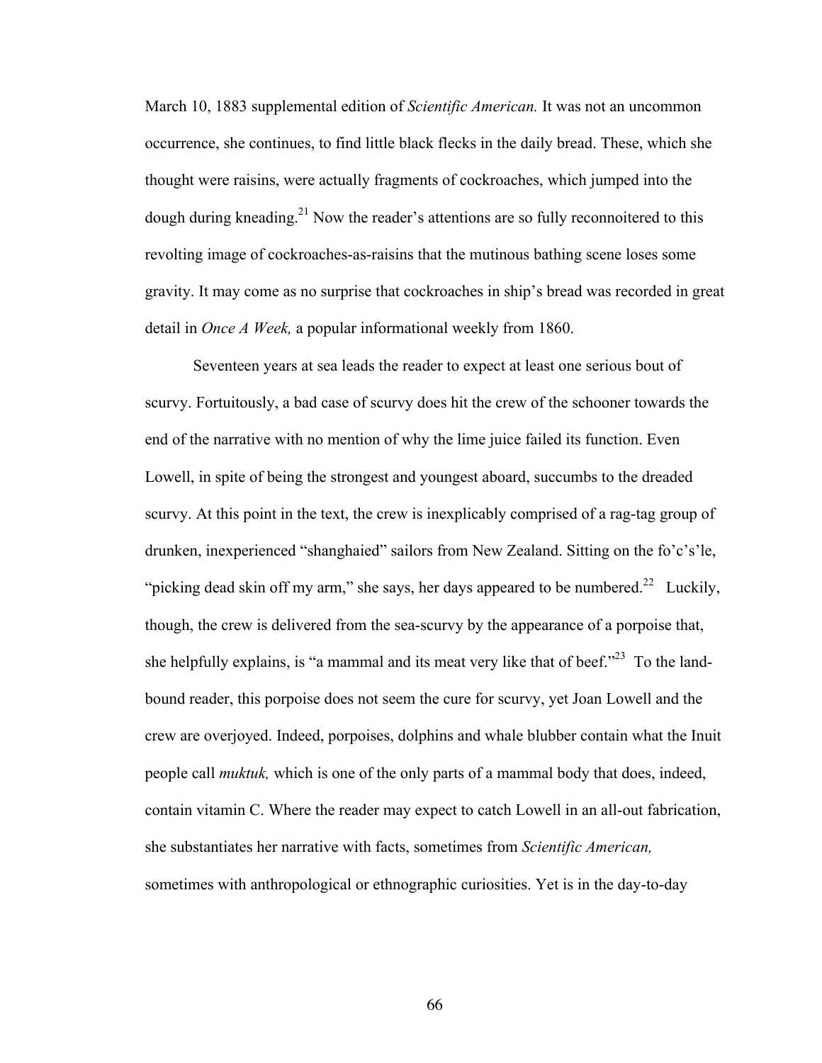March 10, 1883 supplemental edition of *Scientific American.* It was not an uncommon occurrence, she continues, to find little black flecks in the daily bread. These, which she thought were raisins, were actually fragments of cockroaches, which jumped into the dough during kneading.[21] Now the reader's attentions are so fully reconnoitered to this revolting image of cockroaches-as-raisins that the mutinous bathing scene loses some gravity. It may come as no surprise that cockroaches in ship's bread was recorded in great detail in *Once A Week,* a popular informational weekly from 1860.

Seventeen years at sea leads the reader to expect at least one serious bout of scurvy. Fortuitously, a bad case of scurvy does hit the crew of the schooner towards the end of the narrative with no mention of why the lime juice failed its function. Even Lowell, in spite of being the strongest and youngest aboard, succumbs to the dreaded scurvy. At this point in the text, the crew is inexplicably comprised of a rag-tag group of drunken, inexperienced "shanghaied" sailors from New Zealand. Sitting on the fo'c's'le, "picking dead skin off my arm," she says, her days appeared to be numbered.[22] Luckily, though, the crew is delivered from the sea-scurvy by the appearance of a porpoise that, she helpfully explains, is "a mammal and its meat very like that of beef."[23] To the land-bound reader, this porpoise does not seem the cure for scurvy, yet Joan Lowell and the crew are overjoyed. Indeed, porpoises, dolphins and whale blubber contain what the Inuit people call *muktuk,* which is one of the only parts of a mammal body that does, indeed, contain vitamin C. Where the reader may expect to catch Lowell in an all-out fabrication, she substantiates her narrative with facts, sometimes from *Scientific American,* sometimes with anthropological or ethnographic curiosities. Yet is in the day-to-day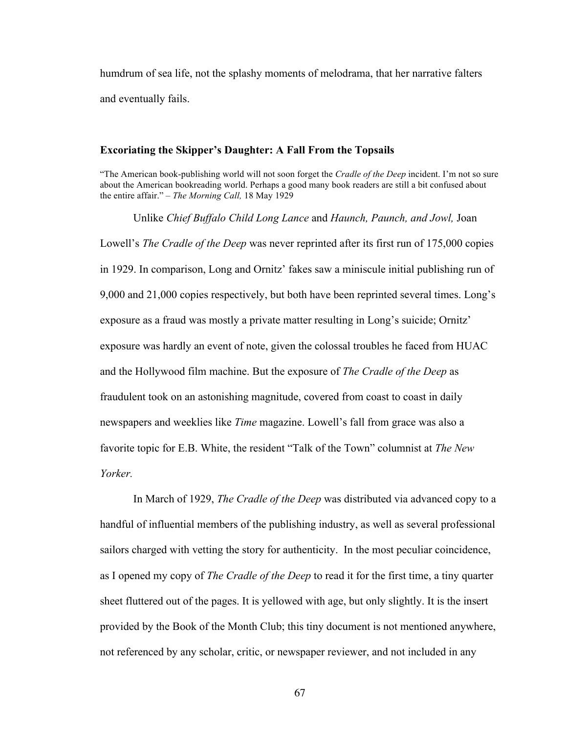humdrum of sea life, not the splashy moments of melodrama, that her narrative falters and eventually fails.

### Excoriating the Skipper's Daughter: A Fall From the Topsails

"The American book-publishing world will not soon forget the *Cradle of the Deep* incident. I'm not so sure about the American bookreading world. Perhaps a good many book readers are still a bit confused about the entire affair." – *The Morning Call,* 18 May 1929

Unlike *Chief Buffalo Child Long Lance* and *Haunch, Paunch, and Jowl,* Joan Lowell's *The Cradle of the Deep* was never reprinted after its first run of 175,000 copies in 1929. In comparison, Long and Ornitz' fakes saw a miniscule initial publishing run of 9,000 and 21,000 copies respectively, but both have been reprinted several times. Long's exposure as a fraud was mostly a private matter resulting in Long's suicide; Ornitz' exposure was hardly an event of note, given the colossal troubles he faced from HUAC and the Hollywood film machine. But the exposure of *The Cradle of the Deep* as fraudulent took on an astonishing magnitude, covered from coast to coast in daily newspapers and weeklies like *Time* magazine. Lowell's fall from grace was also a favorite topic for E.B. White, the resident "Talk of the Town" columnist at *The New Yorker.*

In March of 1929, *The Cradle of the Deep* was distributed via advanced copy to a handful of influential members of the publishing industry, as well as several professional sailors charged with vetting the story for authenticity. In the most peculiar coincidence, as I opened my copy of *The Cradle of the Deep* to read it for the first time, a tiny quarter sheet fluttered out of the pages. It is yellowed with age, but only slightly. It is the insert provided by the Book of the Month Club; this tiny document is not mentioned anywhere, not referenced by any scholar, critic, or newspaper reviewer, and not included in any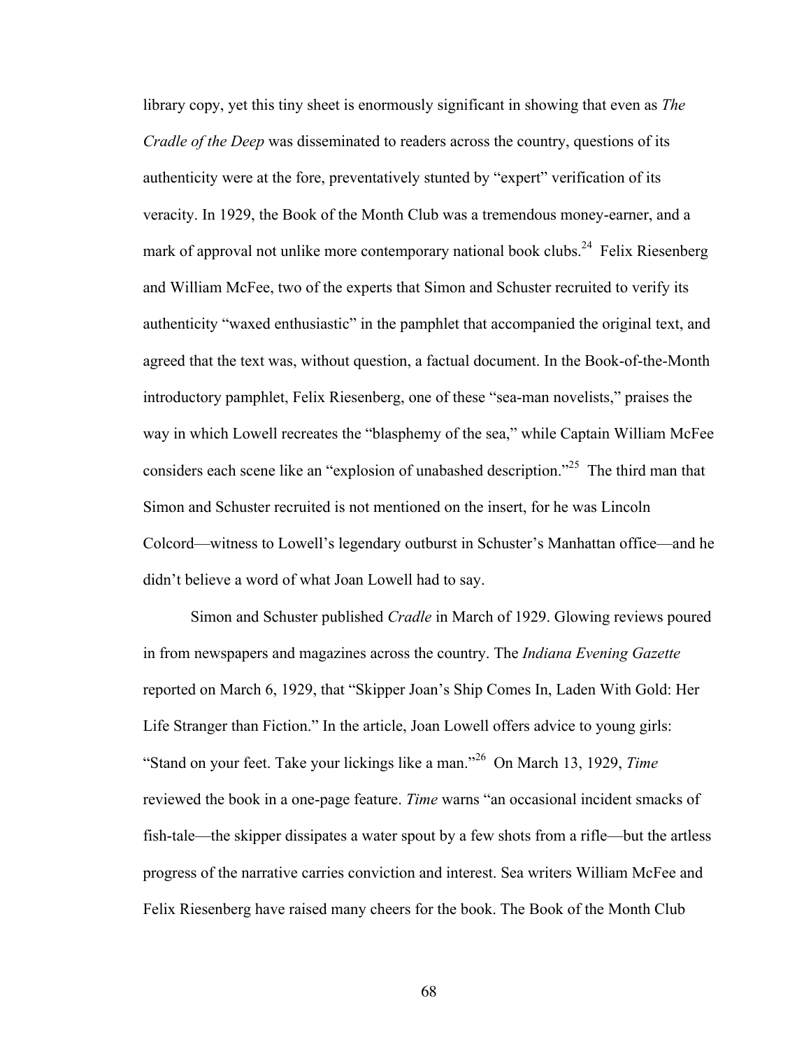library copy, yet this tiny sheet is enormously significant in showing that even as *The Cradle of the Deep* was disseminated to readers across the country, questions of its authenticity were at the fore, preventatively stunted by "expert" verification of its veracity. In 1929, the Book of the Month Club was a tremendous money-earner, and a mark of approval not unlike more contemporary national book clubs.[24] Felix Riesenberg and William McFee, two of the experts that Simon and Schuster recruited to verify its authenticity "waxed enthusiastic" in the pamphlet that accompanied the original text, and agreed that the text was, without question, a factual document. In the Book-of-the-Month introductory pamphlet, Felix Riesenberg, one of these "sea-man novelists," praises the way in which Lowell recreates the "blasphemy of the sea," while Captain William McFee considers each scene like an "explosion of unabashed description."[25] The third man that Simon and Schuster recruited is not mentioned on the insert, for he was Lincoln Colcord—witness to Lowell's legendary outburst in Schuster's Manhattan office—and he didn't believe a word of what Joan Lowell had to say.

Simon and Schuster published *Cradle* in March of 1929. Glowing reviews poured in from newspapers and magazines across the country. The *Indiana Evening Gazette* reported on March 6, 1929, that "Skipper Joan's Ship Comes In, Laden With Gold: Her Life Stranger than Fiction." In the article, Joan Lowell offers advice to young girls: "Stand on your feet. Take your lickings like a man."[26] On March 13, 1929, *Time* reviewed the book in a one-page feature. *Time* warns "an occasional incident smacks of fish-tale—the skipper dissipates a water spout by a few shots from a rifle—but the artless progress of the narrative carries conviction and interest. Sea writers William McFee and Felix Riesenberg have raised many cheers for the book. The Book of the Month Club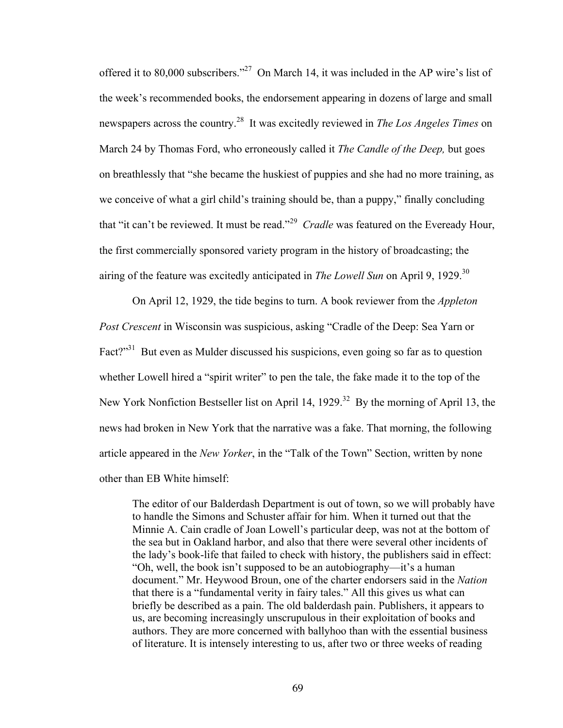offered it to 80,000 subscribers."[27] On March 14, it was included in the AP wire's list of the week's recommended books, the endorsement appearing in dozens of large and small newspapers across the country.[28] It was excitedly reviewed in *The Los Angeles Times* on March 24 by Thomas Ford, who erroneously called it *The Candle of the Deep,* but goes on breathlessly that "she became the huskiest of puppies and she had no more training, as we conceive of what a girl child's training should be, than a puppy," finally concluding that "it can't be reviewed. It must be read."[29] *Cradle* was featured on the Eveready Hour, the first commercially sponsored variety program in the history of broadcasting; the airing of the feature was excitedly anticipated in *The Lowell Sun* on April 9, 1929.[30]

On April 12, 1929, the tide begins to turn. A book reviewer from the *Appleton Post Crescent* in Wisconsin was suspicious, asking "Cradle of the Deep: Sea Yarn or Fact?"[31] But even as Mulder discussed his suspicions, even going so far as to question whether Lowell hired a "spirit writer" to pen the tale, the fake made it to the top of the New York Nonfiction Bestseller list on April 14, 1929.[32] By the morning of April 13, the news had broken in New York that the narrative was a fake. That morning, the following article appeared in the *New Yorker*, in the "Talk of the Town" Section, written by none other than EB White himself:

> The editor of our Balderdash Department is out of town, so we will probably have to handle the Simons and Schuster affair for him. When it turned out that the Minnie A. Cain cradle of Joan Lowell's particular deep, was not at the bottom of the sea but in Oakland harbor, and also that there were several other incidents of the lady's book-life that failed to check with history, the publishers said in effect: "Oh, well, the book isn't supposed to be an autobiography—it's a human document." Mr. Heywood Broun, one of the charter endorsers said in the *Nation* that there is a "fundamental verity in fairy tales." All this gives us what can briefly be described as a pain. The old balderdash pain. Publishers, it appears to us, are becoming increasingly unscrupulous in their exploitation of books and authors. They are more concerned with ballyhoo than with the essential business of literature. It is intensely interesting to us, after two or three weeks of reading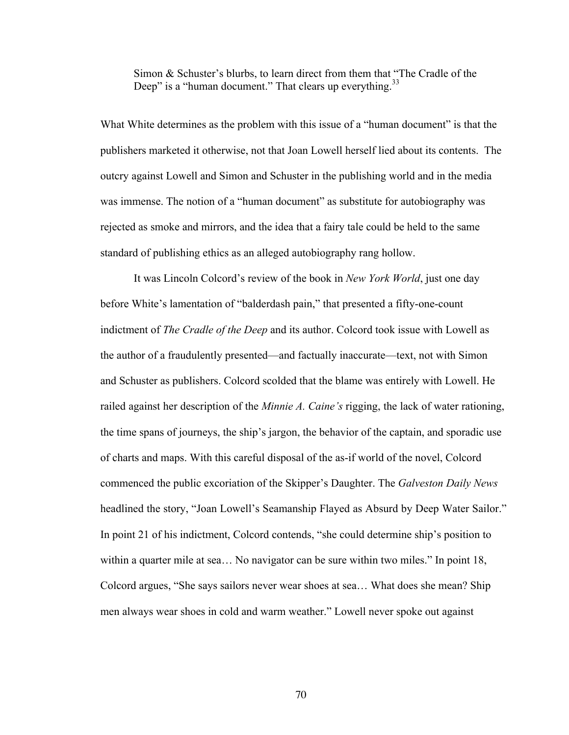> Simon & Schuster's blurbs, to learn direct from them that "The Cradle of the Deep" is a "human document." That clears up everything.[33]

What White determines as the problem with this issue of a "human document" is that the publishers marketed it otherwise, not that Joan Lowell herself lied about its contents. The outcry against Lowell and Simon and Schuster in the publishing world and in the media was immense. The notion of a "human document" as substitute for autobiography was rejected as smoke and mirrors, and the idea that a fairy tale could be held to the same standard of publishing ethics as an alleged autobiography rang hollow.

It was Lincoln Colcord's review of the book in *New York World*, just one day before White's lamentation of "balderdash pain," that presented a fifty-one-count indictment of *The Cradle of the Deep* and its author. Colcord took issue with Lowell as the author of a fraudulently presented—and factually inaccurate—text, not with Simon and Schuster as publishers. Colcord scolded that the blame was entirely with Lowell. He railed against her description of the *Minnie A. Caine's* rigging, the lack of water rationing, the time spans of journeys, the ship's jargon, the behavior of the captain, and sporadic use of charts and maps. With this careful disposal of the as-if world of the novel, Colcord commenced the public excoriation of the Skipper's Daughter. The *Galveston Daily News* headlined the story, "Joan Lowell's Seamanship Flayed as Absurd by Deep Water Sailor." In point 21 of his indictment, Colcord contends, "she could determine ship's position to within a quarter mile at sea… No navigator can be sure within two miles." In point 18, Colcord argues, "She says sailors never wear shoes at sea… What does she mean? Ship men always wear shoes in cold and warm weather." Lowell never spoke out against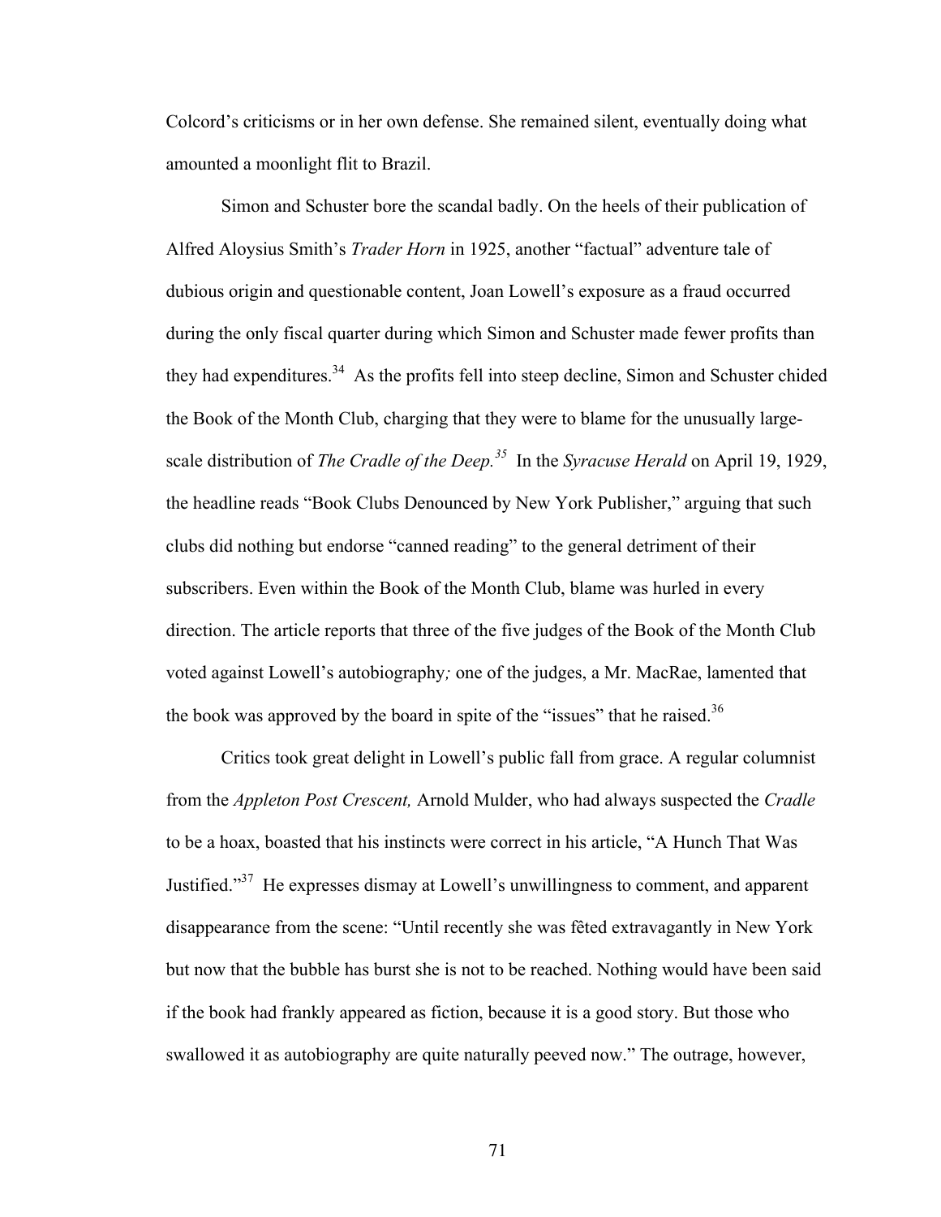Colcord's criticisms or in her own defense. She remained silent, eventually doing what amounted a moonlight flit to Brazil.

Simon and Schuster bore the scandal badly. On the heels of their publication of Alfred Aloysius Smith's *Trader Horn* in 1925, another "factual" adventure tale of dubious origin and questionable content, Joan Lowell's exposure as a fraud occurred during the only fiscal quarter during which Simon and Schuster made fewer profits than they had expenditures.[34] As the profits fell into steep decline, Simon and Schuster chided the Book of the Month Club, charging that they were to blame for the unusually large-scale distribution of *The Cradle of the Deep.*[35] In the *Syracuse Herald* on April 19, 1929, the headline reads "Book Clubs Denounced by New York Publisher," arguing that such clubs did nothing but endorse "canned reading" to the general detriment of their subscribers. Even within the Book of the Month Club, blame was hurled in every direction. The article reports that three of the five judges of the Book of the Month Club voted against Lowell's autobiography*;* one of the judges, a Mr. MacRae, lamented that the book was approved by the board in spite of the "issues" that he raised.[36]

Critics took great delight in Lowell's public fall from grace. A regular columnist from the *Appleton Post Crescent,* Arnold Mulder, who had always suspected the *Cradle* to be a hoax, boasted that his instincts were correct in his article, "A Hunch That Was Justified."[37] He expresses dismay at Lowell's unwillingness to comment, and apparent disappearance from the scene: "Until recently she was fêted extravagantly in New York but now that the bubble has burst she is not to be reached. Nothing would have been said if the book had frankly appeared as fiction, because it is a good story. But those who swallowed it as autobiography are quite naturally peeved now." The outrage, however,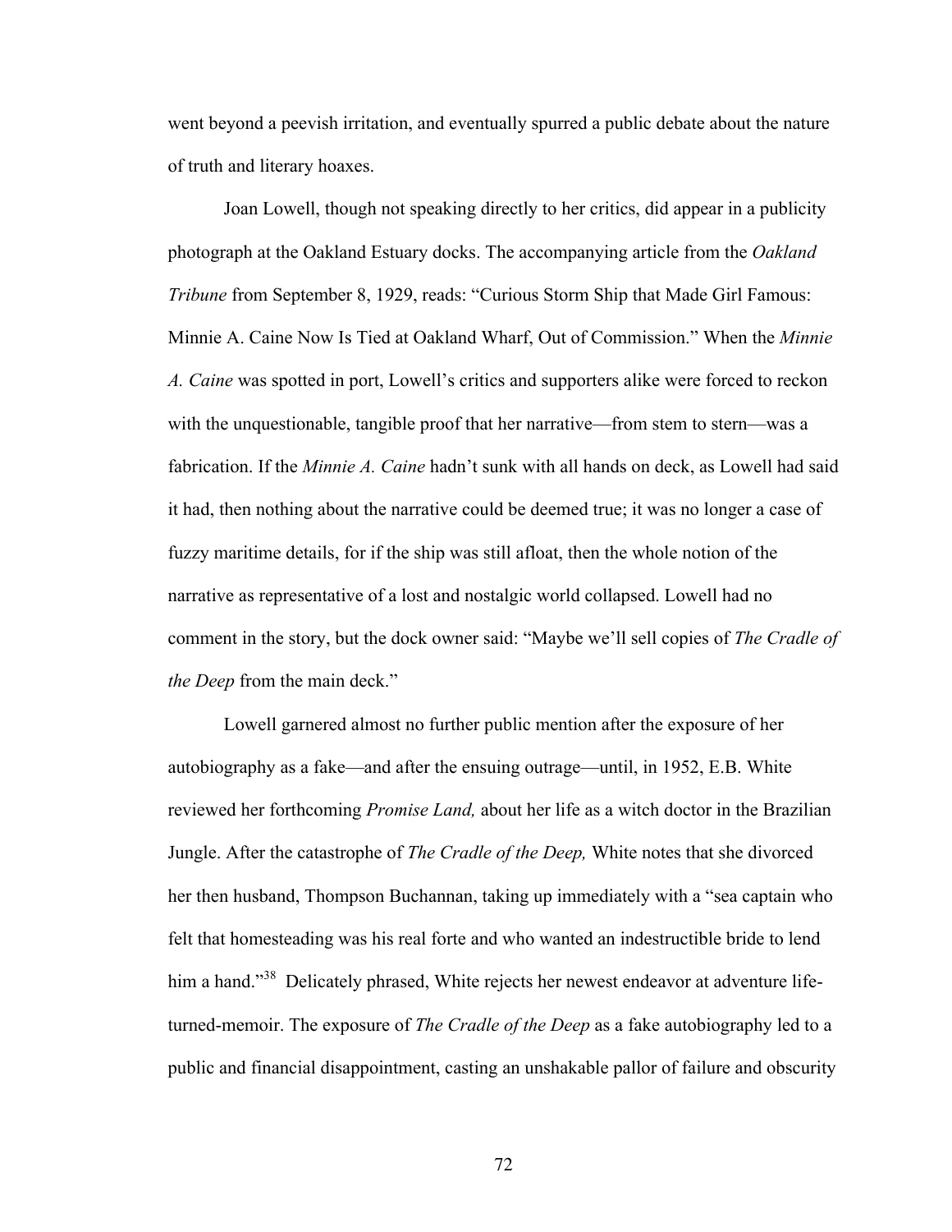went beyond a peevish irritation, and eventually spurred a public debate about the nature of truth and literary hoaxes.

Joan Lowell, though not speaking directly to her critics, did appear in a publicity photograph at the Oakland Estuary docks. The accompanying article from the *Oakland Tribune* from September 8, 1929, reads: "Curious Storm Ship that Made Girl Famous: Minnie A. Caine Now Is Tied at Oakland Wharf, Out of Commission." When the *Minnie A. Caine* was spotted in port, Lowell's critics and supporters alike were forced to reckon with the unquestionable, tangible proof that her narrative—from stem to stern—was a fabrication. If the *Minnie A. Caine* hadn't sunk with all hands on deck, as Lowell had said it had, then nothing about the narrative could be deemed true; it was no longer a case of fuzzy maritime details, for if the ship was still afloat, then the whole notion of the narrative as representative of a lost and nostalgic world collapsed. Lowell had no comment in the story, but the dock owner said: "Maybe we'll sell copies of *The Cradle of the Deep* from the main deck."

Lowell garnered almost no further public mention after the exposure of her autobiography as a fake—and after the ensuing outrage—until, in 1952, E.B. White reviewed her forthcoming *Promise Land,* about her life as a witch doctor in the Brazilian Jungle. After the catastrophe of *The Cradle of the Deep,* White notes that she divorced her then husband, Thompson Buchannan, taking up immediately with a "sea captain who felt that homesteading was his real forte and who wanted an indestructible bride to lend him a hand."[38] Delicately phrased, White rejects her newest endeavor at adventure life-turned-memoir. The exposure of *The Cradle of the Deep* as a fake autobiography led to a public and financial disappointment, casting an unshakable pallor of failure and obscurity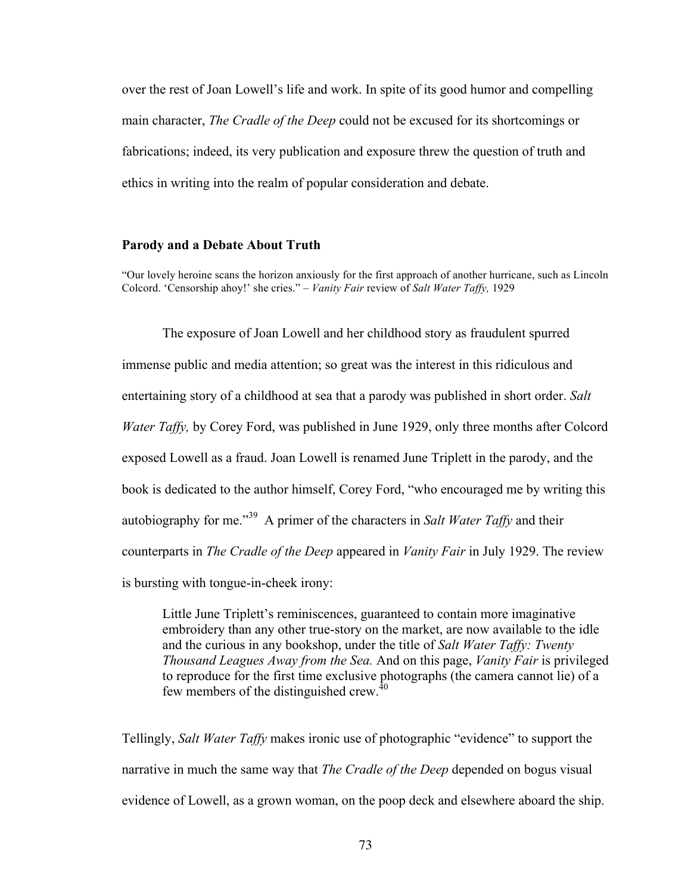over the rest of Joan Lowell's life and work. In spite of its good humor and compelling main character, *The Cradle of the Deep* could not be excused for its shortcomings or fabrications; indeed, its very publication and exposure threw the question of truth and ethics in writing into the realm of popular consideration and debate.

### Parody and a Debate About Truth

"Our lovely heroine scans the horizon anxiously for the first approach of another hurricane, such as Lincoln Colcord. 'Censorship ahoy!' she cries." – *Vanity Fair* review of *Salt Water Taffy,* 1929

The exposure of Joan Lowell and her childhood story as fraudulent spurred immense public and media attention; so great was the interest in this ridiculous and entertaining story of a childhood at sea that a parody was published in short order. *Salt Water Taffy,* by Corey Ford, was published in June 1929, only three months after Colcord exposed Lowell as a fraud. Joan Lowell is renamed June Triplett in the parody, and the book is dedicated to the author himself, Corey Ford, "who encouraged me by writing this autobiography for me."[39] A primer of the characters in *Salt Water Taffy* and their counterparts in *The Cradle of the Deep* appeared in *Vanity Fair* in July 1929. The review is bursting with tongue-in-cheek irony:

> Little June Triplett's reminiscences, guaranteed to contain more imaginative embroidery than any other true-story on the market, are now available to the idle and the curious in any bookshop, under the title of *Salt Water Taffy: Twenty Thousand Leagues Away from the Sea.* And on this page, *Vanity Fair* is privileged to reproduce for the first time exclusive photographs (the camera cannot lie) of a few members of the distinguished crew.[40]

Tellingly, *Salt Water Taffy* makes ironic use of photographic "evidence" to support the narrative in much the same way that *The Cradle of the Deep* depended on bogus visual evidence of Lowell, as a grown woman, on the poop deck and elsewhere aboard the ship.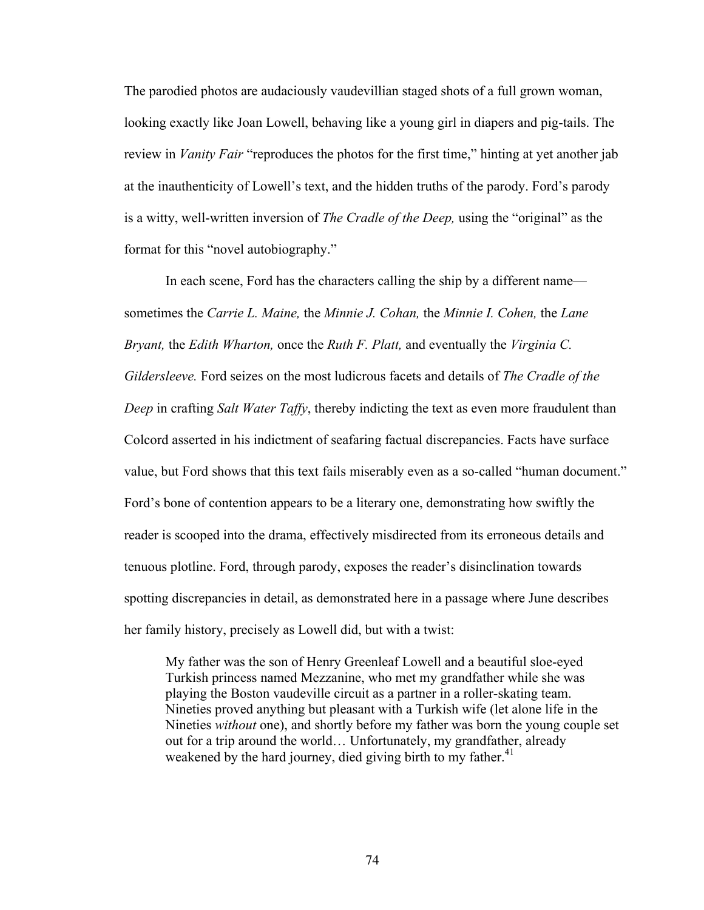The parodied photos are audaciously vaudevillian staged shots of a full grown woman, looking exactly like Joan Lowell, behaving like a young girl in diapers and pig-tails. The review in *Vanity Fair* "reproduces the photos for the first time," hinting at yet another jab at the inauthenticity of Lowell's text, and the hidden truths of the parody. Ford's parody is a witty, well-written inversion of *The Cradle of the Deep,* using the "original" as the format for this "novel autobiography."

In each scene, Ford has the characters calling the ship by a different name—sometimes the *Carrie L. Maine,* the *Minnie J. Cohan,* the *Minnie I. Cohen,* the *Lane Bryant,* the *Edith Wharton,* once the *Ruth F. Platt,* and eventually the *Virginia C. Gildersleeve.* Ford seizes on the most ludicrous facets and details of *The Cradle of the Deep* in crafting *Salt Water Taffy*, thereby indicting the text as even more fraudulent than Colcord asserted in his indictment of seafaring factual discrepancies. Facts have surface value, but Ford shows that this text fails miserably even as a so-called "human document." Ford's bone of contention appears to be a literary one, demonstrating how swiftly the reader is scooped into the drama, effectively misdirected from its erroneous details and tenuous plotline. Ford, through parody, exposes the reader's disinclination towards spotting discrepancies in detail, as demonstrated here in a passage where June describes her family history, precisely as Lowell did, but with a twist:

> My father was the son of Henry Greenleaf Lowell and a beautiful sloe-eyed Turkish princess named Mezzanine, who met my grandfather while she was playing the Boston vaudeville circuit as a partner in a roller-skating team. Nineties proved anything but pleasant with a Turkish wife (let alone life in the Nineties *without* one), and shortly before my father was born the young couple set out for a trip around the world… Unfortunately, my grandfather, already weakened by the hard journey, died giving birth to my father.[41]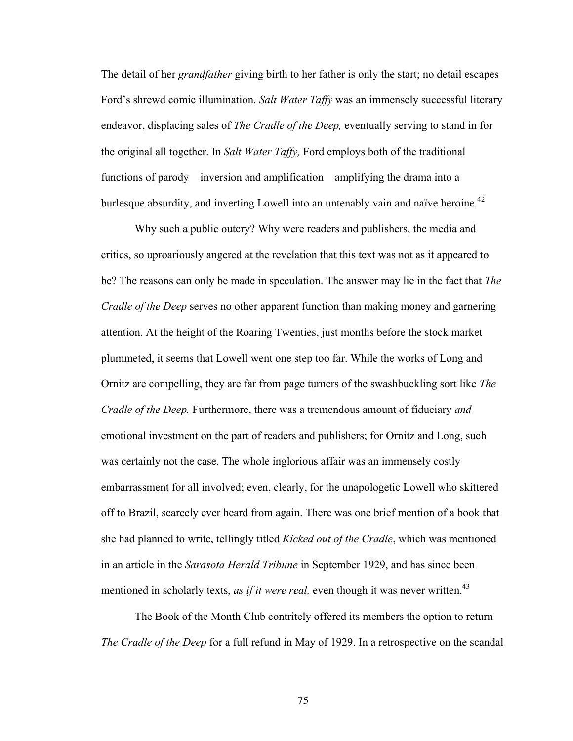The detail of her *grandfather* giving birth to her father is only the start; no detail escapes Ford's shrewd comic illumination. *Salt Water Taffy* was an immensely successful literary endeavor, displacing sales of *The Cradle of the Deep,* eventually serving to stand in for the original all together. In *Salt Water Taffy,* Ford employs both of the traditional functions of parody—inversion and amplification—amplifying the drama into a burlesque absurdity, and inverting Lowell into an untenably vain and naïve heroine.[42]

Why such a public outcry? Why were readers and publishers, the media and critics, so uproariously angered at the revelation that this text was not as it appeared to be? The reasons can only be made in speculation. The answer may lie in the fact that *The Cradle of the Deep* serves no other apparent function than making money and garnering attention. At the height of the Roaring Twenties, just months before the stock market plummeted, it seems that Lowell went one step too far. While the works of Long and Ornitz are compelling, they are far from page turners of the swashbuckling sort like *The Cradle of the Deep.* Furthermore, there was a tremendous amount of fiduciary *and* emotional investment on the part of readers and publishers; for Ornitz and Long, such was certainly not the case. The whole inglorious affair was an immensely costly embarrassment for all involved; even, clearly, for the unapologetic Lowell who skittered off to Brazil, scarcely ever heard from again. There was one brief mention of a book that she had planned to write, tellingly titled *Kicked out of the Cradle*, which was mentioned in an article in the *Sarasota Herald Tribune* in September 1929, and has since been mentioned in scholarly texts, *as if it were real,* even though it was never written.[43]

The Book of the Month Club contritely offered its members the option to return *The Cradle of the Deep* for a full refund in May of 1929. In a retrospective on the scandal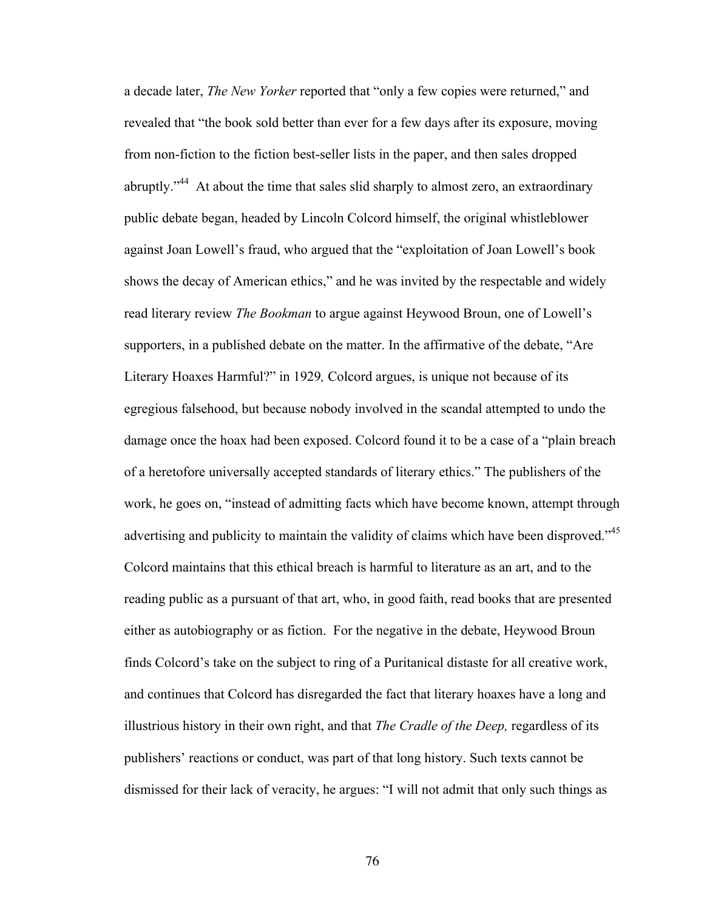a decade later, *The New Yorker* reported that "only a few copies were returned," and revealed that "the book sold better than ever for a few days after its exposure, moving from non-fiction to the fiction best-seller lists in the paper, and then sales dropped abruptly."[44] At about the time that sales slid sharply to almost zero, an extraordinary public debate began, headed by Lincoln Colcord himself, the original whistleblower against Joan Lowell's fraud, who argued that the "exploitation of Joan Lowell's book shows the decay of American ethics," and he was invited by the respectable and widely read literary review *The Bookman* to argue against Heywood Broun, one of Lowell's supporters, in a published debate on the matter. In the affirmative of the debate, "Are Literary Hoaxes Harmful?" in 1929*,* Colcord argues, is unique not because of its egregious falsehood, but because nobody involved in the scandal attempted to undo the damage once the hoax had been exposed. Colcord found it to be a case of a "plain breach of a heretofore universally accepted standards of literary ethics." The publishers of the work, he goes on, "instead of admitting facts which have become known, attempt through advertising and publicity to maintain the validity of claims which have been disproved."[45] Colcord maintains that this ethical breach is harmful to literature as an art, and to the reading public as a pursuant of that art, who, in good faith, read books that are presented either as autobiography or as fiction. For the negative in the debate, Heywood Broun finds Colcord's take on the subject to ring of a Puritanical distaste for all creative work, and continues that Colcord has disregarded the fact that literary hoaxes have a long and illustrious history in their own right, and that *The Cradle of the Deep,* regardless of its publishers' reactions or conduct, was part of that long history. Such texts cannot be dismissed for their lack of veracity, he argues: "I will not admit that only such things as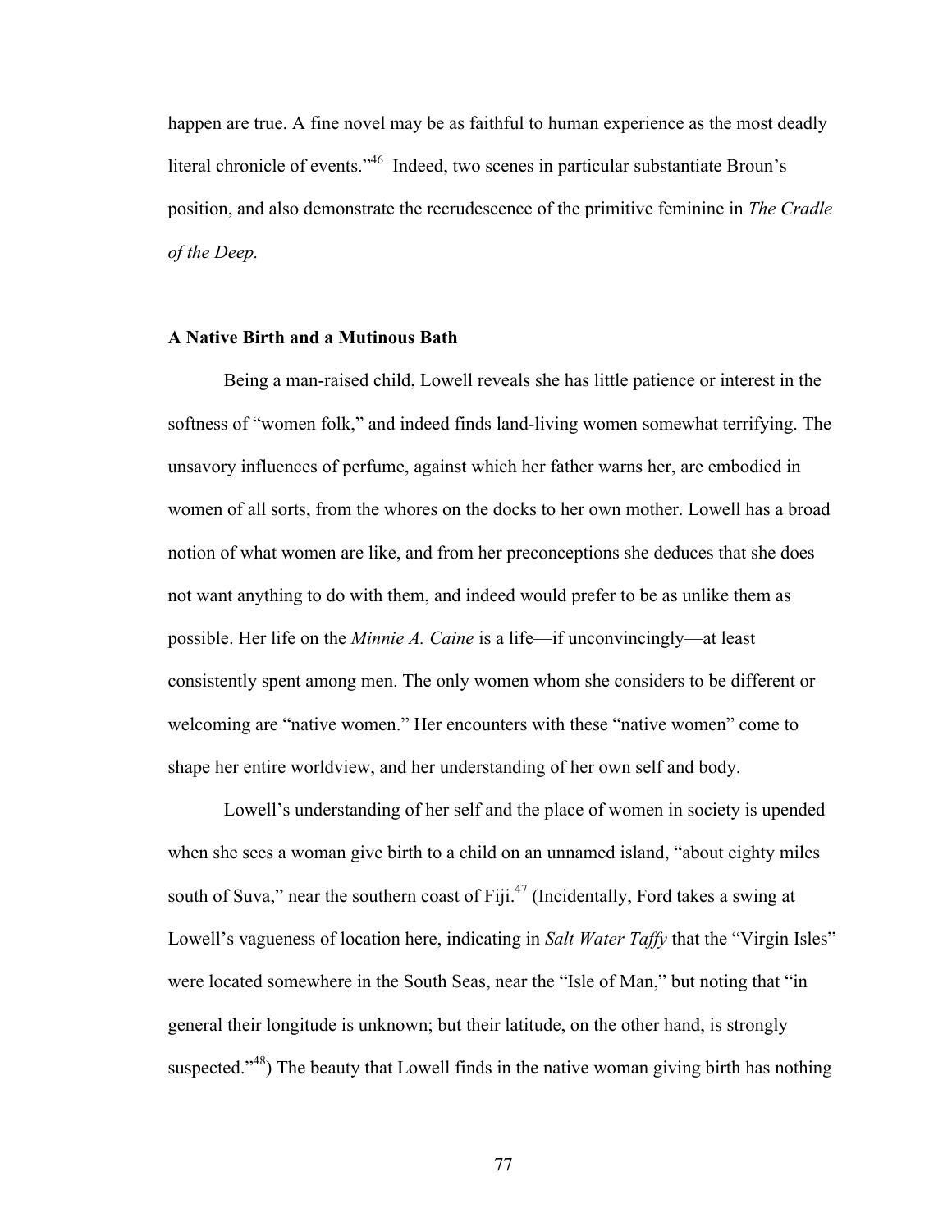happen are true. A fine novel may be as faithful to human experience as the most deadly literal chronicle of events."[46] Indeed, two scenes in particular substantiate Broun's position, and also demonstrate the recrudescence of the primitive feminine in *The Cradle of the Deep.*

**A Native Birth and a Mutinous Bath**

Being a man-raised child, Lowell reveals she has little patience or interest in the softness of "women folk," and indeed finds land-living women somewhat terrifying. The unsavory influences of perfume, against which her father warns her, are embodied in women of all sorts, from the whores on the docks to her own mother. Lowell has a broad notion of what women are like, and from her preconceptions she deduces that she does not want anything to do with them, and indeed would prefer to be as unlike them as possible. Her life on the *Minnie A. Caine* is a life—if unconvincingly—at least consistently spent among men. The only women whom she considers to be different or welcoming are "native women." Her encounters with these "native women" come to shape her entire worldview, and her understanding of her own self and body.

Lowell's understanding of her self and the place of women in society is upended when she sees a woman give birth to a child on an unnamed island, "about eighty miles south of Suva," near the southern coast of Fiji.[47] (Incidentally, Ford takes a swing at Lowell's vagueness of location here, indicating in *Salt Water Taffy* that the "Virgin Isles" were located somewhere in the South Seas, near the "Isle of Man," but noting that "in general their longitude is unknown; but their latitude, on the other hand, is strongly suspected."[48]) The beauty that Lowell finds in the native woman giving birth has nothing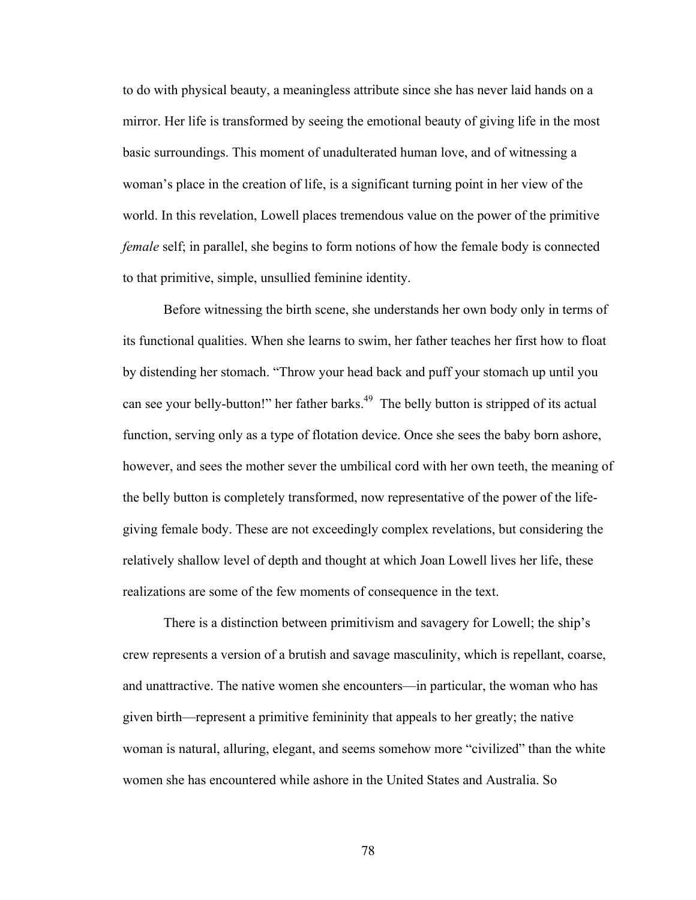to do with physical beauty, a meaningless attribute since she has never laid hands on a mirror. Her life is transformed by seeing the emotional beauty of giving life in the most basic surroundings. This moment of unadulterated human love, and of witnessing a woman's place in the creation of life, is a significant turning point in her view of the world. In this revelation, Lowell places tremendous value on the power of the primitive *female* self; in parallel, she begins to form notions of how the female body is connected to that primitive, simple, unsullied feminine identity.

Before witnessing the birth scene, she understands her own body only in terms of its functional qualities. When she learns to swim, her father teaches her first how to float by distending her stomach. "Throw your head back and puff your stomach up until you can see your belly-button!" her father barks.[49] The belly button is stripped of its actual function, serving only as a type of flotation device. Once she sees the baby born ashore, however, and sees the mother sever the umbilical cord with her own teeth, the meaning of the belly button is completely transformed, now representative of the power of the life-giving female body. These are not exceedingly complex revelations, but considering the relatively shallow level of depth and thought at which Joan Lowell lives her life, these realizations are some of the few moments of consequence in the text.

There is a distinction between primitivism and savagery for Lowell; the ship's crew represents a version of a brutish and savage masculinity, which is repellant, coarse, and unattractive. The native women she encounters—in particular, the woman who has given birth—represent a primitive femininity that appeals to her greatly; the native woman is natural, alluring, elegant, and seems somehow more "civilized" than the white women she has encountered while ashore in the United States and Australia. So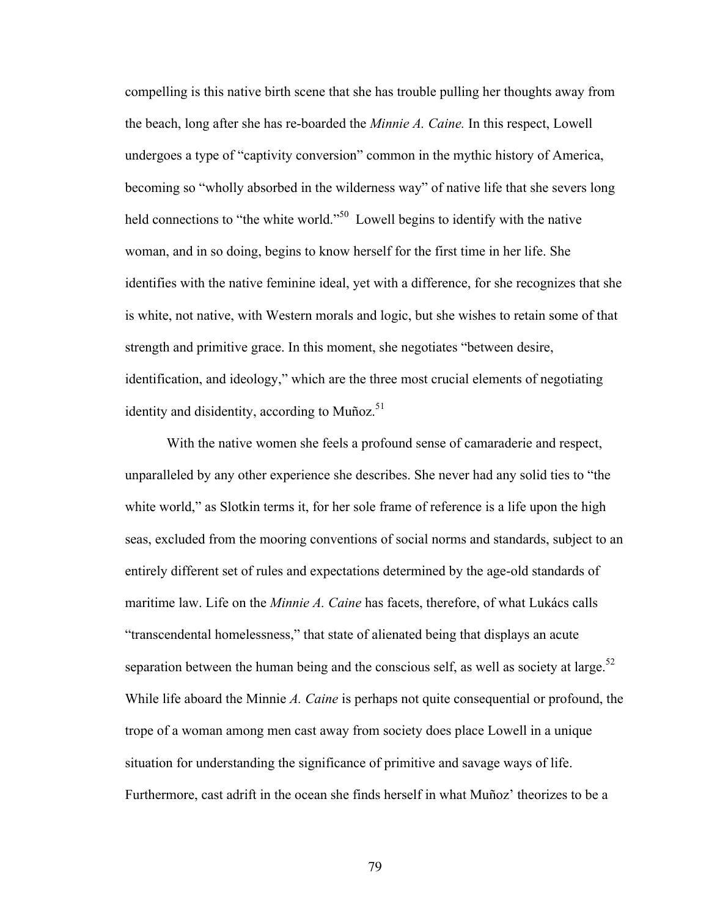compelling is this native birth scene that she has trouble pulling her thoughts away from the beach, long after she has re-boarded the *Minnie A. Caine.* In this respect, Lowell undergoes a type of "captivity conversion" common in the mythic history of America, becoming so "wholly absorbed in the wilderness way" of native life that she severs long held connections to "the white world."[50] Lowell begins to identify with the native woman, and in so doing, begins to know herself for the first time in her life. She identifies with the native feminine ideal, yet with a difference, for she recognizes that she is white, not native, with Western morals and logic, but she wishes to retain some of that strength and primitive grace. In this moment, she negotiates "between desire, identification, and ideology," which are the three most crucial elements of negotiating identity and disidentity, according to Muñoz.[51]

With the native women she feels a profound sense of camaraderie and respect, unparalleled by any other experience she describes. She never had any solid ties to "the white world," as Slotkin terms it, for her sole frame of reference is a life upon the high seas, excluded from the mooring conventions of social norms and standards, subject to an entirely different set of rules and expectations determined by the age-old standards of maritime law. Life on the *Minnie A. Caine* has facets, therefore, of what Lukács calls "transcendental homelessness," that state of alienated being that displays an acute separation between the human being and the conscious self, as well as society at large.[52] While life aboard the Minnie *A. Caine* is perhaps not quite consequential or profound, the trope of a woman among men cast away from society does place Lowell in a unique situation for understanding the significance of primitive and savage ways of life. Furthermore, cast adrift in the ocean she finds herself in what Muñoz' theorizes to be a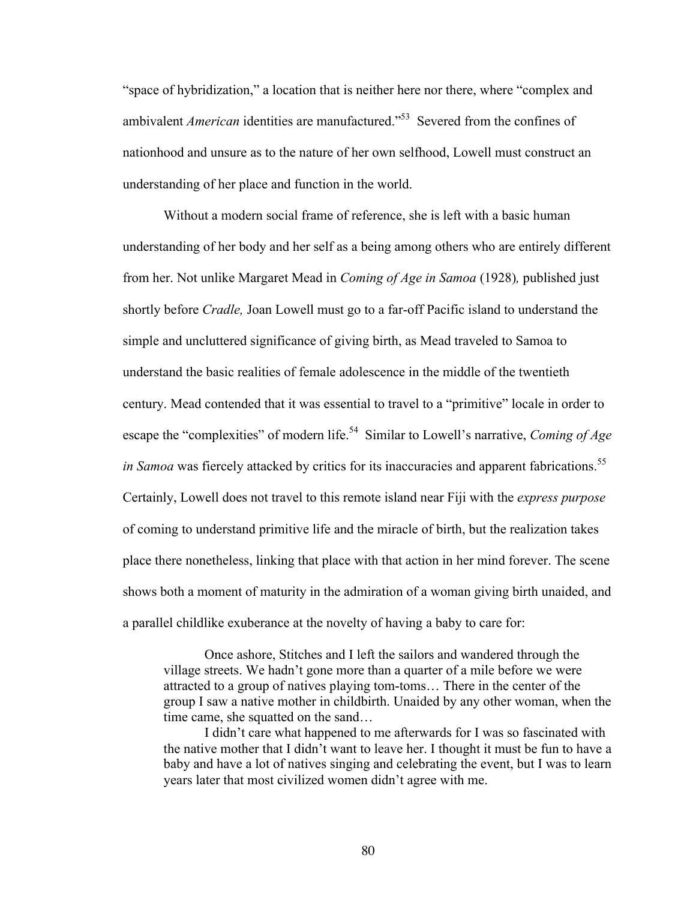"space of hybridization," a location that is neither here nor there, where "complex and ambivalent *American* identities are manufactured."[53] Severed from the confines of nationhood and unsure as to the nature of her own selfhood, Lowell must construct an understanding of her place and function in the world.

Without a modern social frame of reference, she is left with a basic human understanding of her body and her self as a being among others who are entirely different from her. Not unlike Margaret Mead in *Coming of Age in Samoa* (1928)*,* published just shortly before *Cradle,* Joan Lowell must go to a far-off Pacific island to understand the simple and uncluttered significance of giving birth, as Mead traveled to Samoa to understand the basic realities of female adolescence in the middle of the twentieth century. Mead contended that it was essential to travel to a "primitive" locale in order to escape the "complexities" of modern life.[54] Similar to Lowell's narrative, *Coming of Age in Samoa* was fiercely attacked by critics for its inaccuracies and apparent fabrications.[55] Certainly, Lowell does not travel to this remote island near Fiji with the *express purpose* of coming to understand primitive life and the miracle of birth, but the realization takes place there nonetheless, linking that place with that action in her mind forever. The scene shows both a moment of maturity in the admiration of a woman giving birth unaided, and a parallel childlike exuberance at the novelty of having a baby to care for:

> Once ashore, Stitches and I left the sailors and wandered through the village streets. We hadn't gone more than a quarter of a mile before we were attracted to a group of natives playing tom-toms… There in the center of the group I saw a native mother in childbirth. Unaided by any other woman, when the time came, she squatted on the sand…
>
> I didn't care what happened to me afterwards for I was so fascinated with the native mother that I didn't want to leave her. I thought it must be fun to have a baby and have a lot of natives singing and celebrating the event, but I was to learn years later that most civilized women didn't agree with me.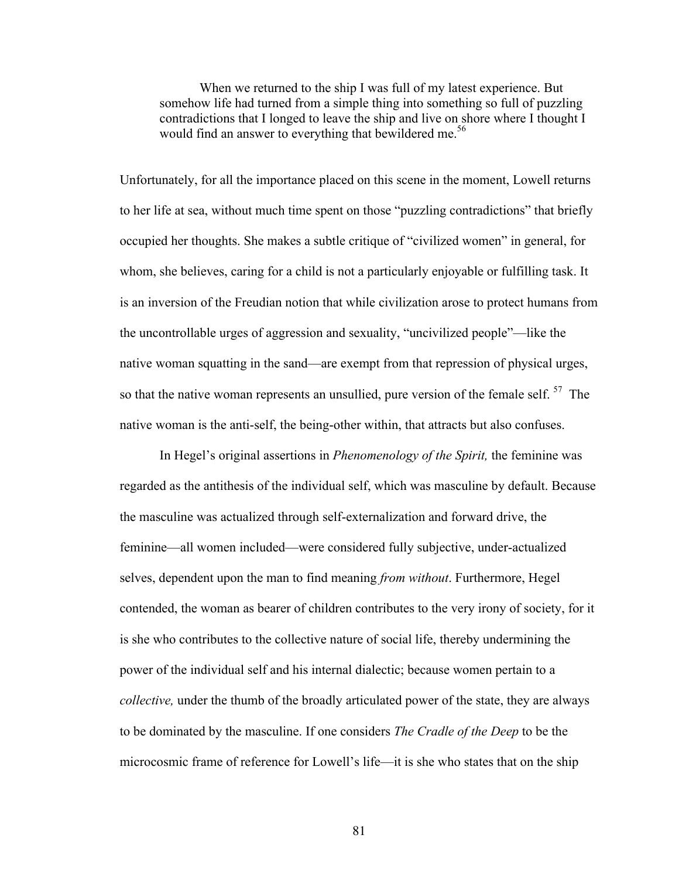> When we returned to the ship I was full of my latest experience. But somehow life had turned from a simple thing into something so full of puzzling contradictions that I longed to leave the ship and live on shore where I thought I would find an answer to everything that bewildered me.[56]

Unfortunately, for all the importance placed on this scene in the moment, Lowell returns to her life at sea, without much time spent on those "puzzling contradictions" that briefly occupied her thoughts. She makes a subtle critique of "civilized women" in general, for whom, she believes, caring for a child is not a particularly enjoyable or fulfilling task. It is an inversion of the Freudian notion that while civilization arose to protect humans from the uncontrollable urges of aggression and sexuality, "uncivilized people"—like the native woman squatting in the sand—are exempt from that repression of physical urges, so that the native woman represents an unsullied, pure version of the female self. [57] The native woman is the anti-self, the being-other within, that attracts but also confuses.

In Hegel's original assertions in *Phenomenology of the Spirit,* the feminine was regarded as the antithesis of the individual self, which was masculine by default. Because the masculine was actualized through self-externalization and forward drive, the feminine—all women included—were considered fully subjective, under-actualized selves, dependent upon the man to find meaning *from without*. Furthermore, Hegel contended, the woman as bearer of children contributes to the very irony of society, for it is she who contributes to the collective nature of social life, thereby undermining the power of the individual self and his internal dialectic; because women pertain to a *collective,* under the thumb of the broadly articulated power of the state, they are always to be dominated by the masculine. If one considers *The Cradle of the Deep* to be the microcosmic frame of reference for Lowell's life—it is she who states that on the ship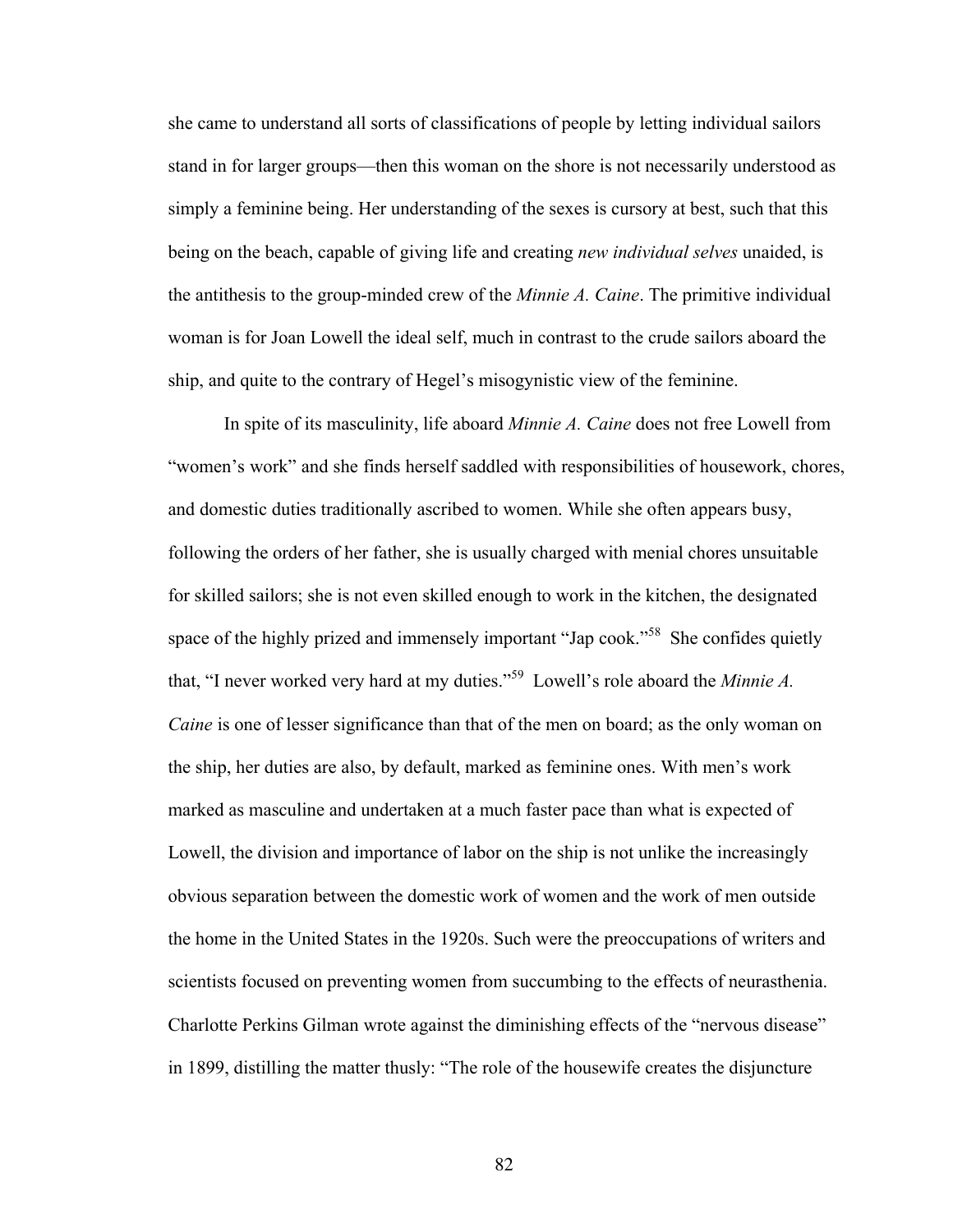she came to understand all sorts of classifications of people by letting individual sailors stand in for larger groups—then this woman on the shore is not necessarily understood as simply a feminine being. Her understanding of the sexes is cursory at best, such that this being on the beach, capable of giving life and creating *new individual selves* unaided, is the antithesis to the group-minded crew of the *Minnie A. Caine*. The primitive individual woman is for Joan Lowell the ideal self, much in contrast to the crude sailors aboard the ship, and quite to the contrary of Hegel's misogynistic view of the feminine.

In spite of its masculinity, life aboard *Minnie A. Caine* does not free Lowell from "women's work" and she finds herself saddled with responsibilities of housework, chores, and domestic duties traditionally ascribed to women. While she often appears busy, following the orders of her father, she is usually charged with menial chores unsuitable for skilled sailors; she is not even skilled enough to work in the kitchen, the designated space of the highly prized and immensely important "Jap cook."[58] She confides quietly that, "I never worked very hard at my duties."[59] Lowell's role aboard the *Minnie A. Caine* is one of lesser significance than that of the men on board; as the only woman on the ship, her duties are also, by default, marked as feminine ones. With men's work marked as masculine and undertaken at a much faster pace than what is expected of Lowell, the division and importance of labor on the ship is not unlike the increasingly obvious separation between the domestic work of women and the work of men outside the home in the United States in the 1920s. Such were the preoccupations of writers and scientists focused on preventing women from succumbing to the effects of neurasthenia. Charlotte Perkins Gilman wrote against the diminishing effects of the "nervous disease" in 1899, distilling the matter thusly: "The role of the housewife creates the disjuncture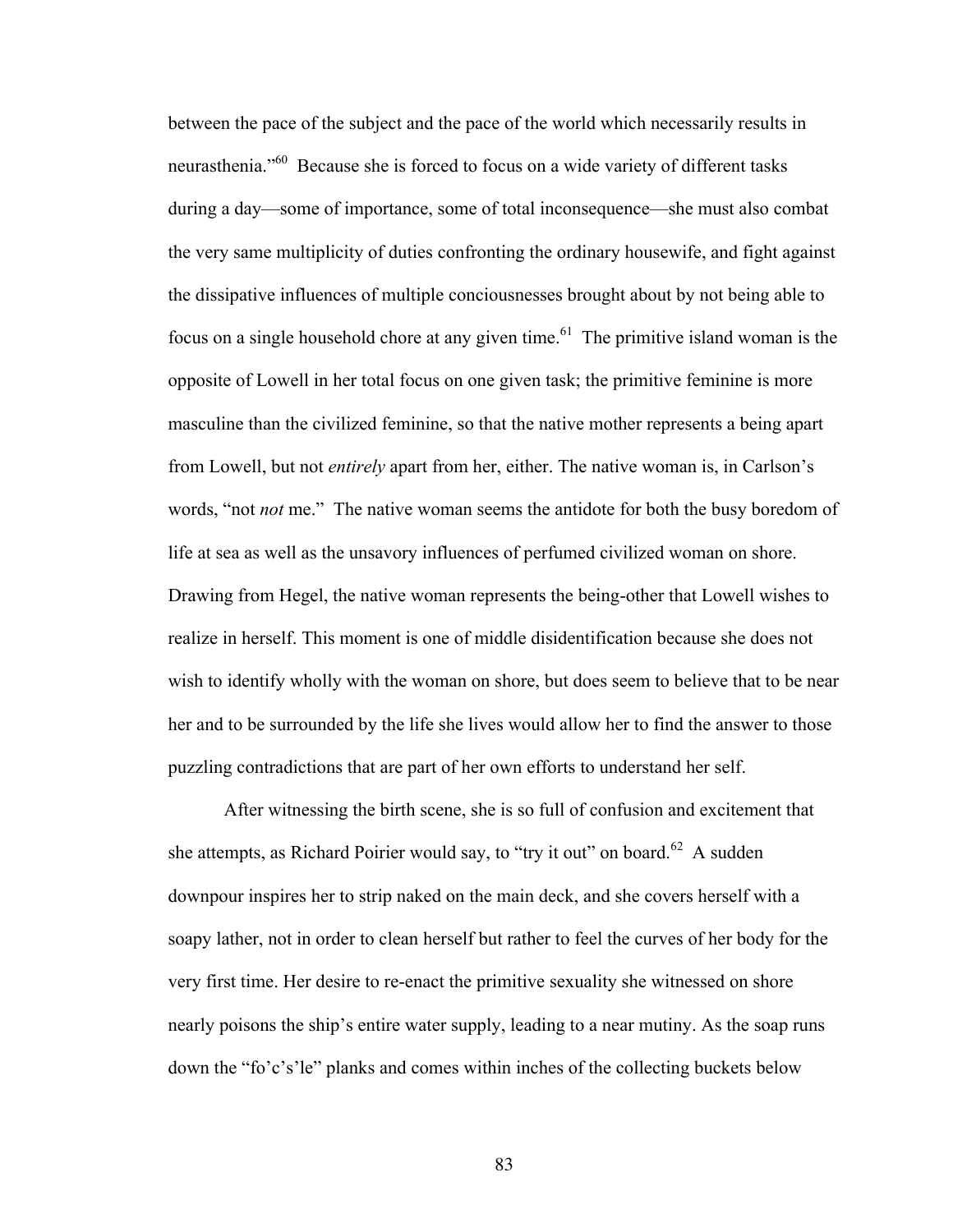between the pace of the subject and the pace of the world which necessarily results in neurasthenia."[60] Because she is forced to focus on a wide variety of different tasks during a day—some of importance, some of total inconsequence—she must also combat the very same multiplicity of duties confronting the ordinary housewife, and fight against the dissipative influences of multiple conciousnesses brought about by not being able to focus on a single household chore at any given time.[61] The primitive island woman is the opposite of Lowell in her total focus on one given task; the primitive feminine is more masculine than the civilized feminine, so that the native mother represents a being apart from Lowell, but not *entirely* apart from her, either. The native woman is, in Carlson's words, "not *not* me." The native woman seems the antidote for both the busy boredom of life at sea as well as the unsavory influences of perfumed civilized woman on shore. Drawing from Hegel, the native woman represents the being-other that Lowell wishes to realize in herself. This moment is one of middle disidentification because she does not wish to identify wholly with the woman on shore, but does seem to believe that to be near her and to be surrounded by the life she lives would allow her to find the answer to those puzzling contradictions that are part of her own efforts to understand her self.

After witnessing the birth scene, she is so full of confusion and excitement that she attempts, as Richard Poirier would say, to "try it out" on board.[62] A sudden downpour inspires her to strip naked on the main deck, and she covers herself with a soapy lather, not in order to clean herself but rather to feel the curves of her body for the very first time. Her desire to re-enact the primitive sexuality she witnessed on shore nearly poisons the ship's entire water supply, leading to a near mutiny. As the soap runs down the "fo'c's'le" planks and comes within inches of the collecting buckets below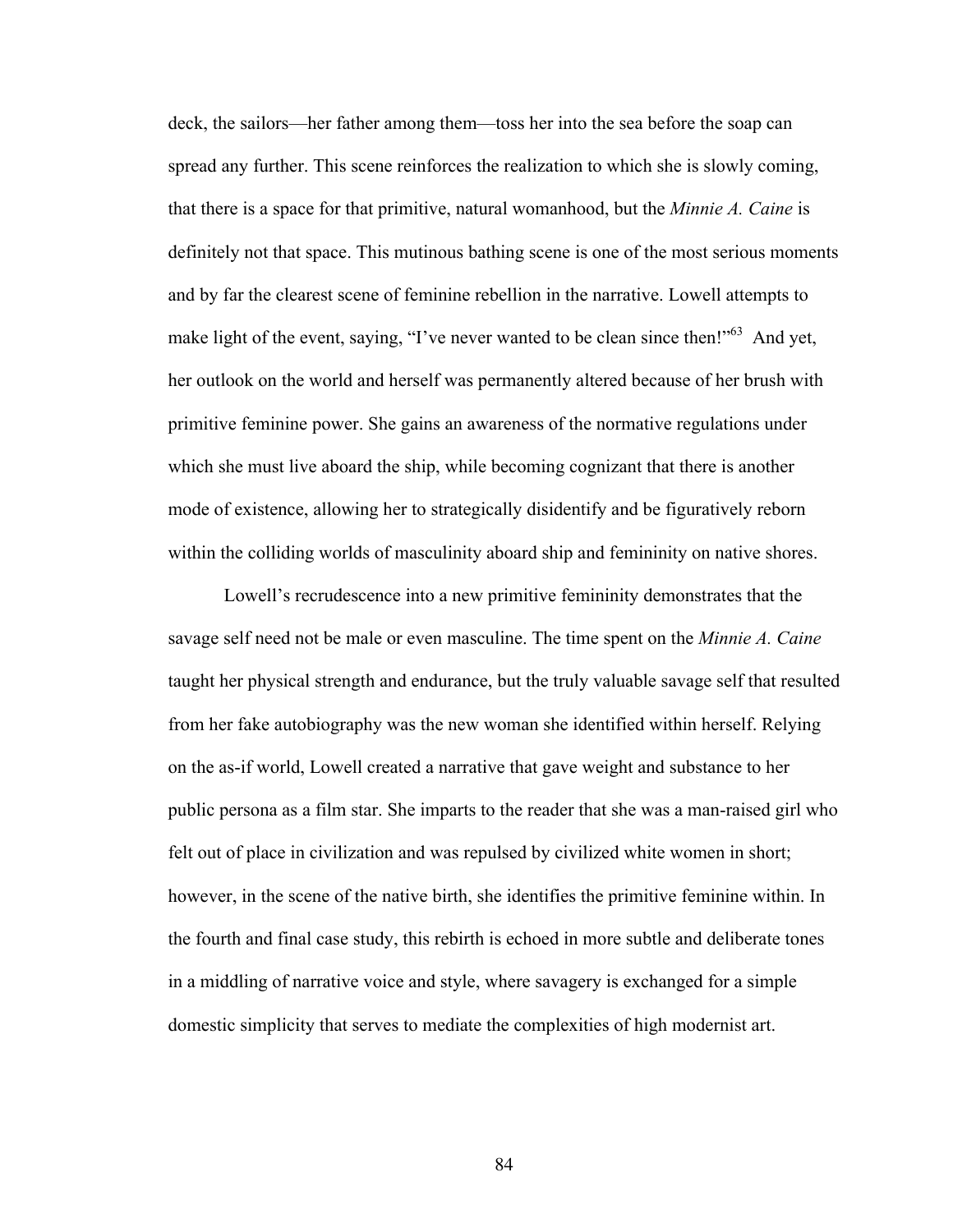deck, the sailors—her father among them—toss her into the sea before the soap can spread any further. This scene reinforces the realization to which she is slowly coming, that there is a space for that primitive, natural womanhood, but the *Minnie A. Caine* is definitely not that space. This mutinous bathing scene is one of the most serious moments and by far the clearest scene of feminine rebellion in the narrative. Lowell attempts to make light of the event, saying, "I've never wanted to be clean since then!"[63] And yet, her outlook on the world and herself was permanently altered because of her brush with primitive feminine power. She gains an awareness of the normative regulations under which she must live aboard the ship, while becoming cognizant that there is another mode of existence, allowing her to strategically disidentify and be figuratively reborn within the colliding worlds of masculinity aboard ship and femininity on native shores.

Lowell's recrudescence into a new primitive femininity demonstrates that the savage self need not be male or even masculine. The time spent on the *Minnie A. Caine* taught her physical strength and endurance, but the truly valuable savage self that resulted from her fake autobiography was the new woman she identified within herself. Relying on the as-if world, Lowell created a narrative that gave weight and substance to her public persona as a film star. She imparts to the reader that she was a man-raised girl who felt out of place in civilization and was repulsed by civilized white women in short; however, in the scene of the native birth, she identifies the primitive feminine within. In the fourth and final case study, this rebirth is echoed in more subtle and deliberate tones in a middling of narrative voice and style, where savagery is exchanged for a simple domestic simplicity that serves to mediate the complexities of high modernist art.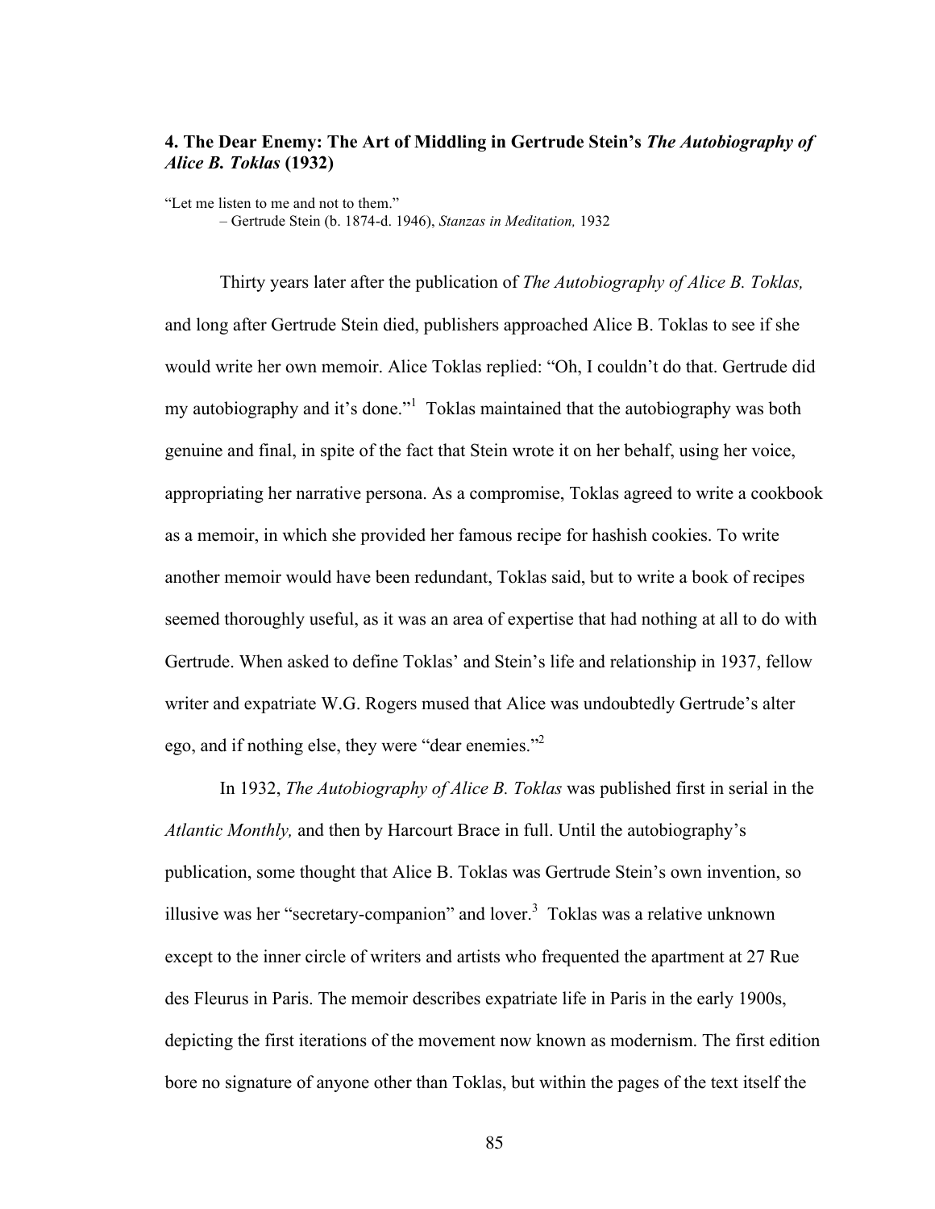## 4. The Dear Enemy: The Art of Middling in Gertrude Stein's *The Autobiography of Alice B. Toklas* (1932)

"Let me listen to me and not to them."
– Gertrude Stein (b. 1874-d. 1946), *Stanzas in Meditation,* 1932

Thirty years later after the publication of *The Autobiography of Alice B. Toklas,* and long after Gertrude Stein died, publishers approached Alice B. Toklas to see if she would write her own memoir. Alice Toklas replied: "Oh, I couldn't do that. Gertrude did my autobiography and it's done."[1] Toklas maintained that the autobiography was both genuine and final, in spite of the fact that Stein wrote it on her behalf, using her voice, appropriating her narrative persona. As a compromise, Toklas agreed to write a cookbook as a memoir, in which she provided her famous recipe for hashish cookies. To write another memoir would have been redundant, Toklas said, but to write a book of recipes seemed thoroughly useful, as it was an area of expertise that had nothing at all to do with Gertrude. When asked to define Toklas' and Stein's life and relationship in 1937, fellow writer and expatriate W.G. Rogers mused that Alice was undoubtedly Gertrude's alter ego, and if nothing else, they were "dear enemies."[2]

In 1932, *The Autobiography of Alice B. Toklas* was published first in serial in the *Atlantic Monthly,* and then by Harcourt Brace in full. Until the autobiography's publication, some thought that Alice B. Toklas was Gertrude Stein's own invention, so illusive was her "secretary-companion" and lover.[3] Toklas was a relative unknown except to the inner circle of writers and artists who frequented the apartment at 27 Rue des Fleurus in Paris. The memoir describes expatriate life in Paris in the early 1900s, depicting the first iterations of the movement now known as modernism. The first edition bore no signature of anyone other than Toklas, but within the pages of the text itself the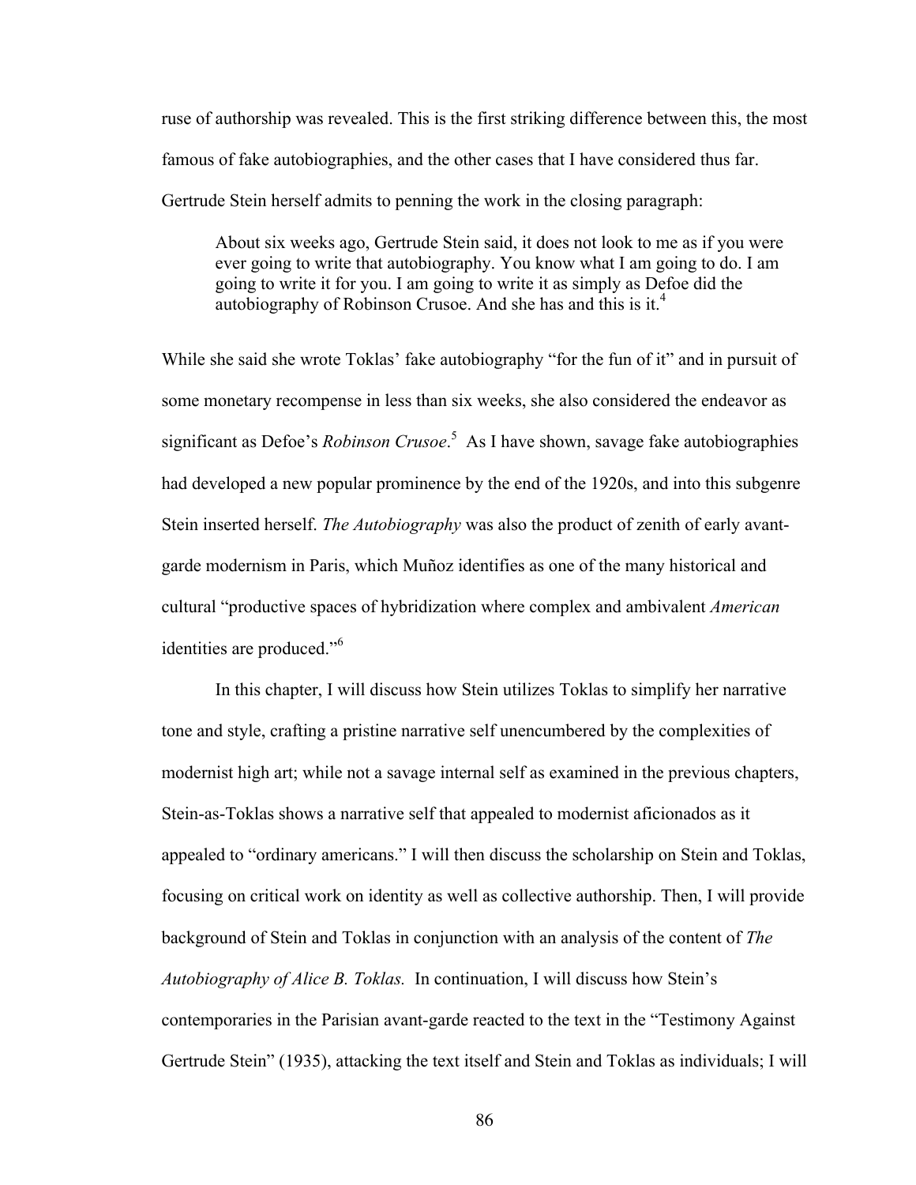ruse of authorship was revealed. This is the first striking difference between this, the most famous of fake autobiographies, and the other cases that I have considered thus far. Gertrude Stein herself admits to penning the work in the closing paragraph:

> About six weeks ago, Gertrude Stein said, it does not look to me as if you were ever going to write that autobiography. You know what I am going to do. I am going to write it for you. I am going to write it as simply as Defoe did the autobiography of Robinson Crusoe. And she has and this is it.[4]

While she said she wrote Toklas' fake autobiography "for the fun of it" and in pursuit of some monetary recompense in less than six weeks, she also considered the endeavor as significant as Defoe's *Robinson Crusoe*.[5] As I have shown, savage fake autobiographies had developed a new popular prominence by the end of the 1920s, and into this subgenre Stein inserted herself. *The Autobiography* was also the product of zenith of early avant-garde modernism in Paris, which Muñoz identifies as one of the many historical and cultural "productive spaces of hybridization where complex and ambivalent *American* identities are produced."[6]

In this chapter, I will discuss how Stein utilizes Toklas to simplify her narrative tone and style, crafting a pristine narrative self unencumbered by the complexities of modernist high art; while not a savage internal self as examined in the previous chapters, Stein-as-Toklas shows a narrative self that appealed to modernist aficionados as it appealed to "ordinary americans." I will then discuss the scholarship on Stein and Toklas, focusing on critical work on identity as well as collective authorship. Then, I will provide background of Stein and Toklas in conjunction with an analysis of the content of *The Autobiography of Alice B. Toklas.* In continuation, I will discuss how Stein's contemporaries in the Parisian avant-garde reacted to the text in the "Testimony Against Gertrude Stein" (1935), attacking the text itself and Stein and Toklas as individuals; I will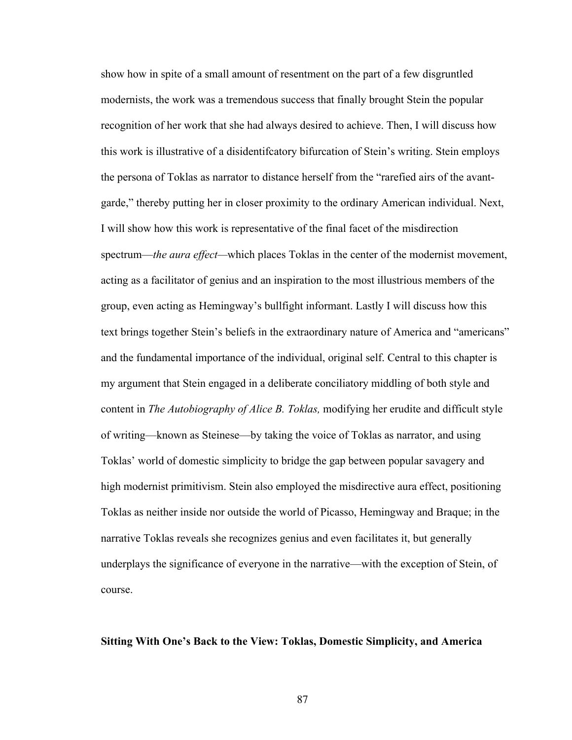show how in spite of a small amount of resentment on the part of a few disgruntled modernists, the work was a tremendous success that finally brought Stein the popular recognition of her work that she had always desired to achieve. Then, I will discuss how this work is illustrative of a disidentifcatory bifurcation of Stein's writing. Stein employs the persona of Toklas as narrator to distance herself from the "rarefied airs of the avant-garde," thereby putting her in closer proximity to the ordinary American individual. Next, I will show how this work is representative of the final facet of the misdirection spectrum—*the aura effect*—which places Toklas in the center of the modernist movement, acting as a facilitator of genius and an inspiration to the most illustrious members of the group, even acting as Hemingway's bullfight informant. Lastly I will discuss how this text brings together Stein's beliefs in the extraordinary nature of America and "americans" and the fundamental importance of the individual, original self. Central to this chapter is my argument that Stein engaged in a deliberate conciliatory middling of both style and content in *The Autobiography of Alice B. Toklas,* modifying her erudite and difficult style of writing—known as Steinese—by taking the voice of Toklas as narrator, and using Toklas' world of domestic simplicity to bridge the gap between popular savagery and high modernist primitivism. Stein also employed the misdirective aura effect, positioning Toklas as neither inside nor outside the world of Picasso, Hemingway and Braque; in the narrative Toklas reveals she recognizes genius and even facilitates it, but generally underplays the significance of everyone in the narrative—with the exception of Stein, of course.

**Sitting With One's Back to the View: Toklas, Domestic Simplicity, and America**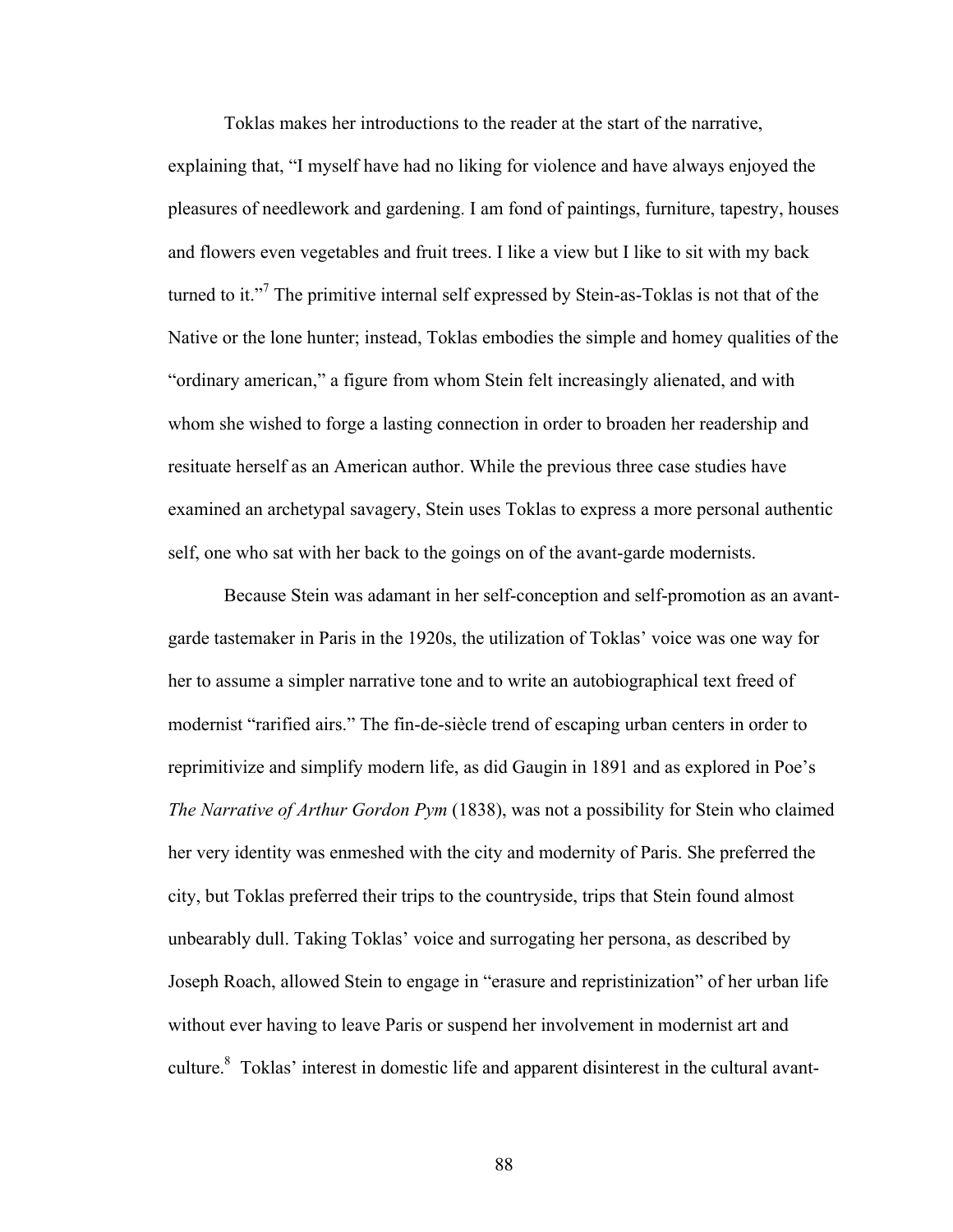Toklas makes her introductions to the reader at the start of the narrative, explaining that, "I myself have had no liking for violence and have always enjoyed the pleasures of needlework and gardening. I am fond of paintings, furniture, tapestry, houses and flowers even vegetables and fruit trees. I like a view but I like to sit with my back turned to it."[7] The primitive internal self expressed by Stein-as-Toklas is not that of the Native or the lone hunter; instead, Toklas embodies the simple and homey qualities of the "ordinary american," a figure from whom Stein felt increasingly alienated, and with whom she wished to forge a lasting connection in order to broaden her readership and resituate herself as an American author. While the previous three case studies have examined an archetypal savagery, Stein uses Toklas to express a more personal authentic self, one who sat with her back to the goings on of the avant-garde modernists.

Because Stein was adamant in her self-conception and self-promotion as an avant-garde tastemaker in Paris in the 1920s, the utilization of Toklas' voice was one way for her to assume a simpler narrative tone and to write an autobiographical text freed of modernist "rarified airs." The fin-de-siècle trend of escaping urban centers in order to reprimitivize and simplify modern life, as did Gaugin in 1891 and as explored in Poe's *The Narrative of Arthur Gordon Pym* (1838), was not a possibility for Stein who claimed her very identity was enmeshed with the city and modernity of Paris. She preferred the city, but Toklas preferred their trips to the countryside, trips that Stein found almost unbearably dull. Taking Toklas' voice and surrogating her persona, as described by Joseph Roach, allowed Stein to engage in "erasure and repristinization" of her urban life without ever having to leave Paris or suspend her involvement in modernist art and culture.[8] Toklas' interest in domestic life and apparent disinterest in the cultural avant-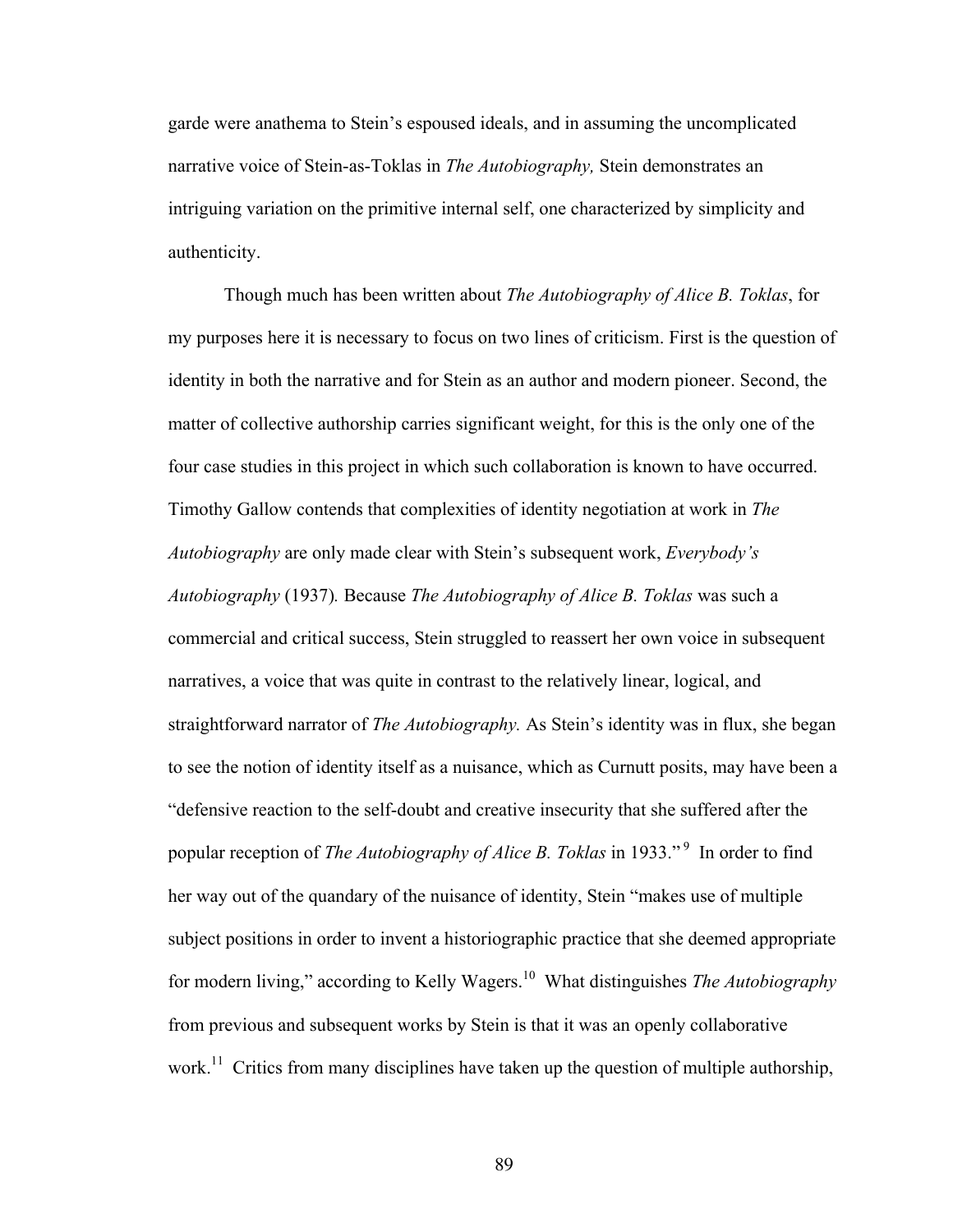garde were anathema to Stein's espoused ideals, and in assuming the uncomplicated narrative voice of Stein-as-Toklas in *The Autobiography,* Stein demonstrates an intriguing variation on the primitive internal self, one characterized by simplicity and authenticity.

Though much has been written about *The Autobiography of Alice B. Toklas*, for my purposes here it is necessary to focus on two lines of criticism. First is the question of identity in both the narrative and for Stein as an author and modern pioneer. Second, the matter of collective authorship carries significant weight, for this is the only one of the four case studies in this project in which such collaboration is known to have occurred. Timothy Gallow contends that complexities of identity negotiation at work in *The Autobiography* are only made clear with Stein's subsequent work, *Everybody's Autobiography* (1937). Because *The Autobiography of Alice B. Toklas* was such a commercial and critical success, Stein struggled to reassert her own voice in subsequent narratives, a voice that was quite in contrast to the relatively linear, logical, and straightforward narrator of *The Autobiography.* As Stein's identity was in flux, she began to see the notion of identity itself as a nuisance, which as Curnutt posits, may have been a "defensive reaction to the self-doubt and creative insecurity that she suffered after the popular reception of *The Autobiography of Alice B. Toklas* in 1933."[9] In order to find her way out of the quandary of the nuisance of identity, Stein "makes use of multiple subject positions in order to invent a historiographic practice that she deemed appropriate for modern living," according to Kelly Wagers.[10] What distinguishes *The Autobiography* from previous and subsequent works by Stein is that it was an openly collaborative work.[11] Critics from many disciplines have taken up the question of multiple authorship,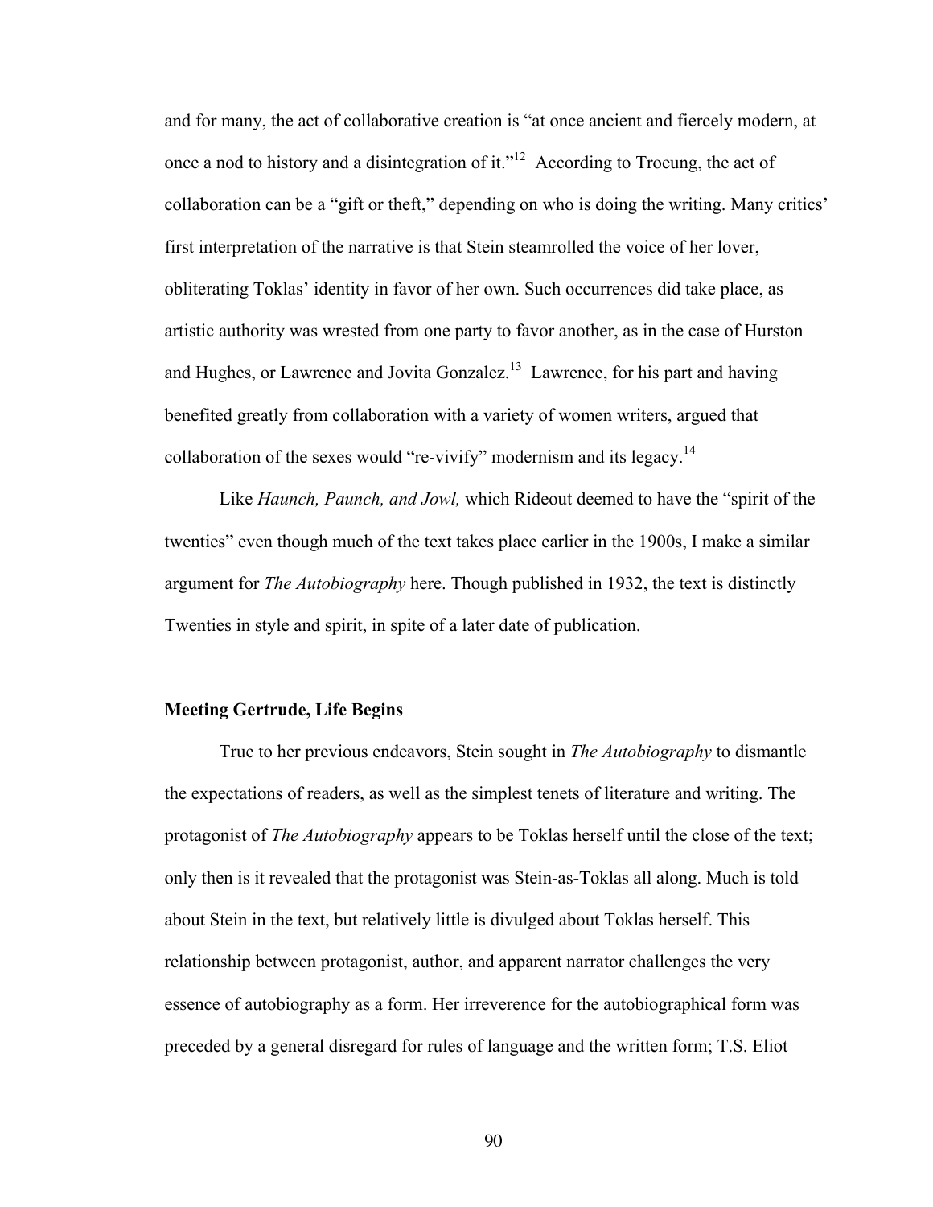and for many, the act of collaborative creation is "at once ancient and fiercely modern, at once a nod to history and a disintegration of it."[12] According to Troeung, the act of collaboration can be a "gift or theft," depending on who is doing the writing. Many critics' first interpretation of the narrative is that Stein steamrolled the voice of her lover, obliterating Toklas' identity in favor of her own. Such occurrences did take place, as artistic authority was wrested from one party to favor another, as in the case of Hurston and Hughes, or Lawrence and Jovita Gonzalez.[13] Lawrence, for his part and having benefited greatly from collaboration with a variety of women writers, argued that collaboration of the sexes would "re-vivify" modernism and its legacy.[14]

Like *Haunch, Paunch, and Jowl,* which Rideout deemed to have the "spirit of the twenties" even though much of the text takes place earlier in the 1900s, I make a similar argument for *The Autobiography* here. Though published in 1932, the text is distinctly Twenties in style and spirit, in spite of a later date of publication.

### Meeting Gertrude, Life Begins

True to her previous endeavors, Stein sought in *The Autobiography* to dismantle the expectations of readers, as well as the simplest tenets of literature and writing. The protagonist of *The Autobiography* appears to be Toklas herself until the close of the text; only then is it revealed that the protagonist was Stein-as-Toklas all along. Much is told about Stein in the text, but relatively little is divulged about Toklas herself. This relationship between protagonist, author, and apparent narrator challenges the very essence of autobiography as a form. Her irreverence for the autobiographical form was preceded by a general disregard for rules of language and the written form; T.S. Eliot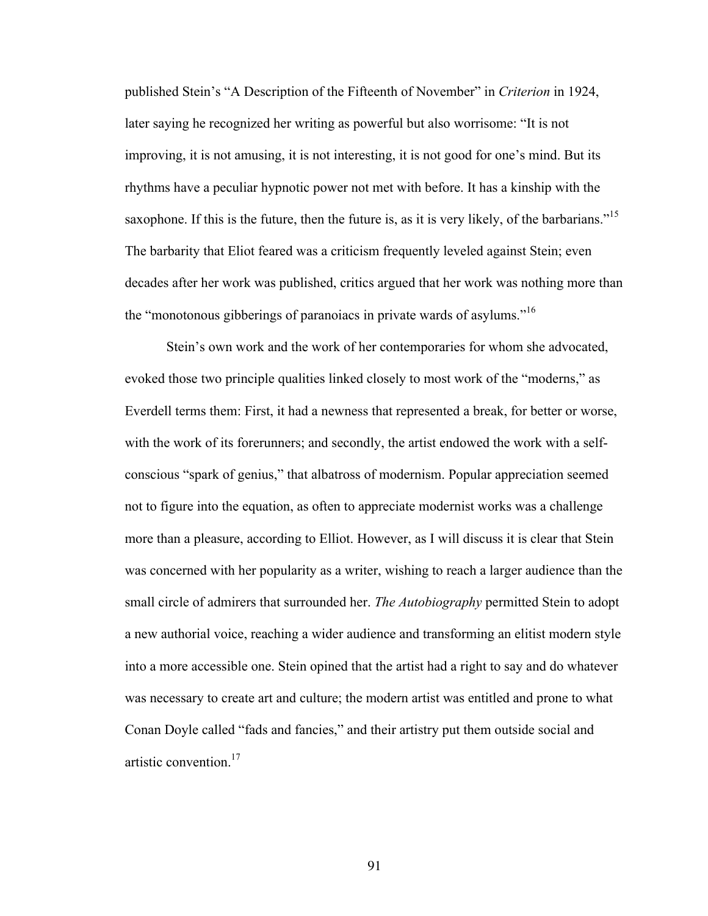published Stein's "A Description of the Fifteenth of November" in *Criterion* in 1924, later saying he recognized her writing as powerful but also worrisome: "It is not improving, it is not amusing, it is not interesting, it is not good for one's mind. But its rhythms have a peculiar hypnotic power not met with before. It has a kinship with the saxophone. If this is the future, then the future is, as it is very likely, of the barbarians."[15] The barbarity that Eliot feared was a criticism frequently leveled against Stein; even decades after her work was published, critics argued that her work was nothing more than the "monotonous gibberings of paranoiacs in private wards of asylums."[16]

Stein's own work and the work of her contemporaries for whom she advocated, evoked those two principle qualities linked closely to most work of the "moderns," as Everdell terms them: First, it had a newness that represented a break, for better or worse, with the work of its forerunners; and secondly, the artist endowed the work with a self-conscious "spark of genius," that albatross of modernism. Popular appreciation seemed not to figure into the equation, as often to appreciate modernist works was a challenge more than a pleasure, according to Elliot. However, as I will discuss it is clear that Stein was concerned with her popularity as a writer, wishing to reach a larger audience than the small circle of admirers that surrounded her. *The Autobiography* permitted Stein to adopt a new authorial voice, reaching a wider audience and transforming an elitist modern style into a more accessible one. Stein opined that the artist had a right to say and do whatever was necessary to create art and culture; the modern artist was entitled and prone to what Conan Doyle called "fads and fancies," and their artistry put them outside social and artistic convention.[17]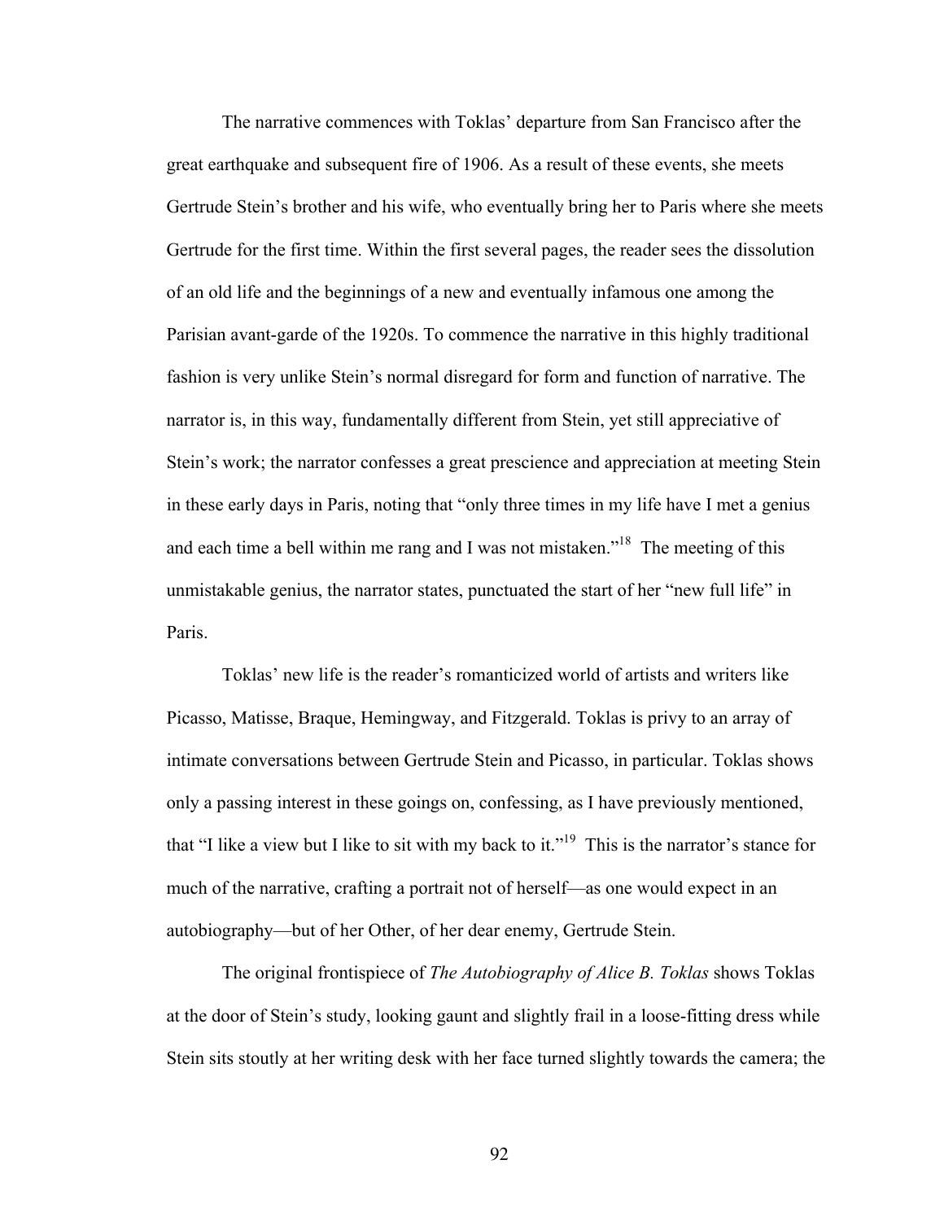The narrative commences with Toklas' departure from San Francisco after the great earthquake and subsequent fire of 1906. As a result of these events, she meets Gertrude Stein's brother and his wife, who eventually bring her to Paris where she meets Gertrude for the first time. Within the first several pages, the reader sees the dissolution of an old life and the beginnings of a new and eventually infamous one among the Parisian avant-garde of the 1920s. To commence the narrative in this highly traditional fashion is very unlike Stein's normal disregard for form and function of narrative. The narrator is, in this way, fundamentally different from Stein, yet still appreciative of Stein's work; the narrator confesses a great prescience and appreciation at meeting Stein in these early days in Paris, noting that "only three times in my life have I met a genius and each time a bell within me rang and I was not mistaken."[18] The meeting of this unmistakable genius, the narrator states, punctuated the start of her "new full life" in Paris.

Toklas' new life is the reader's romanticized world of artists and writers like Picasso, Matisse, Braque, Hemingway, and Fitzgerald. Toklas is privy to an array of intimate conversations between Gertrude Stein and Picasso, in particular. Toklas shows only a passing interest in these goings on, confessing, as I have previously mentioned, that "I like a view but I like to sit with my back to it."[19] This is the narrator's stance for much of the narrative, crafting a portrait not of herself—as one would expect in an autobiography—but of her Other, of her dear enemy, Gertrude Stein.

The original frontispiece of *The Autobiography of Alice B. Toklas* shows Toklas at the door of Stein's study, looking gaunt and slightly frail in a loose-fitting dress while Stein sits stoutly at her writing desk with her face turned slightly towards the camera; the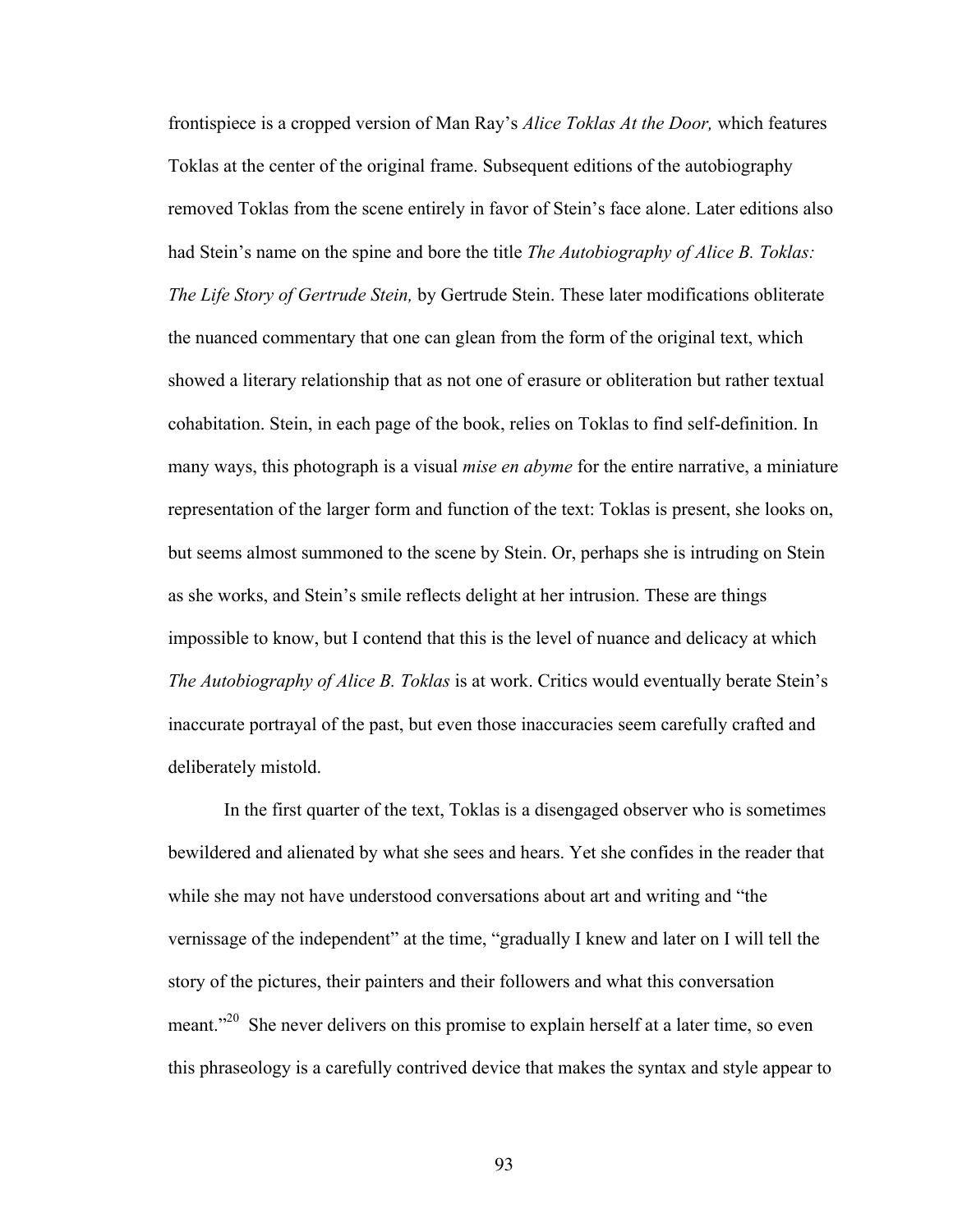frontispiece is a cropped version of Man Ray's *Alice Toklas At the Door,* which features Toklas at the center of the original frame. Subsequent editions of the autobiography removed Toklas from the scene entirely in favor of Stein's face alone. Later editions also had Stein's name on the spine and bore the title *The Autobiography of Alice B. Toklas: The Life Story of Gertrude Stein,* by Gertrude Stein. These later modifications obliterate the nuanced commentary that one can glean from the form of the original text, which showed a literary relationship that as not one of erasure or obliteration but rather textual cohabitation. Stein, in each page of the book, relies on Toklas to find self-definition. In many ways, this photograph is a visual *mise en abyme* for the entire narrative, a miniature representation of the larger form and function of the text: Toklas is present, she looks on, but seems almost summoned to the scene by Stein. Or, perhaps she is intruding on Stein as she works, and Stein's smile reflects delight at her intrusion. These are things impossible to know, but I contend that this is the level of nuance and delicacy at which *The Autobiography of Alice B. Toklas* is at work. Critics would eventually berate Stein's inaccurate portrayal of the past, but even those inaccuracies seem carefully crafted and deliberately mistold.

In the first quarter of the text, Toklas is a disengaged observer who is sometimes bewildered and alienated by what she sees and hears. Yet she confides in the reader that while she may not have understood conversations about art and writing and "the vernissage of the independent" at the time, "gradually I knew and later on I will tell the story of the pictures, their painters and their followers and what this conversation meant."[20] She never delivers on this promise to explain herself at a later time, so even this phraseology is a carefully contrived device that makes the syntax and style appear to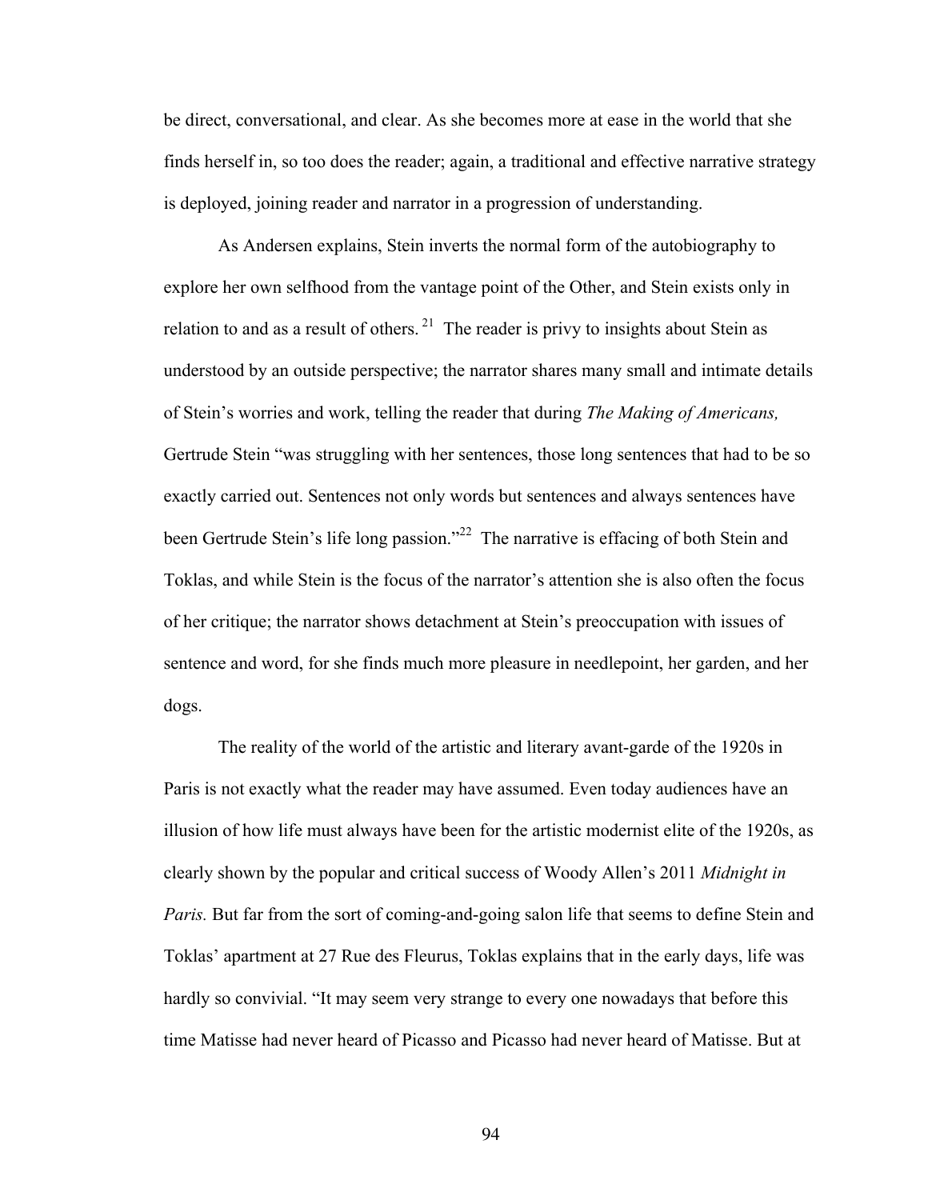be direct, conversational, and clear. As she becomes more at ease in the world that she finds herself in, so too does the reader; again, a traditional and effective narrative strategy is deployed, joining reader and narrator in a progression of understanding.

As Andersen explains, Stein inverts the normal form of the autobiography to explore her own selfhood from the vantage point of the Other, and Stein exists only in relation to and as a result of others.[21] The reader is privy to insights about Stein as understood by an outside perspective; the narrator shares many small and intimate details of Stein's worries and work, telling the reader that during *The Making of Americans,* Gertrude Stein "was struggling with her sentences, those long sentences that had to be so exactly carried out. Sentences not only words but sentences and always sentences have been Gertrude Stein's life long passion."[22] The narrative is effacing of both Stein and Toklas, and while Stein is the focus of the narrator's attention she is also often the focus of her critique; the narrator shows detachment at Stein's preoccupation with issues of sentence and word, for she finds much more pleasure in needlepoint, her garden, and her dogs.

The reality of the world of the artistic and literary avant-garde of the 1920s in Paris is not exactly what the reader may have assumed. Even today audiences have an illusion of how life must always have been for the artistic modernist elite of the 1920s, as clearly shown by the popular and critical success of Woody Allen's 2011 *Midnight in Paris.* But far from the sort of coming-and-going salon life that seems to define Stein and Toklas' apartment at 27 Rue des Fleurus, Toklas explains that in the early days, life was hardly so convivial. "It may seem very strange to every one nowadays that before this time Matisse had never heard of Picasso and Picasso had never heard of Matisse. But at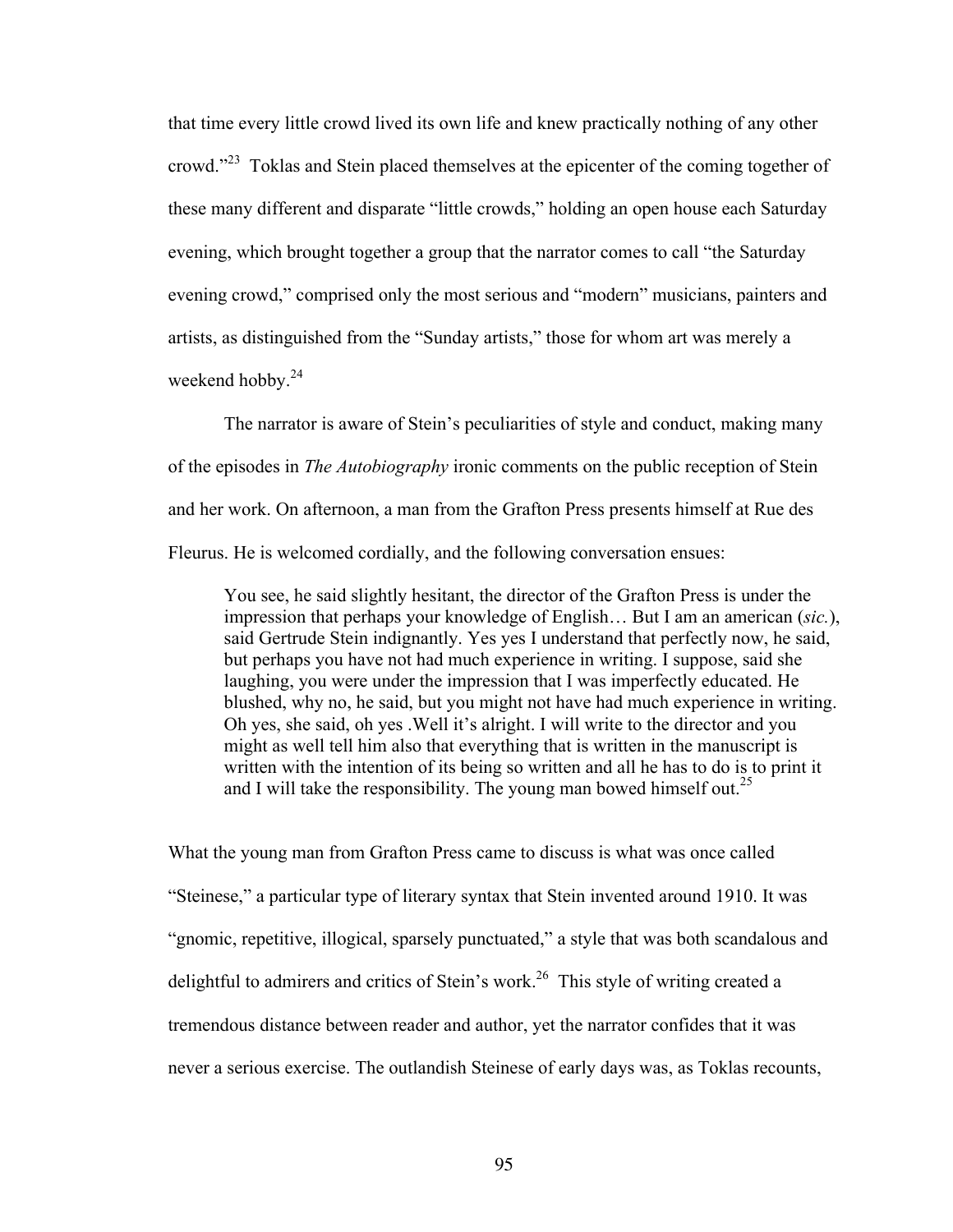that time every little crowd lived its own life and knew practically nothing of any other crowd."[23] Toklas and Stein placed themselves at the epicenter of the coming together of these many different and disparate "little crowds," holding an open house each Saturday evening, which brought together a group that the narrator comes to call "the Saturday evening crowd," comprised only the most serious and "modern" musicians, painters and artists, as distinguished from the "Sunday artists," those for whom art was merely a weekend hobby.[24]

The narrator is aware of Stein's peculiarities of style and conduct, making many of the episodes in *The Autobiography* ironic comments on the public reception of Stein and her work. On afternoon, a man from the Grafton Press presents himself at Rue des Fleurus. He is welcomed cordially, and the following conversation ensues:

> You see, he said slightly hesitant, the director of the Grafton Press is under the impression that perhaps your knowledge of English… But I am an american (*sic.*), said Gertrude Stein indignantly. Yes yes I understand that perfectly now, he said, but perhaps you have not had much experience in writing. I suppose, said she laughing, you were under the impression that I was imperfectly educated. He blushed, why no, he said, but you might not have had much experience in writing. Oh yes, she said, oh yes .Well it's alright. I will write to the director and you might as well tell him also that everything that is written in the manuscript is written with the intention of its being so written and all he has to do is to print it and I will take the responsibility. The young man bowed himself out.[25]

What the young man from Grafton Press came to discuss is what was once called "Steinese," a particular type of literary syntax that Stein invented around 1910. It was "gnomic, repetitive, illogical, sparsely punctuated," a style that was both scandalous and delightful to admirers and critics of Stein's work.[26] This style of writing created a tremendous distance between reader and author, yet the narrator confides that it was never a serious exercise. The outlandish Steinese of early days was, as Toklas recounts,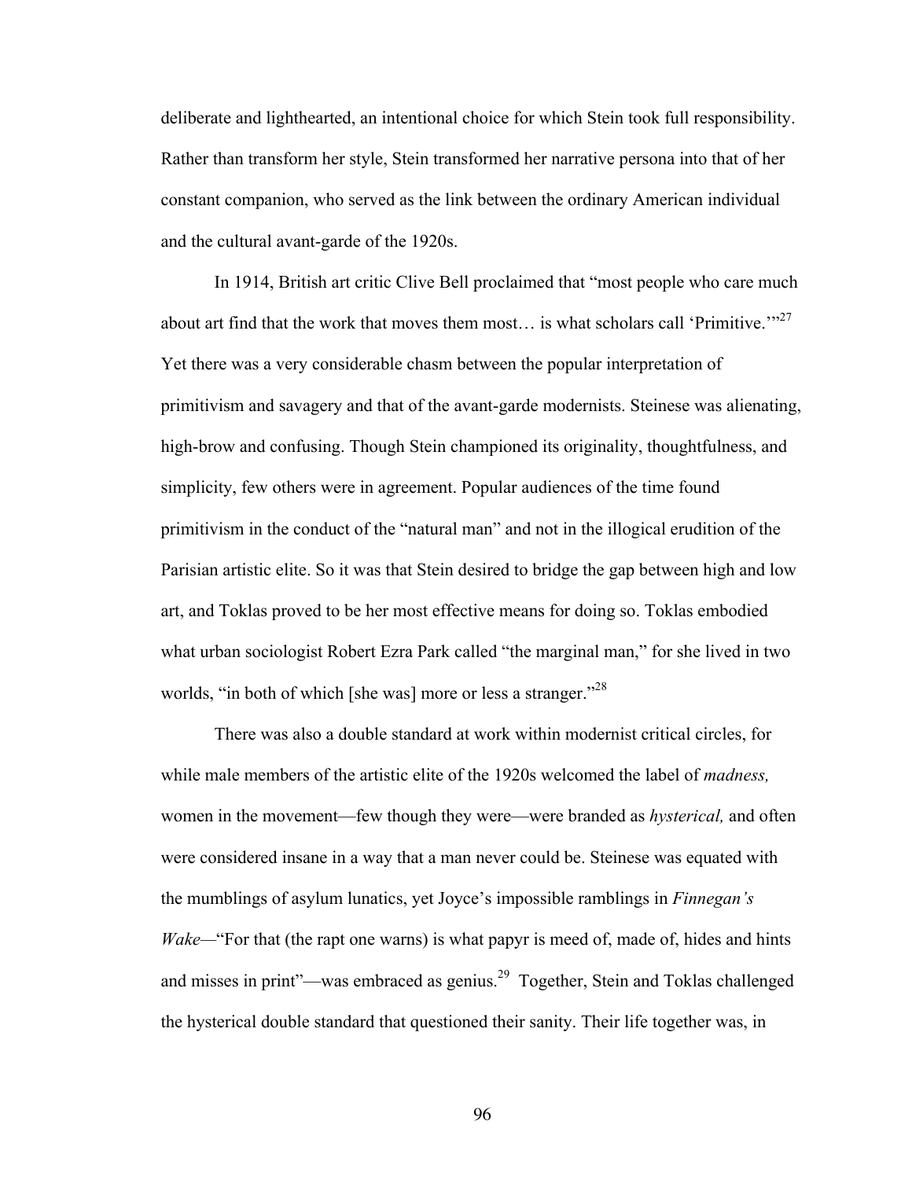deliberate and lighthearted, an intentional choice for which Stein took full responsibility. Rather than transform her style, Stein transformed her narrative persona into that of her constant companion, who served as the link between the ordinary American individual and the cultural avant-garde of the 1920s.

In 1914, British art critic Clive Bell proclaimed that "most people who care much about art find that the work that moves them most… is what scholars call 'Primitive.'"[27] Yet there was a very considerable chasm between the popular interpretation of primitivism and savagery and that of the avant-garde modernists. Steinese was alienating, high-brow and confusing. Though Stein championed its originality, thoughtfulness, and simplicity, few others were in agreement. Popular audiences of the time found primitivism in the conduct of the "natural man" and not in the illogical erudition of the Parisian artistic elite. So it was that Stein desired to bridge the gap between high and low art, and Toklas proved to be her most effective means for doing so. Toklas embodied what urban sociologist Robert Ezra Park called "the marginal man," for she lived in two worlds, "in both of which [she was] more or less a stranger."[28]

There was also a double standard at work within modernist critical circles, for while male members of the artistic elite of the 1920s welcomed the label of *madness,* women in the movement—few though they were—were branded as *hysterical,* and often were considered insane in a way that a man never could be. Steinese was equated with the mumblings of asylum lunatics, yet Joyce's impossible ramblings in *Finnegan's Wake*—"For that (the rapt one warns) is what papyr is meed of, made of, hides and hints and misses in print"—was embraced as genius.[29] Together, Stein and Toklas challenged the hysterical double standard that questioned their sanity. Their life together was, in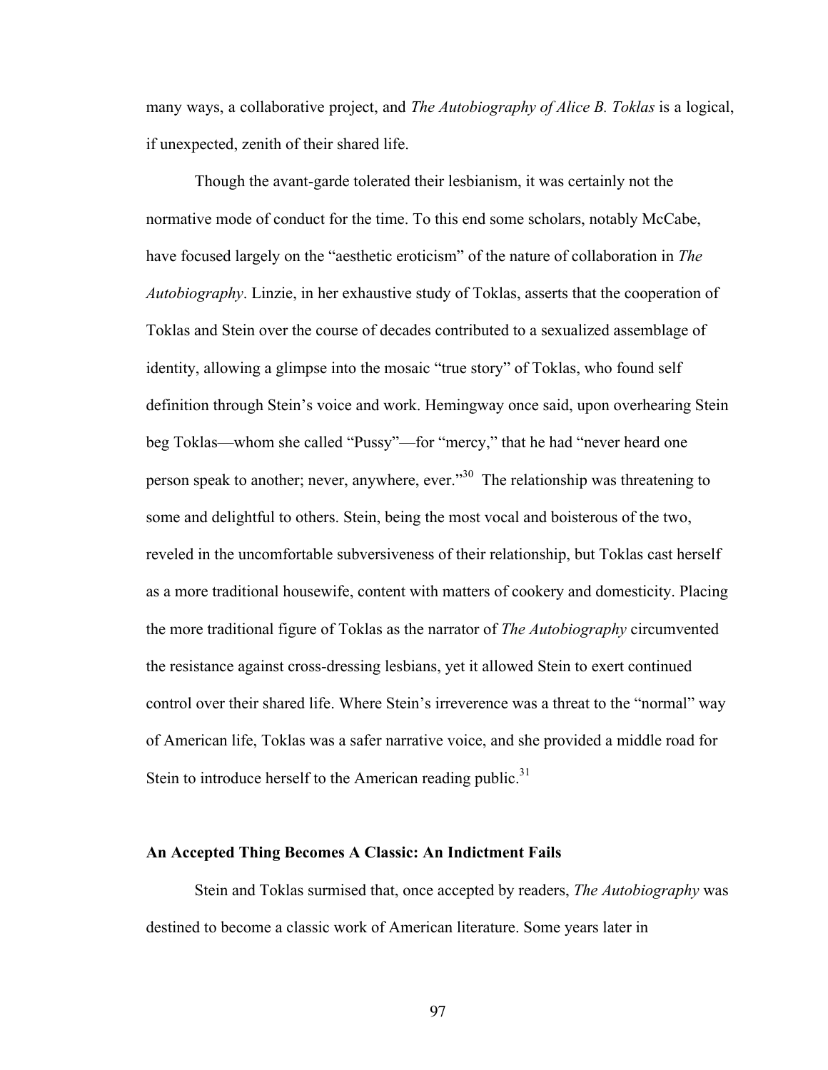many ways, a collaborative project, and *The Autobiography of Alice B. Toklas* is a logical, if unexpected, zenith of their shared life.

Though the avant-garde tolerated their lesbianism, it was certainly not the normative mode of conduct for the time. To this end some scholars, notably McCabe, have focused largely on the "aesthetic eroticism" of the nature of collaboration in *The Autobiography*. Linzie, in her exhaustive study of Toklas, asserts that the cooperation of Toklas and Stein over the course of decades contributed to a sexualized assemblage of identity, allowing a glimpse into the mosaic "true story" of Toklas, who found self definition through Stein's voice and work. Hemingway once said, upon overhearing Stein beg Toklas—whom she called "Pussy"—for "mercy," that he had "never heard one person speak to another; never, anywhere, ever."[30] The relationship was threatening to some and delightful to others. Stein, being the most vocal and boisterous of the two, reveled in the uncomfortable subversiveness of their relationship, but Toklas cast herself as a more traditional housewife, content with matters of cookery and domesticity. Placing the more traditional figure of Toklas as the narrator of *The Autobiography* circumvented the resistance against cross-dressing lesbians, yet it allowed Stein to exert continued control over their shared life. Where Stein's irreverence was a threat to the "normal" way of American life, Toklas was a safer narrative voice, and she provided a middle road for Stein to introduce herself to the American reading public.[31]

### An Accepted Thing Becomes A Classic: An Indictment Fails

Stein and Toklas surmised that, once accepted by readers, *The Autobiography* was destined to become a classic work of American literature. Some years later in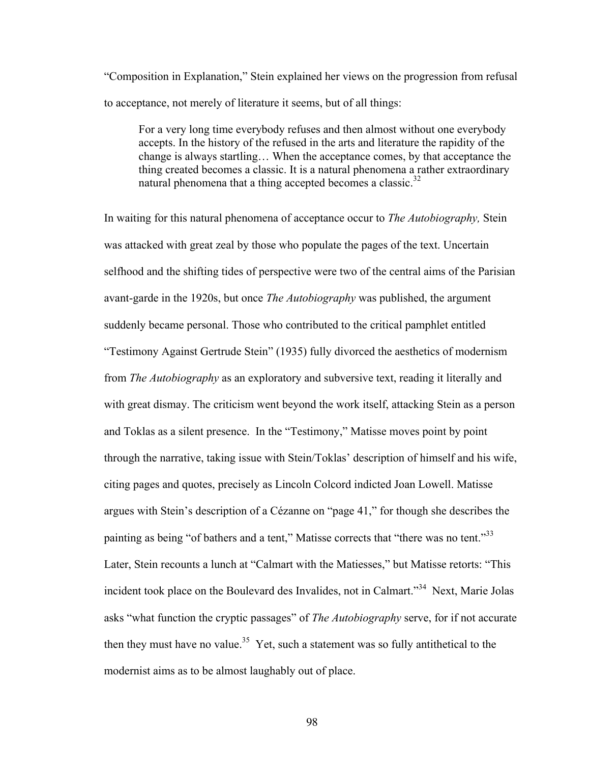"Composition in Explanation," Stein explained her views on the progression from refusal to acceptance, not merely of literature it seems, but of all things:

> For a very long time everybody refuses and then almost without one everybody accepts. In the history of the refused in the arts and literature the rapidity of the change is always startling… When the acceptance comes, by that acceptance the thing created becomes a classic. It is a natural phenomena a rather extraordinary natural phenomena that a thing accepted becomes a classic.[32]

In waiting for this natural phenomena of acceptance occur to *The Autobiography,* Stein was attacked with great zeal by those who populate the pages of the text. Uncertain selfhood and the shifting tides of perspective were two of the central aims of the Parisian avant-garde in the 1920s, but once *The Autobiography* was published, the argument suddenly became personal. Those who contributed to the critical pamphlet entitled "Testimony Against Gertrude Stein" (1935) fully divorced the aesthetics of modernism from *The Autobiography* as an exploratory and subversive text, reading it literally and with great dismay. The criticism went beyond the work itself, attacking Stein as a person and Toklas as a silent presence. In the "Testimony," Matisse moves point by point through the narrative, taking issue with Stein/Toklas' description of himself and his wife, citing pages and quotes, precisely as Lincoln Colcord indicted Joan Lowell. Matisse argues with Stein's description of a Cézanne on "page 41," for though she describes the painting as being "of bathers and a tent," Matisse corrects that "there was no tent."[33] Later, Stein recounts a lunch at "Calmart with the Matiesses," but Matisse retorts: "This incident took place on the Boulevard des Invalides, not in Calmart."[34] Next, Marie Jolas asks "what function the cryptic passages" of *The Autobiography* serve, for if not accurate then they must have no value.[35] Yet, such a statement was so fully antithetical to the modernist aims as to be almost laughably out of place.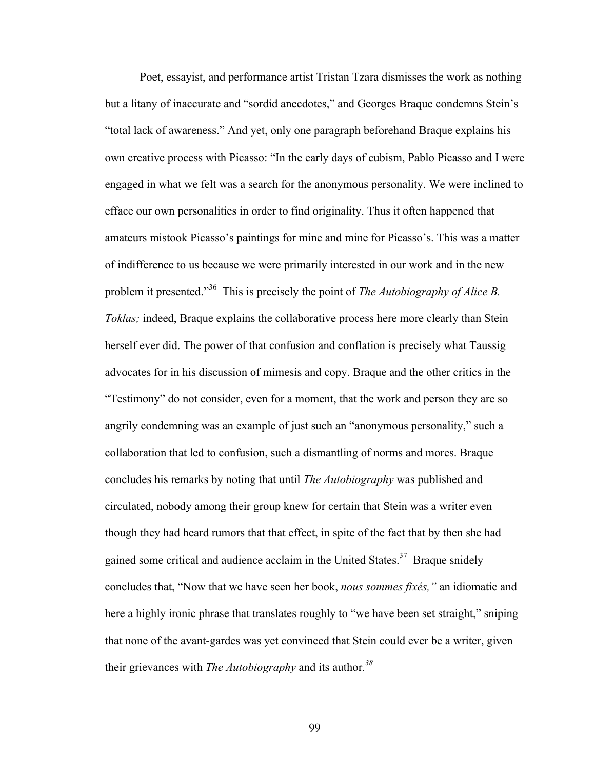Poet, essayist, and performance artist Tristan Tzara dismisses the work as nothing but a litany of inaccurate and "sordid anecdotes," and Georges Braque condemns Stein's "total lack of awareness." And yet, only one paragraph beforehand Braque explains his own creative process with Picasso: "In the early days of cubism, Pablo Picasso and I were engaged in what we felt was a search for the anonymous personality. We were inclined to efface our own personalities in order to find originality. Thus it often happened that amateurs mistook Picasso's paintings for mine and mine for Picasso's. This was a matter of indifference to us because we were primarily interested in our work and in the new problem it presented."[36] This is precisely the point of *The Autobiography of Alice B. Toklas;* indeed, Braque explains the collaborative process here more clearly than Stein herself ever did. The power of that confusion and conflation is precisely what Taussig advocates for in his discussion of mimesis and copy. Braque and the other critics in the "Testimony" do not consider, even for a moment, that the work and person they are so angrily condemning was an example of just such an "anonymous personality," such a collaboration that led to confusion, such a dismantling of norms and mores. Braque concludes his remarks by noting that until *The Autobiography* was published and circulated, nobody among their group knew for certain that Stein was a writer even though they had heard rumors that that effect, in spite of the fact that by then she had gained some critical and audience acclaim in the United States.[37] Braque snidely concludes that, "Now that we have seen her book, *nous sommes fixés,"* an idiomatic and here a highly ironic phrase that translates roughly to "we have been set straight," sniping that none of the avant-gardes was yet convinced that Stein could ever be a writer, given their grievances with *The Autobiography* and its author.[38]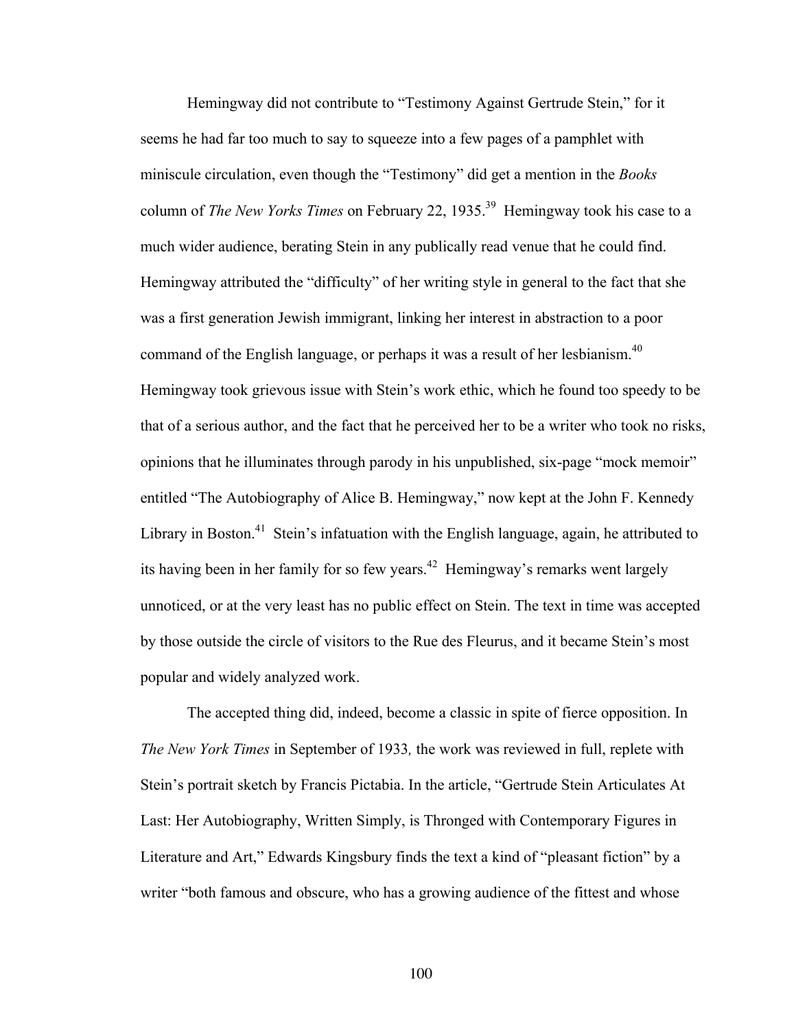Hemingway did not contribute to “Testimony Against Gertrude Stein,” for it seems he had far too much to say to squeeze into a few pages of a pamphlet with miniscule circulation, even though the “Testimony” did get a mention in the *Books* column of *The New Yorks Times* on February 22, 1935.[39] Hemingway took his case to a much wider audience, berating Stein in any publically read venue that he could find. Hemingway attributed the “difficulty” of her writing style in general to the fact that she was a first generation Jewish immigrant, linking her interest in abstraction to a poor command of the English language, or perhaps it was a result of her lesbianism.[40] Hemingway took grievous issue with Stein’s work ethic, which he found too speedy to be that of a serious author, and the fact that he perceived her to be a writer who took no risks, opinions that he illuminates through parody in his unpublished, six-page “mock memoir” entitled “The Autobiography of Alice B. Hemingway,” now kept at the John F. Kennedy Library in Boston.[41] Stein’s infatuation with the English language, again, he attributed to its having been in her family for so few years.[42] Hemingway’s remarks went largely unnoticed, or at the very least has no public effect on Stein. The text in time was accepted by those outside the circle of visitors to the Rue des Fleurus, and it became Stein’s most popular and widely analyzed work.

The accepted thing did, indeed, become a classic in spite of fierce opposition. In *The New York Times* in September of 1933, the work was reviewed in full, replete with Stein’s portrait sketch by Francis Pictabia. In the article, “Gertrude Stein Articulates At Last: Her Autobiography, Written Simply, is Thronged with Contemporary Figures in Literature and Art,” Edwards Kingsbury finds the text a kind of “pleasant fiction” by a writer “both famous and obscure, who has a growing audience of the fittest and whose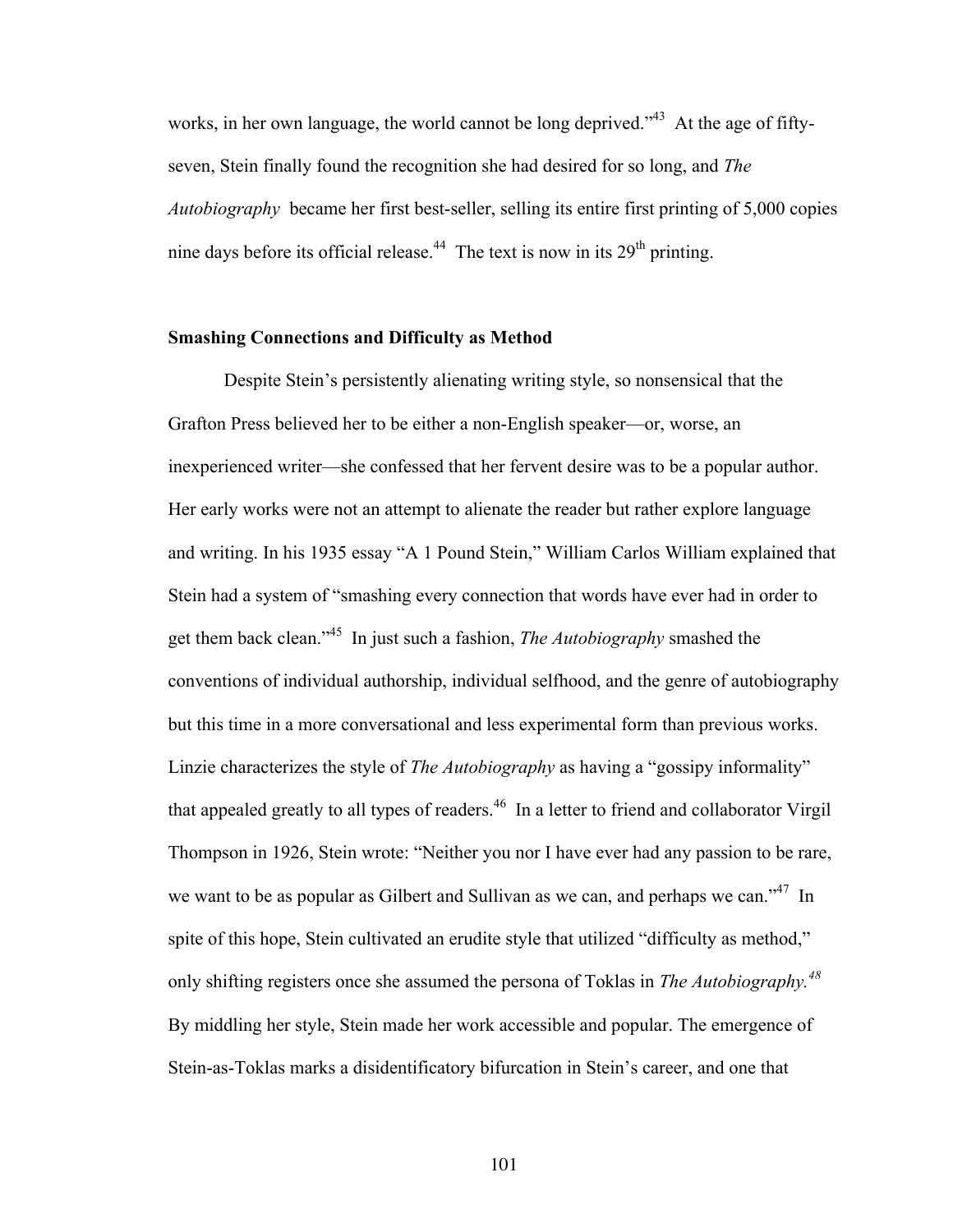works, in her own language, the world cannot be long deprived."[43] At the age of fifty-seven, Stein finally found the recognition she had desired for so long, and *The Autobiography* became her first best-seller, selling its entire first printing of 5,000 copies nine days before its official release.[44] The text is now in its 29th printing.

**Smashing Connections and Difficulty as Method**

Despite Stein's persistently alienating writing style, so nonsensical that the Grafton Press believed her to be either a non-English speaker—or, worse, an inexperienced writer—she confessed that her fervent desire was to be a popular author. Her early works were not an attempt to alienate the reader but rather explore language and writing. In his 1935 essay "A 1 Pound Stein," William Carlos William explained that Stein had a system of "smashing every connection that words have ever had in order to get them back clean."[45] In just such a fashion, *The Autobiography* smashed the conventions of individual authorship, individual selfhood, and the genre of autobiography but this time in a more conversational and less experimental form than previous works. Linzie characterizes the style of *The Autobiography* as having a "gossipy informality" that appealed greatly to all types of readers.[46] In a letter to friend and collaborator Virgil Thompson in 1926, Stein wrote: "Neither you nor I have ever had any passion to be rare, we want to be as popular as Gilbert and Sullivan as we can, and perhaps we can."[47] In spite of this hope, Stein cultivated an erudite style that utilized "difficulty as method," only shifting registers once she assumed the persona of Toklas in *The Autobiography.*[48] By middling her style, Stein made her work accessible and popular. The emergence of Stein-as-Toklas marks a disidentificatory bifurcation in Stein's career, and one that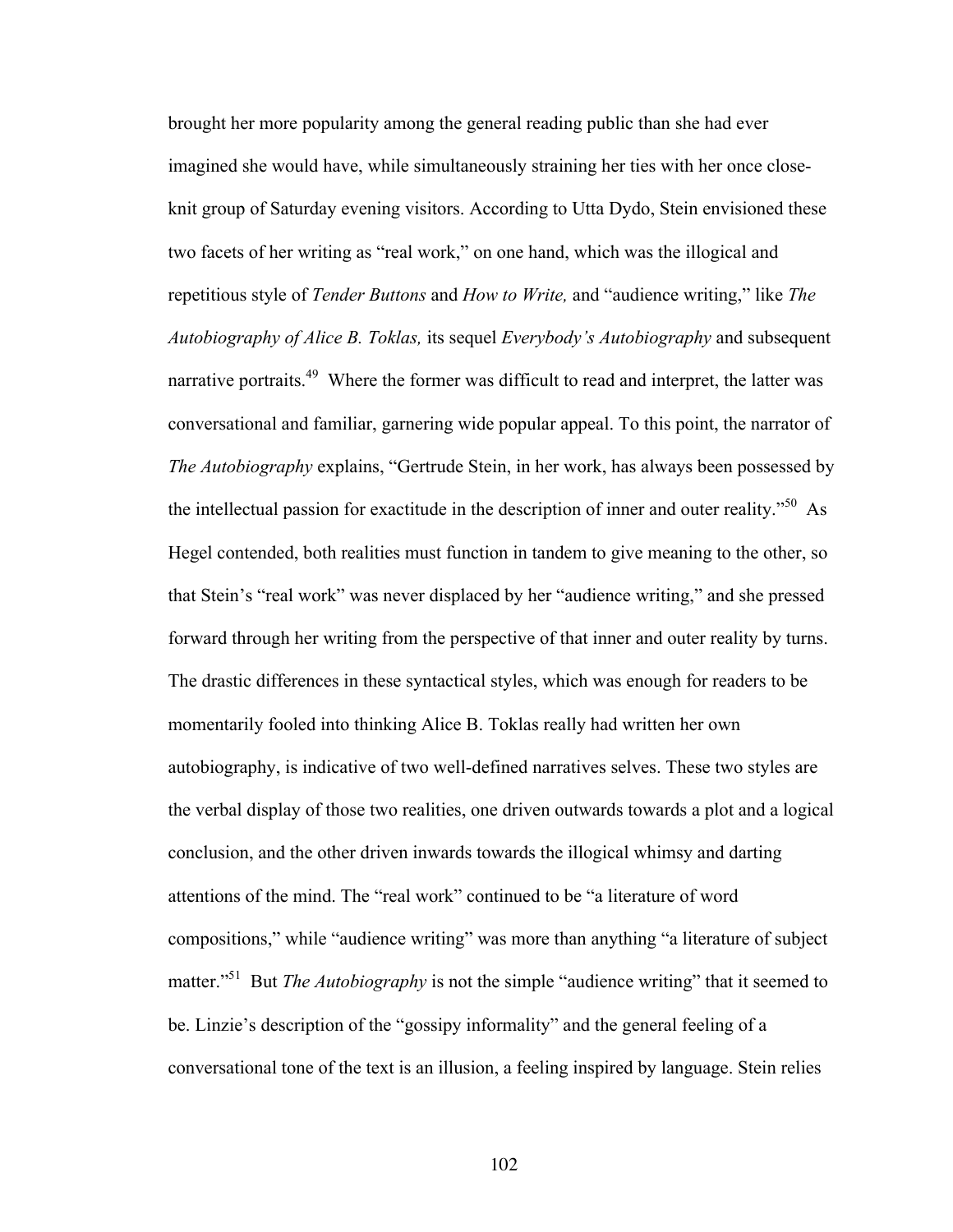brought her more popularity among the general reading public than she had ever imagined she would have, while simultaneously straining her ties with her once close-knit group of Saturday evening visitors. According to Utta Dydo, Stein envisioned these two facets of her writing as "real work," on one hand, which was the illogical and repetitious style of *Tender Buttons* and *How to Write,* and "audience writing," like *The Autobiography of Alice B. Toklas,* its sequel *Everybody's Autobiography* and subsequent narrative portraits.[49] Where the former was difficult to read and interpret, the latter was conversational and familiar, garnering wide popular appeal. To this point, the narrator of *The Autobiography* explains, "Gertrude Stein, in her work, has always been possessed by the intellectual passion for exactitude in the description of inner and outer reality."[50] As Hegel contended, both realities must function in tandem to give meaning to the other, so that Stein's "real work" was never displaced by her "audience writing," and she pressed forward through her writing from the perspective of that inner and outer reality by turns. The drastic differences in these syntactical styles, which was enough for readers to be momentarily fooled into thinking Alice B. Toklas really had written her own autobiography, is indicative of two well-defined narratives selves. These two styles are the verbal display of those two realities, one driven outwards towards a plot and a logical conclusion, and the other driven inwards towards the illogical whimsy and darting attentions of the mind. The "real work" continued to be "a literature of word compositions," while "audience writing" was more than anything "a literature of subject matter."[51] But *The Autobiography* is not the simple "audience writing" that it seemed to be. Linzie's description of the "gossipy informality" and the general feeling of a conversational tone of the text is an illusion, a feeling inspired by language. Stein relies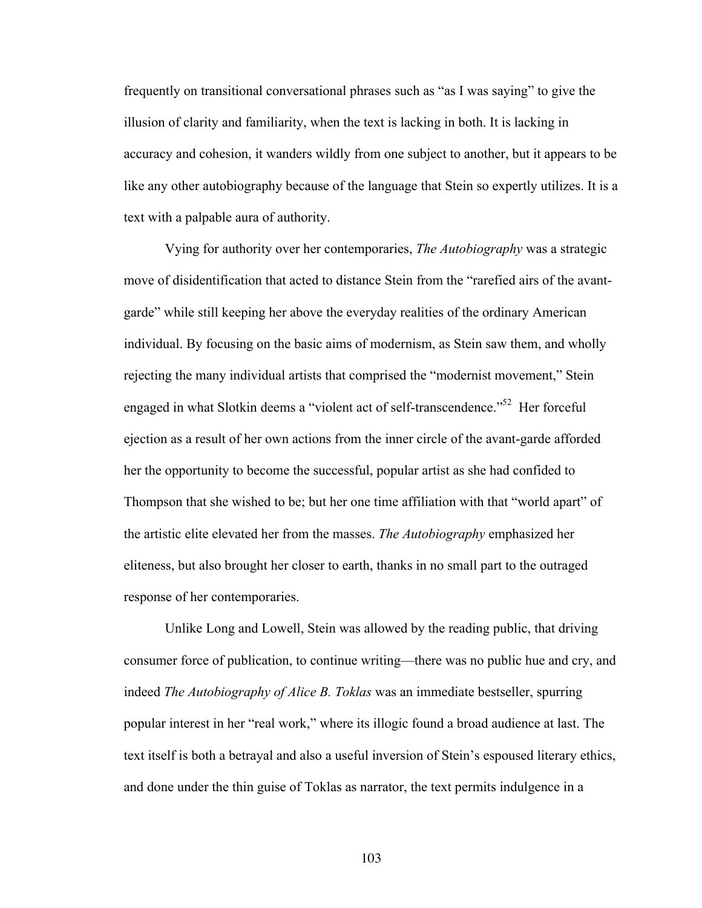frequently on transitional conversational phrases such as "as I was saying" to give the illusion of clarity and familiarity, when the text is lacking in both. It is lacking in accuracy and cohesion, it wanders wildly from one subject to another, but it appears to be like any other autobiography because of the language that Stein so expertly utilizes. It is a text with a palpable aura of authority.

Vying for authority over her contemporaries, *The Autobiography* was a strategic move of disidentification that acted to distance Stein from the "rarefied airs of the avant-garde" while still keeping her above the everyday realities of the ordinary American individual. By focusing on the basic aims of modernism, as Stein saw them, and wholly rejecting the many individual artists that comprised the "modernist movement," Stein engaged in what Slotkin deems a "violent act of self-transcendence."[52] Her forceful ejection as a result of her own actions from the inner circle of the avant-garde afforded her the opportunity to become the successful, popular artist as she had confided to Thompson that she wished to be; but her one time affiliation with that "world apart" of the artistic elite elevated her from the masses. *The Autobiography* emphasized her eliteness, but also brought her closer to earth, thanks in no small part to the outraged response of her contemporaries.

Unlike Long and Lowell, Stein was allowed by the reading public, that driving consumer force of publication, to continue writing—there was no public hue and cry, and indeed *The Autobiography of Alice B. Toklas* was an immediate bestseller, spurring popular interest in her "real work," where its illogic found a broad audience at last. The text itself is both a betrayal and also a useful inversion of Stein's espoused literary ethics, and done under the thin guise of Toklas as narrator, the text permits indulgence in a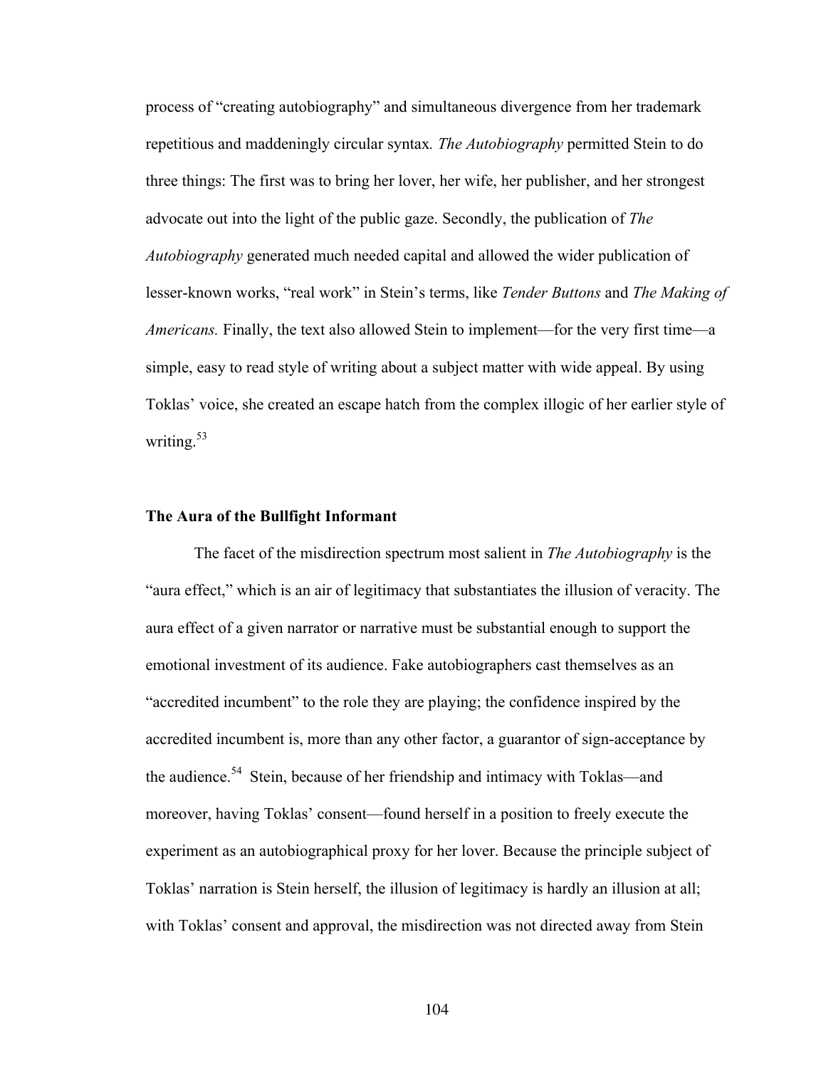process of "creating autobiography" and simultaneous divergence from her trademark repetitious and maddeningly circular syntax. *The Autobiography* permitted Stein to do three things: The first was to bring her lover, her wife, her publisher, and her strongest advocate out into the light of the public gaze. Secondly, the publication of *The Autobiography* generated much needed capital and allowed the wider publication of lesser-known works, "real work" in Stein's terms, like *Tender Buttons* and *The Making of Americans.* Finally, the text also allowed Stein to implement—for the very first time—a simple, easy to read style of writing about a subject matter with wide appeal. By using Toklas' voice, she created an escape hatch from the complex illogic of her earlier style of writing.[53]

### The Aura of the Bullfight Informant

The facet of the misdirection spectrum most salient in *The Autobiography* is the "aura effect," which is an air of legitimacy that substantiates the illusion of veracity. The aura effect of a given narrator or narrative must be substantial enough to support the emotional investment of its audience. Fake autobiographers cast themselves as an "accredited incumbent" to the role they are playing; the confidence inspired by the accredited incumbent is, more than any other factor, a guarantor of sign-acceptance by the audience.[54] Stein, because of her friendship and intimacy with Toklas—and moreover, having Toklas' consent—found herself in a position to freely execute the experiment as an autobiographical proxy for her lover. Because the principle subject of Toklas' narration is Stein herself, the illusion of legitimacy is hardly an illusion at all; with Toklas' consent and approval, the misdirection was not directed away from Stein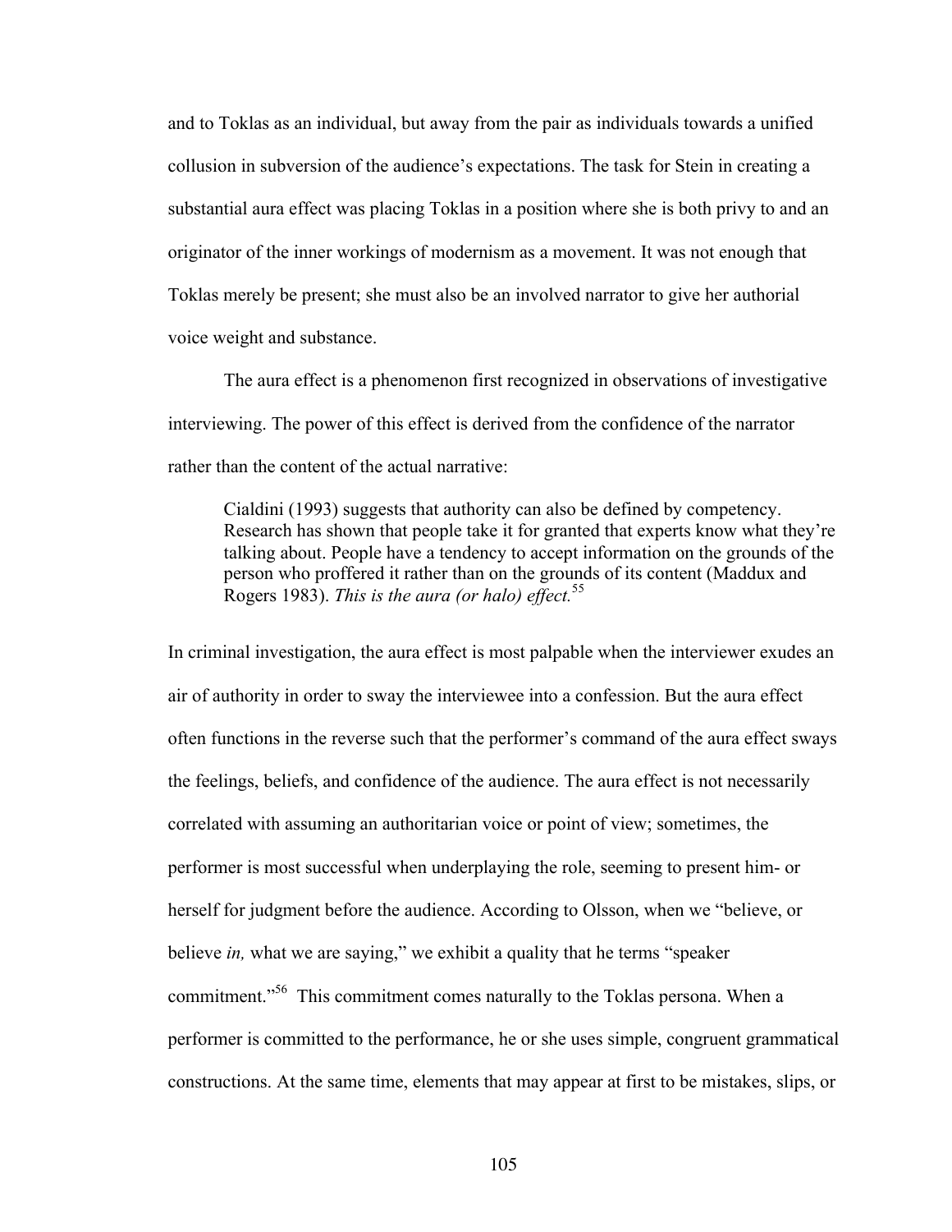and to Toklas as an individual, but away from the pair as individuals towards a unified collusion in subversion of the audience's expectations. The task for Stein in creating a substantial aura effect was placing Toklas in a position where she is both privy to and an originator of the inner workings of modernism as a movement. It was not enough that Toklas merely be present; she must also be an involved narrator to give her authorial voice weight and substance.

The aura effect is a phenomenon first recognized in observations of investigative interviewing. The power of this effect is derived from the confidence of the narrator rather than the content of the actual narrative:

> Cialdini (1993) suggests that authority can also be defined by competency. Research has shown that people take it for granted that experts know what they're talking about. People have a tendency to accept information on the grounds of the person who proffered it rather than on the grounds of its content (Maddux and Rogers 1983). *This is the aura (or halo) effect.*[55]

In criminal investigation, the aura effect is most palpable when the interviewer exudes an air of authority in order to sway the interviewee into a confession. But the aura effect often functions in the reverse such that the performer's command of the aura effect sways the feelings, beliefs, and confidence of the audience. The aura effect is not necessarily correlated with assuming an authoritarian voice or point of view; sometimes, the performer is most successful when underplaying the role, seeming to present him- or herself for judgment before the audience. According to Olsson, when we "believe, or believe *in,* what we are saying," we exhibit a quality that he terms "speaker commitment."[56] This commitment comes naturally to the Toklas persona. When a performer is committed to the performance, he or she uses simple, congruent grammatical constructions. At the same time, elements that may appear at first to be mistakes, slips, or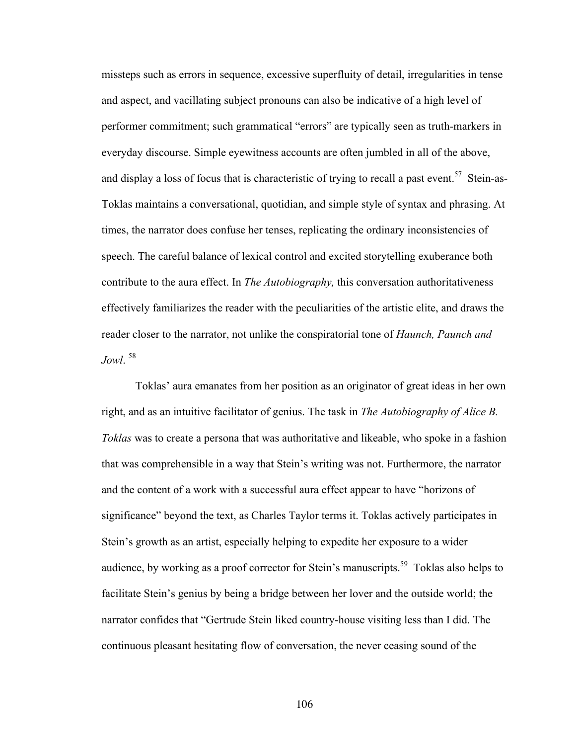missteps such as errors in sequence, excessive superfluity of detail, irregularities in tense and aspect, and vacillating subject pronouns can also be indicative of a high level of performer commitment; such grammatical "errors" are typically seen as truth-markers in everyday discourse. Simple eyewitness accounts are often jumbled in all of the above, and display a loss of focus that is characteristic of trying to recall a past event.[57] Stein-as-Toklas maintains a conversational, quotidian, and simple style of syntax and phrasing. At times, the narrator does confuse her tenses, replicating the ordinary inconsistencies of speech. The careful balance of lexical control and excited storytelling exuberance both contribute to the aura effect. In *The Autobiography,* this conversation authoritativeness effectively familiarizes the reader with the peculiarities of the artistic elite, and draws the reader closer to the narrator, not unlike the conspiratorial tone of *Haunch, Paunch and Jowl*.[58]

Toklas' aura emanates from her position as an originator of great ideas in her own right, and as an intuitive facilitator of genius. The task in *The Autobiography of Alice B. Toklas* was to create a persona that was authoritative and likeable, who spoke in a fashion that was comprehensible in a way that Stein's writing was not. Furthermore, the narrator and the content of a work with a successful aura effect appear to have "horizons of significance" beyond the text, as Charles Taylor terms it. Toklas actively participates in Stein's growth as an artist, especially helping to expedite her exposure to a wider audience, by working as a proof corrector for Stein's manuscripts.[59] Toklas also helps to facilitate Stein's genius by being a bridge between her lover and the outside world; the narrator confides that "Gertrude Stein liked country-house visiting less than I did. The continuous pleasant hesitating flow of conversation, the never ceasing sound of the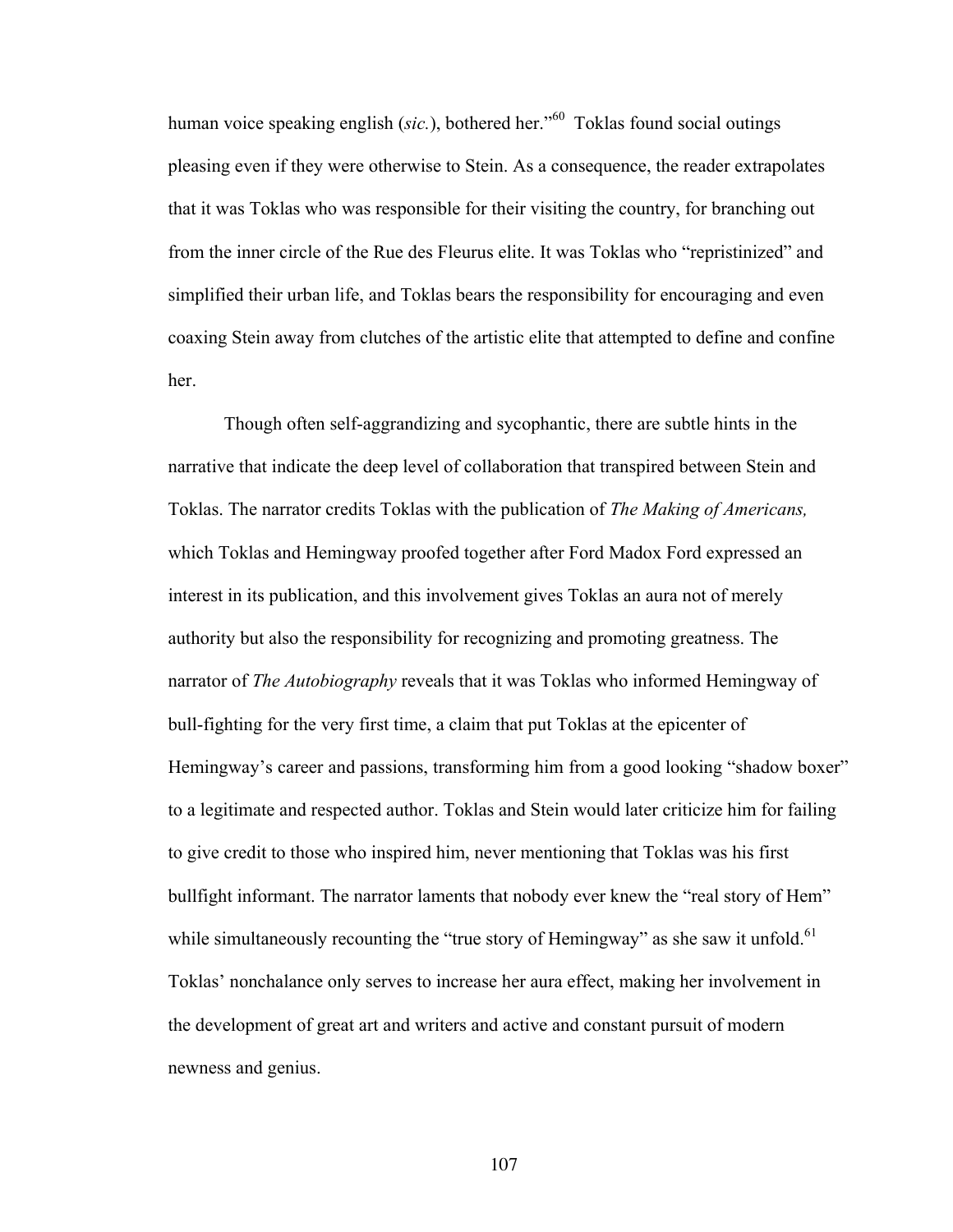human voice speaking english (*sic.*), bothered her."[60] Toklas found social outings pleasing even if they were otherwise to Stein. As a consequence, the reader extrapolates that it was Toklas who was responsible for their visiting the country, for branching out from the inner circle of the Rue des Fleurus elite. It was Toklas who "repristinized" and simplified their urban life, and Toklas bears the responsibility for encouraging and even coaxing Stein away from clutches of the artistic elite that attempted to define and confine her.

Though often self-aggrandizing and sycophantic, there are subtle hints in the narrative that indicate the deep level of collaboration that transpired between Stein and Toklas. The narrator credits Toklas with the publication of *The Making of Americans,* which Toklas and Hemingway proofed together after Ford Madox Ford expressed an interest in its publication, and this involvement gives Toklas an aura not of merely authority but also the responsibility for recognizing and promoting greatness. The narrator of *The Autobiography* reveals that it was Toklas who informed Hemingway of bull-fighting for the very first time, a claim that put Toklas at the epicenter of Hemingway's career and passions, transforming him from a good looking "shadow boxer" to a legitimate and respected author. Toklas and Stein would later criticize him for failing to give credit to those who inspired him, never mentioning that Toklas was his first bullfight informant. The narrator laments that nobody ever knew the "real story of Hem" while simultaneously recounting the "true story of Hemingway" as she saw it unfold.[61] Toklas' nonchalance only serves to increase her aura effect, making her involvement in the development of great art and writers and active and constant pursuit of modern newness and genius.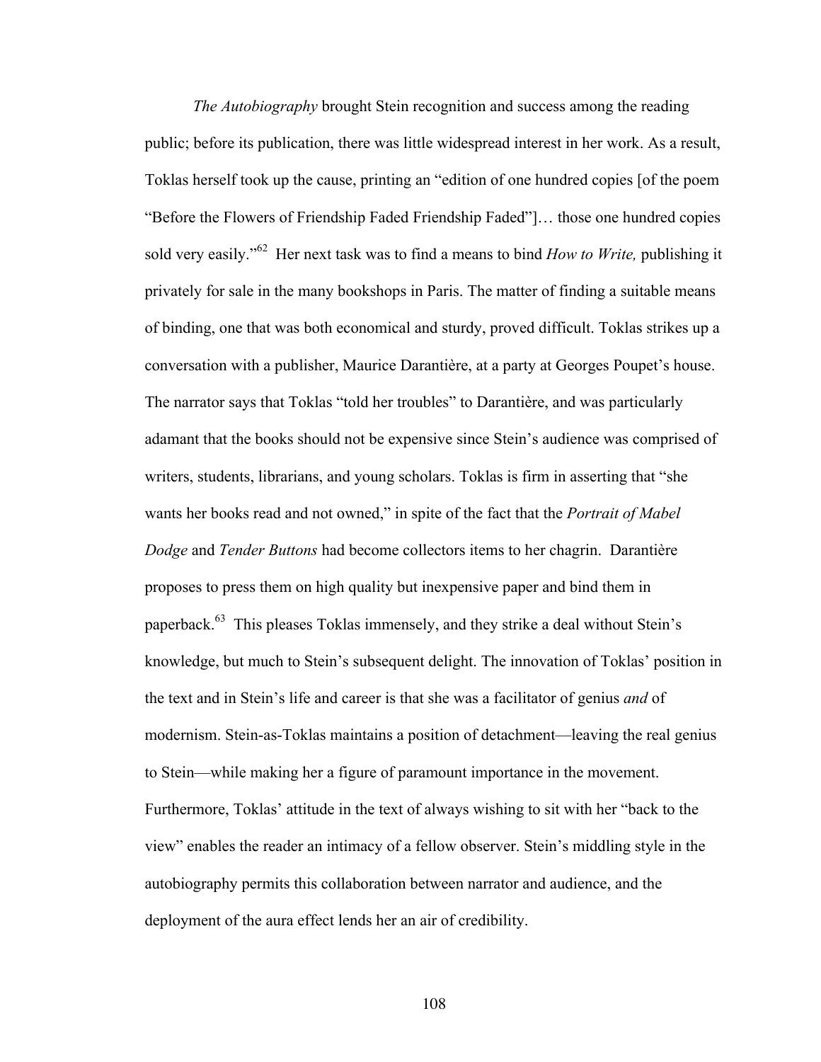*The Autobiography* brought Stein recognition and success among the reading public; before its publication, there was little widespread interest in her work. As a result, Toklas herself took up the cause, printing an "edition of one hundred copies [of the poem "Before the Flowers of Friendship Faded Friendship Faded"]… those one hundred copies sold very easily."[62] Her next task was to find a means to bind *How to Write,* publishing it privately for sale in the many bookshops in Paris. The matter of finding a suitable means of binding, one that was both economical and sturdy, proved difficult. Toklas strikes up a conversation with a publisher, Maurice Darantière, at a party at Georges Poupet's house. The narrator says that Toklas "told her troubles" to Darantière, and was particularly adamant that the books should not be expensive since Stein's audience was comprised of writers, students, librarians, and young scholars. Toklas is firm in asserting that "she wants her books read and not owned," in spite of the fact that the *Portrait of Mabel Dodge* and *Tender Buttons* had become collectors items to her chagrin. Darantière proposes to press them on high quality but inexpensive paper and bind them in paperback.[63] This pleases Toklas immensely, and they strike a deal without Stein's knowledge, but much to Stein's subsequent delight. The innovation of Toklas' position in the text and in Stein's life and career is that she was a facilitator of genius *and* of modernism. Stein-as-Toklas maintains a position of detachment—leaving the real genius to Stein—while making her a figure of paramount importance in the movement. Furthermore, Toklas' attitude in the text of always wishing to sit with her "back to the view" enables the reader an intimacy of a fellow observer. Stein's middling style in the autobiography permits this collaboration between narrator and audience, and the deployment of the aura effect lends her an air of credibility.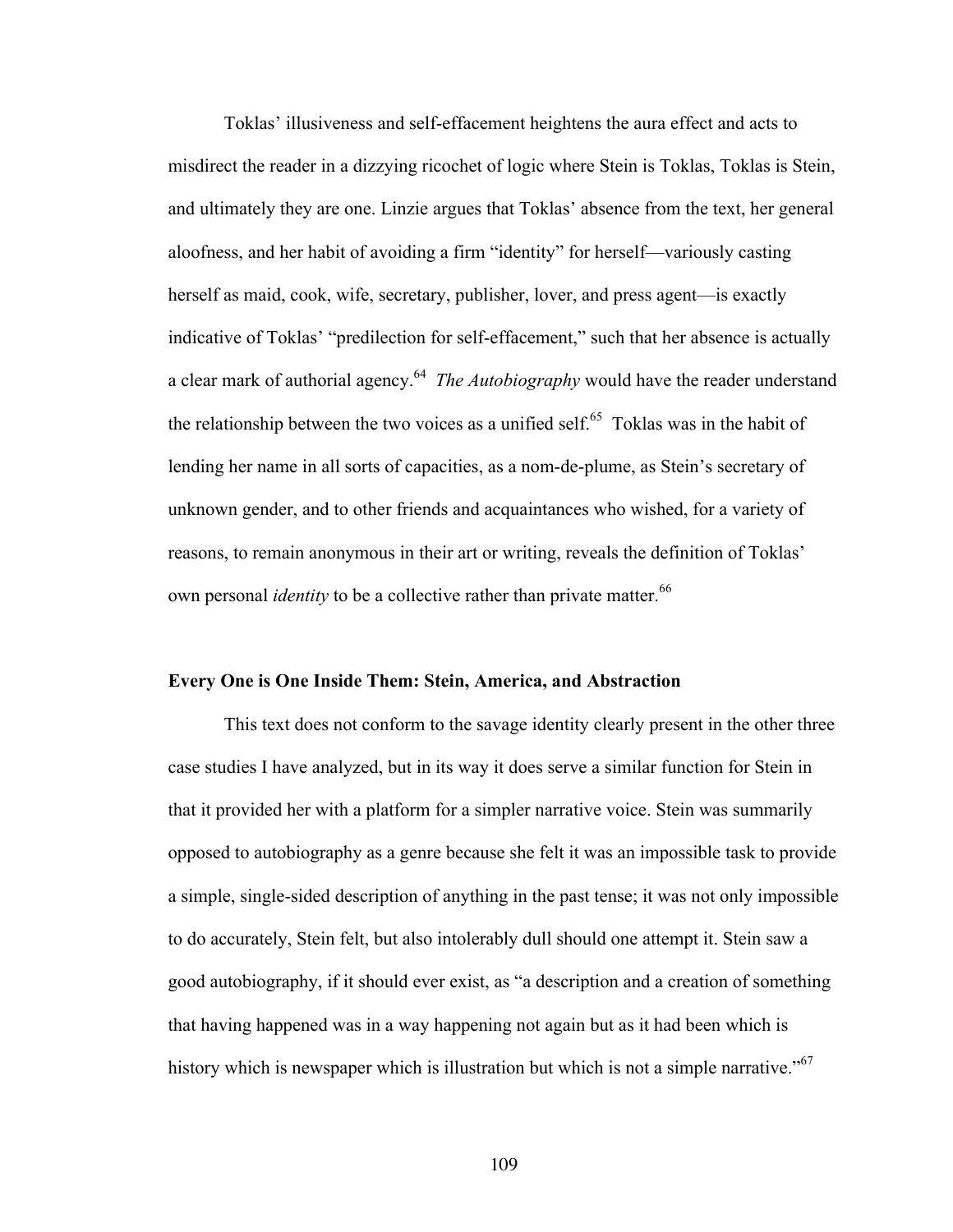Toklas' illusiveness and self-effacement heightens the aura effect and acts to misdirect the reader in a dizzying ricochet of logic where Stein is Toklas, Toklas is Stein, and ultimately they are one. Linzie argues that Toklas' absence from the text, her general aloofness, and her habit of avoiding a firm "identity" for herself—variously casting herself as maid, cook, wife, secretary, publisher, lover, and press agent—is exactly indicative of Toklas' "predilection for self-effacement," such that her absence is actually a clear mark of authorial agency.[64] *The Autobiography* would have the reader understand the relationship between the two voices as a unified self.[65] Toklas was in the habit of lending her name in all sorts of capacities, as a nom-de-plume, as Stein's secretary of unknown gender, and to other friends and acquaintances who wished, for a variety of reasons, to remain anonymous in their art or writing, reveals the definition of Toklas' own personal *identity* to be a collective rather than private matter.[66]

**Every One is One Inside Them: Stein, America, and Abstraction**

This text does not conform to the savage identity clearly present in the other three case studies I have analyzed, but in its way it does serve a similar function for Stein in that it provided her with a platform for a simpler narrative voice. Stein was summarily opposed to autobiography as a genre because she felt it was an impossible task to provide a simple, single-sided description of anything in the past tense; it was not only impossible to do accurately, Stein felt, but also intolerably dull should one attempt it. Stein saw a good autobiography, if it should ever exist, as "a description and a creation of something that having happened was in a way happening not again but as it had been which is history which is newspaper which is illustration but which is not a simple narrative."[67]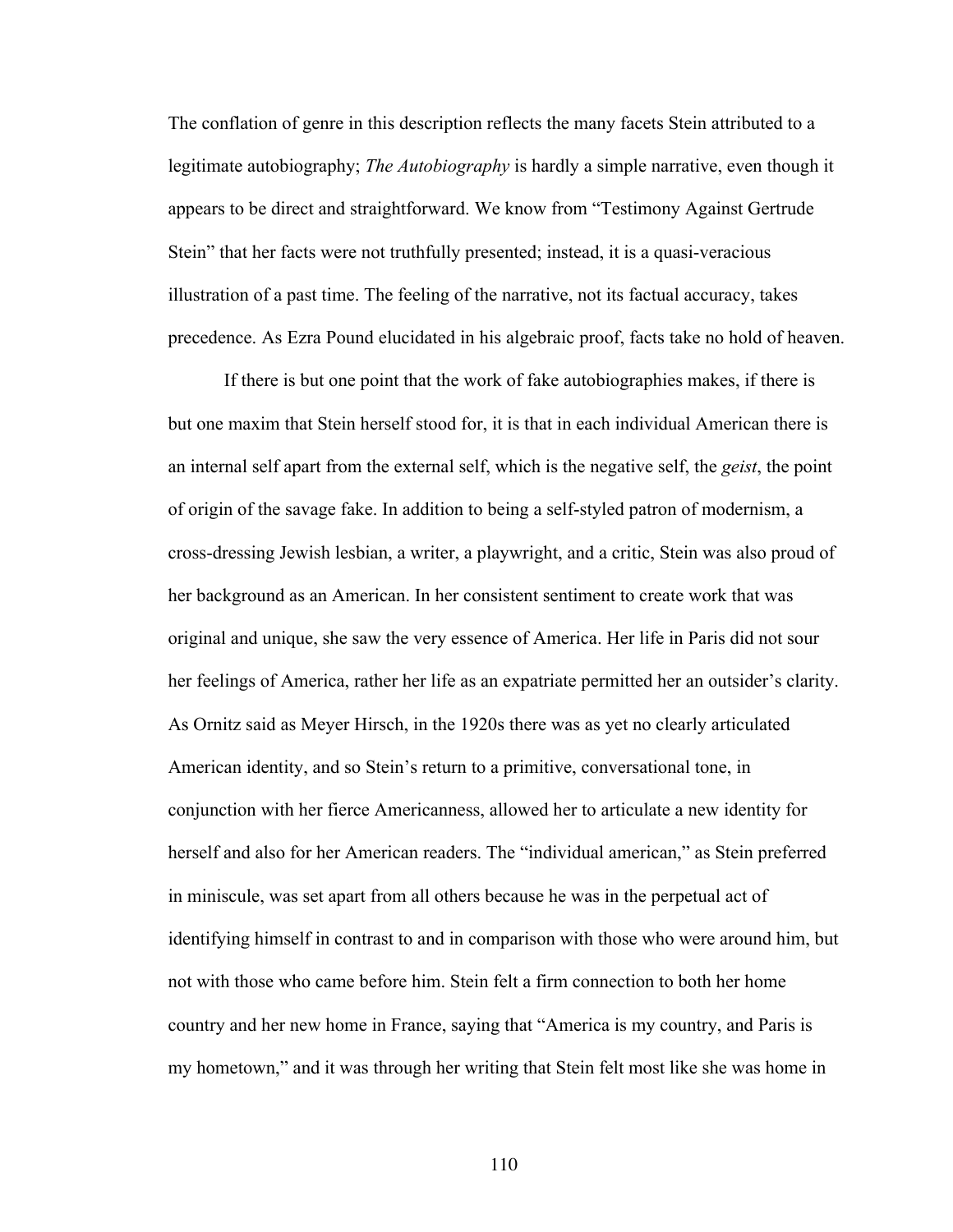The conflation of genre in this description reflects the many facets Stein attributed to a legitimate autobiography; *The Autobiography* is hardly a simple narrative, even though it appears to be direct and straightforward. We know from "Testimony Against Gertrude Stein" that her facts were not truthfully presented; instead, it is a quasi-veracious illustration of a past time. The feeling of the narrative, not its factual accuracy, takes precedence. As Ezra Pound elucidated in his algebraic proof, facts take no hold of heaven.

If there is but one point that the work of fake autobiographies makes, if there is but one maxim that Stein herself stood for, it is that in each individual American there is an internal self apart from the external self, which is the negative self, the *geist*, the point of origin of the savage fake. In addition to being a self-styled patron of modernism, a cross-dressing Jewish lesbian, a writer, a playwright, and a critic, Stein was also proud of her background as an American. In her consistent sentiment to create work that was original and unique, she saw the very essence of America. Her life in Paris did not sour her feelings of America, rather her life as an expatriate permitted her an outsider's clarity. As Ornitz said as Meyer Hirsch, in the 1920s there was as yet no clearly articulated American identity, and so Stein's return to a primitive, conversational tone, in conjunction with her fierce Americanness, allowed her to articulate a new identity for herself and also for her American readers. The "individual american," as Stein preferred in miniscule, was set apart from all others because he was in the perpetual act of identifying himself in contrast to and in comparison with those who were around him, but not with those who came before him. Stein felt a firm connection to both her home country and her new home in France, saying that "America is my country, and Paris is my hometown," and it was through her writing that Stein felt most like she was home in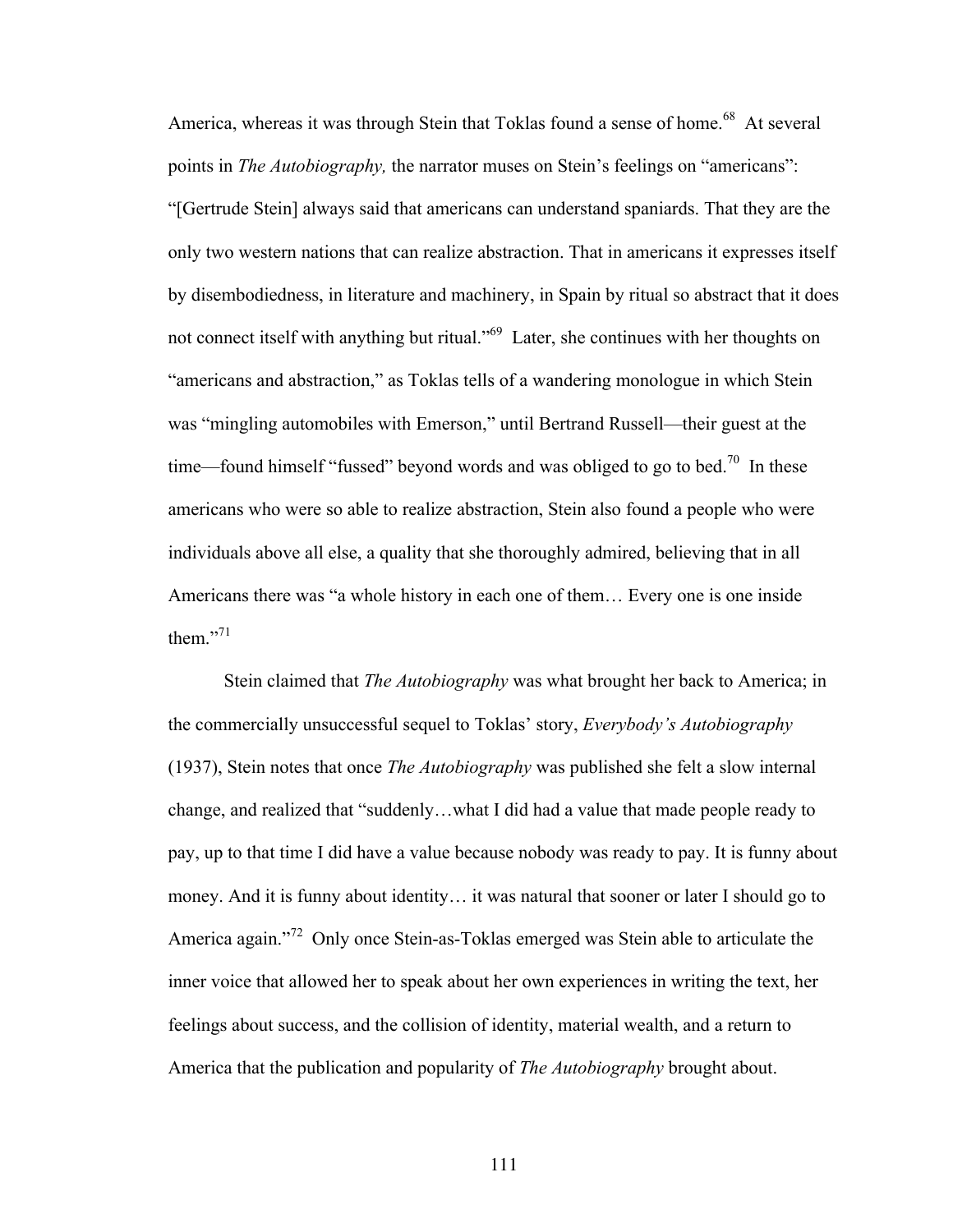America, whereas it was through Stein that Toklas found a sense of home.[68] At several points in *The Autobiography,* the narrator muses on Stein's feelings on "americans": "[Gertrude Stein] always said that americans can understand spaniards. That they are the only two western nations that can realize abstraction. That in americans it expresses itself by disembodiedness, in literature and machinery, in Spain by ritual so abstract that it does not connect itself with anything but ritual."[69] Later, she continues with her thoughts on "americans and abstraction," as Toklas tells of a wandering monologue in which Stein was "mingling automobiles with Emerson," until Bertrand Russell—their guest at the time—found himself "fussed" beyond words and was obliged to go to bed.[70] In these americans who were so able to realize abstraction, Stein also found a people who were individuals above all else, a quality that she thoroughly admired, believing that in all Americans there was "a whole history in each one of them… Every one is one inside them."[71]

Stein claimed that *The Autobiography* was what brought her back to America; in the commercially unsuccessful sequel to Toklas' story, *Everybody's Autobiography* (1937), Stein notes that once *The Autobiography* was published she felt a slow internal change, and realized that "suddenly…what I did had a value that made people ready to pay, up to that time I did have a value because nobody was ready to pay. It is funny about money. And it is funny about identity… it was natural that sooner or later I should go to America again."[72] Only once Stein-as-Toklas emerged was Stein able to articulate the inner voice that allowed her to speak about her own experiences in writing the text, her feelings about success, and the collision of identity, material wealth, and a return to America that the publication and popularity of *The Autobiography* brought about.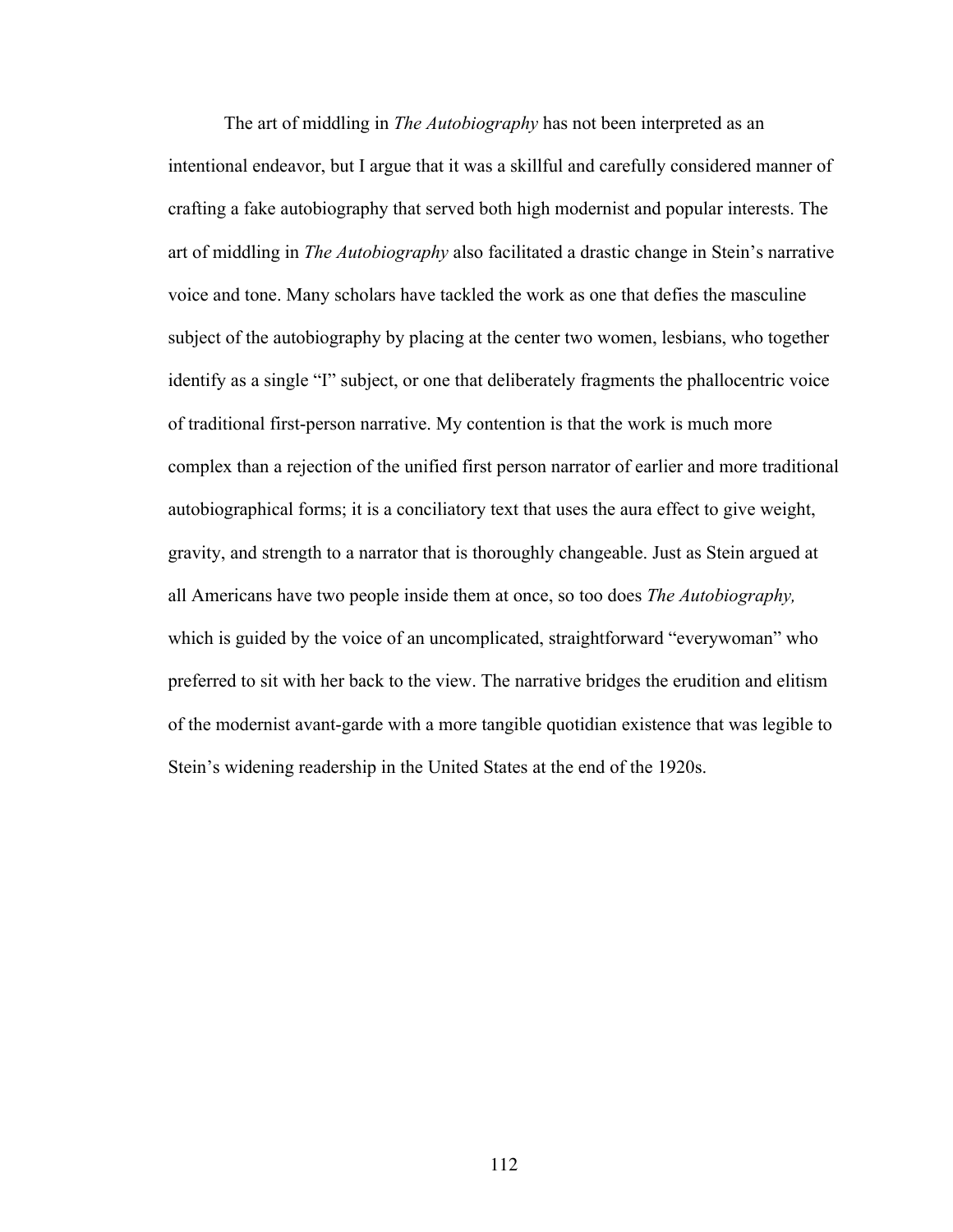The art of middling in *The Autobiography* has not been interpreted as an intentional endeavor, but I argue that it was a skillful and carefully considered manner of crafting a fake autobiography that served both high modernist and popular interests. The art of middling in *The Autobiography* also facilitated a drastic change in Stein's narrative voice and tone. Many scholars have tackled the work as one that defies the masculine subject of the autobiography by placing at the center two women, lesbians, who together identify as a single "I" subject, or one that deliberately fragments the phallocentric voice of traditional first-person narrative. My contention is that the work is much more complex than a rejection of the unified first person narrator of earlier and more traditional autobiographical forms; it is a conciliatory text that uses the aura effect to give weight, gravity, and strength to a narrator that is thoroughly changeable. Just as Stein argued at all Americans have two people inside them at once, so too does *The Autobiography,* which is guided by the voice of an uncomplicated, straightforward "everywoman" who preferred to sit with her back to the view. The narrative bridges the erudition and elitism of the modernist avant-garde with a more tangible quotidian existence that was legible to Stein's widening readership in the United States at the end of the 1920s.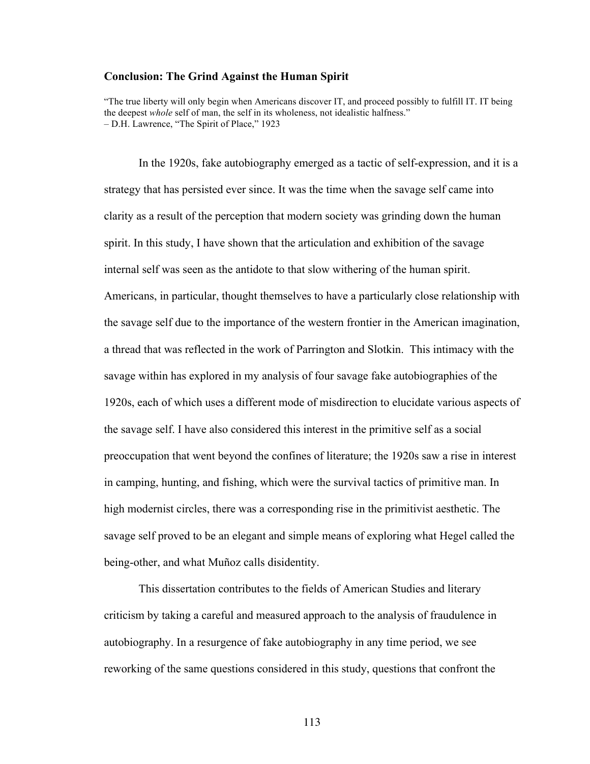## Conclusion: The Grind Against the Human Spirit

"The true liberty will only begin when Americans discover IT, and proceed possibly to fulfill IT. IT being the deepest *whole* self of man, the self in its wholeness, not idealistic halfness."
– D.H. Lawrence, "The Spirit of Place," 1923

In the 1920s, fake autobiography emerged as a tactic of self-expression, and it is a strategy that has persisted ever since. It was the time when the savage self came into clarity as a result of the perception that modern society was grinding down the human spirit. In this study, I have shown that the articulation and exhibition of the savage internal self was seen as the antidote to that slow withering of the human spirit. Americans, in particular, thought themselves to have a particularly close relationship with the savage self due to the importance of the western frontier in the American imagination, a thread that was reflected in the work of Parrington and Slotkin. This intimacy with the savage within has explored in my analysis of four savage fake autobiographies of the 1920s, each of which uses a different mode of misdirection to elucidate various aspects of the savage self. I have also considered this interest in the primitive self as a social preoccupation that went beyond the confines of literature; the 1920s saw a rise in interest in camping, hunting, and fishing, which were the survival tactics of primitive man. In high modernist circles, there was a corresponding rise in the primitivist aesthetic. The savage self proved to be an elegant and simple means of exploring what Hegel called the being-other, and what Muñoz calls disidentity.

This dissertation contributes to the fields of American Studies and literary criticism by taking a careful and measured approach to the analysis of fraudulence in autobiography. In a resurgence of fake autobiography in any time period, we see reworking of the same questions considered in this study, questions that confront the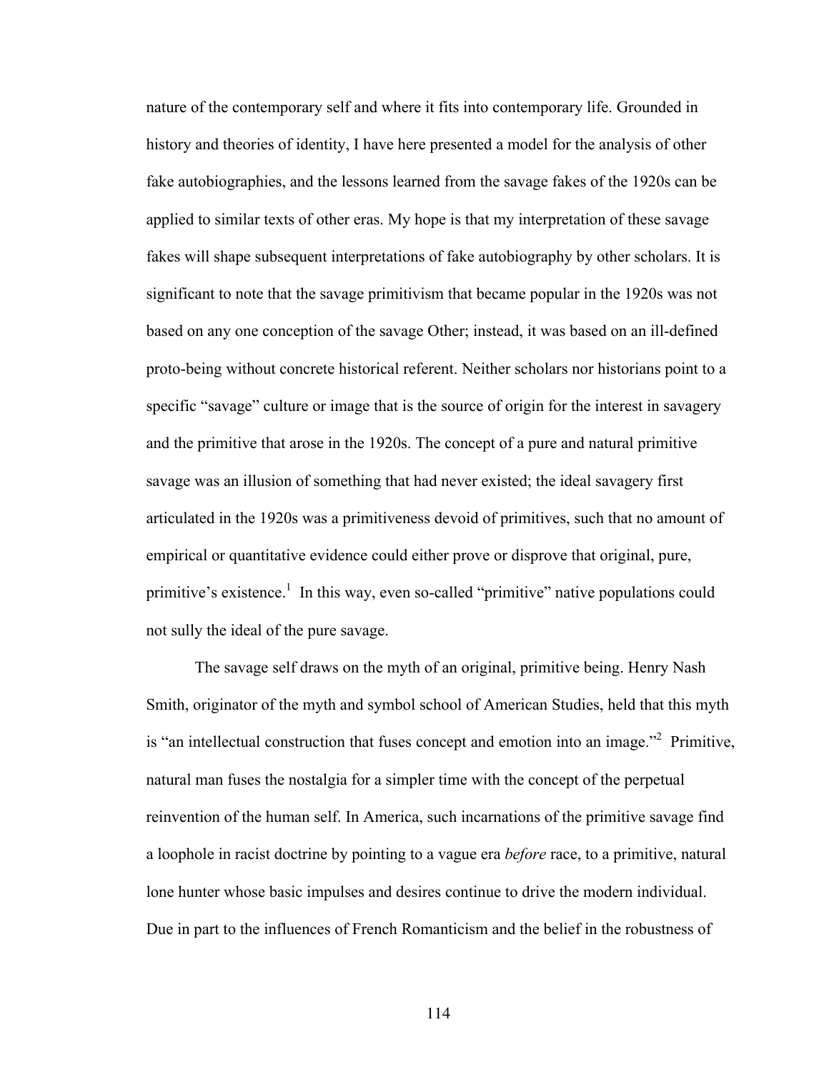nature of the contemporary self and where it fits into contemporary life. Grounded in history and theories of identity, I have here presented a model for the analysis of other fake autobiographies, and the lessons learned from the savage fakes of the 1920s can be applied to similar texts of other eras. My hope is that my interpretation of these savage fakes will shape subsequent interpretations of fake autobiography by other scholars. It is significant to note that the savage primitivism that became popular in the 1920s was not based on any one conception of the savage Other; instead, it was based on an ill-defined proto-being without concrete historical referent. Neither scholars nor historians point to a specific "savage" culture or image that is the source of origin for the interest in savagery and the primitive that arose in the 1920s. The concept of a pure and natural primitive savage was an illusion of something that had never existed; the ideal savagery first articulated in the 1920s was a primitiveness devoid of primitives, such that no amount of empirical or quantitative evidence could either prove or disprove that original, pure, primitive's existence.[1] In this way, even so-called "primitive" native populations could not sully the ideal of the pure savage.

The savage self draws on the myth of an original, primitive being. Henry Nash Smith, originator of the myth and symbol school of American Studies, held that this myth is "an intellectual construction that fuses concept and emotion into an image."[2] Primitive, natural man fuses the nostalgia for a simpler time with the concept of the perpetual reinvention of the human self. In America, such incarnations of the primitive savage find a loophole in racist doctrine by pointing to a vague era *before* race, to a primitive, natural lone hunter whose basic impulses and desires continue to drive the modern individual. Due in part to the influences of French Romanticism and the belief in the robustness of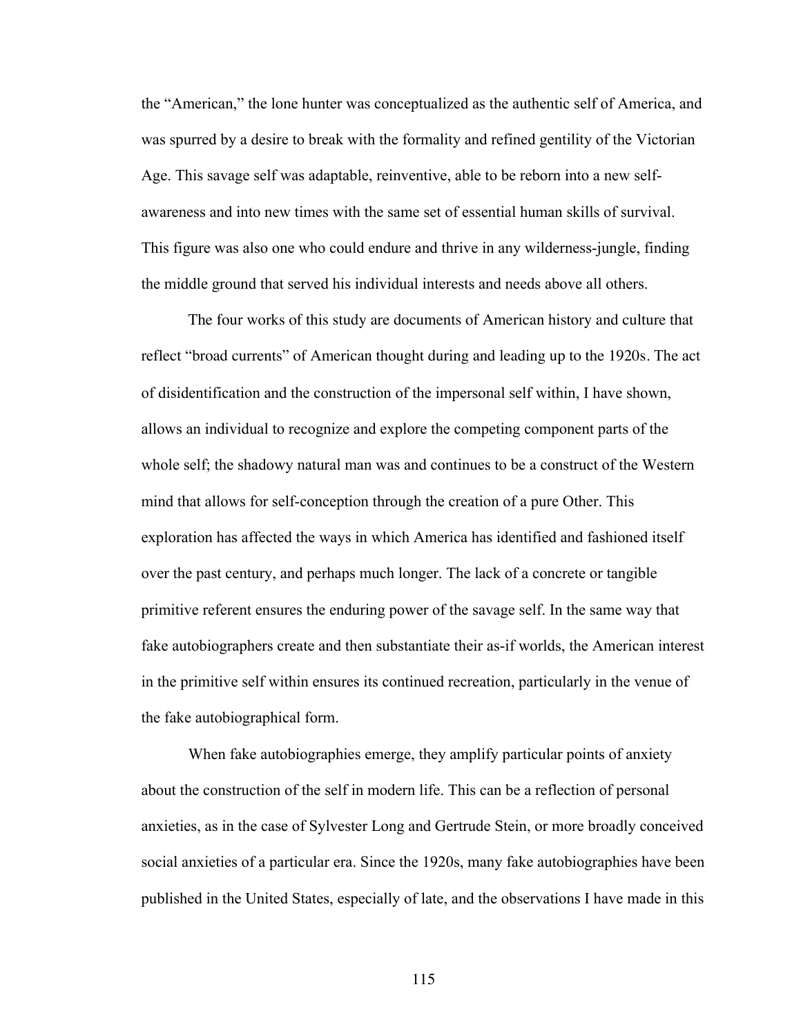the "American," the lone hunter was conceptualized as the authentic self of America, and was spurred by a desire to break with the formality and refined gentility of the Victorian Age. This savage self was adaptable, reinventive, able to be reborn into a new self-awareness and into new times with the same set of essential human skills of survival. This figure was also one who could endure and thrive in any wilderness-jungle, finding the middle ground that served his individual interests and needs above all others.

The four works of this study are documents of American history and culture that reflect "broad currents" of American thought during and leading up to the 1920s. The act of disidentification and the construction of the impersonal self within, I have shown, allows an individual to recognize and explore the competing component parts of the whole self; the shadowy natural man was and continues to be a construct of the Western mind that allows for self-conception through the creation of a pure Other. This exploration has affected the ways in which America has identified and fashioned itself over the past century, and perhaps much longer. The lack of a concrete or tangible primitive referent ensures the enduring power of the savage self. In the same way that fake autobiographers create and then substantiate their as-if worlds, the American interest in the primitive self within ensures its continued recreation, particularly in the venue of the fake autobiographical form.

When fake autobiographies emerge, they amplify particular points of anxiety about the construction of the self in modern life. This can be a reflection of personal anxieties, as in the case of Sylvester Long and Gertrude Stein, or more broadly conceived social anxieties of a particular era. Since the 1920s, many fake autobiographies have been published in the United States, especially of late, and the observations I have made in this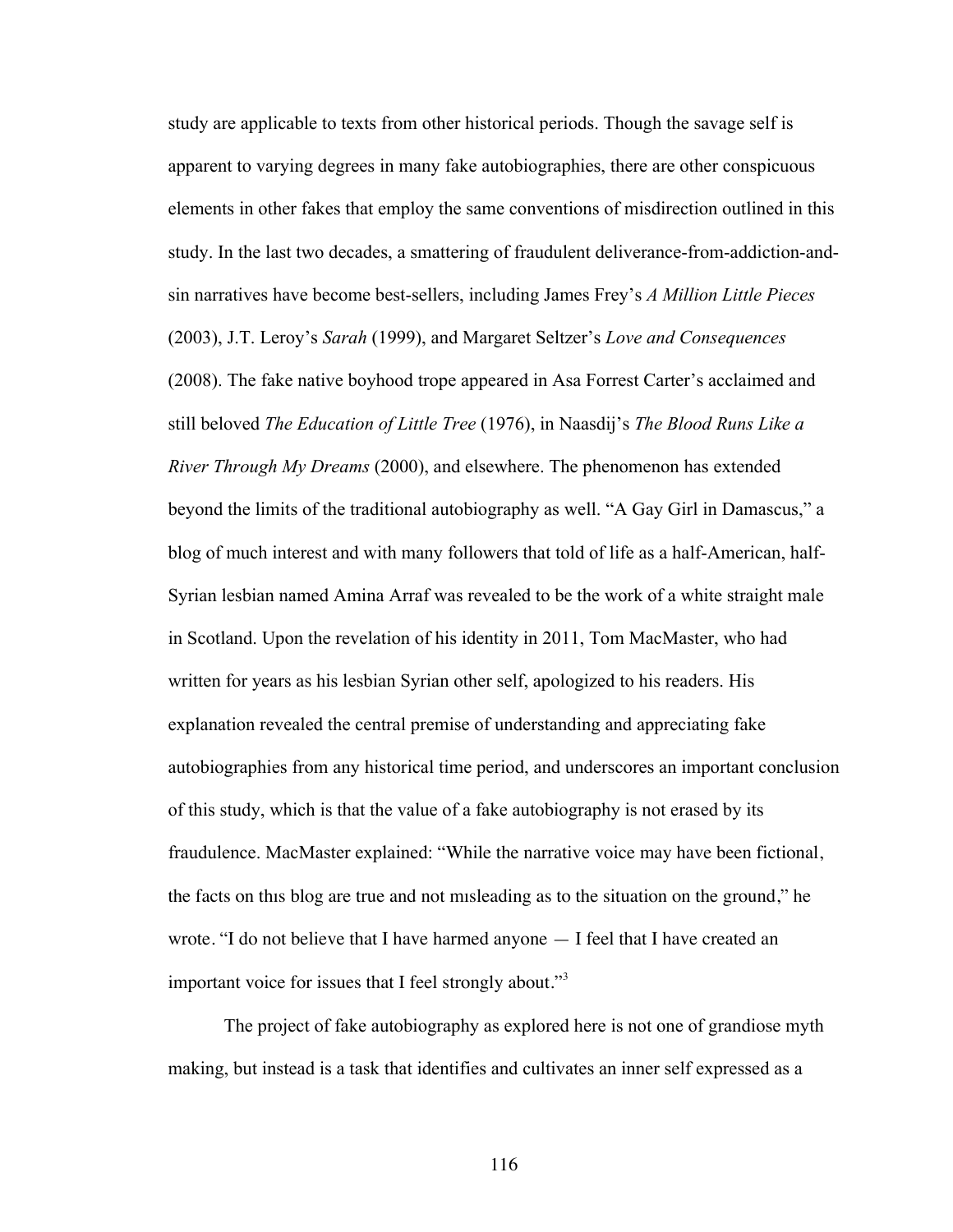study are applicable to texts from other historical periods. Though the savage self is apparent to varying degrees in many fake autobiographies, there are other conspicuous elements in other fakes that employ the same conventions of misdirection outlined in this study. In the last two decades, a smattering of fraudulent deliverance-from-addiction-and-sin narratives have become best-sellers, including James Frey's *A Million Little Pieces* (2003), J.T. Leroy's *Sarah* (1999), and Margaret Seltzer's *Love and Consequences* (2008). The fake native boyhood trope appeared in Asa Forrest Carter's acclaimed and still beloved *The Education of Little Tree* (1976), in Naasdij's *The Blood Runs Like a River Through My Dreams* (2000), and elsewhere. The phenomenon has extended beyond the limits of the traditional autobiography as well. "A Gay Girl in Damascus," a blog of much interest and with many followers that told of life as a half-American, half-Syrian lesbian named Amina Arraf was revealed to be the work of a white straight male in Scotland. Upon the revelation of his identity in 2011, Tom MacMaster, who had written for years as his lesbian Syrian other self, apologized to his readers. His explanation revealed the central premise of understanding and appreciating fake autobiographies from any historical time period, and underscores an important conclusion of this study, which is that the value of a fake autobiography is not erased by its fraudulence. MacMaster explained: "While the narrative voice may have been fictional, the facts on thıs blog are true and not mısleading as to the situation on the ground," he wrote. "I do not believe that I have harmed anyone — I feel that I have created an important voice for issues that I feel strongly about."[3]

The project of fake autobiography as explored here is not one of grandiose myth making, but instead is a task that identifies and cultivates an inner self expressed as a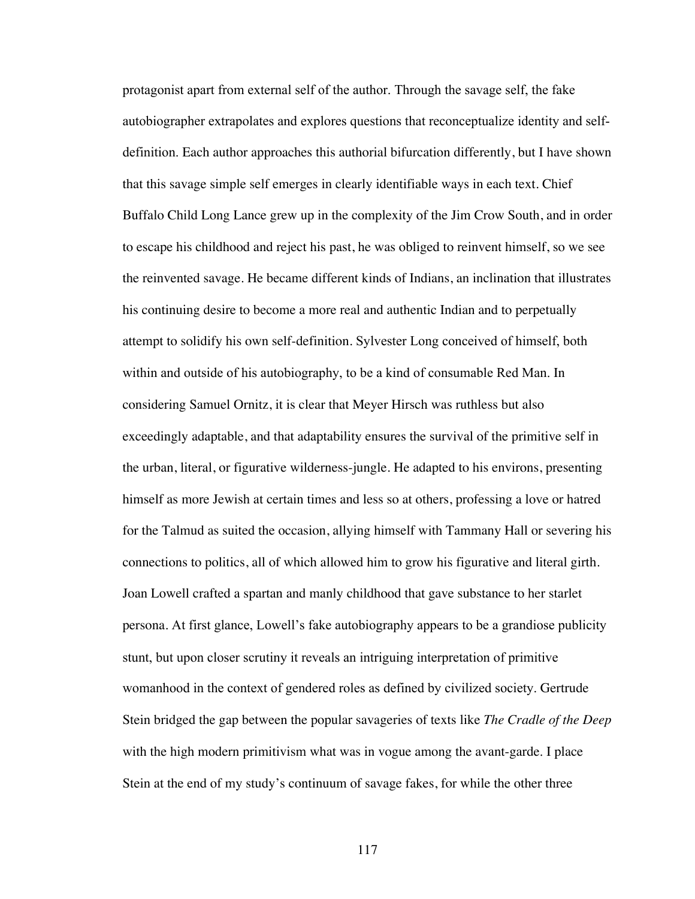protagonist apart from external self of the author. Through the savage self, the fake autobiographer extrapolates and explores questions that reconceptualize identity and self-definition. Each author approaches this authorial bifurcation differently, but I have shown that this savage simple self emerges in clearly identifiable ways in each text. Chief Buffalo Child Long Lance grew up in the complexity of the Jim Crow South, and in order to escape his childhood and reject his past, he was obliged to reinvent himself, so we see the reinvented savage. He became different kinds of Indians, an inclination that illustrates his continuing desire to become a more real and authentic Indian and to perpetually attempt to solidify his own self-definition. Sylvester Long conceived of himself, both within and outside of his autobiography, to be a kind of consumable Red Man. In considering Samuel Ornitz, it is clear that Meyer Hirsch was ruthless but also exceedingly adaptable, and that adaptability ensures the survival of the primitive self in the urban, literal, or figurative wilderness-jungle. He adapted to his environs, presenting himself as more Jewish at certain times and less so at others, professing a love or hatred for the Talmud as suited the occasion, allying himself with Tammany Hall or severing his connections to politics, all of which allowed him to grow his figurative and literal girth. Joan Lowell crafted a spartan and manly childhood that gave substance to her starlet persona. At first glance, Lowell's fake autobiography appears to be a grandiose publicity stunt, but upon closer scrutiny it reveals an intriguing interpretation of primitive womanhood in the context of gendered roles as defined by civilized society. Gertrude Stein bridged the gap between the popular savageries of texts like *The Cradle of the Deep* with the high modern primitivism what was in vogue among the avant-garde. I place Stein at the end of my study's continuum of savage fakes, for while the other three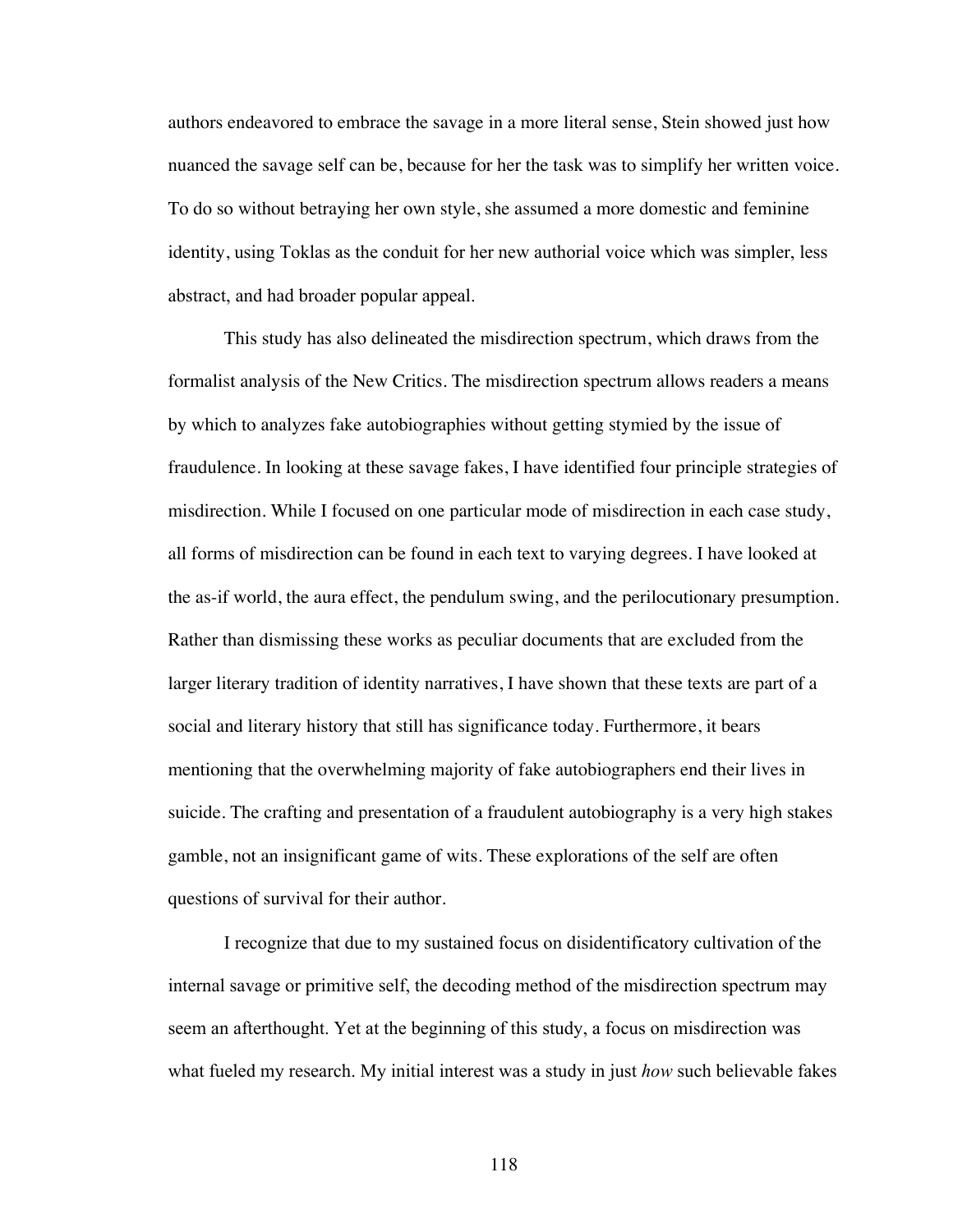authors endeavored to embrace the savage in a more literal sense, Stein showed just how nuanced the savage self can be, because for her the task was to simplify her written voice. To do so without betraying her own style, she assumed a more domestic and feminine identity, using Toklas as the conduit for her new authorial voice which was simpler, less abstract, and had broader popular appeal.

This study has also delineated the misdirection spectrum, which draws from the formalist analysis of the New Critics. The misdirection spectrum allows readers a means by which to analyzes fake autobiographies without getting stymied by the issue of fraudulence. In looking at these savage fakes, I have identified four principle strategies of misdirection. While I focused on one particular mode of misdirection in each case study, all forms of misdirection can be found in each text to varying degrees. I have looked at the as-if world, the aura effect, the pendulum swing, and the perilocutionary presumption. Rather than dismissing these works as peculiar documents that are excluded from the larger literary tradition of identity narratives, I have shown that these texts are part of a social and literary history that still has significance today. Furthermore, it bears mentioning that the overwhelming majority of fake autobiographers end their lives in suicide. The crafting and presentation of a fraudulent autobiography is a very high stakes gamble, not an insignificant game of wits. These explorations of the self are often questions of survival for their author.

I recognize that due to my sustained focus on disidentificatory cultivation of the internal savage or primitive self, the decoding method of the misdirection spectrum may seem an afterthought. Yet at the beginning of this study, a focus on misdirection was what fueled my research. My initial interest was a study in just *how* such believable fakes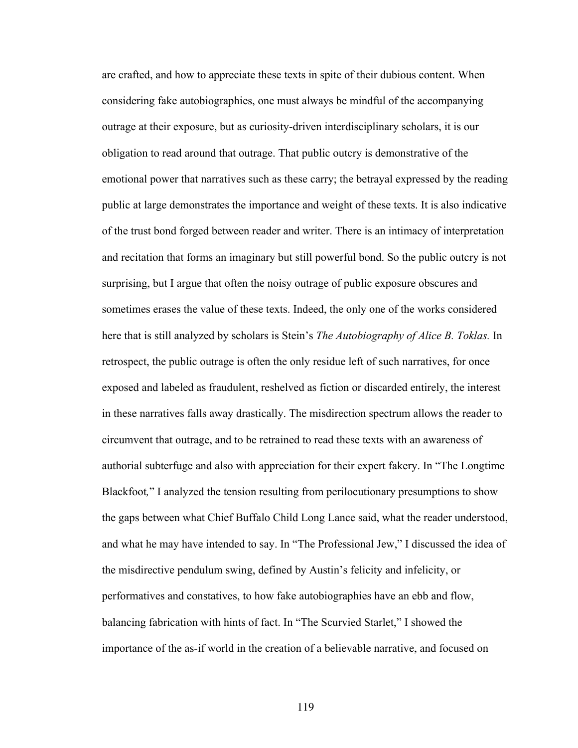are crafted, and how to appreciate these texts in spite of their dubious content. When considering fake autobiographies, one must always be mindful of the accompanying outrage at their exposure, but as curiosity-driven interdisciplinary scholars, it is our obligation to read around that outrage. That public outcry is demonstrative of the emotional power that narratives such as these carry; the betrayal expressed by the reading public at large demonstrates the importance and weight of these texts. It is also indicative of the trust bond forged between reader and writer. There is an intimacy of interpretation and recitation that forms an imaginary but still powerful bond. So the public outcry is not surprising, but I argue that often the noisy outrage of public exposure obscures and sometimes erases the value of these texts. Indeed, the only one of the works considered here that is still analyzed by scholars is Stein's *The Autobiography of Alice B. Toklas.* In retrospect, the public outrage is often the only residue left of such narratives, for once exposed and labeled as fraudulent, reshelved as fiction or discarded entirely, the interest in these narratives falls away drastically. The misdirection spectrum allows the reader to circumvent that outrage, and to be retrained to read these texts with an awareness of authorial subterfuge and also with appreciation for their expert fakery. In "The Longtime Blackfoot," I analyzed the tension resulting from perilocutionary presumptions to show the gaps between what Chief Buffalo Child Long Lance said, what the reader understood, and what he may have intended to say. In "The Professional Jew," I discussed the idea of the misdirective pendulum swing, defined by Austin's felicity and infelicity, or performatives and constatives, to how fake autobiographies have an ebb and flow, balancing fabrication with hints of fact. In "The Scurvied Starlet," I showed the importance of the as-if world in the creation of a believable narrative, and focused on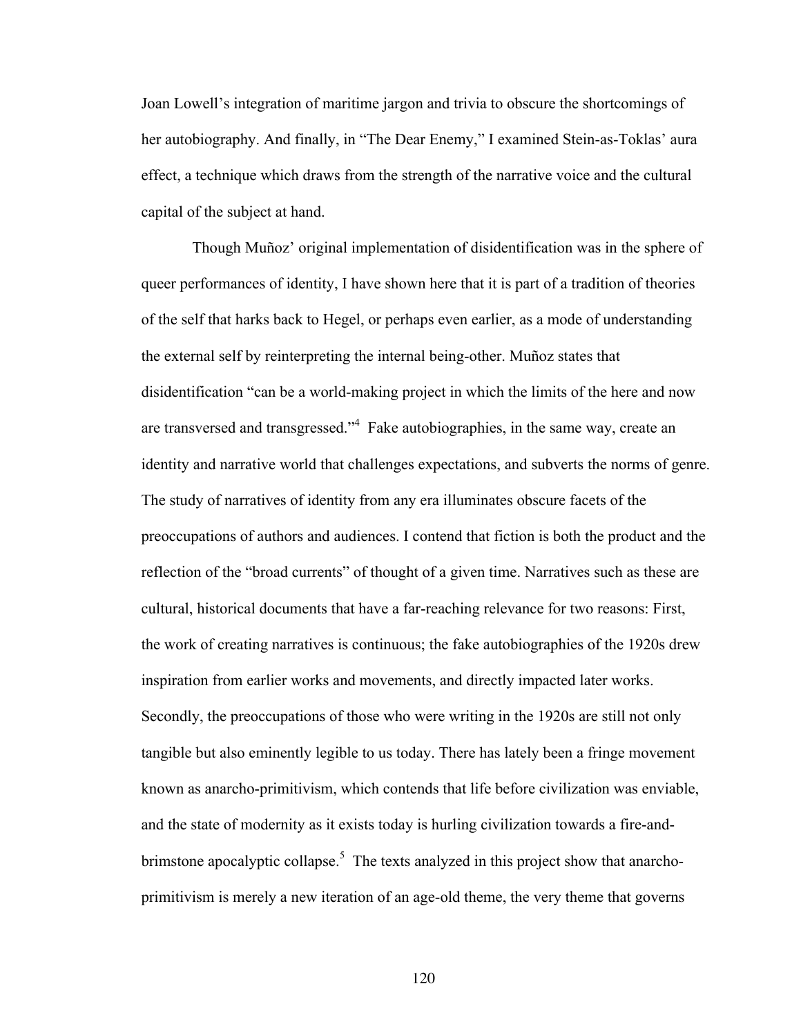Joan Lowell's integration of maritime jargon and trivia to obscure the shortcomings of her autobiography. And finally, in "The Dear Enemy," I examined Stein-as-Toklas' aura effect, a technique which draws from the strength of the narrative voice and the cultural capital of the subject at hand.

Though Muñoz' original implementation of disidentification was in the sphere of queer performances of identity, I have shown here that it is part of a tradition of theories of the self that harks back to Hegel, or perhaps even earlier, as a mode of understanding the external self by reinterpreting the internal being-other. Muñoz states that disidentification "can be a world-making project in which the limits of the here and now are transversed and transgressed."[4] Fake autobiographies, in the same way, create an identity and narrative world that challenges expectations, and subverts the norms of genre. The study of narratives of identity from any era illuminates obscure facets of the preoccupations of authors and audiences. I contend that fiction is both the product and the reflection of the "broad currents" of thought of a given time. Narratives such as these are cultural, historical documents that have a far-reaching relevance for two reasons: First, the work of creating narratives is continuous; the fake autobiographies of the 1920s drew inspiration from earlier works and movements, and directly impacted later works. Secondly, the preoccupations of those who were writing in the 1920s are still not only tangible but also eminently legible to us today. There has lately been a fringe movement known as anarcho-primitivism, which contends that life before civilization was enviable, and the state of modernity as it exists today is hurling civilization towards a fire-and-brimstone apocalyptic collapse.[5] The texts analyzed in this project show that anarcho-primitivism is merely a new iteration of an age-old theme, the very theme that governs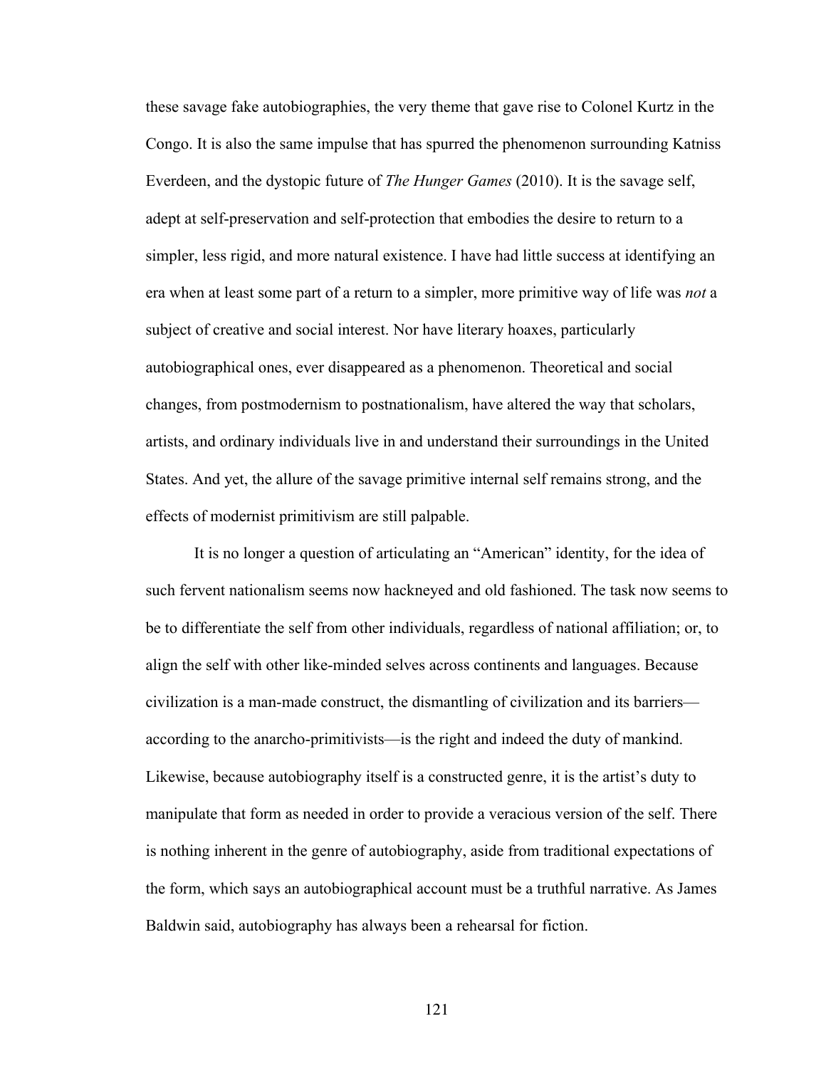these savage fake autobiographies, the very theme that gave rise to Colonel Kurtz in the Congo. It is also the same impulse that has spurred the phenomenon surrounding Katniss Everdeen, and the dystopic future of *The Hunger Games* (2010). It is the savage self, adept at self-preservation and self-protection that embodies the desire to return to a simpler, less rigid, and more natural existence. I have had little success at identifying an era when at least some part of a return to a simpler, more primitive way of life was *not* a subject of creative and social interest. Nor have literary hoaxes, particularly autobiographical ones, ever disappeared as a phenomenon. Theoretical and social changes, from postmodernism to postnationalism, have altered the way that scholars, artists, and ordinary individuals live in and understand their surroundings in the United States. And yet, the allure of the savage primitive internal self remains strong, and the effects of modernist primitivism are still palpable.

It is no longer a question of articulating an "American" identity, for the idea of such fervent nationalism seems now hackneyed and old fashioned. The task now seems to be to differentiate the self from other individuals, regardless of national affiliation; or, to align the self with other like-minded selves across continents and languages. Because civilization is a man-made construct, the dismantling of civilization and its barriers—according to the anarcho-primitivists—is the right and indeed the duty of mankind. Likewise, because autobiography itself is a constructed genre, it is the artist's duty to manipulate that form as needed in order to provide a veracious version of the self. There is nothing inherent in the genre of autobiography, aside from traditional expectations of the form, which says an autobiographical account must be a truthful narrative. As James Baldwin said, autobiography has always been a rehearsal for fiction.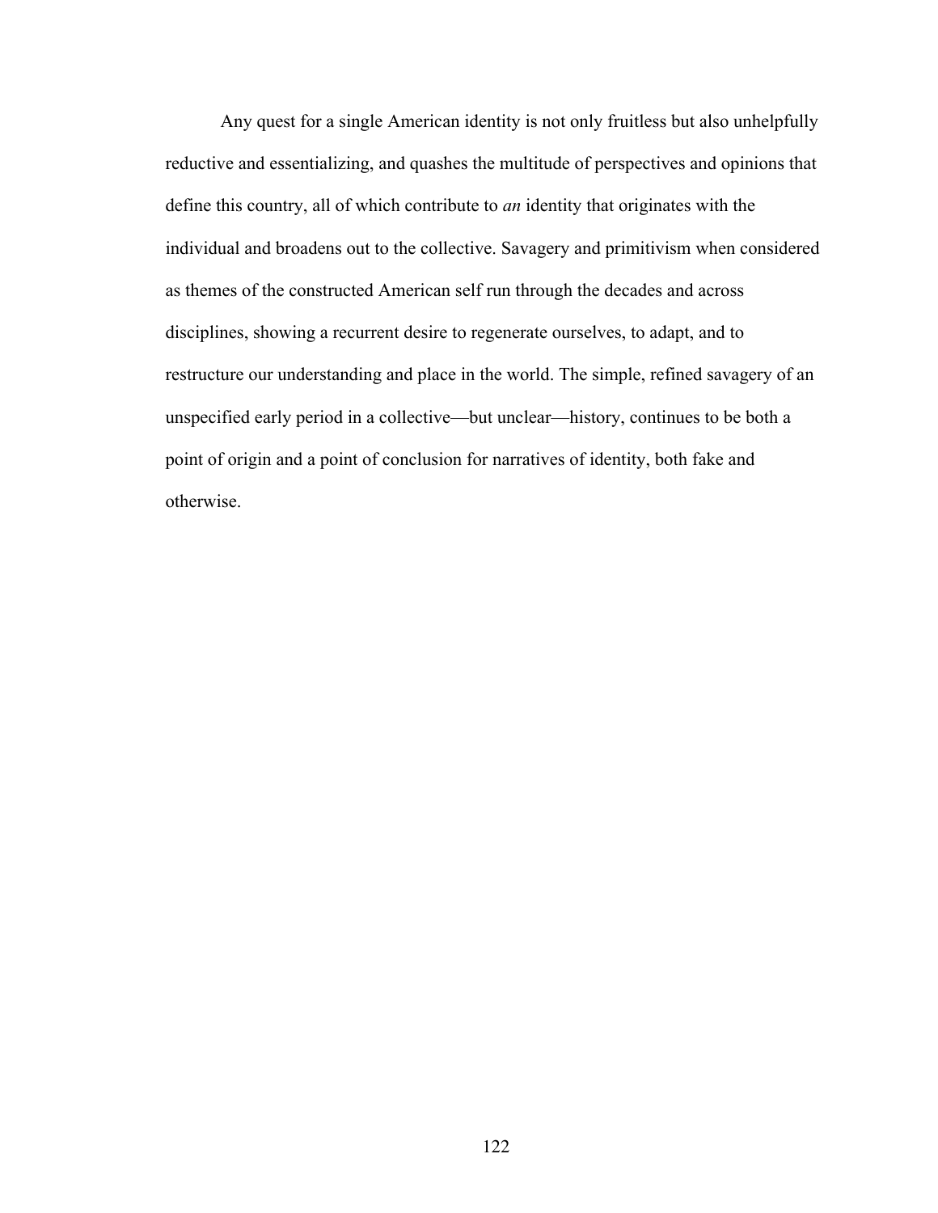Any quest for a single American identity is not only fruitless but also unhelpfully reductive and essentializing, and quashes the multitude of perspectives and opinions that define this country, all of which contribute to *an* identity that originates with the individual and broadens out to the collective. Savagery and primitivism when considered as themes of the constructed American self run through the decades and across disciplines, showing a recurrent desire to regenerate ourselves, to adapt, and to restructure our understanding and place in the world. The simple, refined savagery of an unspecified early period in a collective—but unclear—history, continues to be both a point of origin and a point of conclusion for narratives of identity, both fake and otherwise.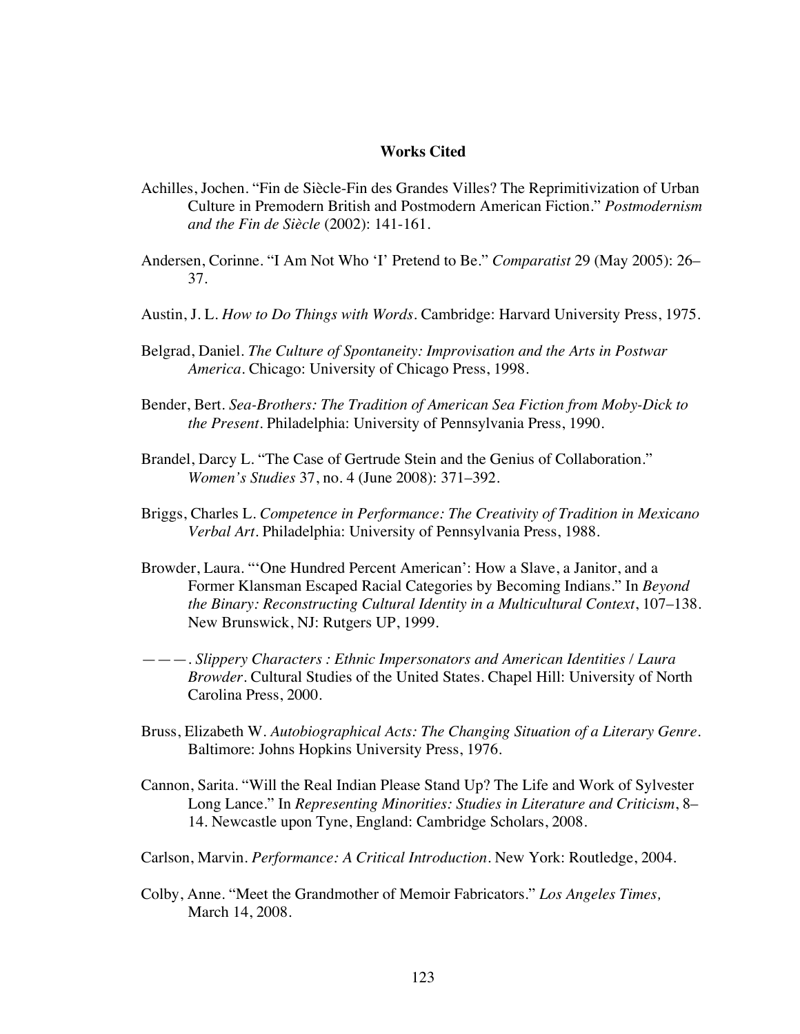# Works Cited

Achilles, Jochen. "Fin de Siècle-Fin des Grandes Villes? The Reprimitivization of Urban Culture in Premodern British and Postmodern American Fiction." *Postmodernism and the Fin de Siècle* (2002): 141-161.

Andersen, Corinne. "I Am Not Who 'I' Pretend to Be." *Comparatist* 29 (May 2005): 26–37.

Austin, J. L. *How to Do Things with Words*. Cambridge: Harvard University Press, 1975.

Belgrad, Daniel. *The Culture of Spontaneity: Improvisation and the Arts in Postwar America*. Chicago: University of Chicago Press, 1998.

Bender, Bert. *Sea-Brothers: The Tradition of American Sea Fiction from Moby-Dick to the Present*. Philadelphia: University of Pennsylvania Press, 1990.

Brandel, Darcy L. "The Case of Gertrude Stein and the Genius of Collaboration." *Women's Studies* 37, no. 4 (June 2008): 371–392.

Briggs, Charles L. *Competence in Performance: The Creativity of Tradition in Mexicano Verbal Art*. Philadelphia: University of Pennsylvania Press, 1988.

Browder, Laura. "'One Hundred Percent American': How a Slave, a Janitor, and a Former Klansman Escaped Racial Categories by Becoming Indians." In *Beyond the Binary: Reconstructing Cultural Identity in a Multicultural Context*, 107–138. New Brunswick, NJ: Rutgers UP, 1999.

———. *Slippery Characters : Ethnic Impersonators and American Identities / Laura Browder*. Cultural Studies of the United States. Chapel Hill: University of North Carolina Press, 2000.

Bruss, Elizabeth W. *Autobiographical Acts: The Changing Situation of a Literary Genre*. Baltimore: Johns Hopkins University Press, 1976.

Cannon, Sarita. "Will the Real Indian Please Stand Up? The Life and Work of Sylvester Long Lance." In *Representing Minorities: Studies in Literature and Criticism*, 8–14. Newcastle upon Tyne, England: Cambridge Scholars, 2008.

Carlson, Marvin. *Performance: A Critical Introduction*. New York: Routledge, 2004.

Colby, Anne. "Meet the Grandmother of Memoir Fabricators." *Los Angeles Times,* March 14, 2008.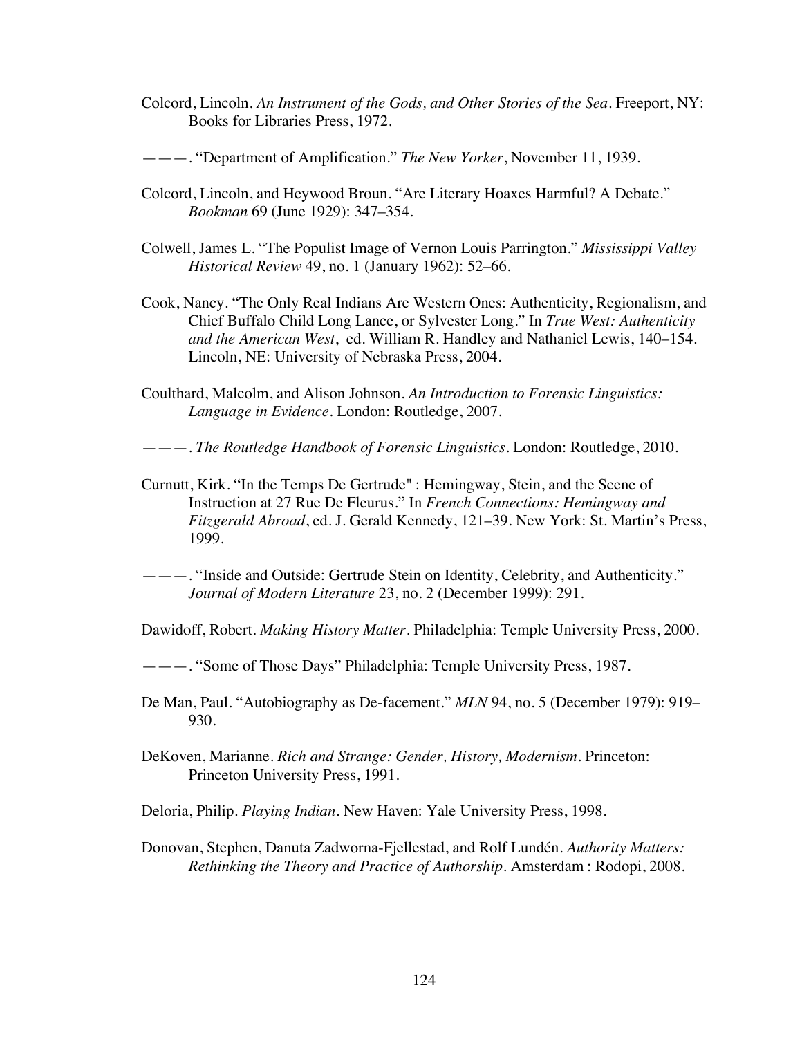Colcord, Lincoln. *An Instrument of the Gods, and Other Stories of the Sea*. Freeport, NY: Books for Libraries Press, 1972.

———. "Department of Amplification." *The New Yorker*, November 11, 1939.

Colcord, Lincoln, and Heywood Broun. "Are Literary Hoaxes Harmful? A Debate." *Bookman* 69 (June 1929): 347–354.

Colwell, James L. "The Populist Image of Vernon Louis Parrington." *Mississippi Valley Historical Review* 49, no. 1 (January 1962): 52–66.

Cook, Nancy. "The Only Real Indians Are Western Ones: Authenticity, Regionalism, and Chief Buffalo Child Long Lance, or Sylvester Long." In *True West: Authenticity and the American West*, ed. William R. Handley and Nathaniel Lewis, 140–154. Lincoln, NE: University of Nebraska Press, 2004.

Coulthard, Malcolm, and Alison Johnson. *An Introduction to Forensic Linguistics: Language in Evidence*. London: Routledge, 2007.

———. *The Routledge Handbook of Forensic Linguistics*. London: Routledge, 2010.

Curnutt, Kirk. "In the Temps De Gertrude" : Hemingway, Stein, and the Scene of Instruction at 27 Rue De Fleurus." In *French Connections: Hemingway and Fitzgerald Abroad*, ed. J. Gerald Kennedy, 121–39. New York: St. Martin's Press, 1999.

———. "Inside and Outside: Gertrude Stein on Identity, Celebrity, and Authenticity." *Journal of Modern Literature* 23, no. 2 (December 1999): 291.

Dawidoff, Robert. *Making History Matter*. Philadelphia: Temple University Press, 2000.

———. "Some of Those Days" Philadelphia: Temple University Press, 1987.

De Man, Paul. "Autobiography as De-facement." *MLN* 94, no. 5 (December 1979): 919–930.

DeKoven, Marianne. *Rich and Strange: Gender, History, Modernism*. Princeton: Princeton University Press, 1991.

Deloria, Philip. *Playing Indian*. New Haven: Yale University Press, 1998.

Donovan, Stephen, Danuta Zadworna-Fjellestad, and Rolf Lundén. *Authority Matters: Rethinking the Theory and Practice of Authorship*. Amsterdam : Rodopi, 2008.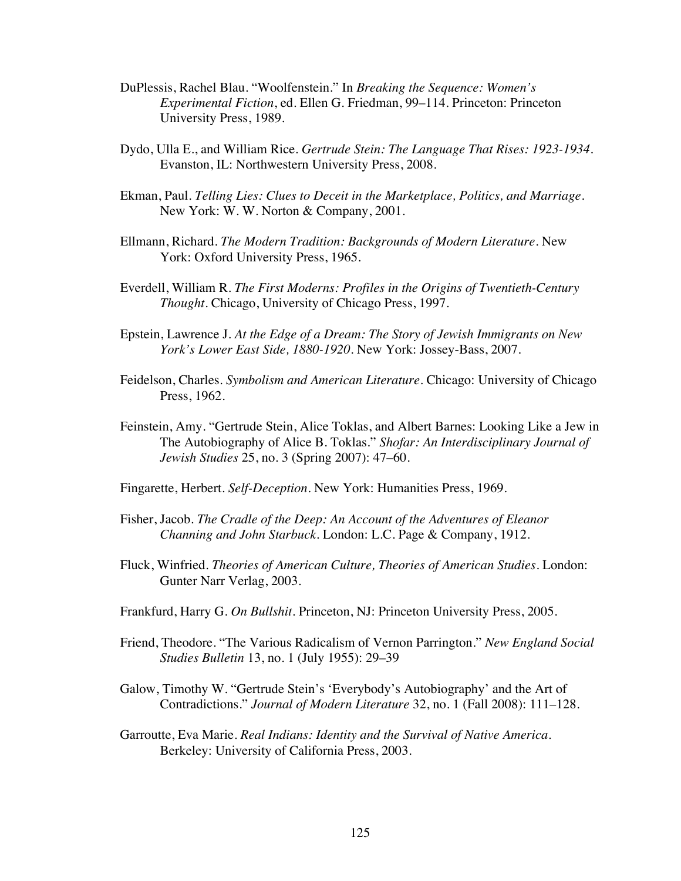DuPlessis, Rachel Blau. "Woolfenstein." In *Breaking the Sequence: Women's Experimental Fiction*, ed. Ellen G. Friedman, 99–114. Princeton: Princeton University Press, 1989.

Dydo, Ulla E., and William Rice. *Gertrude Stein: The Language That Rises: 1923-1934*. Evanston, IL: Northwestern University Press, 2008.

Ekman, Paul. *Telling Lies: Clues to Deceit in the Marketplace, Politics, and Marriage*. New York: W. W. Norton & Company, 2001.

Ellmann, Richard. *The Modern Tradition: Backgrounds of Modern Literature*. New York: Oxford University Press, 1965.

Everdell, William R. *The First Moderns: Profiles in the Origins of Twentieth-Century Thought*. Chicago, University of Chicago Press, 1997.

Epstein, Lawrence J. *At the Edge of a Dream: The Story of Jewish Immigrants on New York's Lower East Side, 1880-1920*. New York: Jossey-Bass, 2007.

Feidelson, Charles. *Symbolism and American Literature*. Chicago: University of Chicago Press, 1962.

Feinstein, Amy. "Gertrude Stein, Alice Toklas, and Albert Barnes: Looking Like a Jew in The Autobiography of Alice B. Toklas." *Shofar: An Interdisciplinary Journal of Jewish Studies* 25, no. 3 (Spring 2007): 47–60.

Fingarette, Herbert. *Self-Deception*. New York: Humanities Press, 1969.

Fisher, Jacob. *The Cradle of the Deep: An Account of the Adventures of Eleanor Channing and John Starbuck*. London: L.C. Page & Company, 1912.

Fluck, Winfried. *Theories of American Culture, Theories of American Studies*. London: Gunter Narr Verlag, 2003.

Frankfurd, Harry G. *On Bullshit*. Princeton, NJ: Princeton University Press, 2005.

Friend, Theodore. "The Various Radicalism of Vernon Parrington." *New England Social Studies Bulletin* 13, no. 1 (July 1955): 29–39

Galow, Timothy W. "Gertrude Stein's 'Everybody's Autobiography' and the Art of Contradictions." *Journal of Modern Literature* 32, no. 1 (Fall 2008): 111–128.

Garroutte, Eva Marie. *Real Indians: Identity and the Survival of Native America*. Berkeley: University of California Press, 2003.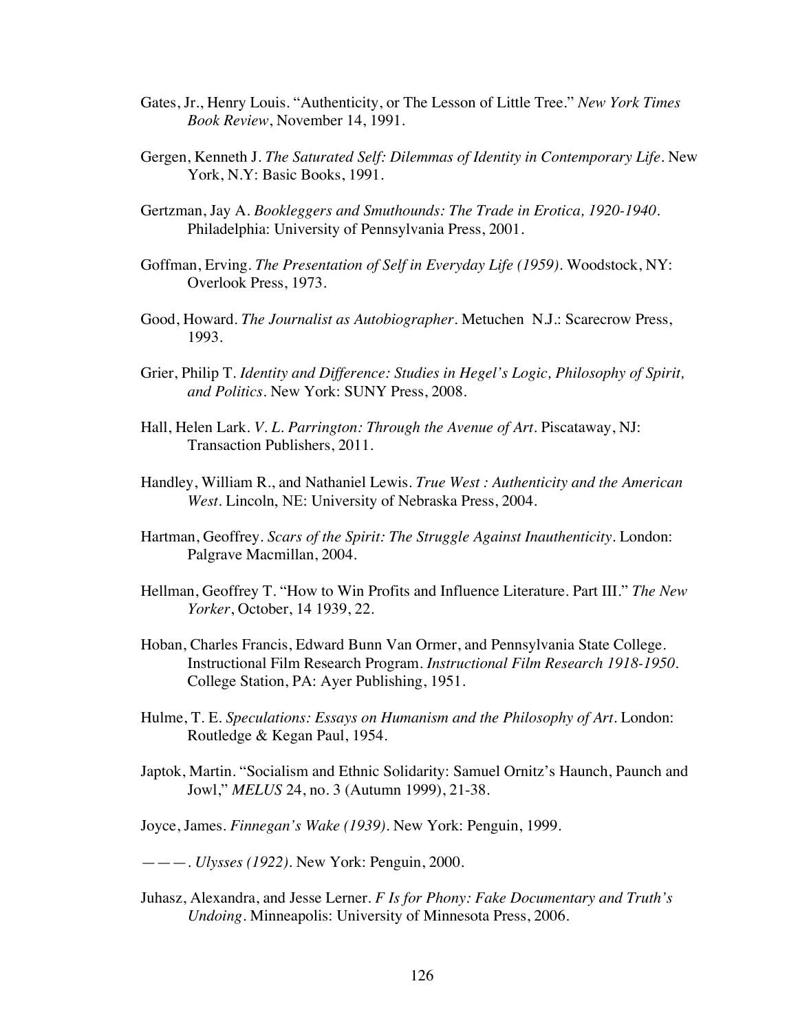Gates, Jr., Henry Louis. "Authenticity, or The Lesson of Little Tree." *New York Times Book Review*, November 14, 1991.

Gergen, Kenneth J. *The Saturated Self: Dilemmas of Identity in Contemporary Life*. New York, N.Y: Basic Books, 1991.

Gertzman, Jay A. *Bookleggers and Smuthounds: The Trade in Erotica, 1920-1940*. Philadelphia: University of Pennsylvania Press, 2001.

Goffman, Erving. *The Presentation of Self in Everyday Life (1959)*. Woodstock, NY: Overlook Press, 1973.

Good, Howard. *The Journalist as Autobiographer*. Metuchen N.J.: Scarecrow Press, 1993.

Grier, Philip T. *Identity and Difference: Studies in Hegel's Logic, Philosophy of Spirit, and Politics*. New York: SUNY Press, 2008.

Hall, Helen Lark. *V. L. Parrington: Through the Avenue of Art*. Piscataway, NJ: Transaction Publishers, 2011.

Handley, William R., and Nathaniel Lewis. *True West : Authenticity and the American West*. Lincoln, NE: University of Nebraska Press, 2004.

Hartman, Geoffrey. *Scars of the Spirit: The Struggle Against Inauthenticity*. London: Palgrave Macmillan, 2004.

Hellman, Geoffrey T. "How to Win Profits and Influence Literature. Part III." *The New Yorker*, October, 14 1939, 22.

Hoban, Charles Francis, Edward Bunn Van Ormer, and Pennsylvania State College. Instructional Film Research Program. *Instructional Film Research 1918-1950*. College Station, PA: Ayer Publishing, 1951.

Hulme, T. E. *Speculations: Essays on Humanism and the Philosophy of Art*. London: Routledge & Kegan Paul, 1954.

Japtok, Martin. "Socialism and Ethnic Solidarity: Samuel Ornitz's Haunch, Paunch and Jowl," *MELUS* 24, no. 3 (Autumn 1999), 21-38.

Joyce, James. *Finnegan's Wake (1939)*. New York: Penguin, 1999.

———. *Ulysses (1922)*. New York: Penguin, 2000.

Juhasz, Alexandra, and Jesse Lerner. *F Is for Phony: Fake Documentary and Truth's Undoing*. Minneapolis: University of Minnesota Press, 2006.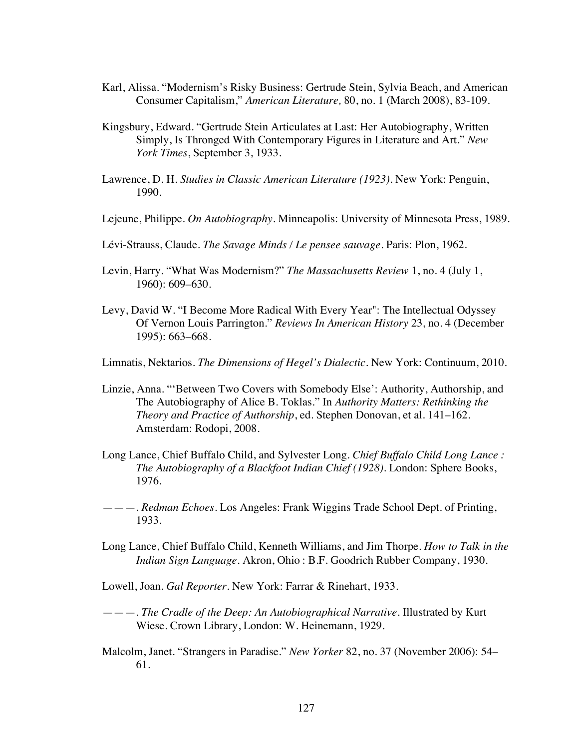Karl, Alissa. "Modernism's Risky Business: Gertrude Stein, Sylvia Beach, and American Consumer Capitalism," *American Literature,* 80, no. 1 (March 2008), 83-109.

Kingsbury, Edward. "Gertrude Stein Articulates at Last: Her Autobiography, Written Simply, Is Thronged With Contemporary Figures in Literature and Art." *New York Times*, September 3, 1933.

Lawrence, D. H. *Studies in Classic American Literature (1923)*. New York: Penguin, 1990.

Lejeune, Philippe. *On Autobiography*. Minneapolis: University of Minnesota Press, 1989.

Lévi-Strauss, Claude. *The Savage Minds / Le pensee sauvage*. Paris: Plon, 1962.

Levin, Harry. "What Was Modernism?" *The Massachusetts Review* 1, no. 4 (July 1, 1960): 609–630.

Levy, David W. "I Become More Radical With Every Year": The Intellectual Odyssey Of Vernon Louis Parrington." *Reviews In American History* 23, no. 4 (December 1995): 663–668.

Limnatis, Nektarios. *The Dimensions of Hegel's Dialectic*. New York: Continuum, 2010.

Linzie, Anna. "'Between Two Covers with Somebody Else': Authority, Authorship, and The Autobiography of Alice B. Toklas." In *Authority Matters: Rethinking the Theory and Practice of Authorship*, ed. Stephen Donovan, et al. 141–162. Amsterdam: Rodopi, 2008.

Long Lance, Chief Buffalo Child, and Sylvester Long. *Chief Buffalo Child Long Lance : The Autobiography of a Blackfoot Indian Chief (1928)*. London: Sphere Books, 1976.

———. *Redman Echoes*. Los Angeles: Frank Wiggins Trade School Dept. of Printing, 1933.

Long Lance, Chief Buffalo Child, Kenneth Williams, and Jim Thorpe. *How to Talk in the Indian Sign Language*. Akron, Ohio : B.F. Goodrich Rubber Company, 1930.

Lowell, Joan. *Gal Reporter*. New York: Farrar & Rinehart, 1933.

———. *The Cradle of the Deep: An Autobiographical Narrative*. Illustrated by Kurt Wiese. Crown Library, London: W. Heinemann, 1929.

Malcolm, Janet. "Strangers in Paradise." *New Yorker* 82, no. 37 (November 2006): 54–61.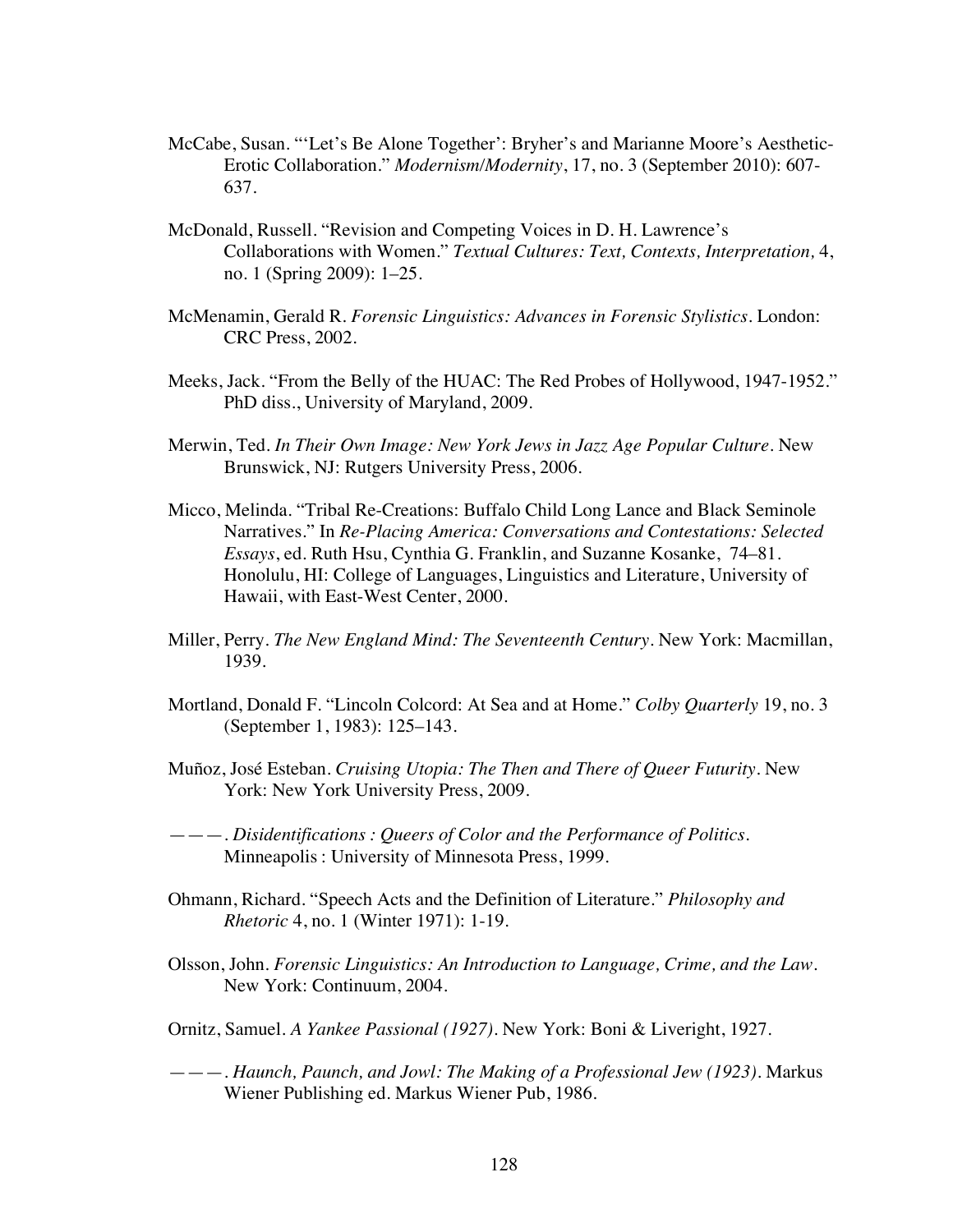McCabe, Susan. "'Let's Be Alone Together': Bryher's and Marianne Moore's Aesthetic-Erotic Collaboration." *Modernism/Modernity*, 17, no. 3 (September 2010): 607-637.

McDonald, Russell. "Revision and Competing Voices in D. H. Lawrence's Collaborations with Women." *Textual Cultures: Text, Contexts, Interpretation,* 4, no. 1 (Spring 2009): 1–25.

McMenamin, Gerald R. *Forensic Linguistics: Advances in Forensic Stylistics*. London: CRC Press, 2002.

Meeks, Jack. "From the Belly of the HUAC: The Red Probes of Hollywood, 1947-1952." PhD diss., University of Maryland, 2009.

Merwin, Ted. *In Their Own Image: New York Jews in Jazz Age Popular Culture*. New Brunswick, NJ: Rutgers University Press, 2006.

Micco, Melinda. "Tribal Re-Creations: Buffalo Child Long Lance and Black Seminole Narratives." In *Re-Placing America: Conversations and Contestations: Selected Essays*, ed. Ruth Hsu, Cynthia G. Franklin, and Suzanne Kosanke, 74–81. Honolulu, HI: College of Languages, Linguistics and Literature, University of Hawaii, with East-West Center, 2000.

Miller, Perry. *The New England Mind: The Seventeenth Century*. New York: Macmillan, 1939.

Mortland, Donald F. "Lincoln Colcord: At Sea and at Home." *Colby Quarterly* 19, no. 3 (September 1, 1983): 125–143.

Muñoz, José Esteban. *Cruising Utopia: The Then and There of Queer Futurity*. New York: New York University Press, 2009.

———. *Disidentifications : Queers of Color and the Performance of Politics*. Minneapolis : University of Minnesota Press, 1999.

Ohmann, Richard. "Speech Acts and the Definition of Literature." *Philosophy and Rhetoric* 4, no. 1 (Winter 1971): 1-19.

Olsson, John. *Forensic Linguistics: An Introduction to Language, Crime, and the Law*. New York: Continuum, 2004.

Ornitz, Samuel. *A Yankee Passional (1927)*. New York: Boni & Liveright, 1927.

———. *Haunch, Paunch, and Jowl: The Making of a Professional Jew (1923)*. Markus Wiener Publishing ed. Markus Wiener Pub, 1986.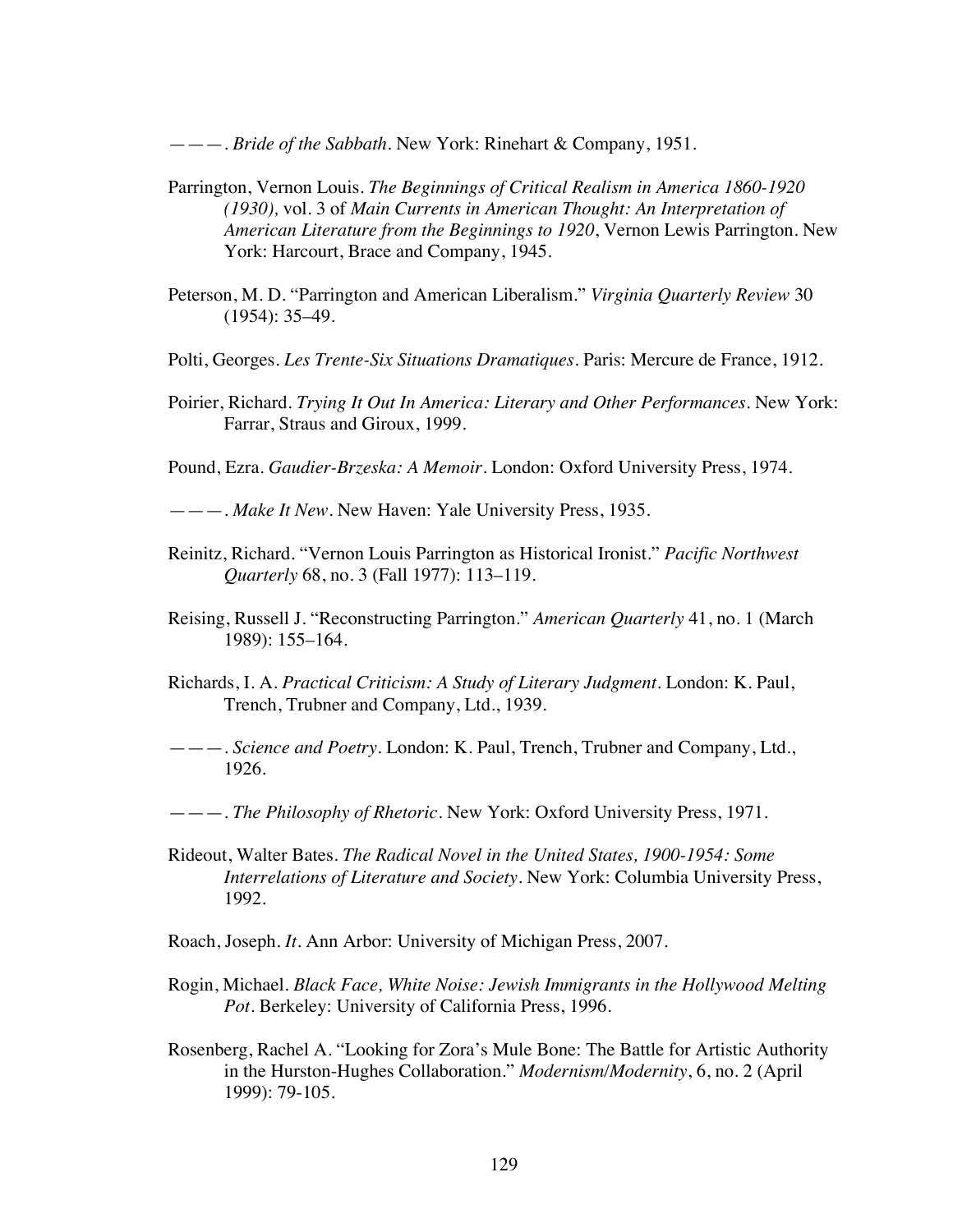———. *Bride of the Sabbath*. New York: Rinehart & Company, 1951.

Parrington, Vernon Louis. *The Beginnings of Critical Realism in America 1860-1920 (1930),* vol. 3 of *Main Currents in American Thought: An Interpretation of American Literature from the Beginnings to 1920*, Vernon Lewis Parrington. New York: Harcourt, Brace and Company, 1945.

Peterson, M. D. "Parrington and American Liberalism." *Virginia Quarterly Review* 30 (1954): 35–49.

Polti, Georges. *Les Trente-Six Situations Dramatiques*. Paris: Mercure de France, 1912.

Poirier, Richard. *Trying It Out In America: Literary and Other Performances*. New York: Farrar, Straus and Giroux, 1999.

Pound, Ezra. *Gaudier-Brzeska: A Memoir*. London: Oxford University Press, 1974.

———. *Make It New*. New Haven: Yale University Press, 1935.

Reinitz, Richard. "Vernon Louis Parrington as Historical Ironist." *Pacific Northwest Quarterly* 68, no. 3 (Fall 1977): 113–119.

Reising, Russell J. "Reconstructing Parrington." *American Quarterly* 41, no. 1 (March 1989): 155–164.

Richards, I. A. *Practical Criticism: A Study of Literary Judgment*. London: K. Paul, Trench, Trubner and Company, Ltd., 1939.

———. *Science and Poetry*. London: K. Paul, Trench, Trubner and Company, Ltd., 1926.

———. *The Philosophy of Rhetoric*. New York: Oxford University Press, 1971.

Rideout, Walter Bates. *The Radical Novel in the United States, 1900-1954: Some Interrelations of Literature and Society*. New York: Columbia University Press, 1992.

Roach, Joseph. *It*. Ann Arbor: University of Michigan Press, 2007.

Rogin, Michael. *Black Face, White Noise: Jewish Immigrants in the Hollywood Melting Pot*. Berkeley: University of California Press, 1996.

Rosenberg, Rachel A. "Looking for Zora's Mule Bone: The Battle for Artistic Authority in the Hurston-Hughes Collaboration." *Modernism/Modernity*, 6, no. 2 (April 1999): 79-105.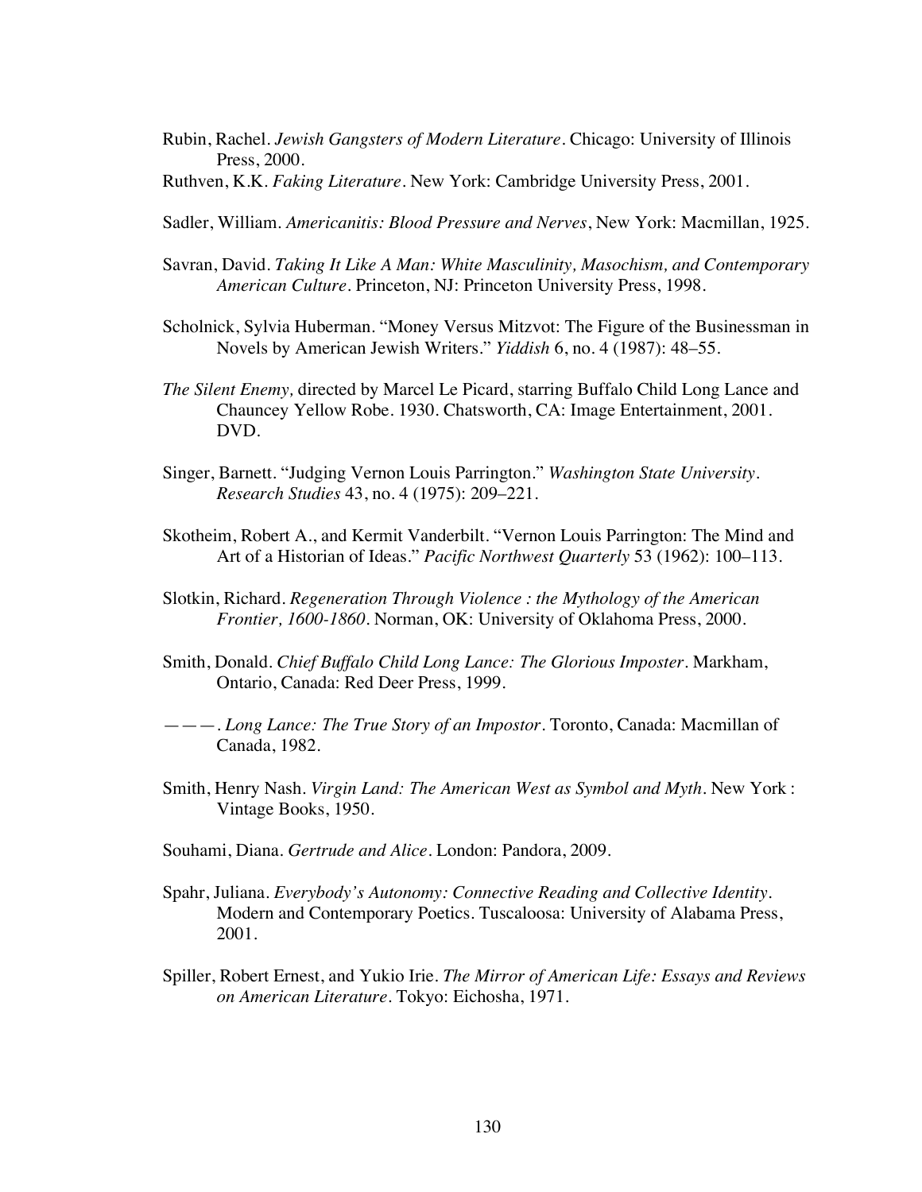Rubin, Rachel. *Jewish Gangsters of Modern Literature*. Chicago: University of Illinois Press, 2000.

Ruthven, K.K. *Faking Literature*. New York: Cambridge University Press, 2001.

Sadler, William. *Americanitis: Blood Pressure and Nerves*, New York: Macmillan, 1925.

Savran, David. *Taking It Like A Man: White Masculinity, Masochism, and Contemporary American Culture*. Princeton, NJ: Princeton University Press, 1998.

Scholnick, Sylvia Huberman. "Money Versus Mitzvot: The Figure of the Businessman in Novels by American Jewish Writers." *Yiddish* 6, no. 4 (1987): 48–55.

*The Silent Enemy,* directed by Marcel Le Picard, starring Buffalo Child Long Lance and Chauncey Yellow Robe. 1930. Chatsworth, CA: Image Entertainment, 2001. DVD.

Singer, Barnett. "Judging Vernon Louis Parrington." *Washington State University. Research Studies* 43, no. 4 (1975): 209–221.

Skotheim, Robert A., and Kermit Vanderbilt. "Vernon Louis Parrington: The Mind and Art of a Historian of Ideas." *Pacific Northwest Quarterly* 53 (1962): 100–113.

Slotkin, Richard. *Regeneration Through Violence : the Mythology of the American Frontier, 1600-1860*. Norman, OK: University of Oklahoma Press, 2000.

Smith, Donald. *Chief Buffalo Child Long Lance: The Glorious Imposter*. Markham, Ontario, Canada: Red Deer Press, 1999.

———. *Long Lance: The True Story of an Impostor*. Toronto, Canada: Macmillan of Canada, 1982.

Smith, Henry Nash. *Virgin Land: The American West as Symbol and Myth*. New York : Vintage Books, 1950.

Souhami, Diana. *Gertrude and Alice*. London: Pandora, 2009.

Spahr, Juliana. *Everybody's Autonomy: Connective Reading and Collective Identity*. Modern and Contemporary Poetics. Tuscaloosa: University of Alabama Press, 2001.

Spiller, Robert Ernest, and Yukio Irie. *The Mirror of American Life: Essays and Reviews on American Literature*. Tokyo: Eichosha, 1971.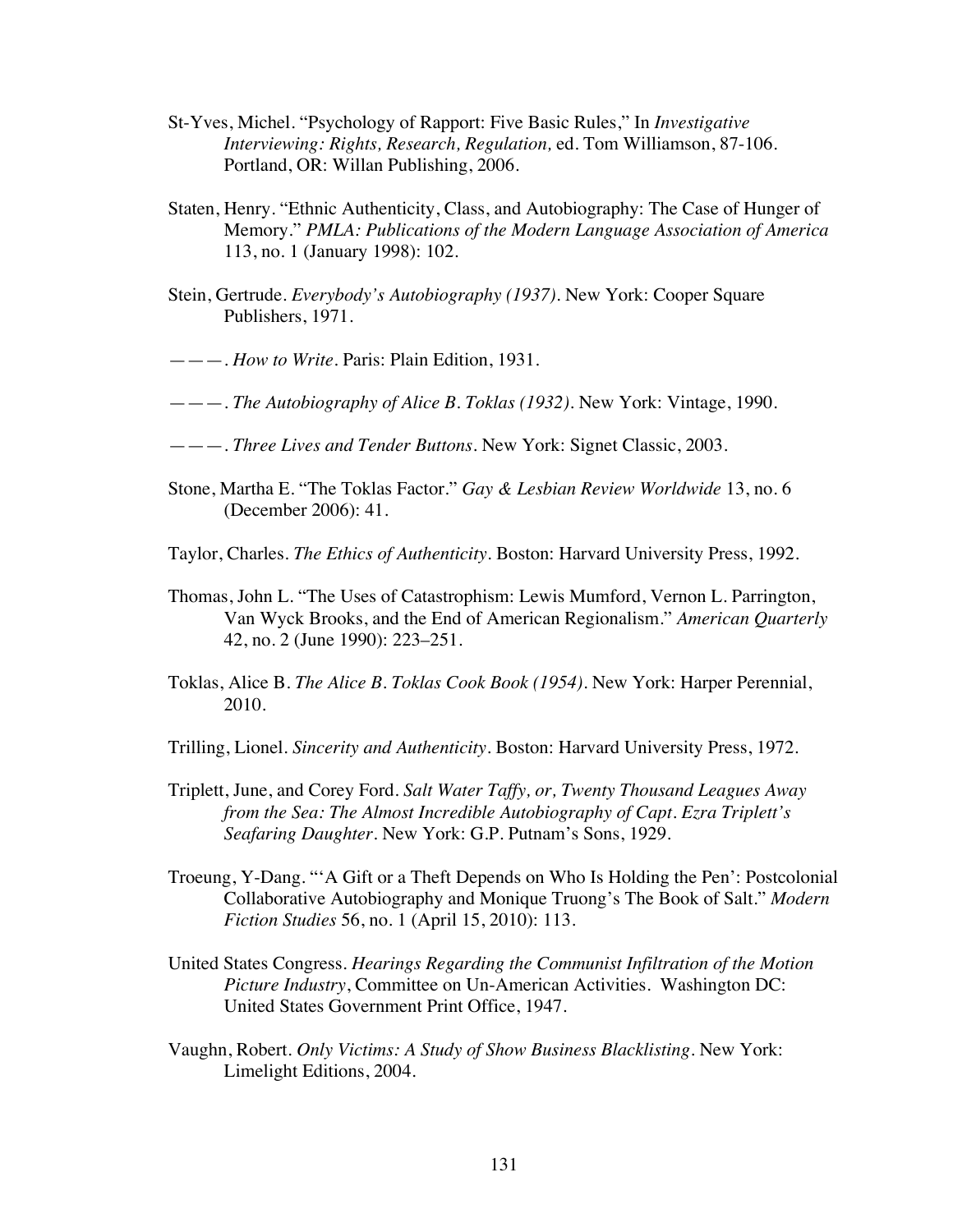St-Yves, Michel. “Psychology of Rapport: Five Basic Rules,” In *Investigative Interviewing: Rights, Research, Regulation,* ed. Tom Williamson, 87-106. Portland, OR: Willan Publishing, 2006.

Staten, Henry. “Ethnic Authenticity, Class, and Autobiography: The Case of Hunger of Memory.” *PMLA: Publications of the Modern Language Association of America* 113, no. 1 (January 1998): 102.

Stein, Gertrude. *Everybody’s Autobiography (1937)*. New York: Cooper Square Publishers, 1971.

———. *How to Write*. Paris: Plain Edition, 1931.

———. *The Autobiography of Alice B. Toklas (1932)*. New York: Vintage, 1990.

———. *Three Lives and Tender Buttons*. New York: Signet Classic, 2003.

Stone, Martha E. “The Toklas Factor.” *Gay & Lesbian Review Worldwide* 13, no. 6 (December 2006): 41.

Taylor, Charles. *The Ethics of Authenticity*. Boston: Harvard University Press, 1992.

Thomas, John L. “The Uses of Catastrophism: Lewis Mumford, Vernon L. Parrington, Van Wyck Brooks, and the End of American Regionalism.” *American Quarterly* 42, no. 2 (June 1990): 223–251.

Toklas, Alice B. *The Alice B. Toklas Cook Book (1954)*. New York: Harper Perennial, 2010.

Trilling, Lionel. *Sincerity and Authenticity*. Boston: Harvard University Press, 1972.

Triplett, June, and Corey Ford. *Salt Water Taffy, or, Twenty Thousand Leagues Away from the Sea: The Almost Incredible Autobiography of Capt. Ezra Triplett’s Seafaring Daughter*. New York: G.P. Putnam’s Sons, 1929.

Troeung, Y-Dang. “‘A Gift or a Theft Depends on Who Is Holding the Pen’: Postcolonial Collaborative Autobiography and Monique Truong’s The Book of Salt.” *Modern Fiction Studies* 56, no. 1 (April 15, 2010): 113.

United States Congress. *Hearings Regarding the Communist Infiltration of the Motion Picture Industry*, Committee on Un-American Activities. Washington DC: United States Government Print Office, 1947.

Vaughn, Robert. *Only Victims: A Study of Show Business Blacklisting*. New York: Limelight Editions, 2004.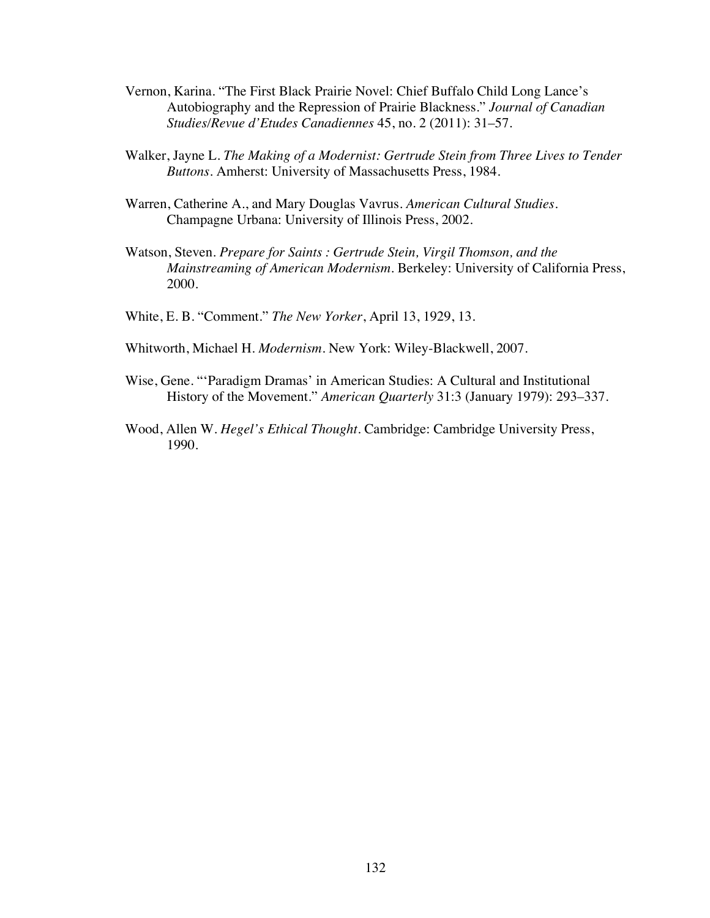Vernon, Karina. "The First Black Prairie Novel: Chief Buffalo Child Long Lance's Autobiography and the Repression of Prairie Blackness." *Journal of Canadian Studies/Revue d'Etudes Canadiennes* 45, no. 2 (2011): 31–57.

Walker, Jayne L. *The Making of a Modernist: Gertrude Stein from Three Lives to Tender Buttons*. Amherst: University of Massachusetts Press, 1984.

Warren, Catherine A., and Mary Douglas Vavrus. *American Cultural Studies*. Champagne Urbana: University of Illinois Press, 2002.

Watson, Steven. *Prepare for Saints : Gertrude Stein, Virgil Thomson, and the Mainstreaming of American Modernism*. Berkeley: University of California Press, 2000.

White, E. B. "Comment." *The New Yorker*, April 13, 1929, 13.

Whitworth, Michael H. *Modernism*. New York: Wiley-Blackwell, 2007.

Wise, Gene. "'Paradigm Dramas' in American Studies: A Cultural and Institutional History of the Movement." *American Quarterly* 31:3 (January 1979): 293–337.

Wood, Allen W. *Hegel's Ethical Thought*. Cambridge: Cambridge University Press, 1990.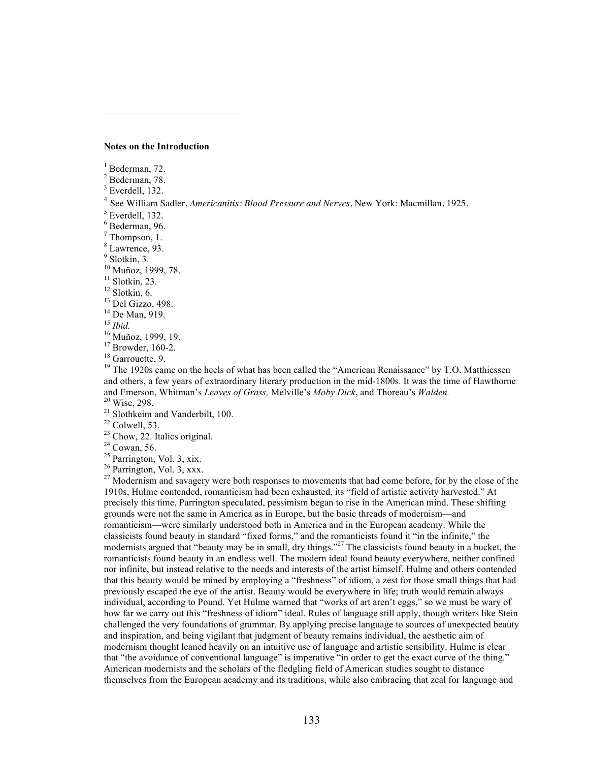**Notes on the Introduction**

[1] Bederman, 72.
[2] Bederman, 78.
[3] Everdell, 132.
[4] See William Sadler, *Americanitis: Blood Pressure and Nerves*, New York: Macmillan, 1925.
[5] Everdell, 132.
[6] Bederman, 96.
[7] Thompson, 1.
[8] Lawrence, 93.
[9] Slotkin, 3.
[10] Muñoz, 1999, 78.
[11] Slotkin, 23.
[12] Slotkin, 6.
[13] Del Gizzo, 498.
[14] De Man, 919.
[15] *Ibid.*
[16] Muñoz, 1999, 19.
[17] Browder, 160-2.
[18] Garrouette, 9.
[19] The 1920s came on the heels of what has been called the "American Renaissance" by T.O. Matthiessen and others, a few years of extraordinary literary production in the mid-1800s. It was the time of Hawthorne and Emerson, Whitman's *Leaves of Grass,* Melville's *Moby Dick*, and Thoreau's *Walden.*
[20] Wise, 298.
[21] Slothkeim and Vanderbilt, 100.
[22] Colwell, 53.
[23] Chow, 22. Italics original.
[24] Cowan, 56.
[25] Parrington, Vol. 3, xix.
[26] Parrington, Vol. 3, xxx.
[27] Modernism and savagery were both responses to movements that had come before, for by the close of the 1910s, Hulme contended, romanticism had been exhausted, its "field of artistic activity harvested." At precisely this time, Parrington speculated, pessimism began to rise in the American mind. These shifting grounds were not the same in America as in Europe, but the basic threads of modernism—and romanticism—were similarly understood both in America and in the European academy. While the classicists found beauty in standard "fixed forms," and the romanticists found it "in the infinite," the modernists argued that "beauty may be in small, dry things."[27] The classicists found beauty in a bucket, the romanticists found beauty in an endless well. The modern ideal found beauty everywhere, neither confined nor infinite, but instead relative to the needs and interests of the artist himself. Hulme and others contended that this beauty would be mined by employing a "freshness" of idiom, a zest for those small things that had previously escaped the eye of the artist. Beauty would be everywhere in life; truth would remain always individual, according to Pound. Yet Hulme warned that "works of art aren't eggs," so we must be wary of how far we carry out this "freshness of idiom" ideal. Rules of language still apply, though writers like Stein challenged the very foundations of grammar. By applying precise language to sources of unexpected beauty and inspiration, and being vigilant that judgment of beauty remains individual, the aesthetic aim of modernism thought leaned heavily on an intuitive use of language and artistic sensibility. Hulme is clear that "the avoidance of conventional language" is imperative "in order to get the exact curve of the thing." American modernists and the scholars of the fledgling field of American studies sought to distance themselves from the European academy and its traditions, while also embracing that zeal for language and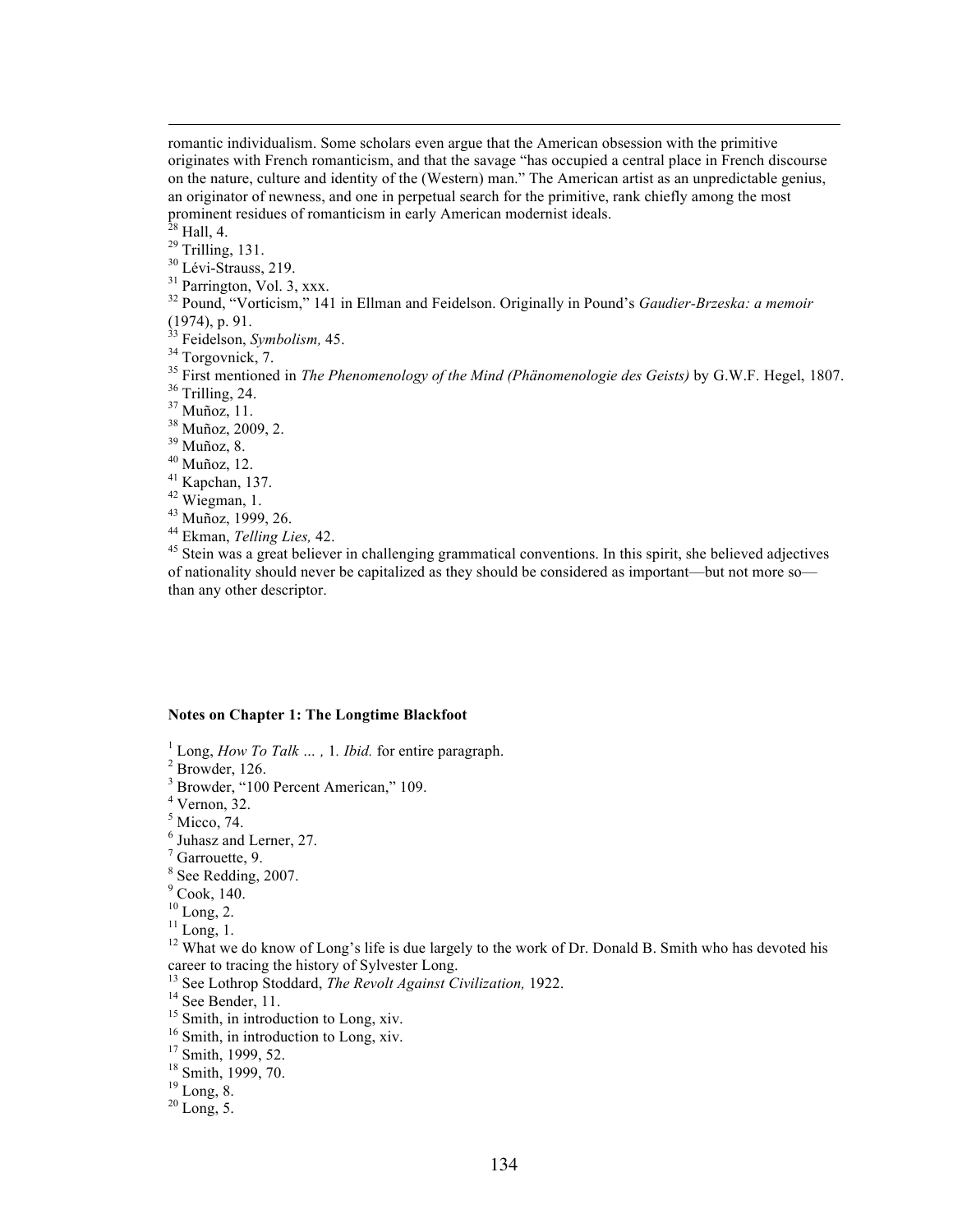romantic individualism. Some scholars even argue that the American obsession with the primitive originates with French romanticism, and that the savage "has occupied a central place in French discourse on the nature, culture and identity of the (Western) man." The American artist as an unpredictable genius, an originator of newness, and one in perpetual search for the primitive, rank chiefly among the most prominent residues of romanticism in early American modernist ideals.

[28] Hall, 4.
[29] Trilling, 131.
[30] Lévi-Strauss, 219.
[31] Parrington, Vol. 3, xxx.
[32] Pound, "Vorticism," 141 in Ellman and Feidelson. Originally in Pound's *Gaudier-Brzeska: a memoir* (1974), p. 91.
[33] Feidelson, *Symbolism,* 45.
[34] Torgovnick, 7.
[35] First mentioned in *The Phenomenology of the Mind (Phänomenologie des Geists)* by G.W.F. Hegel, 1807.
[36] Trilling, 24.
[37] Muñoz, 11.
[38] Muñoz, 2009, 2.
[39] Muñoz, 8.
[40] Muñoz, 12.
[41] Kapchan, 137.
[42] Wiegman, 1.
[43] Muñoz, 1999, 26.
[44] Ekman, *Telling Lies,* 42.
[45] Stein was a great believer in challenging grammatical conventions. In this spirit, she believed adjectives of nationality should never be capitalized as they should be considered as important—but not more so—than any other descriptor.

**Notes on Chapter 1: The Longtime Blackfoot**

[1] Long, *How To Talk … ,* 1. *Ibid.* for entire paragraph.
[2] Browder, 126.
[3] Browder, "100 Percent American," 109.
[4] Vernon, 32.
[5] Micco, 74.
[6] Juhasz and Lerner, 27.
[7] Garrouette, 9.
[8] See Redding, 2007.
[9] Cook, 140.
[10] Long, 2.
[11] Long, 1.
[12] What we do know of Long's life is due largely to the work of Dr. Donald B. Smith who has devoted his career to tracing the history of Sylvester Long.
[13] See Lothrop Stoddard, *The Revolt Against Civilization,* 1922.
[14] See Bender, 11.
[15] Smith, in introduction to Long, xiv.
[16] Smith, in introduction to Long, xiv.
[17] Smith, 1999, 52.
[18] Smith, 1999, 70.
[19] Long, 8.
[20] Long, 5.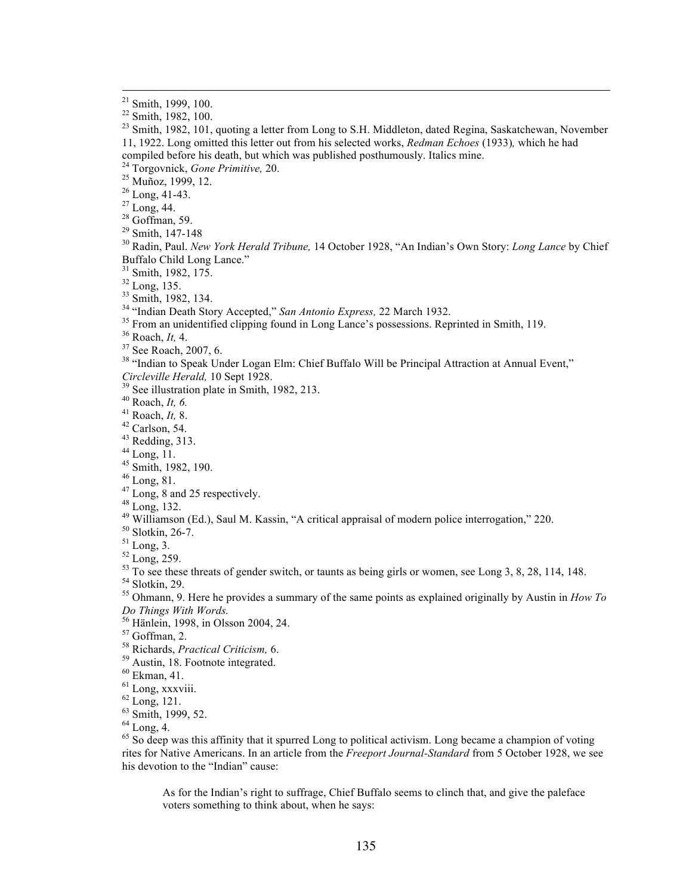[21] Smith, 1999, 100.

[22] Smith, 1982, 100.

[23] Smith, 1982, 101, quoting a letter from Long to S.H. Middleton, dated Regina, Saskatchewan, November 11, 1922. Long omitted this letter out from his selected works, *Redman Echoes* (1933), which he had compiled before his death, but which was published posthumously. Italics mine.

[24] Torgovnick, *Gone Primitive,* 20.

[25] Muñoz, 1999, 12.

[26] Long, 41-43.

[27] Long, 44.

[28] Goffman, 59.

[29] Smith, 147-148

[30] Radin, Paul. *New York Herald Tribune,* 14 October 1928, "An Indian's Own Story: *Long Lance* by Chief Buffalo Child Long Lance."

[31] Smith, 1982, 175.

[32] Long, 135.

[33] Smith, 1982, 134.

[34] "Indian Death Story Accepted," *San Antonio Express,* 22 March 1932.

[35] From an unidentified clipping found in Long Lance's possessions. Reprinted in Smith, 119.

[36] Roach, *It,* 4.

[37] See Roach, 2007, 6.

[38] "Indian to Speak Under Logan Elm: Chief Buffalo Will be Principal Attraction at Annual Event," *Circleville Herald,* 10 Sept 1928.

[39] See illustration plate in Smith, 1982, 213.

[40] Roach, *It, 6.*

[41] Roach, *It,* 8.

[42] Carlson, 54.

[43] Redding, 313.

[44] Long, 11.

[45] Smith, 1982, 190.

[46] Long, 81.

[47] Long, 8 and 25 respectively.

[48] Long, 132.

[49] Williamson (Ed.), Saul M. Kassin, "A critical appraisal of modern police interrogation," 220.

[50] Slotkin, 26-7.

[51] Long, 3.

[52] Long, 259.

[53] To see these threats of gender switch, or taunts as being girls or women, see Long 3, 8, 28, 114, 148.

[54] Slotkin, 29.

[55] Ohmann, 9. Here he provides a summary of the same points as explained originally by Austin in *How To Do Things With Words.*

[56] Hänlein, 1998, in Olsson 2004, 24.

[57] Goffman, 2.

[58] Richards, *Practical Criticism,* 6.

[59] Austin, 18. Footnote integrated.

[60] Ekman, 41.

[61] Long, xxxviii.

[62] Long, 121.

[63] Smith, 1999, 52.

[64] Long, 4.

[65] So deep was this affinity that it spurred Long to political activism. Long became a champion of voting rites for Native Americans. In an article from the *Freeport Journal-Standard* from 5 October 1928, we see his devotion to the "Indian" cause:

> As for the Indian's right to suffrage, Chief Buffalo seems to clinch that, and give the paleface voters something to think about, when he says: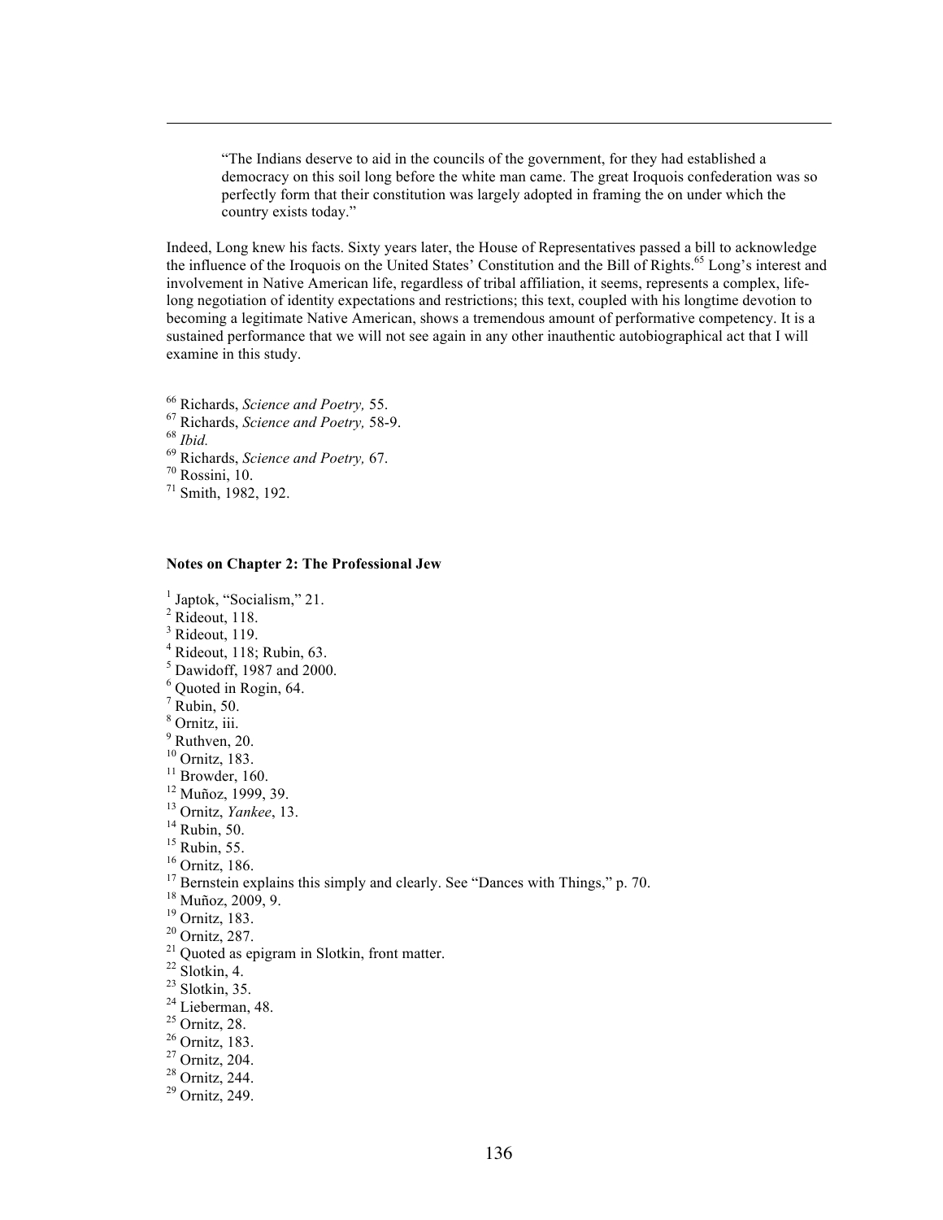> "The Indians deserve to aid in the councils of the government, for they had established a democracy on this soil long before the white man came. The great Iroquois confederation was so perfectly form that their constitution was largely adopted in framing the on under which the country exists today."

Indeed, Long knew his facts. Sixty years later, the House of Representatives passed a bill to acknowledge the influence of the Iroquois on the United States' Constitution and the Bill of Rights.[65] Long's interest and involvement in Native American life, regardless of tribal affiliation, it seems, represents a complex, life-long negotiation of identity expectations and restrictions; this text, coupled with his longtime devotion to becoming a legitimate Native American, shows a tremendous amount of performative competency. It is a sustained performance that we will not see again in any other inauthentic autobiographical act that I will examine in this study.

[66] Richards, *Science and Poetry,* 55.
[67] Richards, *Science and Poetry,* 58-9.
[68] *Ibid.*
[69] Richards, *Science and Poetry,* 67.
[70] Rossini, 10.
[71] Smith, 1982, 192.

**Notes on Chapter 2: The Professional Jew**

[1] Japtok, "Socialism," 21.
[2] Rideout, 118.
[3] Rideout, 119.
[4] Rideout, 118; Rubin, 63.
[5] Dawidoff, 1987 and 2000.
[6] Quoted in Rogin, 64.
[7] Rubin, 50.
[8] Ornitz, iii.
[9] Ruthven, 20.
[10] Ornitz, 183.
[11] Browder, 160.
[12] Muñoz, 1999, 39.
[13] Ornitz, *Yankee*, 13.
[14] Rubin, 50.
[15] Rubin, 55.
[16] Ornitz, 186.
[17] Bernstein explains this simply and clearly. See "Dances with Things," p. 70.
[18] Muñoz, 2009, 9.
[19] Ornitz, 183.
[20] Ornitz, 287.
[21] Quoted as epigram in Slotkin, front matter.
[22] Slotkin, 4.
[23] Slotkin, 35.
[24] Lieberman, 48.
[25] Ornitz, 28.
[26] Ornitz, 183.
[27] Ornitz, 204.
[28] Ornitz, 244.
[29] Ornitz, 249.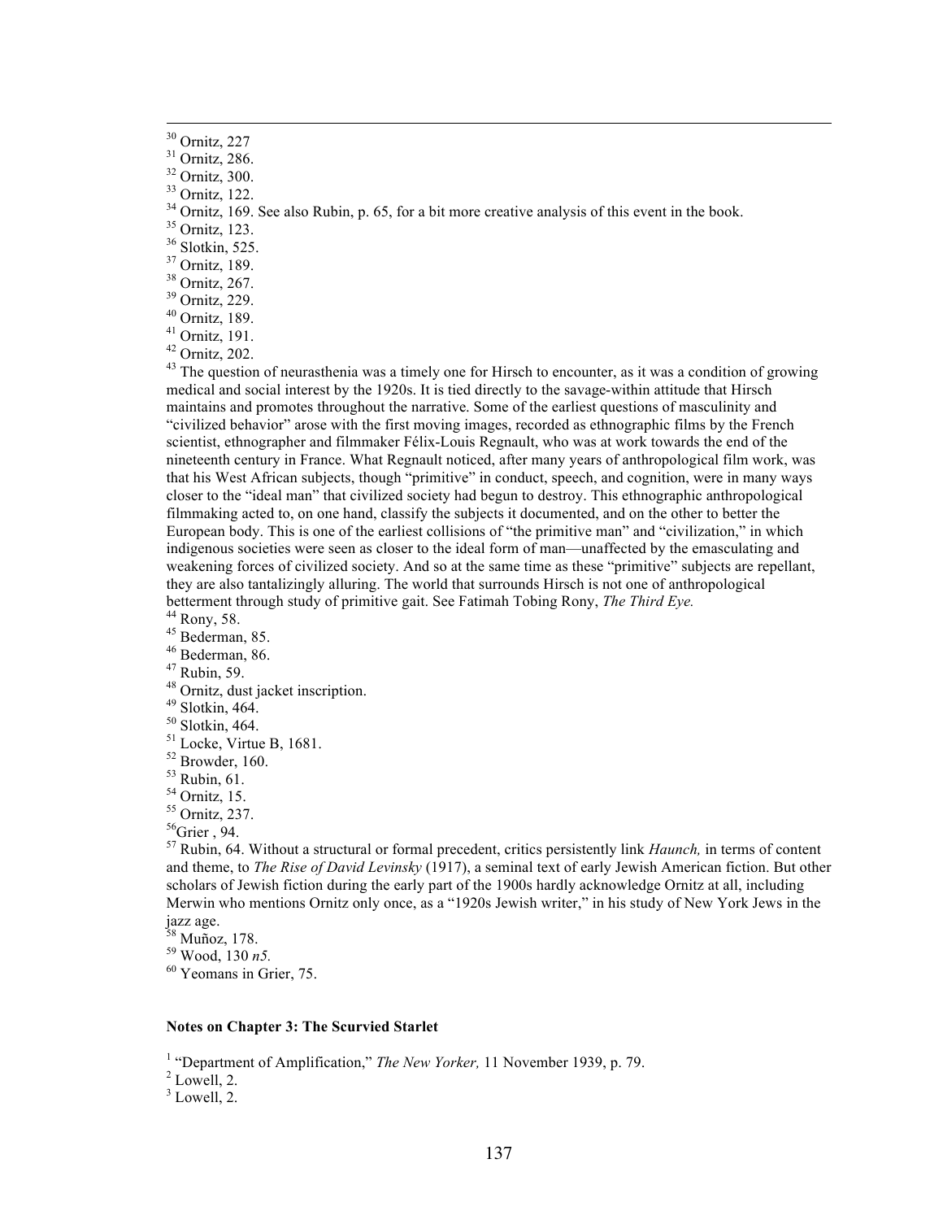[30] Ornitz, 227

[31] Ornitz, 286.

[32] Ornitz, 300.

[33] Ornitz, 122.

[34] Ornitz, 169. See also Rubin, p. 65, for a bit more creative analysis of this event in the book.

[35] Ornitz, 123.

[36] Slotkin, 525.

[37] Ornitz, 189.

[38] Ornitz, 267.

[39] Ornitz, 229.

[40] Ornitz, 189.

[41] Ornitz, 191.

[42] Ornitz, 202.

[43] The question of neurasthenia was a timely one for Hirsch to encounter, as it was a condition of growing medical and social interest by the 1920s. It is tied directly to the savage-within attitude that Hirsch maintains and promotes throughout the narrative. Some of the earliest questions of masculinity and "civilized behavior" arose with the first moving images, recorded as ethnographic films by the French scientist, ethnographer and filmmaker Félix-Louis Regnault, who was at work towards the end of the nineteenth century in France. What Regnault noticed, after many years of anthropological film work, was that his West African subjects, though "primitive" in conduct, speech, and cognition, were in many ways closer to the "ideal man" that civilized society had begun to destroy. This ethnographic anthropological filmmaking acted to, on one hand, classify the subjects it documented, and on the other to better the European body. This is one of the earliest collisions of "the primitive man" and "civilization," in which indigenous societies were seen as closer to the ideal form of man—unaffected by the emasculating and weakening forces of civilized society. And so at the same time as these "primitive" subjects are repellant, they are also tantalizingly alluring. The world that surrounds Hirsch is not one of anthropological betterment through study of primitive gait. See Fatimah Tobing Rony, *The Third Eye.*

[44] Rony, 58.

[45] Bederman, 85.

[46] Bederman, 86.

[47] Rubin, 59.

[48] Ornitz, dust jacket inscription.

[49] Slotkin, 464.

[50] Slotkin, 464.

[51] Locke, Virtue B, 1681.

[52] Browder, 160.

[53] Rubin, 61.

[54] Ornitz, 15.

[55] Ornitz, 237.

[56] Grier , 94.

[57] Rubin, 64. Without a structural or formal precedent, critics persistently link *Haunch,* in terms of content and theme, to *The Rise of David Levinsky* (1917), a seminal text of early Jewish American fiction. But other scholars of Jewish fiction during the early part of the 1900s hardly acknowledge Ornitz at all, including Merwin who mentions Ornitz only once, as a "1920s Jewish writer," in his study of New York Jews in the jazz age.

[58] Muñoz, 178.

[59] Wood, 130 *n5.*

[60] Yeomans in Grier, 75.

**Notes on Chapter 3: The Scurvied Starlet**

[1] "Department of Amplification," *The New Yorker,* 11 November 1939, p. 79.

[2] Lowell, 2.

[3] Lowell, 2.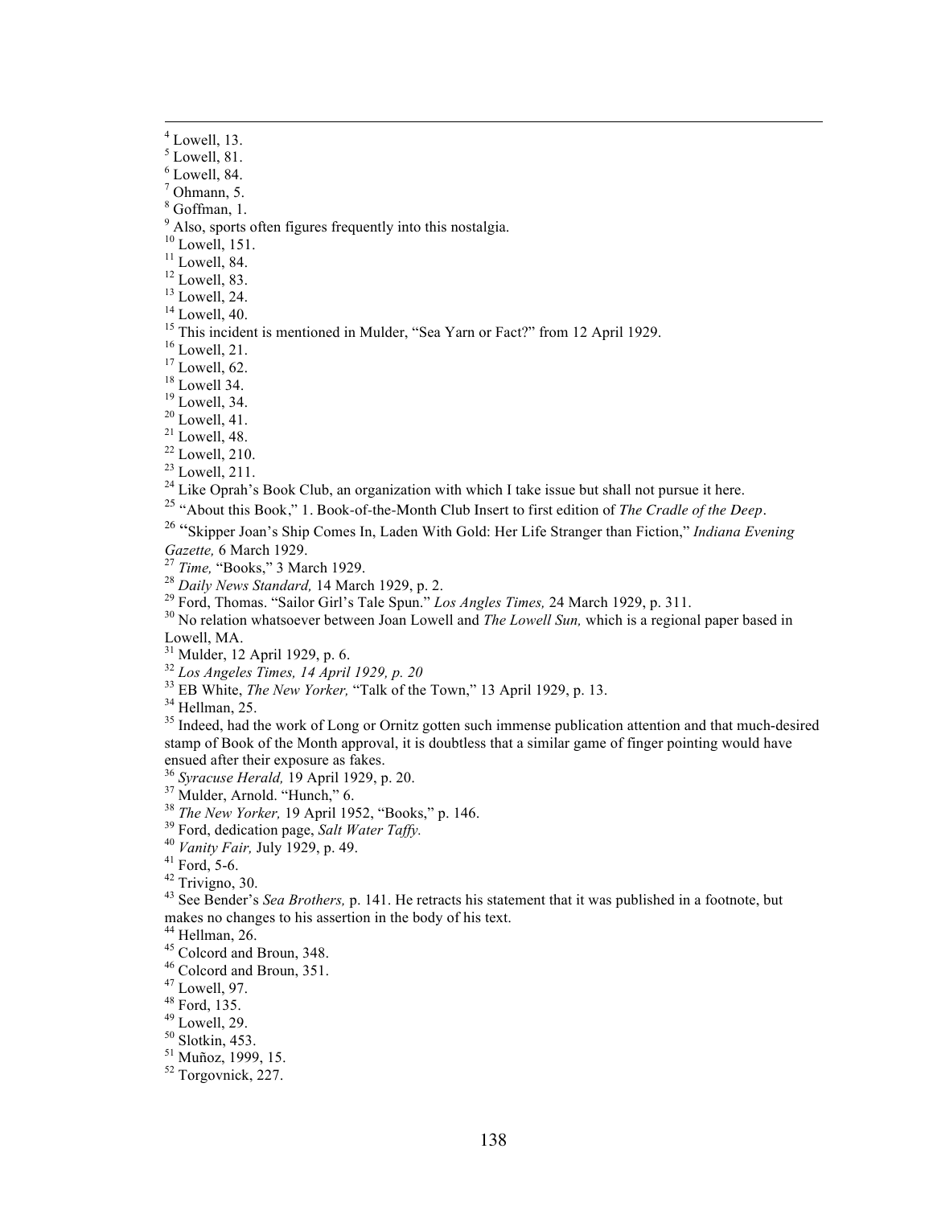[4] Lowell, 13.
[5] Lowell, 81.
[6] Lowell, 84.
[7] Ohmann, 5.
[8] Goffman, 1.
[9] Also, sports often figures frequently into this nostalgia.
[10] Lowell, 151.
[11] Lowell, 84.
[12] Lowell, 83.
[13] Lowell, 24.
[14] Lowell, 40.
[15] This incident is mentioned in Mulder, "Sea Yarn or Fact?" from 12 April 1929.
[16] Lowell, 21.
[17] Lowell, 62.
[18] Lowell 34.
[19] Lowell, 34.
[20] Lowell, 41.
[21] Lowell, 48.
[22] Lowell, 210.
[23] Lowell, 211.
[24] Like Oprah's Book Club, an organization with which I take issue but shall not pursue it here.
[25] "About this Book," 1. Book-of-the-Month Club Insert to first edition of *The Cradle of the Deep*.
[26] "Skipper Joan's Ship Comes In, Laden With Gold: Her Life Stranger than Fiction," *Indiana Evening Gazette,* 6 March 1929.
[27] *Time,* "Books," 3 March 1929.
[28] *Daily News Standard,* 14 March 1929, p. 2.
[29] Ford, Thomas. "Sailor Girl's Tale Spun." *Los Angles Times,* 24 March 1929, p. 311.
[30] No relation whatsoever between Joan Lowell and *The Lowell Sun,* which is a regional paper based in Lowell, MA.
[31] Mulder, 12 April 1929, p. 6.
[32] *Los Angeles Times, 14 April 1929, p. 20*
[33] EB White, *The New Yorker,* "Talk of the Town," 13 April 1929, p. 13.
[34] Hellman, 25.
[35] Indeed, had the work of Long or Ornitz gotten such immense publication attention and that much-desired stamp of Book of the Month approval, it is doubtless that a similar game of finger pointing would have ensued after their exposure as fakes.
[36] *Syracuse Herald,* 19 April 1929, p. 20.
[37] Mulder, Arnold. "Hunch," 6.
[38] *The New Yorker,* 19 April 1952, "Books," p. 146.
[39] Ford, dedication page, *Salt Water Taffy.*
[40] *Vanity Fair,* July 1929, p. 49.
[41] Ford, 5-6.
[42] Trivigno, 30.
[43] See Bender's *Sea Brothers,* p. 141. He retracts his statement that it was published in a footnote, but makes no changes to his assertion in the body of his text.
[44] Hellman, 26.
[45] Colcord and Broun, 348.
[46] Colcord and Broun, 351.
[47] Lowell, 97.
[48] Ford, 135.
[49] Lowell, 29.
[50] Slotkin, 453.
[51] Muñoz, 1999, 15.
[52] Torgovnick, 227.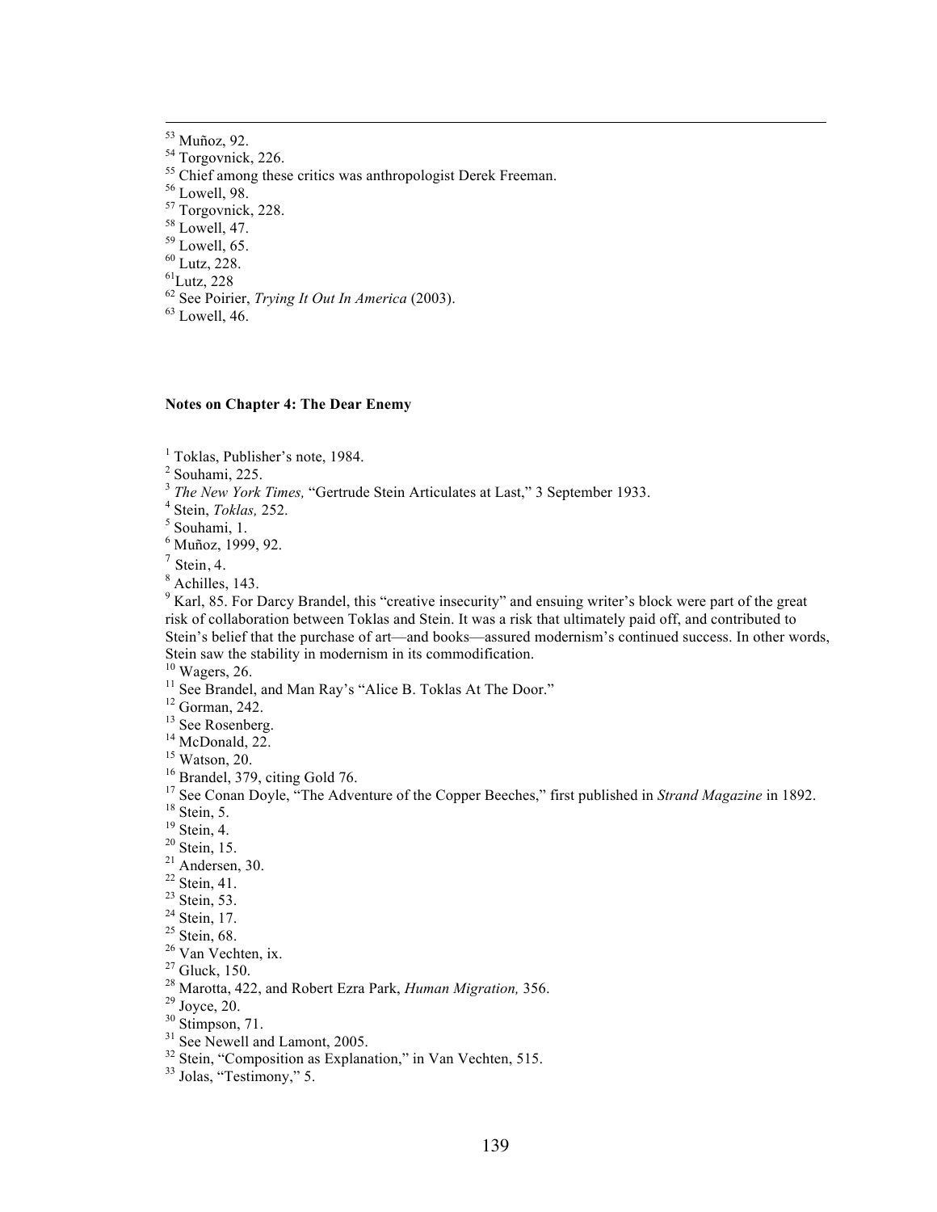[53] Muñoz, 92.
[54] Torgovnick, 226.
[55] Chief among these critics was anthropologist Derek Freeman.
[56] Lowell, 98.
[57] Torgovnick, 228.
[58] Lowell, 47.
[59] Lowell, 65.
[60] Lutz, 228.
[61]Lutz, 228
[62] See Poirier, *Trying It Out In America* (2003).
[63] Lowell, 46.

**Notes on Chapter 4: The Dear Enemy**

[1] Toklas, Publisher's note, 1984.
[2] Souhami, 225.
[3] *The New York Times,* "Gertrude Stein Articulates at Last," 3 September 1933.
[4] Stein, *Toklas,* 252.
[5] Souhami, 1.
[6] Muñoz, 1999, 92.
[7] Stein, 4.
[8] Achilles, 143.
[9] Karl, 85. For Darcy Brandel, this "creative insecurity" and ensuing writer's block were part of the great risk of collaboration between Toklas and Stein. It was a risk that ultimately paid off, and contributed to Stein's belief that the purchase of art—and books—assured modernism's continued success. In other words, Stein saw the stability in modernism in its commodification.
[10] Wagers, 26.
[11] See Brandel, and Man Ray's "Alice B. Toklas At The Door."
[12] Gorman, 242.
[13] See Rosenberg.
[14] McDonald, 22.
[15] Watson, 20.
[16] Brandel, 379, citing Gold 76.
[17] See Conan Doyle, "The Adventure of the Copper Beeches," first published in *Strand Magazine* in 1892.
[18] Stein, 5.
[19] Stein, 4.
[20] Stein, 15.
[21] Andersen, 30.
[22] Stein, 41.
[23] Stein, 53.
[24] Stein, 17.
[25] Stein, 68.
[26] Van Vechten, ix.
[27] Gluck, 150.
[28] Marotta, 422, and Robert Ezra Park, *Human Migration,* 356.
[29] Joyce, 20.
[30] Stimpson, 71.
[31] See Newell and Lamont, 2005.
[32] Stein, "Composition as Explanation," in Van Vechten, 515.
[33] Jolas, "Testimony," 5.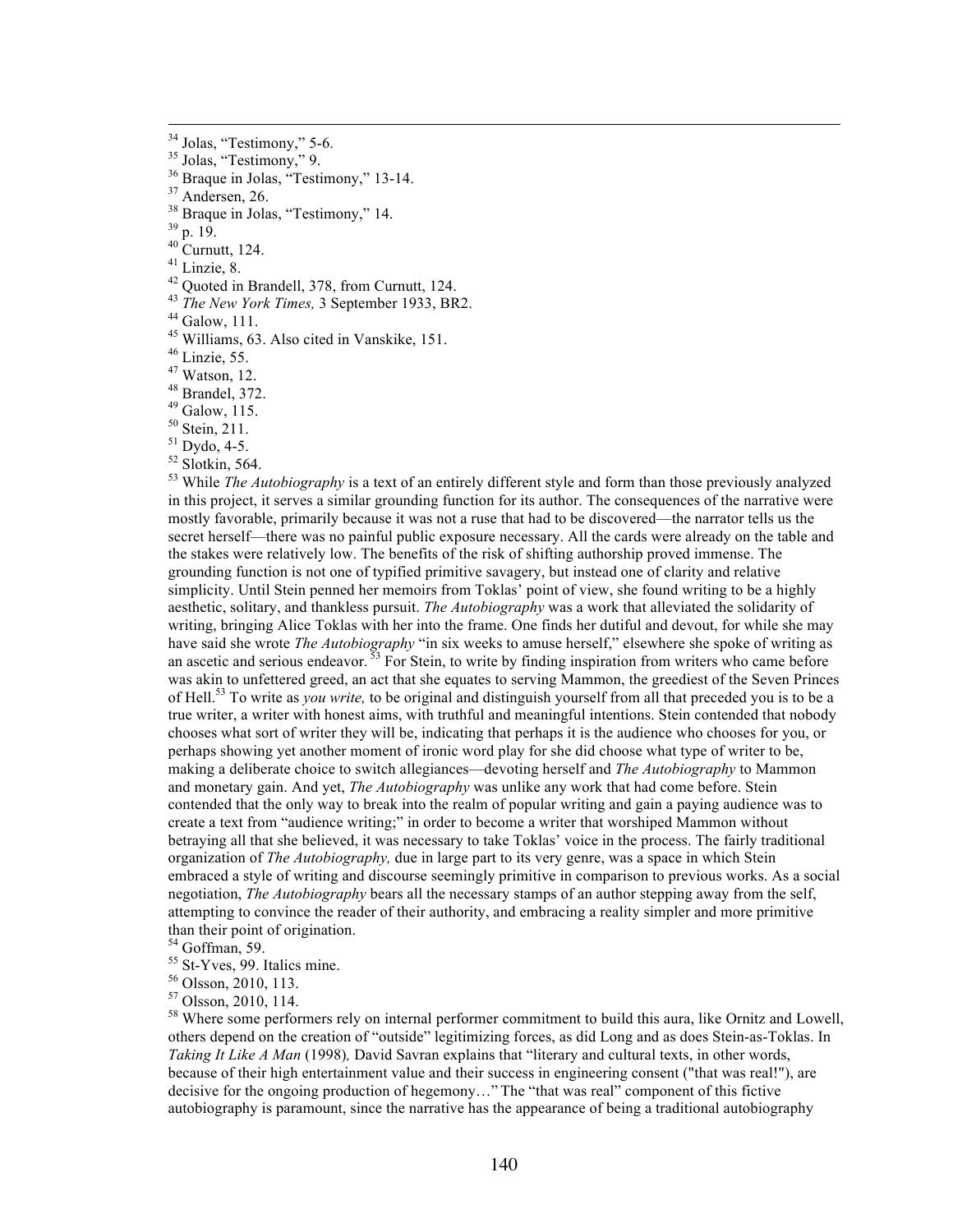[34] Jolas, "Testimony," 5-6.
[35] Jolas, "Testimony," 9.
[36] Braque in Jolas, "Testimony," 13-14.
[37] Andersen, 26.
[38] Braque in Jolas, "Testimony," 14.
[39] p. 19.
[40] Curnutt, 124.
[41] Linzie, 8.
[42] Quoted in Brandell, 378, from Curnutt, 124.
[43] *The New York Times,* 3 September 1933, BR2.
[44] Galow, 111.
[45] Williams, 63. Also cited in Vanskike, 151.
[46] Linzie, 55.
[47] Watson, 12.
[48] Brandel, 372.
[49] Galow, 115.
[50] Stein, 211.
[51] Dydo, 4-5.
[52] Slotkin, 564.
[53] While *The Autobiography* is a text of an entirely different style and form than those previously analyzed in this project, it serves a similar grounding function for its author. The consequences of the narrative were mostly favorable, primarily because it was not a ruse that had to be discovered—the narrator tells us the secret herself—there was no painful public exposure necessary. All the cards were already on the table and the stakes were relatively low. The benefits of the risk of shifting authorship proved immense. The grounding function is not one of typified primitive savagery, but instead one of clarity and relative simplicity. Until Stein penned her memoirs from Toklas' point of view, she found writing to be a highly aesthetic, solitary, and thankless pursuit. *The Autobiography* was a work that alleviated the solidarity of writing, bringing Alice Toklas with her into the frame. One finds her dutiful and devout, for while she may have said she wrote *The Autobiography* "in six weeks to amuse herself," elsewhere she spoke of writing as an ascetic and serious endeavor. [53] For Stein, to write by finding inspiration from writers who came before was akin to unfettered greed, an act that she equates to serving Mammon, the greediest of the Seven Princes of Hell.[53] To write as *you write,* to be original and distinguish yourself from all that preceded you is to be a true writer, a writer with honest aims, with truthful and meaningful intentions. Stein contended that nobody chooses what sort of writer they will be, indicating that perhaps it is the audience who chooses for you, or perhaps showing yet another moment of ironic word play for she did choose what type of writer to be, making a deliberate choice to switch allegiances—devoting herself and *The Autobiography* to Mammon and monetary gain. And yet, *The Autobiography* was unlike any work that had come before. Stein contended that the only way to break into the realm of popular writing and gain a paying audience was to create a text from "audience writing;" in order to become a writer that worshiped Mammon without betraying all that she believed, it was necessary to take Toklas' voice in the process. The fairly traditional organization of *The Autobiography,* due in large part to its very genre, was a space in which Stein embraced a style of writing and discourse seemingly primitive in comparison to previous works. As a social negotiation, *The Autobiography* bears all the necessary stamps of an author stepping away from the self, attempting to convince the reader of their authority, and embracing a reality simpler and more primitive than their point of origination.
[54] Goffman, 59.
[55] St-Yves, 99. Italics mine.
[56] Olsson, 2010, 113.
[57] Olsson, 2010, 114.
[58] Where some performers rely on internal performer commitment to build this aura, like Ornitz and Lowell, others depend on the creation of "outside" legitimizing forces, as did Long and as does Stein-as-Toklas. In *Taking It Like A Man* (1998)*,* David Savran explains that "literary and cultural texts, in other words, because of their high entertainment value and their success in engineering consent ("that was real!"), are decisive for the ongoing production of hegemony…" The "that was real" component of this fictive autobiography is paramount, since the narrative has the appearance of being a traditional autobiography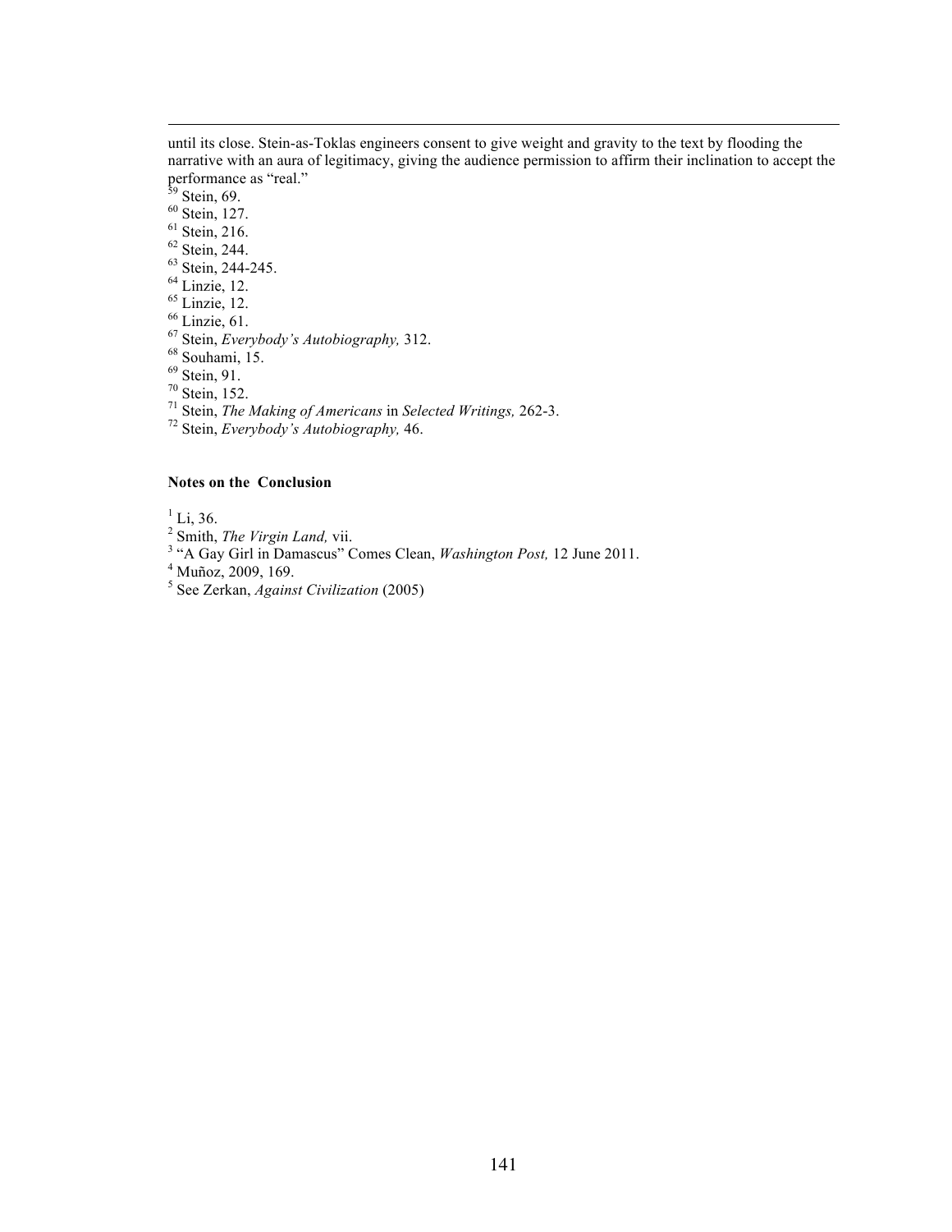until its close. Stein-as-Toklas engineers consent to give weight and gravity to the text by flooding the narrative with an aura of legitimacy, giving the audience permission to affirm their inclination to accept the performance as "real."

[59] Stein, 69.
[60] Stein, 127.
[61] Stein, 216.
[62] Stein, 244.
[63] Stein, 244-245.
[64] Linzie, 12.
[65] Linzie, 12.
[66] Linzie, 61.
[67] Stein, *Everybody's Autobiography,* 312.
[68] Souhami, 15.
[69] Stein, 91.
[70] Stein, 152.
[71] Stein, *The Making of Americans* in *Selected Writings,* 262-3.
[72] Stein, *Everybody's Autobiography,* 46.

**Notes on the Conclusion**

[1] Li, 36.
[2] Smith, *The Virgin Land,* vii.
[3] "A Gay Girl in Damascus" Comes Clean, *Washington Post,* 12 June 2011.
[4] Muñoz, 2009, 169.
[5] See Zerkan, *Against Civilization* (2005)